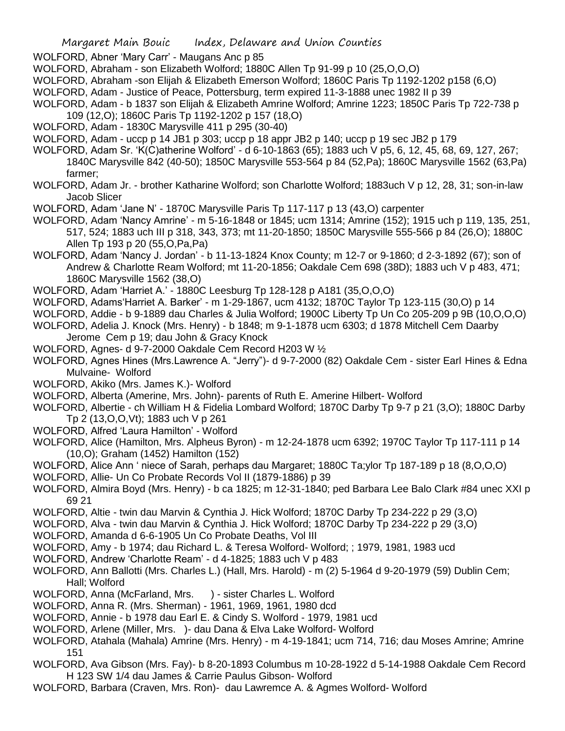WOLFORD, Abner 'Mary Carr' - Maugans Anc p 85

WOLFORD, Abraham - son Elizabeth Wolford; 1880C Allen Tp 91-99 p 10 (25,O,O,O)

WOLFORD, Abraham -son Elijah & Elizabeth Emerson Wolford; 1860C Paris Tp 1192-1202 p158 (6,O)

WOLFORD, Adam - Justice of Peace, Pottersburg, term expired 11-3-1888 unec 1982 II p 39

WOLFORD, Adam - b 1837 son Elijah & Elizabeth Amrine Wolford; Amrine 1223; 1850C Paris Tp 722-738 p 109 (12,O); 1860C Paris Tp 1192-1202 p 157 (18,O)

WOLFORD, Adam - 1830C Marysville 411 p 295 (30-40)

WOLFORD, Adam - uccp p 14 JB1 p 303; uccp p 18 appr JB2 p 140; uccp p 19 sec JB2 p 179

WOLFORD, Adam Sr. 'K(C)atherine Wolford' - d 6-10-1863 (65); 1883 uch V p5, 6, 12, 45, 68, 69, 127, 267; 1840C Marysville 842 (40-50); 1850C Marysville 553-564 p 84 (52,Pa); 1860C Marysville 1562 (63,Pa) farmer;

WOLFORD, Adam Jr. - brother Katharine Wolford; son Charlotte Wolford; 1883uch V p 12, 28, 31; son-in-law Jacob Slicer

WOLFORD, Adam 'Jane N' - 1870C Marysville Paris Tp 117-117 p 13 (43,O) carpenter

WOLFORD, Adam 'Nancy Amrine' - m 5-16-1848 or 1845; ucm 1314; Amrine (152); 1915 uch p 119, 135, 251, 517, 524; 1883 uch III p 318, 343, 373; mt 11-20-1850; 1850C Marysville 555-566 p 84 (26,O); 1880C Allen Tp 193 p 20 (55,O,Pa,Pa)

WOLFORD, Adam 'Nancy J. Jordan' - b 11-13-1824 Knox County; m 12-7 or 9-1860; d 2-3-1892 (67); son of Andrew & Charlotte Ream Wolford; mt 11-20-1856; Oakdale Cem 698 (38D); 1883 uch V p 483, 471; 1860C Marysville 1562 (38,O)

WOLFORD, Adam 'Harriet A.' - 1880C Leesburg Tp 128-128 p A181 (35,O,O,O)

WOLFORD, Adams'Harriet A. Barker' - m 1-29-1867, ucm 4132; 1870C Taylor Tp 123-115 (30,O) p 14

WOLFORD, Addie - b 9-1889 dau Charles & Julia Wolford; 1900C Liberty Tp Un Co 205-209 p 9B (10,O,O,O)

WOLFORD, Adelia J. Knock (Mrs. Henry) - b 1848; m 9-1-1878 ucm 6303; d 1878 Mitchell Cem Daarby Jerome Cem p 19; dau John & Gracy Knock

WOLFORD, Agnes- d 9-7-2000 Oakdale Cem Record H203 W ½

WOLFORD, Agnes Hines (Mrs.Lawrence A. "Jerry")- d 9-7-2000 (82) Oakdale Cem - sister Earl Hines & Edna Mulvaine- Wolford

WOLFORD, Akiko (Mrs. James K.)- Wolford

WOLFORD, Alberta (Amerine, Mrs. John)- parents of Ruth E. Amerine Hilbert- Wolford

WOLFORD, Albertie - ch William H & Fidelia Lombard Wolford; 1870C Darby Tp 9-7 p 21 (3,O); 1880C Darby Tp 2 (13,O,O,Vt); 1883 uch V p 261

WOLFORD, Alfred 'Laura Hamilton' - Wolford

WOLFORD, Alice (Hamilton, Mrs. Alpheus Byron) - m 12-24-1878 ucm 6392; 1970C Taylor Tp 117-111 p 14 (10,O); Graham (1452) Hamilton (152)

WOLFORD, Alice Ann ' niece of Sarah, perhaps dau Margaret; 1880C Ta;ylor Tp 187-189 p 18 (8,O,O,O)

WOLFORD, Allie- Un Co Probate Records Vol II (1879-1886) p 39

WOLFORD, Almira Boyd (Mrs. Henry) - b ca 1825; m 12-31-1840; ped Barbara Lee Balo Clark #84 unec XXI p 69 21

WOLFORD, Altie - twin dau Marvin & Cynthia J. Hick Wolford; 1870C Darby Tp 234-222 p 29 (3,O)

WOLFORD, Alva - twin dau Marvin & Cynthia J. Hick Wolford; 1870C Darby Tp 234-222 p 29 (3,O)

WOLFORD, Amanda d 6-6-1905 Un Co Probate Deaths, Vol III

WOLFORD, Amy - b 1974; dau Richard L. & Teresa Wolford- Wolford; ; 1979, 1981, 1983 ucd

WOLFORD, Andrew 'Charlotte Ream' - d 4-1825; 1883 uch V p 483

WOLFORD, Ann Ballotti (Mrs. Charles L.) (Hall, Mrs. Harold) - m (2) 5-1964 d 9-20-1979 (59) Dublin Cem; Hall; Wolford

WOLFORD, Anna (McFarland, Mrs. ) - sister Charles L. Wolford

WOLFORD, Anna R. (Mrs. Sherman) - 1961, 1969, 1961, 1980 dcd

WOLFORD, Annie - b 1978 dau Earl E. & Cindy S. Wolford - 1979, 1981 ucd

WOLFORD, Arlene (Miller, Mrs. )- dau Dana & Elva Lake Wolford- Wolford

WOLFORD, Atahala (Mahala) Amrine (Mrs. Henry) - m 4-19-1841; ucm 714, 716; dau Moses Amrine; Amrine 151

WOLFORD, Ava Gibson (Mrs. Fay)- b 8-20-1893 Columbus m 10-28-1922 d 5-14-1988 Oakdale Cem Record H 123 SW 1/4 dau James & Carrie Paulus Gibson- Wolford

WOLFORD, Barbara (Craven, Mrs. Ron)- dau Lawremce A. & Agmes Wolford- Wolford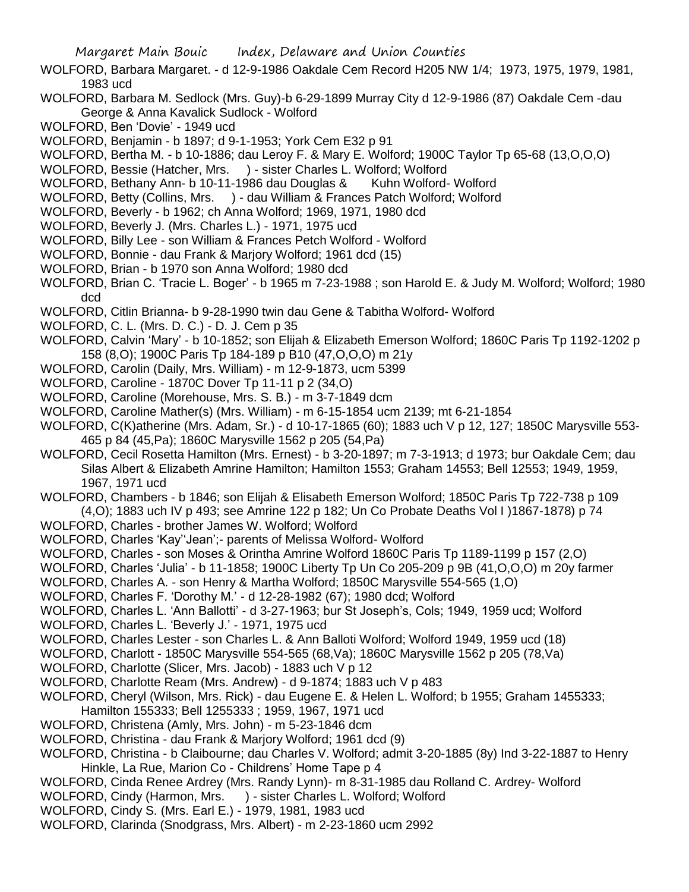WOLFORD, Barbara Margaret. - d 12-9-1986 Oakdale Cem Record H205 NW 1/4; 1973, 1975, 1979, 1981, 1983 ucd

WOLFORD, Barbara M. Sedlock (Mrs. Guy)-b 6-29-1899 Murray City d 12-9-1986 (87) Oakdale Cem -dau George & Anna Kavalick Sudlock - Wolford

WOLFORD, Ben 'Dovie' - 1949 ucd

WOLFORD, Benjamin - b 1897; d 9-1-1953; York Cem E32 p 91

WOLFORD, Bertha M. - b 10-1886; dau Leroy F. & Mary E. Wolford; 1900C Taylor Tp 65-68 (13,O,O,O)

WOLFORD, Bessie (Hatcher, Mrs. ) - sister Charles L. Wolford; Wolford

WOLFORD, Bethany Ann- b 10-11-1986 dau Douglas & Kuhn Wolford- Wolford

WOLFORD, Betty (Collins, Mrs. ) - dau William & Frances Patch Wolford; Wolford

WOLFORD, Beverly - b 1962; ch Anna Wolford; 1969, 1971, 1980 dcd

WOLFORD, Beverly J. (Mrs. Charles L.) - 1971, 1975 ucd

WOLFORD, Billy Lee - son William & Frances Petch Wolford - Wolford

WOLFORD, Bonnie - dau Frank & Marjory Wolford; 1961 dcd (15)

WOLFORD, Brian - b 1970 son Anna Wolford; 1980 dcd

WOLFORD, Brian C. 'Tracie L. Boger' - b 1965 m 7-23-1988 ; son Harold E. & Judy M. Wolford; Wolford; 1980 dcd

WOLFORD, Citlin Brianna- b 9-28-1990 twin dau Gene & Tabitha Wolford- Wolford

WOLFORD, C. L. (Mrs. D. C.) - D. J. Cem p 35

WOLFORD, Calvin 'Mary' - b 10-1852; son Elijah & Elizabeth Emerson Wolford; 1860C Paris Tp 1192-1202 p 158 (8,O); 1900C Paris Tp 184-189 p B10 (47,O,O,O) m 21y

WOLFORD, Carolin (Daily, Mrs. William) - m 12-9-1873, ucm 5399

WOLFORD, Caroline - 1870C Dover Tp 11-11 p 2 (34,O)

WOLFORD, Caroline (Morehouse, Mrs. S. B.) - m 3-7-1849 dcm

WOLFORD, Caroline Mather(s) (Mrs. William) - m 6-15-1854 ucm 2139; mt 6-21-1854

WOLFORD, C(K)atherine (Mrs. Adam, Sr.) - d 10-17-1865 (60); 1883 uch V p 12, 127; 1850C Marysville 553-465 p 84 (45,Pa); 1860C Marysville 1562 p 205 (54,Pa)

WOLFORD, Cecil Rosetta Hamilton (Mrs. Ernest) - b 3-20-1897; m 7-3-1913; d 1973; bur Oakdale Cem; dau Silas Albert & Elizabeth Amrine Hamilton; Hamilton 1553; Graham 14553; Bell 12553; 1949, 1959, 1967, 1971 ucd

WOLFORD, Chambers - b 1846; son Elijah & Elisabeth Emerson Wolford; 1850C Paris Tp 722-738 p 109 (4,O); 1883 uch IV p 493; see Amrine 122 p 182; Un Co Probate Deaths Vol I )1867-1878) p 74

WOLFORD, Charles - brother James W. Wolford; Wolford

WOLFORD, Charles 'Kay''Jean';- parents of Melissa Wolford- Wolford

WOLFORD, Charles - son Moses & Orintha Amrine Wolford 1860C Paris Tp 1189-1199 p 157 (2,O)

WOLFORD, Charles 'Julia' - b 11-1858; 1900C Liberty Tp Un Co 205-209 p 9B (41,O,O,O) m 20y farmer

WOLFORD, Charles A. - son Henry & Martha Wolford; 1850C Marysville 554-565 (1,O)

WOLFORD, Charles F. 'Dorothy M.' - d 12-28-1982 (67); 1980 dcd; Wolford

WOLFORD, Charles L. 'Ann Ballotti' - d 3-27-1963; bur St Joseph's, Cols; 1949, 1959 ucd; Wolford

WOLFORD, Charles L. 'Beverly J.' - 1971, 1975 ucd

WOLFORD, Charles Lester - son Charles L. & Ann Balloti Wolford; Wolford 1949, 1959 ucd (18)

WOLFORD, Charlott - 1850C Marysville 554-565 (68,Va); 1860C Marysville 1562 p 205 (78,Va)

WOLFORD, Charlotte (Slicer, Mrs. Jacob) - 1883 uch V p 12

WOLFORD, Charlotte Ream (Mrs. Andrew) - d 9-1874; 1883 uch V p 483

WOLFORD, Cheryl (Wilson, Mrs. Rick) - dau Eugene E. & Helen L. Wolford; b 1955; Graham 1455333; Hamilton 155333; Bell 1255333 ; 1959, 1967, 1971 ucd

WOLFORD, Christena (Amly, Mrs. John) - m 5-23-1846 dcm

WOLFORD, Christina - dau Frank & Marjory Wolford; 1961 dcd (9)

WOLFORD, Christina - b Claibourne; dau Charles V. Wolford; admit 3-20-1885 (8y) Ind 3-22-1887 to Henry Hinkle, La Rue, Marion Co - Childrens' Home Tape p 4

WOLFORD, Cinda Renee Ardrey (Mrs. Randy Lynn)- m 8-31-1985 dau Rolland C. Ardrey- Wolford

WOLFORD, Cindy (Harmon, Mrs. ) - sister Charles L. Wolford; Wolford

WOLFORD, Cindy S. (Mrs. Earl E.) - 1979, 1981, 1983 ucd

WOLFORD, Clarinda (Snodgrass, Mrs. Albert) - m 2-23-1860 ucm 2992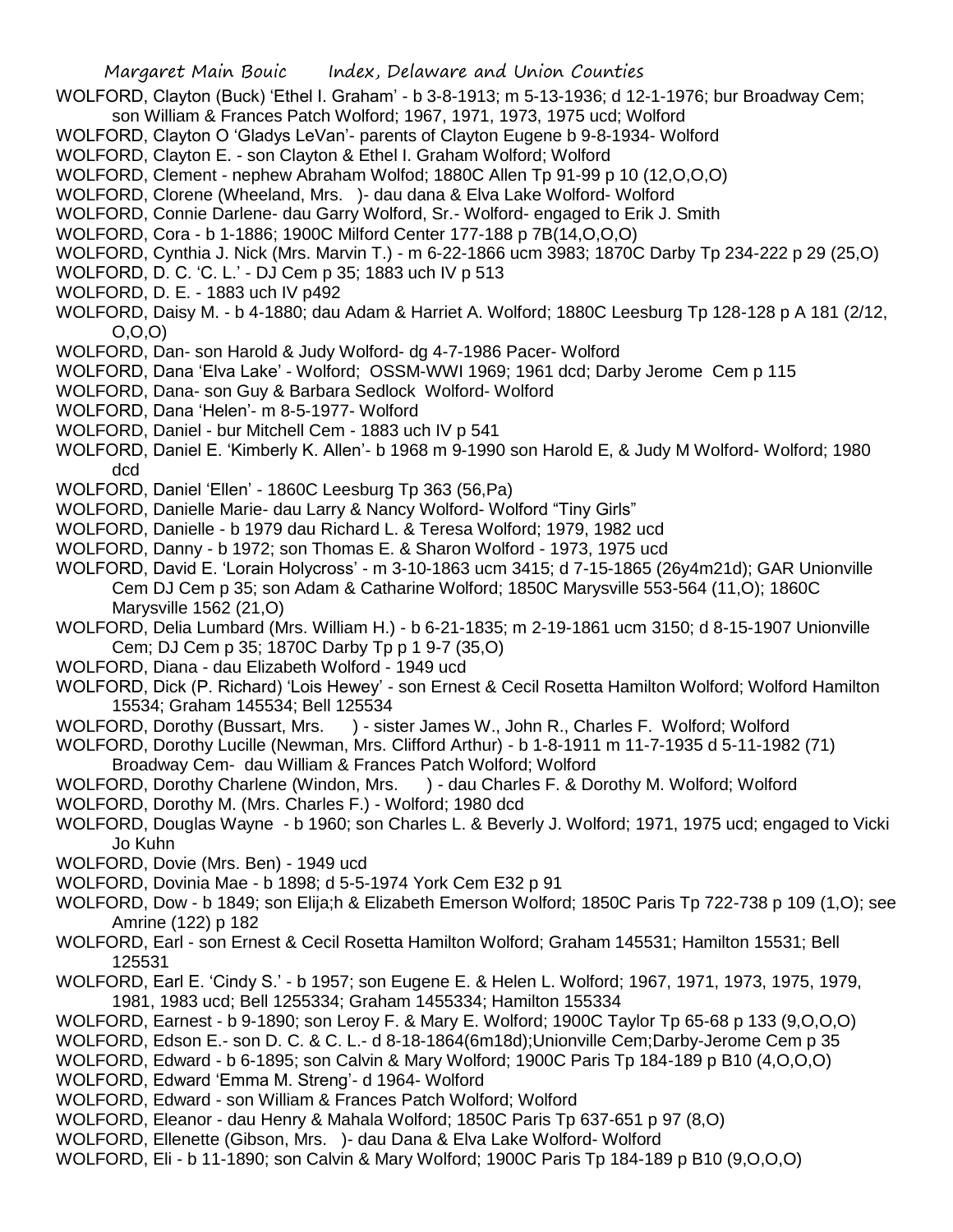WOLFORD, Clayton (Buck) 'Ethel I. Graham' - b 3-8-1913; m 5-13-1936; d 12-1-1976; bur Broadway Cem; son William & Frances Patch Wolford; 1967, 1971, 1973, 1975 ucd; Wolford

WOLFORD, Clayton O 'Gladys LeVan'- parents of Clayton Eugene b 9-8-1934- Wolford

WOLFORD, Clayton E. - son Clayton & Ethel I. Graham Wolford; Wolford

WOLFORD, Clement - nephew Abraham Wolfod; 1880C Allen Tp 91-99 p 10 (12,O,O,O)

WOLFORD, Clorene (Wheeland, Mrs. )- dau dana & Elva Lake Wolford- Wolford

WOLFORD, Connie Darlene- dau Garry Wolford, Sr.- Wolford- engaged to Erik J. Smith

WOLFORD, Cora - b 1-1886; 1900C Milford Center 177-188 p 7B(14,O,O,O)

WOLFORD, Cynthia J. Nick (Mrs. Marvin T.) - m 6-22-1866 ucm 3983; 1870C Darby Tp 234-222 p 29 (25,O)

WOLFORD, D. C. 'C. L.' - DJ Cem p 35; 1883 uch IV p 513

WOLFORD, D. E. - 1883 uch IV p492

WOLFORD, Daisy M. - b 4-1880; dau Adam & Harriet A. Wolford; 1880C Leesburg Tp 128-128 p A 181 (2/12, O,O,O)

WOLFORD, Dan- son Harold & Judy Wolford- dg 4-7-1986 Pacer- Wolford

WOLFORD, Dana 'Elva Lake' - Wolford; OSSM-WWI 1969; 1961 dcd; Darby Jerome Cem p 115

WOLFORD, Dana- son Guy & Barbara Sedlock Wolford- Wolford

WOLFORD, Dana 'Helen'- m 8-5-1977- Wolford

WOLFORD, Daniel - bur Mitchell Cem - 1883 uch IV p 541

WOLFORD, Daniel E. 'Kimberly K. Allen'- b 1968 m 9-1990 son Harold E, & Judy M Wolford- Wolford; 1980 dcd

WOLFORD, Daniel 'Ellen' - 1860C Leesburg Tp 363 (56,Pa)

WOLFORD, Danielle Marie- dau Larry & Nancy Wolford- Wolford "Tiny Girls"

WOLFORD, Danielle - b 1979 dau Richard L. & Teresa Wolford; 1979, 1982 ucd

WOLFORD, Danny - b 1972; son Thomas E. & Sharon Wolford - 1973, 1975 ucd

WOLFORD, David E. 'Lorain Holycross' - m 3-10-1863 ucm 3415; d 7-15-1865 (26y4m21d); GAR Unionville Cem DJ Cem p 35; son Adam & Catharine Wolford; 1850C Marysville 553-564 (11,O); 1860C Marysville 1562 (21,O)

WOLFORD, Delia Lumbard (Mrs. William H.) - b 6-21-1835; m 2-19-1861 ucm 3150; d 8-15-1907 Unionville Cem; DJ Cem p 35; 1870C Darby Tp p 1 9-7 (35,O)

WOLFORD, Diana - dau Elizabeth Wolford - 1949 ucd

WOLFORD, Dick (P. Richard) 'Lois Hewey' - son Ernest & Cecil Rosetta Hamilton Wolford; Wolford Hamilton 15534; Graham 145534; Bell 125534

WOLFORD, Dorothy (Bussart, Mrs. ) - sister James W., John R., Charles F. Wolford; Wolford

WOLFORD, Dorothy Lucille (Newman, Mrs. Clifford Arthur) - b 1-8-1911 m 11-7-1935 d 5-11-1982 (71) Broadway Cem- dau William & Frances Patch Wolford; Wolford

WOLFORD, Dorothy Charlene (Windon, Mrs. ) - dau Charles F. & Dorothy M. Wolford; Wolford

WOLFORD, Dorothy M. (Mrs. Charles F.) - Wolford; 1980 dcd

WOLFORD, Douglas Wayne - b 1960; son Charles L. & Beverly J. Wolford; 1971, 1975 ucd; engaged to Vicki Jo Kuhn

WOLFORD, Dovie (Mrs. Ben) - 1949 ucd

WOLFORD, Dovinia Mae - b 1898; d 5-5-1974 York Cem E32 p 91

WOLFORD, Dow - b 1849; son Elija;h & Elizabeth Emerson Wolford; 1850C Paris Tp 722-738 p 109 (1,O); see Amrine (122) p 182

WOLFORD, Earl - son Ernest & Cecil Rosetta Hamilton Wolford; Graham 145531; Hamilton 15531; Bell 125531

WOLFORD, Earl E. 'Cindy S.' - b 1957; son Eugene E. & Helen L. Wolford; 1967, 1971, 1973, 1975, 1979, 1981, 1983 ucd; Bell 1255334; Graham 1455334; Hamilton 155334

WOLFORD, Earnest - b 9-1890; son Leroy F. & Mary E. Wolford; 1900C Taylor Tp 65-68 p 133 (9,O,O,O)

WOLFORD, Edson E.- son D. C. & C. L.- d 8-18-1864(6m18d);Unionville Cem;Darby-Jerome Cem p 35

WOLFORD, Edward - b 6-1895; son Calvin & Mary Wolford; 1900C Paris Tp 184-189 p B10 (4,O,O,O)

WOLFORD, Edward 'Emma M. Streng'- d 1964- Wolford

WOLFORD, Edward - son William & Frances Patch Wolford; Wolford

WOLFORD, Eleanor - dau Henry & Mahala Wolford; 1850C Paris Tp 637-651 p 97 (8,O)

WOLFORD, Ellenette (Gibson, Mrs. )- dau Dana & Elva Lake Wolford- Wolford

WOLFORD, Eli - b 11-1890; son Calvin & Mary Wolford; 1900C Paris Tp 184-189 p B10 (9,O,O,O)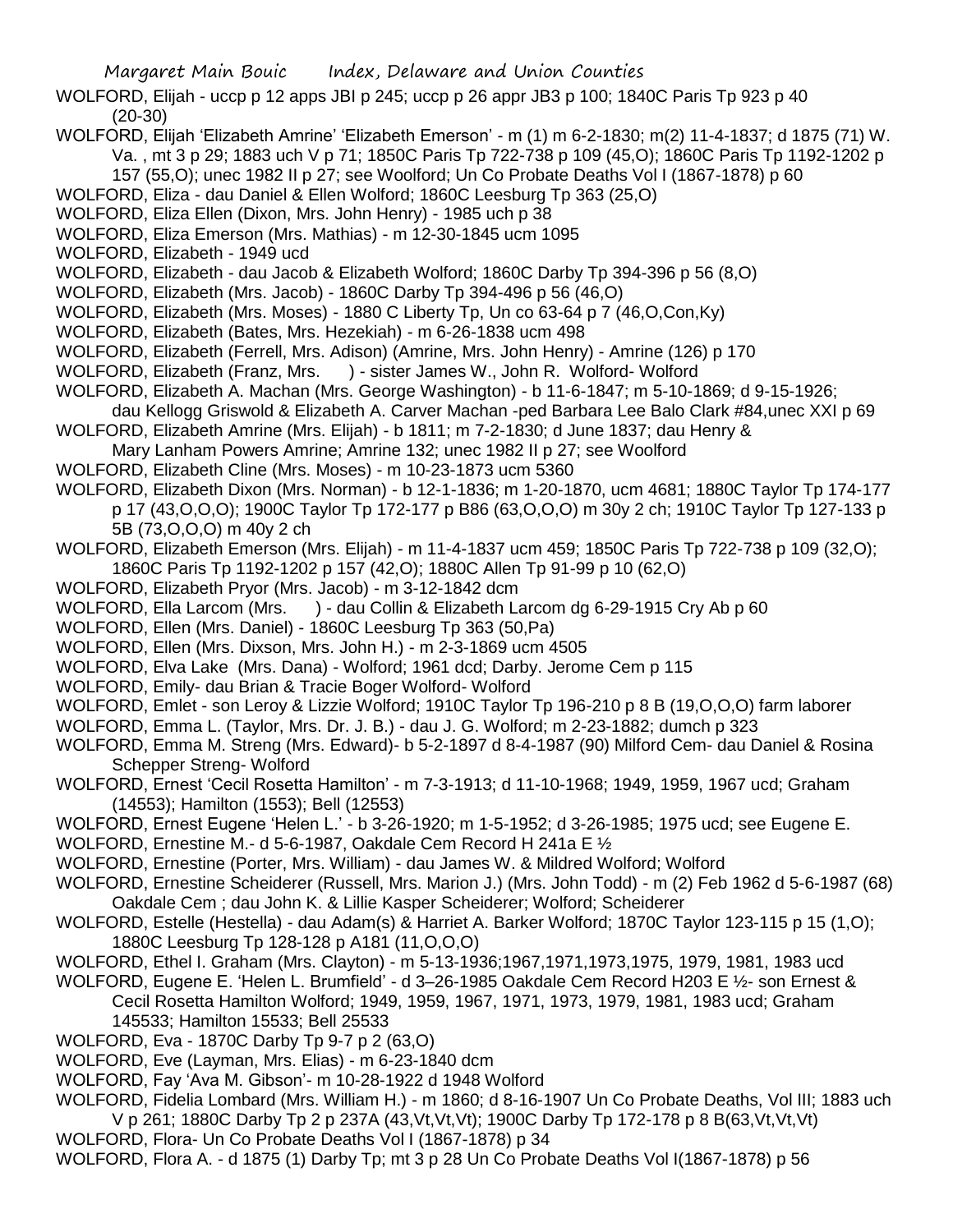WOLFORD, Elijah - uccp p 12 apps JBI p 245; uccp p 26 appr JB3 p 100; 1840C Paris Tp 923 p 40 (20-30)

WOLFORD, Elijah 'Elizabeth Amrine' 'Elizabeth Emerson' - m (1) m 6-2-1830; m(2) 11-4-1837; d 1875 (71) W. Va. , mt 3 p 29; 1883 uch V p 71; 1850C Paris Tp 722-738 p 109 (45,O); 1860C Paris Tp 1192-1202 p 157 (55,O); unec 1982 II p 27; see Woolford; Un Co Probate Deaths Vol I (1867-1878) p 60

WOLFORD, Eliza - dau Daniel & Ellen Wolford; 1860C Leesburg Tp 363 (25,O)

WOLFORD, Eliza Ellen (Dixon, Mrs. John Henry) - 1985 uch p 38

WOLFORD, Eliza Emerson (Mrs. Mathias) - m 12-30-1845 ucm 1095

WOLFORD, Elizabeth - 1949 ucd

WOLFORD, Elizabeth - dau Jacob & Elizabeth Wolford; 1860C Darby Tp 394-396 p 56 (8,O)

WOLFORD, Elizabeth (Mrs. Jacob) - 1860C Darby Tp 394-496 p 56 (46,O)

WOLFORD, Elizabeth (Mrs. Moses) - 1880 C Liberty Tp, Un co 63-64 p 7 (46,O,Con,Ky)

WOLFORD, Elizabeth (Bates, Mrs. Hezekiah) - m 6-26-1838 ucm 498

WOLFORD, Elizabeth (Ferrell, Mrs. Adison) (Amrine, Mrs. John Henry) - Amrine (126) p 170

WOLFORD, Elizabeth (Franz, Mrs. ) - sister James W., John R. Wolford- Wolford

WOLFORD, Elizabeth A. Machan (Mrs. George Washington) - b 11-6-1847; m 5-10-1869; d 9-15-1926; dau Kellogg Griswold & Elizabeth A. Carver Machan -ped Barbara Lee Balo Clark #84,unec XXI p 69

WOLFORD, Elizabeth Amrine (Mrs. Elijah) - b 1811; m 7-2-1830; d June 1837; dau Henry & Mary Lanham Powers Amrine; Amrine 132; unec 1982 II p 27; see Woolford

WOLFORD, Elizabeth Cline (Mrs. Moses) - m 10-23-1873 ucm 5360

WOLFORD, Elizabeth Dixon (Mrs. Norman) - b 12-1-1836; m 1-20-1870, ucm 4681; 1880C Taylor Tp 174-177 p 17 (43,O,O,O); 1900C Taylor Tp 172-177 p B86 (63,O,O,O) m 30y 2 ch; 1910C Taylor Tp 127-133 p 5B (73,O,O,O) m 40y 2 ch

WOLFORD, Elizabeth Emerson (Mrs. Elijah) - m 11-4-1837 ucm 459; 1850C Paris Tp 722-738 p 109 (32,O); 1860C Paris Tp 1192-1202 p 157 (42,O); 1880C Allen Tp 91-99 p 10 (62,O)

WOLFORD, Elizabeth Pryor (Mrs. Jacob) - m 3-12-1842 dcm

WOLFORD, Ella Larcom (Mrs. ) - dau Collin & Elizabeth Larcom dg 6-29-1915 Cry Ab p 60

WOLFORD, Ellen (Mrs. Daniel) - 1860C Leesburg Tp 363 (50,Pa)

WOLFORD, Ellen (Mrs. Dixson, Mrs. John H.) - m 2-3-1869 ucm 4505

WOLFORD, Elva Lake (Mrs. Dana) - Wolford; 1961 dcd; Darby. Jerome Cem p 115

WOLFORD, Emily- dau Brian & Tracie Boger Wolford- Wolford

WOLFORD, Emlet - son Leroy & Lizzie Wolford; 1910C Taylor Tp 196-210 p 8 B (19,O,O,O) farm laborer

WOLFORD, Emma L. (Taylor, Mrs. Dr. J. B.) - dau J. G. Wolford; m 2-23-1882; dumch p 323

WOLFORD, Emma M. Streng (Mrs. Edward)- b 5-2-1897 d 8-4-1987 (90) Milford Cem- dau Daniel & Rosina Schepper Streng- Wolford

WOLFORD, Ernest 'Cecil Rosetta Hamilton' - m 7-3-1913; d 11-10-1968; 1949, 1959, 1967 ucd; Graham (14553); Hamilton (1553); Bell (12553)

WOLFORD, Ernest Eugene 'Helen L.' - b 3-26-1920; m 1-5-1952; d 3-26-1985; 1975 ucd; see Eugene E.

WOLFORD, Ernestine M.- d 5-6-1987, Oakdale Cem Record H 241a E ½

WOLFORD, Ernestine (Porter, Mrs. William) - dau James W. & Mildred Wolford; Wolford

WOLFORD, Ernestine Scheiderer (Russell, Mrs. Marion J.) (Mrs. John Todd) - m (2) Feb 1962 d 5-6-1987 (68) Oakdale Cem ; dau John K. & Lillie Kasper Scheiderer; Wolford; Scheiderer

WOLFORD, Estelle (Hestella) - dau Adam(s) & Harriet A. Barker Wolford; 1870C Taylor 123-115 p 15 (1,O); 1880C Leesburg Tp 128-128 p A181 (11,O,O,O)

WOLFORD, Ethel I. Graham (Mrs. Clayton) - m 5-13-1936;1967,1971,1973,1975, 1979, 1981, 1983 ucd

WOLFORD, Eugene E. 'Helen L. Brumfield' - d 3–26-1985 Oakdale Cem Record H203 E ½- son Ernest & Cecil Rosetta Hamilton Wolford; 1949, 1959, 1967, 1971, 1973, 1979, 1981, 1983 ucd; Graham 145533; Hamilton 15533; Bell 25533

WOLFORD, Eva - 1870C Darby Tp 9-7 p 2 (63,O)

WOLFORD, Eve (Layman, Mrs. Elias) - m 6-23-1840 dcm

WOLFORD, Fay 'Ava M. Gibson'- m 10-28-1922 d 1948 Wolford

WOLFORD, Fidelia Lombard (Mrs. William H.) - m 1860; d 8-16-1907 Un Co Probate Deaths, Vol III; 1883 uch V p 261; 1880C Darby Tp 2 p 237A (43,Vt,Vt,Vt); 1900C Darby Tp 172-178 p 8 B(63,Vt,Vt,Vt)

WOLFORD, Flora- Un Co Probate Deaths Vol I (1867-1878) p 34

WOLFORD, Flora A. - d 1875 (1) Darby Tp; mt 3 p 28 Un Co Probate Deaths Vol I(1867-1878) p 56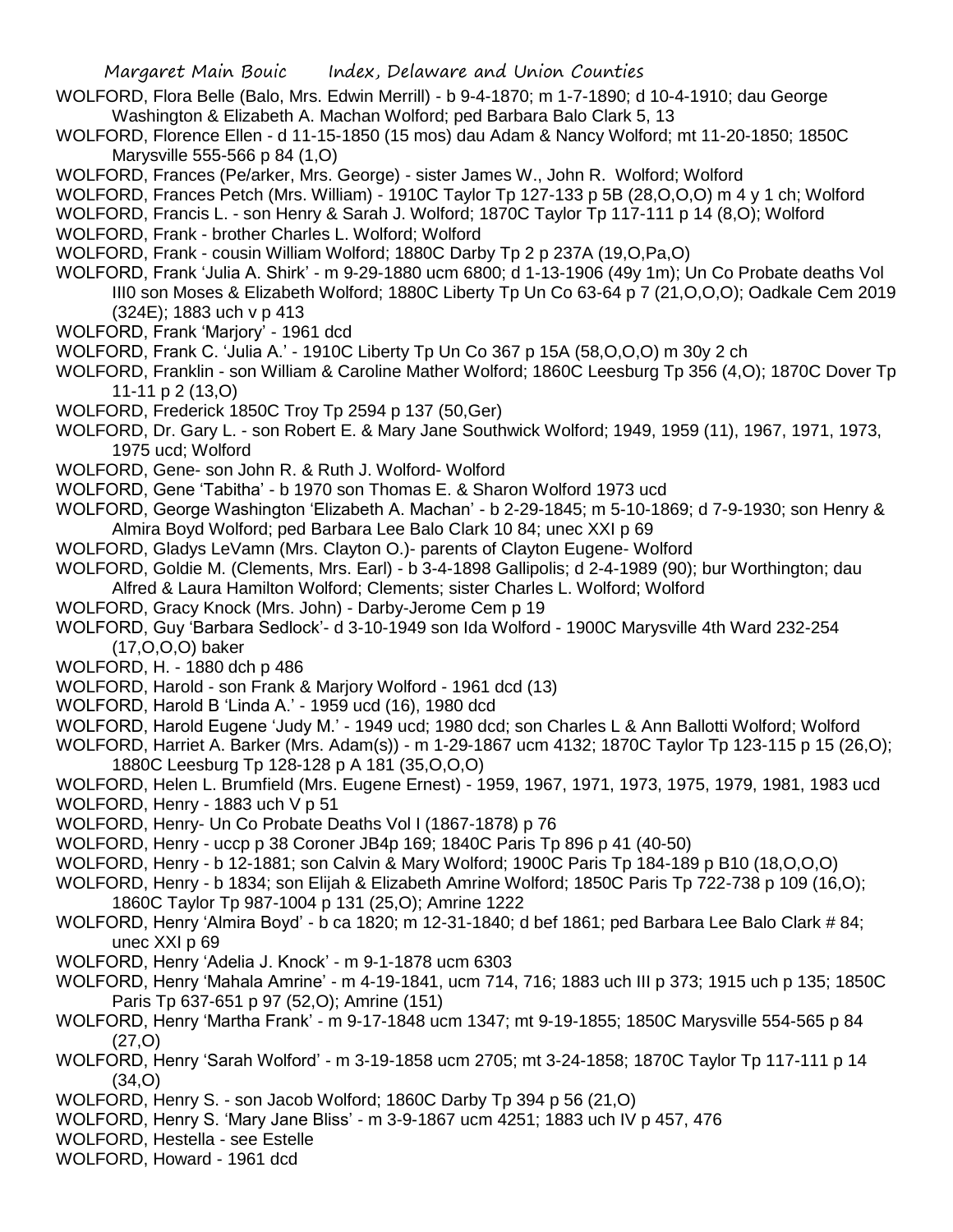WOLFORD, Flora Belle (Balo, Mrs. Edwin Merrill) - b 9-4-1870; m 1-7-1890; d 10-4-1910; dau George Washington & Elizabeth A. Machan Wolford; ped Barbara Balo Clark 5, 13

WOLFORD, Florence Ellen - d 11-15-1850 (15 mos) dau Adam & Nancy Wolford; mt 11-20-1850; 1850C Marysville 555-566 p 84 (1,O)

WOLFORD, Frances (Pe/arker, Mrs. George) - sister James W., John R. Wolford; Wolford

WOLFORD, Frances Petch (Mrs. William) - 1910C Taylor Tp 127-133 p 5B (28,O,O,O) m 4 y 1 ch; Wolford

WOLFORD, Francis L. - son Henry & Sarah J. Wolford; 1870C Taylor Tp 117-111 p 14 (8,O); Wolford

WOLFORD, Frank - brother Charles L. Wolford; Wolford

WOLFORD, Frank - cousin William Wolford; 1880C Darby Tp 2 p 237A (19,O,Pa,O)

WOLFORD, Frank 'Julia A. Shirk' - m 9-29-1880 ucm 6800; d 1-13-1906 (49y 1m); Un Co Probate deaths Vol III0 son Moses & Elizabeth Wolford; 1880C Liberty Tp Un Co 63-64 p 7 (21,O,O,O); Oadkale Cem 2019 (324E); 1883 uch v p 413

WOLFORD, Frank 'Marjory' - 1961 dcd

WOLFORD, Frank C. 'Julia A.' - 1910C Liberty Tp Un Co 367 p 15A (58,O,O,O) m 30y 2 ch

WOLFORD, Franklin - son William & Caroline Mather Wolford; 1860C Leesburg Tp 356 (4,O); 1870C Dover Tp 11-11 p 2 (13,O)

WOLFORD, Frederick 1850C Troy Tp 2594 p 137 (50,Ger)

WOLFORD, Dr. Gary L. - son Robert E. & Mary Jane Southwick Wolford; 1949, 1959 (11), 1967, 1971, 1973, 1975 ucd; Wolford

WOLFORD, Gene- son John R. & Ruth J. Wolford- Wolford

WOLFORD, Gene 'Tabitha' - b 1970 son Thomas E. & Sharon Wolford 1973 ucd

WOLFORD, George Washington 'Elizabeth A. Machan' - b 2-29-1845; m 5-10-1869; d 7-9-1930; son Henry & Almira Boyd Wolford; ped Barbara Lee Balo Clark 10 84; unec XXI p 69

WOLFORD, Gladys LeVamn (Mrs. Clayton O.)- parents of Clayton Eugene- Wolford

WOLFORD, Goldie M. (Clements, Mrs. Earl) - b 3-4-1898 Gallipolis; d 2-4-1989 (90); bur Worthington; dau Alfred & Laura Hamilton Wolford; Clements; sister Charles L. Wolford; Wolford

WOLFORD, Gracy Knock (Mrs. John) - Darby-Jerome Cem p 19

WOLFORD, Guy 'Barbara Sedlock'- d 3-10-1949 son Ida Wolford - 1900C Marysville 4th Ward 232-254 (17,O,O,O) baker

WOLFORD, H. - 1880 dch p 486

WOLFORD, Harold - son Frank & Marjory Wolford - 1961 dcd (13)

WOLFORD, Harold B 'Linda A.' - 1959 ucd (16), 1980 dcd

WOLFORD, Harold Eugene 'Judy M.' - 1949 ucd; 1980 dcd; son Charles L & Ann Ballotti Wolford; Wolford

WOLFORD, Harriet A. Barker (Mrs. Adam(s)) - m 1-29-1867 ucm 4132; 1870C Taylor Tp 123-115 p 15 (26,O); 1880C Leesburg Tp 128-128 p A 181 (35,O,O,O)

WOLFORD, Helen L. Brumfield (Mrs. Eugene Ernest) - 1959, 1967, 1971, 1973, 1975, 1979, 1981, 1983 ucd

WOLFORD, Henry - 1883 uch V p 51

WOLFORD, Henry- Un Co Probate Deaths Vol I (1867-1878) p 76

WOLFORD, Henry - uccp p 38 Coroner JB4p 169; 1840C Paris Tp 896 p 41 (40-50)

WOLFORD, Henry - b 12-1881; son Calvin & Mary Wolford; 1900C Paris Tp 184-189 p B10 (18,O,O,O)

WOLFORD, Henry - b 1834; son Elijah & Elizabeth Amrine Wolford; 1850C Paris Tp 722-738 p 109 (16,O); 1860C Taylor Tp 987-1004 p 131 (25,O); Amrine 1222

WOLFORD, Henry 'Almira Boyd' - b ca 1820; m 12-31-1840; d bef 1861; ped Barbara Lee Balo Clark # 84; unec XXI p 69

WOLFORD, Henry 'Adelia J. Knock' - m 9-1-1878 ucm 6303

WOLFORD, Henry 'Mahala Amrine' - m 4-19-1841, ucm 714, 716; 1883 uch III p 373; 1915 uch p 135; 1850C Paris Tp 637-651 p 97 (52,O); Amrine (151)

WOLFORD, Henry 'Martha Frank' - m 9-17-1848 ucm 1347; mt 9-19-1855; 1850C Marysville 554-565 p 84 (27,O)

WOLFORD, Henry 'Sarah Wolford' - m 3-19-1858 ucm 2705; mt 3-24-1858; 1870C Taylor Tp 117-111 p 14 (34,O)

WOLFORD, Henry S. - son Jacob Wolford; 1860C Darby Tp 394 p 56 (21,O)

WOLFORD, Henry S. 'Mary Jane Bliss' - m 3-9-1867 ucm 4251; 1883 uch IV p 457, 476

WOLFORD, Hestella - see Estelle

WOLFORD, Howard - 1961 dcd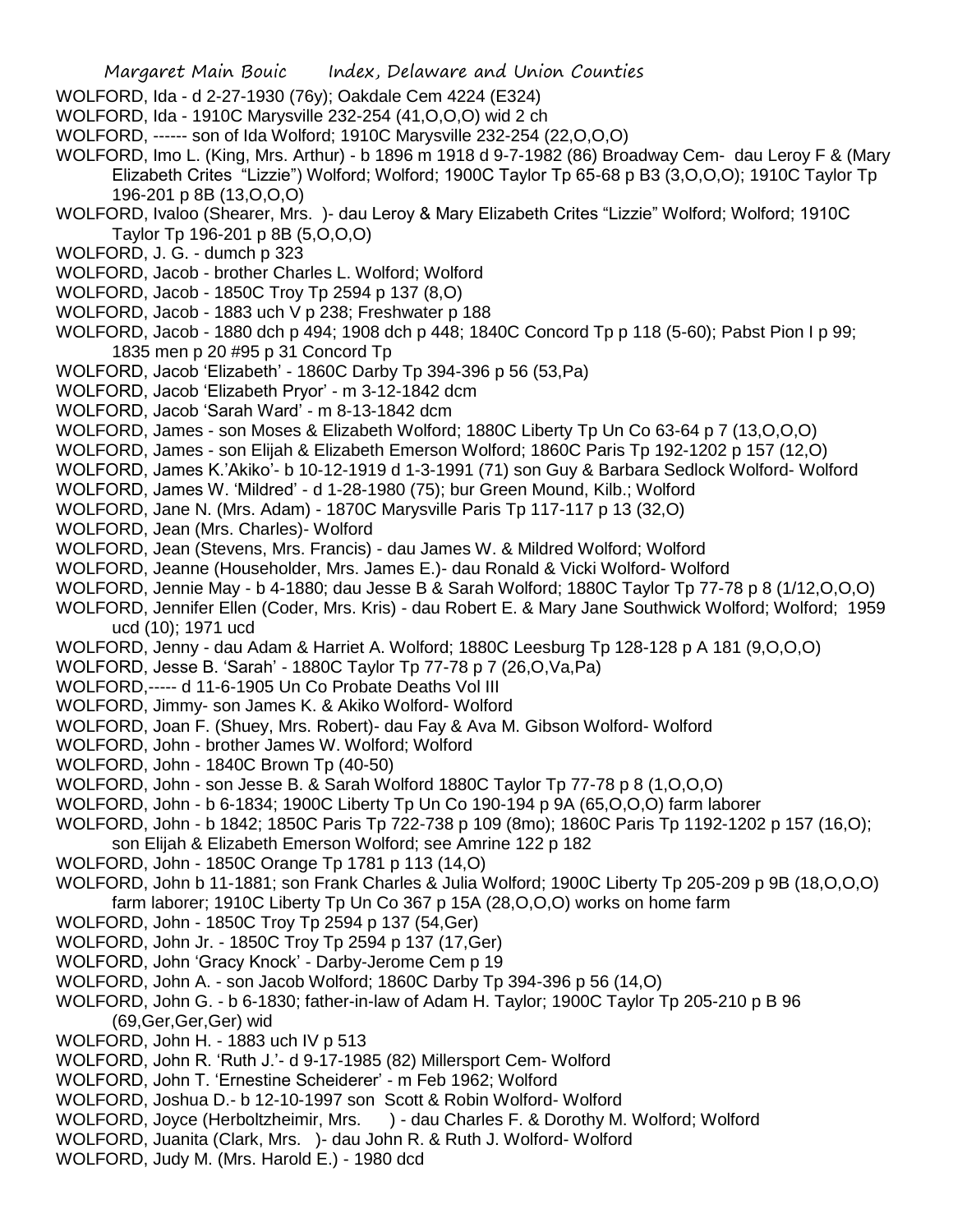WOLFORD, Ida - d 2-27-1930 (76y); Oakdale Cem 4224 (E324)

WOLFORD, Ida - 1910C Marysville 232-254 (41,O,O,O) wid 2 ch

WOLFORD, ------ son of Ida Wolford; 1910C Marysville 232-254 (22,O,O,O)

WOLFORD, Imo L. (King, Mrs. Arthur) - b 1896 m 1918 d 9-7-1982 (86) Broadway Cem- dau Leroy F & (Mary Elizabeth Crites "Lizzie") Wolford; Wolford; 1900C Taylor Tp 65-68 p B3 (3,O,O,O); 1910C Taylor Tp 196-201 p 8B (13,O,O,O)

WOLFORD, Ivaloo (Shearer, Mrs. )- dau Leroy & Mary Elizabeth Crites "Lizzie" Wolford; Wolford; 1910C Taylor Tp 196-201 p 8B (5,O,O,O)

WOLFORD, J. G. - dumch p 323

WOLFORD, Jacob - brother Charles L. Wolford; Wolford

WOLFORD, Jacob - 1850C Troy Tp 2594 p 137 (8,O)

WOLFORD, Jacob - 1883 uch V p 238; Freshwater p 188

WOLFORD, Jacob - 1880 dch p 494; 1908 dch p 448; 1840C Concord Tp p 118 (5-60); Pabst Pion I p 99; 1835 men p 20 #95 p 31 Concord Tp

WOLFORD, Jacob 'Elizabeth' - 1860C Darby Tp 394-396 p 56 (53,Pa)

WOLFORD, Jacob 'Elizabeth Pryor' - m 3-12-1842 dcm

WOLFORD, Jacob 'Sarah Ward' - m 8-13-1842 dcm

WOLFORD, James - son Moses & Elizabeth Wolford; 1880C Liberty Tp Un Co 63-64 p 7 (13,O,O,O)

WOLFORD, James - son Elijah & Elizabeth Emerson Wolford; 1860C Paris Tp 192-1202 p 157 (12,O)

WOLFORD, James K.'Akiko'- b 10-12-1919 d 1-3-1991 (71) son Guy & Barbara Sedlock Wolford- Wolford

WOLFORD, James W. 'Mildred' - d 1-28-1980 (75); bur Green Mound, Kilb.; Wolford

WOLFORD, Jane N. (Mrs. Adam) - 1870C Marysville Paris Tp 117-117 p 13 (32,O)

WOLFORD, Jean (Mrs. Charles)- Wolford

WOLFORD, Jean (Stevens, Mrs. Francis) - dau James W. & Mildred Wolford; Wolford

WOLFORD, Jeanne (Householder, Mrs. James E.)- dau Ronald & Vicki Wolford- Wolford

WOLFORD, Jennie May - b 4-1880; dau Jesse B & Sarah Wolford; 1880C Taylor Tp 77-78 p 8 (1/12,O,O,O)

WOLFORD, Jennifer Ellen (Coder, Mrs. Kris) - dau Robert E. & Mary Jane Southwick Wolford; Wolford; 1959 ucd (10); 1971 ucd

WOLFORD, Jenny - dau Adam & Harriet A. Wolford; 1880C Leesburg Tp 128-128 p A 181 (9,O,O,O)

WOLFORD, Jesse B. 'Sarah' - 1880C Taylor Tp 77-78 p 7 (26,O,Va,Pa)

WOLFORD,----- d 11-6-1905 Un Co Probate Deaths Vol III

WOLFORD, Jimmy- son James K. & Akiko Wolford- Wolford

WOLFORD, Joan F. (Shuey, Mrs. Robert)- dau Fay & Ava M. Gibson Wolford- Wolford

WOLFORD, John - brother James W. Wolford; Wolford

WOLFORD, John - 1840C Brown Tp (40-50)

WOLFORD, John - son Jesse B. & Sarah Wolford 1880C Taylor Tp 77-78 p 8 (1,O,O,O)

WOLFORD, John - b 6-1834; 1900C Liberty Tp Un Co 190-194 p 9A (65,O,O,O) farm laborer

WOLFORD, John - b 1842; 1850C Paris Tp 722-738 p 109 (8mo); 1860C Paris Tp 1192-1202 p 157 (16,O); son Elijah & Elizabeth Emerson Wolford; see Amrine 122 p 182

WOLFORD, John - 1850C Orange Tp 1781 p 113 (14,O)

WOLFORD, John b 11-1881; son Frank Charles & Julia Wolford; 1900C Liberty Tp 205-209 p 9B (18,O,O,O) farm laborer; 1910C Liberty Tp Un Co 367 p 15A (28,O,O,O) works on home farm

WOLFORD, John - 1850C Troy Tp 2594 p 137 (54,Ger)

WOLFORD, John Jr. - 1850C Troy Tp 2594 p 137 (17,Ger)

WOLFORD, John 'Gracy Knock' - Darby-Jerome Cem p 19

WOLFORD, John A. - son Jacob Wolford; 1860C Darby Tp 394-396 p 56 (14,O)

WOLFORD, John G. - b 6-1830; father-in-law of Adam H. Taylor; 1900C Taylor Tp 205-210 p B 96 (69,Ger,Ger,Ger) wid

WOLFORD, John H. - 1883 uch IV p 513

WOLFORD, John R. 'Ruth J.'- d 9-17-1985 (82) Millersport Cem- Wolford

WOLFORD, John T. 'Ernestine Scheiderer' - m Feb 1962; Wolford

WOLFORD, Joshua D.- b 12-10-1997 son Scott & Robin Wolford- Wolford

WOLFORD, Joyce (Herboltzheimir, Mrs. ) - dau Charles F. & Dorothy M. Wolford; Wolford

WOLFORD, Juanita (Clark, Mrs. )- dau John R. & Ruth J. Wolford- Wolford

WOLFORD, Judy M. (Mrs. Harold E.) - 1980 dcd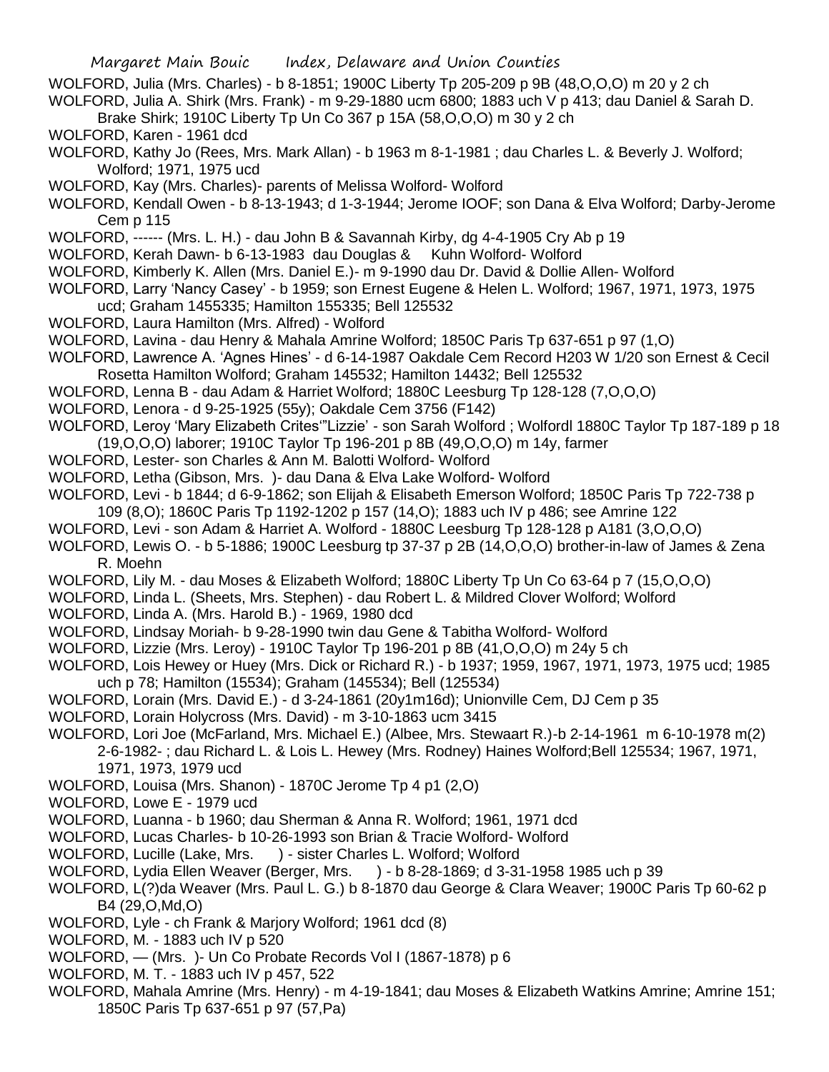WOLFORD, Julia (Mrs. Charles) - b 8-1851; 1900C Liberty Tp 205-209 p 9B (48,O,O,O) m 20 y 2 ch

WOLFORD, Julia A. Shirk (Mrs. Frank) - m 9-29-1880 ucm 6800; 1883 uch V p 413; dau Daniel & Sarah D. Brake Shirk; 1910C Liberty Tp Un Co 367 p 15A (58,O,O,O) m 30 y 2 ch

WOLFORD, Karen - 1961 dcd

WOLFORD, Kathy Jo (Rees, Mrs. Mark Allan) - b 1963 m 8-1-1981 ; dau Charles L. & Beverly J. Wolford; Wolford; 1971, 1975 ucd

WOLFORD, Kay (Mrs. Charles)- parents of Melissa Wolford- Wolford

WOLFORD, Kendall Owen - b 8-13-1943; d 1-3-1944; Jerome IOOF; son Dana & Elva Wolford; Darby-Jerome Cem p 115

WOLFORD, ------ (Mrs. L. H.) - dau John B & Savannah Kirby, dg 4-4-1905 Cry Ab p 19

WOLFORD, Kerah Dawn- b 6-13-1983 dau Douglas & Kuhn Wolford- Wolford

WOLFORD, Kimberly K. Allen (Mrs. Daniel E.)- m 9-1990 dau Dr. David & Dollie Allen- Wolford

WOLFORD, Larry 'Nancy Casey' - b 1959; son Ernest Eugene & Helen L. Wolford; 1967, 1971, 1973, 1975 ucd; Graham 1455335; Hamilton 155335; Bell 125532

WOLFORD, Laura Hamilton (Mrs. Alfred) - Wolford

WOLFORD, Lavina - dau Henry & Mahala Amrine Wolford; 1850C Paris Tp 637-651 p 97 (1,O)

WOLFORD, Lawrence A. 'Agnes Hines' - d 6-14-1987 Oakdale Cem Record H203 W 1/20 son Ernest & Cecil Rosetta Hamilton Wolford; Graham 145532; Hamilton 14432; Bell 125532

WOLFORD, Lenna B - dau Adam & Harriet Wolford; 1880C Leesburg Tp 128-128 (7,O,O,O)

WOLFORD, Lenora - d 9-25-1925 (55y); Oakdale Cem 3756 (F142)

WOLFORD, Leroy 'Mary Elizabeth Crites'"Lizzie' - son Sarah Wolford ; Wolfordl 1880C Taylor Tp 187-189 p 18 (19,O,O,O) laborer; 1910C Taylor Tp 196-201 p 8B (49,O,O,O) m 14y, farmer

WOLFORD, Lester- son Charles & Ann M. Balotti Wolford- Wolford

WOLFORD, Letha (Gibson, Mrs. )- dau Dana & Elva Lake Wolford- Wolford

WOLFORD, Levi - b 1844; d 6-9-1862; son Elijah & Elisabeth Emerson Wolford; 1850C Paris Tp 722-738 p 109 (8,O); 1860C Paris Tp 1192-1202 p 157 (14,O); 1883 uch IV p 486; see Amrine 122

WOLFORD, Levi - son Adam & Harriet A. Wolford - 1880C Leesburg Tp 128-128 p A181 (3,O,O,O)

WOLFORD, Lewis O. - b 5-1886; 1900C Leesburg tp 37-37 p 2B (14,O,O,O) brother-in-law of James & Zena R. Moehn

WOLFORD, Lily M. - dau Moses & Elizabeth Wolford; 1880C Liberty Tp Un Co 63-64 p 7 (15,O,O,O)

WOLFORD, Linda L. (Sheets, Mrs. Stephen) - dau Robert L. & Mildred Clover Wolford; Wolford

WOLFORD, Linda A. (Mrs. Harold B.) - 1969, 1980 dcd

WOLFORD, Lindsay Moriah- b 9-28-1990 twin dau Gene & Tabitha Wolford- Wolford

WOLFORD, Lizzie (Mrs. Leroy) - 1910C Taylor Tp 196-201 p 8B (41,O,O,O) m 24y 5 ch

WOLFORD, Lois Hewey or Huey (Mrs. Dick or Richard R.) - b 1937; 1959, 1967, 1971, 1973, 1975 ucd; 1985 uch p 78; Hamilton (15534); Graham (145534); Bell (125534)

WOLFORD, Lorain (Mrs. David E.) - d 3-24-1861 (20y1m16d); Unionville Cem, DJ Cem p 35

WOLFORD, Lorain Holycross (Mrs. David) - m 3-10-1863 ucm 3415

WOLFORD, Lori Joe (McFarland, Mrs. Michael E.) (Albee, Mrs. Stewaart R.)-b 2-14-1961 m 6-10-1978 m(2) 2-6-1982- ; dau Richard L. & Lois L. Hewey (Mrs. Rodney) Haines Wolford;Bell 125534; 1967, 1971, 1971, 1973, 1979 ucd

WOLFORD, Louisa (Mrs. Shanon) - 1870C Jerome Tp 4 p1 (2,O)

WOLFORD, Lowe E - 1979 ucd

WOLFORD, Luanna - b 1960; dau Sherman & Anna R. Wolford; 1961, 1971 dcd

WOLFORD, Lucas Charles- b 10-26-1993 son Brian & Tracie Wolford- Wolford

WOLFORD, Lucille (Lake, Mrs. ) - sister Charles L. Wolford; Wolford

WOLFORD, Lydia Ellen Weaver (Berger, Mrs. ) - b 8-28-1869; d 3-31-1958 1985 uch p 39

WOLFORD, L(?)da Weaver (Mrs. Paul L. G.) b 8-1870 dau George & Clara Weaver; 1900C Paris Tp 60-62 p B4 (29,O,Md,O)

WOLFORD, Lyle - ch Frank & Marjory Wolford; 1961 dcd (8)

WOLFORD, M. - 1883 uch IV p 520

WOLFORD, — (Mrs. )- Un Co Probate Records Vol I (1867-1878) p 6

WOLFORD, M. T. - 1883 uch IV p 457, 522

WOLFORD, Mahala Amrine (Mrs. Henry) - m 4-19-1841; dau Moses & Elizabeth Watkins Amrine; Amrine 151; 1850C Paris Tp 637-651 p 97 (57,Pa)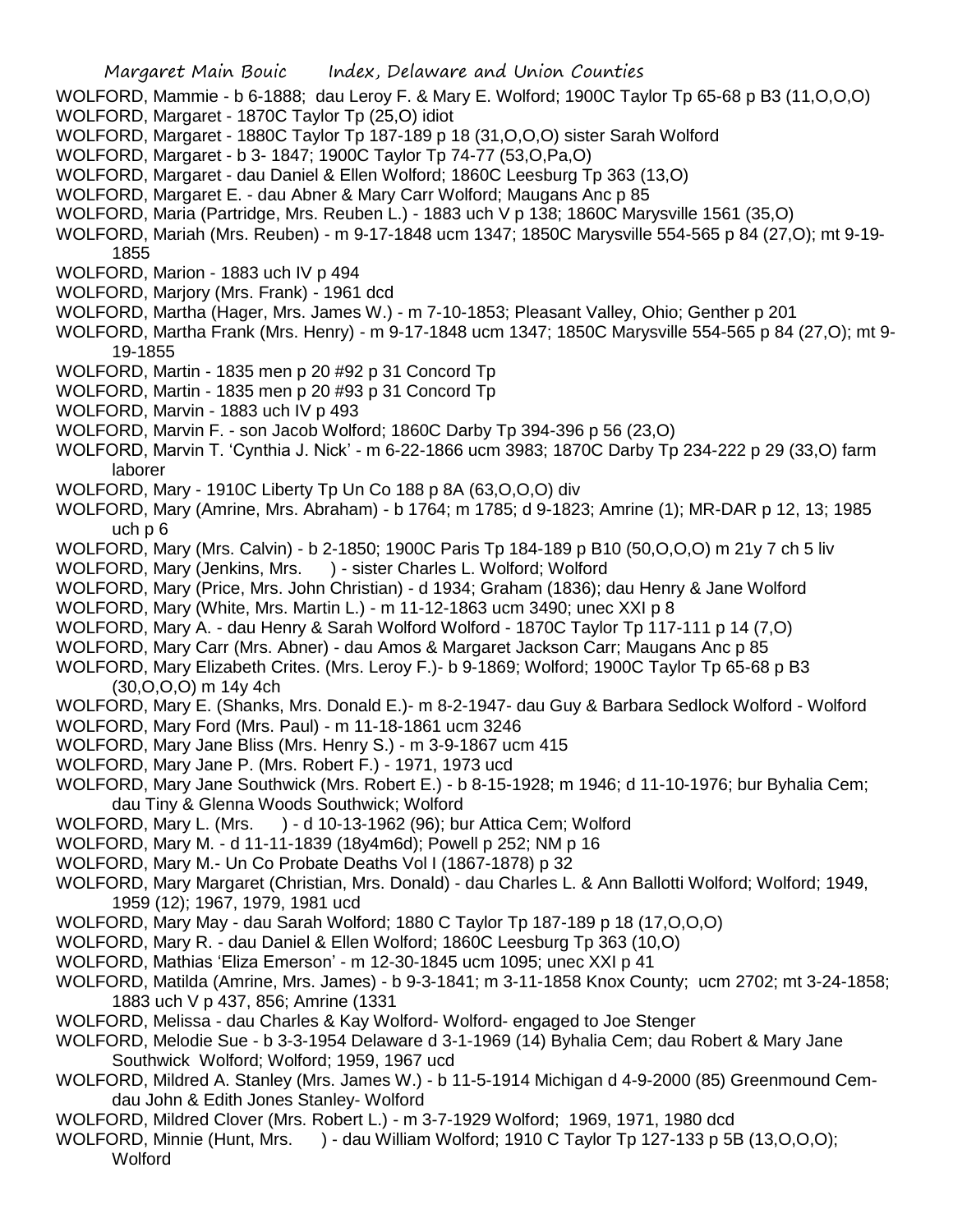WOLFORD, Mammie - b 6-1888; dau Leroy F. & Mary E. Wolford; 1900C Taylor Tp 65-68 p B3 (11,O,O,O)

WOLFORD, Margaret - 1870C Taylor Tp (25,O) idiot

WOLFORD, Margaret - 1880C Taylor Tp 187-189 p 18 (31,O,O,O) sister Sarah Wolford

WOLFORD, Margaret - b 3- 1847; 1900C Taylor Tp 74-77 (53,O,Pa,O)

WOLFORD, Margaret - dau Daniel & Ellen Wolford; 1860C Leesburg Tp 363 (13,O)

WOLFORD, Margaret E. - dau Abner & Mary Carr Wolford; Maugans Anc p 85

WOLFORD, Maria (Partridge, Mrs. Reuben L.) - 1883 uch V p 138; 1860C Marysville 1561 (35,O)

WOLFORD, Mariah (Mrs. Reuben) - m 9-17-1848 ucm 1347; 1850C Marysville 554-565 p 84 (27,O); mt 9-19-1855

WOLFORD, Marion - 1883 uch IV p 494

WOLFORD, Marjory (Mrs. Frank) - 1961 dcd

WOLFORD, Martha (Hager, Mrs. James W.) - m 7-10-1853; Pleasant Valley, Ohio; Genther p 201

WOLFORD, Martha Frank (Mrs. Henry) - m 9-17-1848 ucm 1347; 1850C Marysville 554-565 p 84 (27,O); mt 9-19-1855

WOLFORD, Martin - 1835 men p 20 #92 p 31 Concord Tp

WOLFORD, Martin - 1835 men p 20 #93 p 31 Concord Tp

WOLFORD, Marvin - 1883 uch IV p 493

WOLFORD, Marvin F. - son Jacob Wolford; 1860C Darby Tp 394-396 p 56 (23,O)

WOLFORD, Marvin T. 'Cynthia J. Nick' - m 6-22-1866 ucm 3983; 1870C Darby Tp 234-222 p 29 (33,O) farm laborer

WOLFORD, Mary - 1910C Liberty Tp Un Co 188 p 8A (63,O,O,O) div

WOLFORD, Mary (Amrine, Mrs. Abraham) - b 1764; m 1785; d 9-1823; Amrine (1); MR-DAR p 12, 13; 1985 uch p 6

WOLFORD, Mary (Mrs. Calvin) - b 2-1850; 1900C Paris Tp 184-189 p B10 (50,O,O,O) m 21y 7 ch 5 liv

WOLFORD, Mary (Jenkins, Mrs. ) - sister Charles L. Wolford; Wolford

WOLFORD, Mary (Price, Mrs. John Christian) - d 1934; Graham (1836); dau Henry & Jane Wolford

WOLFORD, Mary (White, Mrs. Martin L.) - m 11-12-1863 ucm 3490; unec XXI p 8

WOLFORD, Mary A. - dau Henry & Sarah Wolford Wolford - 1870C Taylor Tp 117-111 p 14 (7,O)

WOLFORD, Mary Carr (Mrs. Abner) - dau Amos & Margaret Jackson Carr; Maugans Anc p 85

WOLFORD, Mary Elizabeth Crites. (Mrs. Leroy F.)- b 9-1869; Wolford; 1900C Taylor Tp 65-68 p B3 (30,O,O,O) m 14y 4ch

WOLFORD, Mary E. (Shanks, Mrs. Donald E.)- m 8-2-1947- dau Guy & Barbara Sedlock Wolford - Wolford

WOLFORD, Mary Ford (Mrs. Paul) - m 11-18-1861 ucm 3246

WOLFORD, Mary Jane Bliss (Mrs. Henry S.) - m 3-9-1867 ucm 415

WOLFORD, Mary Jane P. (Mrs. Robert F.) - 1971, 1973 ucd

WOLFORD, Mary Jane Southwick (Mrs. Robert E.) - b 8-15-1928; m 1946; d 11-10-1976; bur Byhalia Cem; dau Tiny & Glenna Woods Southwick; Wolford

WOLFORD, Mary L. (Mrs. ) - d 10-13-1962 (96); bur Attica Cem; Wolford

WOLFORD, Mary M. - d 11-11-1839 (18y4m6d); Powell p 252; NM p 16

WOLFORD, Mary M.- Un Co Probate Deaths Vol I (1867-1878) p 32

WOLFORD, Mary Margaret (Christian, Mrs. Donald) - dau Charles L. & Ann Ballotti Wolford; Wolford; 1949, 1959 (12); 1967, 1979, 1981 ucd

WOLFORD, Mary May - dau Sarah Wolford; 1880 C Taylor Tp 187-189 p 18 (17,O,O,O)

WOLFORD, Mary R. - dau Daniel & Ellen Wolford; 1860C Leesburg Tp 363 (10,O)

WOLFORD, Mathias 'Eliza Emerson' - m 12-30-1845 ucm 1095; unec XXI p 41

WOLFORD, Matilda (Amrine, Mrs. James) - b 9-3-1841; m 3-11-1858 Knox County; ucm 2702; mt 3-24-1858; 1883 uch V p 437, 856; Amrine (1331

WOLFORD, Melissa - dau Charles & Kay Wolford- Wolford- engaged to Joe Stenger

WOLFORD, Melodie Sue - b 3-3-1954 Delaware d 3-1-1969 (14) Byhalia Cem; dau Robert & Mary Jane Southwick Wolford; Wolford; 1959, 1967 ucd

WOLFORD, Mildred A. Stanley (Mrs. James W.) - b 11-5-1914 Michigan d 4-9-2000 (85) Greenmound Cem- dau John & Edith Jones Stanley- Wolford

WOLFORD, Mildred Clover (Mrs. Robert L.) - m 3-7-1929 Wolford; 1969, 1971, 1980 dcd

WOLFORD, Minnie (Hunt, Mrs. ) - dau William Wolford; 1910 C Taylor Tp 127-133 p 5B (13,O,O,O); Wolford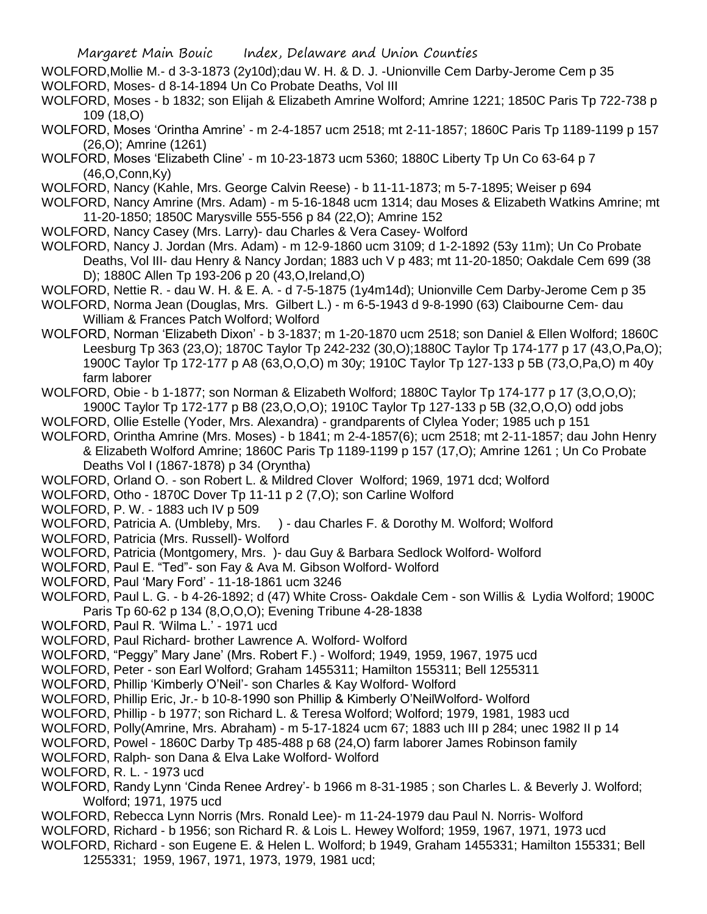WOLFORD,Mollie M.- d 3-3-1873 (2y10d);dau W. H. & D. J. -Unionville Cem Darby-Jerome Cem p 35

WOLFORD, Moses- d 8-14-1894 Un Co Probate Deaths, Vol III

WOLFORD, Moses - b 1832; son Elijah & Elizabeth Amrine Wolford; Amrine 1221; 1850C Paris Tp 722-738 p 109 (18,O)

WOLFORD, Moses 'Orintha Amrine' - m 2-4-1857 ucm 2518; mt 2-11-1857; 1860C Paris Tp 1189-1199 p 157 (26,O); Amrine (1261)

WOLFORD, Moses 'Elizabeth Cline' - m 10-23-1873 ucm 5360; 1880C Liberty Tp Un Co 63-64 p 7 (46,O,Conn,Ky)

WOLFORD, Nancy (Kahle, Mrs. George Calvin Reese) - b 11-11-1873; m 5-7-1895; Weiser p 694

WOLFORD, Nancy Amrine (Mrs. Adam) - m 5-16-1848 ucm 1314; dau Moses & Elizabeth Watkins Amrine; mt 11-20-1850; 1850C Marysville 555-556 p 84 (22,O); Amrine 152

WOLFORD, Nancy Casey (Mrs. Larry)- dau Charles & Vera Casey- Wolford

WOLFORD, Nancy J. Jordan (Mrs. Adam) - m 12-9-1860 ucm 3109; d 1-2-1892 (53y 11m); Un Co Probate Deaths, Vol III- dau Henry & Nancy Jordan; 1883 uch V p 483; mt 11-20-1850; Oakdale Cem 699 (38 D); 1880C Allen Tp 193-206 p 20 (43,O,Ireland,O)

WOLFORD, Nettie R. - dau W. H. & E. A. - d 7-5-1875 (1y4m14d); Unionville Cem Darby-Jerome Cem p 35

WOLFORD, Norma Jean (Douglas, Mrs. Gilbert L.) - m 6-5-1943 d 9-8-1990 (63) Claibourne Cem- dau William & Frances Patch Wolford; Wolford

WOLFORD, Norman 'Elizabeth Dixon' - b 3-1837; m 1-20-1870 ucm 2518; son Daniel & Ellen Wolford; 1860C Leesburg Tp 363 (23,O); 1870C Taylor Tp 242-232 (30,O);1880C Taylor Tp 174-177 p 17 (43,O,Pa,O); 1900C Taylor Tp 172-177 p A8 (63,O,O,O) m 30y; 1910C Taylor Tp 127-133 p 5B (73,O,Pa,O) m 40y farm laborer

WOLFORD, Obie - b 1-1877; son Norman & Elizabeth Wolford; 1880C Taylor Tp 174-177 p 17 (3,O,O,O); 1900C Taylor Tp 172-177 p B8 (23,O,O,O); 1910C Taylor Tp 127-133 p 5B (32,O,O,O) odd jobs

WOLFORD, Ollie Estelle (Yoder, Mrs. Alexandra) - grandparents of Clylea Yoder; 1985 uch p 151

WOLFORD, Orintha Amrine (Mrs. Moses) - b 1841; m 2-4-1857(6); ucm 2518; mt 2-11-1857; dau John Henry & Elizabeth Wolford Amrine; 1860C Paris Tp 1189-1199 p 157 (17,O); Amrine 1261 ; Un Co Probate Deaths Vol I (1867-1878) p 34 (Oryntha)

WOLFORD, Orland O. - son Robert L. & Mildred Clover Wolford; 1969, 1971 dcd; Wolford

WOLFORD, Otho - 1870C Dover Tp 11-11 p 2 (7,O); son Carline Wolford

WOLFORD, P. W. - 1883 uch IV p 509

WOLFORD, Patricia A. (Umbleby, Mrs. ) - dau Charles F. & Dorothy M. Wolford; Wolford

WOLFORD, Patricia (Mrs. Russell)- Wolford

WOLFORD, Patricia (Montgomery, Mrs. )- dau Guy & Barbara Sedlock Wolford- Wolford

WOLFORD, Paul E. "Ted"- son Fay & Ava M. Gibson Wolford- Wolford

WOLFORD, Paul 'Mary Ford' - 11-18-1861 ucm 3246

WOLFORD, Paul L. G. - b 4-26-1892; d (47) White Cross- Oakdale Cem - son Willis & Lydia Wolford; 1900C Paris Tp 60-62 p 134 (8,O,O,O); Evening Tribune 4-28-1838

WOLFORD, Paul R. 'Wilma L.' - 1971 ucd

WOLFORD, Paul Richard- brother Lawrence A. Wolford- Wolford

WOLFORD, "Peggy" Mary Jane' (Mrs. Robert F.) - Wolford; 1949, 1959, 1967, 1975 ucd

WOLFORD, Peter - son Earl Wolford; Graham 1455311; Hamilton 155311; Bell 1255311

WOLFORD, Phillip 'Kimberly O'Neil'- son Charles & Kay Wolford- Wolford

WOLFORD, Phillip Eric, Jr.- b 10-8-1990 son Phillip & Kimberly O'NeilWolford- Wolford

WOLFORD, Phillip - b 1977; son Richard L. & Teresa Wolford; Wolford; 1979, 1981, 1983 ucd

WOLFORD, Polly(Amrine, Mrs. Abraham) - m 5-17-1824 ucm 67; 1883 uch III p 284; unec 1982 II p 14

WOLFORD, Powel - 1860C Darby Tp 485-488 p 68 (24,O) farm laborer James Robinson family

WOLFORD, Ralph- son Dana & Elva Lake Wolford- Wolford

WOLFORD, R. L. - 1973 ucd

WOLFORD, Randy Lynn 'Cinda Renee Ardrey'- b 1966 m 8-31-1985 ; son Charles L. & Beverly J. Wolford; Wolford; 1971, 1975 ucd

WOLFORD, Rebecca Lynn Norris (Mrs. Ronald Lee)- m 11-24-1979 dau Paul N. Norris- Wolford

WOLFORD, Richard - b 1956; son Richard R. & Lois L. Hewey Wolford; 1959, 1967, 1971, 1973 ucd

WOLFORD, Richard - son Eugene E. & Helen L. Wolford; b 1949, Graham 1455331; Hamilton 155331; Bell 1255331; 1959, 1967, 1971, 1973, 1979, 1981 ucd;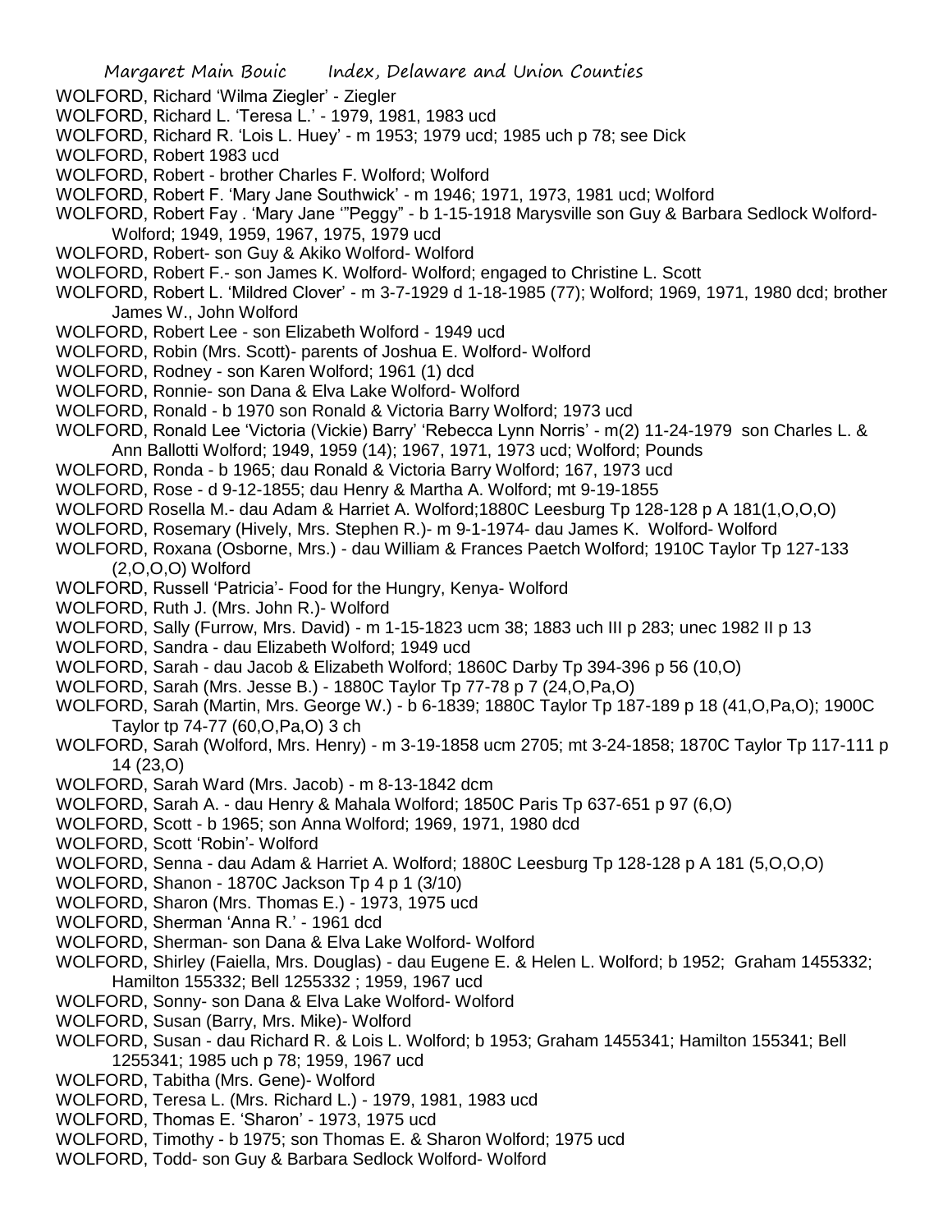WOLFORD, Richard 'Wilma Ziegler' - Ziegler

WOLFORD, Richard L. 'Teresa L.' - 1979, 1981, 1983 ucd

WOLFORD, Richard R. 'Lois L. Huey' - m 1953; 1979 ucd; 1985 uch p 78; see Dick

WOLFORD, Robert 1983 ucd

WOLFORD, Robert - brother Charles F. Wolford; Wolford

WOLFORD, Robert F. 'Mary Jane Southwick' - m 1946; 1971, 1973, 1981 ucd; Wolford

WOLFORD, Robert Fay . 'Mary Jane '"Peggy" - b 1-15-1918 Marysville son Guy & Barbara Sedlock Wolford-Wolford; 1949, 1959, 1967, 1975, 1979 ucd

WOLFORD, Robert- son Guy & Akiko Wolford- Wolford

WOLFORD, Robert F.- son James K. Wolford- Wolford; engaged to Christine L. Scott

WOLFORD, Robert L. 'Mildred Clover' - m 3-7-1929 d 1-18-1985 (77); Wolford; 1969, 1971, 1980 dcd; brother James W., John Wolford

WOLFORD, Robert Lee - son Elizabeth Wolford - 1949 ucd

WOLFORD, Robin (Mrs. Scott)- parents of Joshua E. Wolford- Wolford

WOLFORD, Rodney - son Karen Wolford; 1961 (1) dcd

WOLFORD, Ronnie- son Dana & Elva Lake Wolford- Wolford

WOLFORD, Ronald - b 1970 son Ronald & Victoria Barry Wolford; 1973 ucd

WOLFORD, Ronald Lee 'Victoria (Vickie) Barry' 'Rebecca Lynn Norris' - m(2) 11-24-1979 son Charles L. & Ann Ballotti Wolford; 1949, 1959 (14); 1967, 1971, 1973 ucd; Wolford; Pounds

WOLFORD, Ronda - b 1965; dau Ronald & Victoria Barry Wolford; 167, 1973 ucd

WOLFORD, Rose - d 9-12-1855; dau Henry & Martha A. Wolford; mt 9-19-1855

WOLFORD Rosella M.- dau Adam & Harriet A. Wolford;1880C Leesburg Tp 128-128 p A 181(1,O,O,O)

WOLFORD, Rosemary (Hively, Mrs. Stephen R.)- m 9-1-1974- dau James K. Wolford- Wolford

WOLFORD, Roxana (Osborne, Mrs.) - dau William & Frances Paetch Wolford; 1910C Taylor Tp 127-133 (2,O,O,O) Wolford

WOLFORD, Russell 'Patricia'- Food for the Hungry, Kenya- Wolford

WOLFORD, Ruth J. (Mrs. John R.)- Wolford

WOLFORD, Sally (Furrow, Mrs. David) - m 1-15-1823 ucm 38; 1883 uch III p 283; unec 1982 II p 13

WOLFORD, Sandra - dau Elizabeth Wolford; 1949 ucd

WOLFORD, Sarah - dau Jacob & Elizabeth Wolford; 1860C Darby Tp 394-396 p 56 (10,O)

WOLFORD, Sarah (Mrs. Jesse B.) - 1880C Taylor Tp 77-78 p 7 (24,O,Pa,O)

WOLFORD, Sarah (Martin, Mrs. George W.) - b 6-1839; 1880C Taylor Tp 187-189 p 18 (41,O,Pa,O); 1900C Taylor tp 74-77 (60,O,Pa,O) 3 ch

WOLFORD, Sarah (Wolford, Mrs. Henry) - m 3-19-1858 ucm 2705; mt 3-24-1858; 1870C Taylor Tp 117-111 p 14 (23,O)

WOLFORD, Sarah Ward (Mrs. Jacob) - m 8-13-1842 dcm

WOLFORD, Sarah A. - dau Henry & Mahala Wolford; 1850C Paris Tp 637-651 p 97 (6,O)

WOLFORD, Scott - b 1965; son Anna Wolford; 1969, 1971, 1980 dcd

WOLFORD, Scott 'Robin'- Wolford

WOLFORD, Senna - dau Adam & Harriet A. Wolford; 1880C Leesburg Tp 128-128 p A 181 (5,O,O,O)

WOLFORD, Shanon - 1870C Jackson Tp 4 p 1 (3/10)

WOLFORD, Sharon (Mrs. Thomas E.) - 1973, 1975 ucd

WOLFORD, Sherman 'Anna R.' - 1961 dcd

WOLFORD, Sherman- son Dana & Elva Lake Wolford- Wolford

WOLFORD, Shirley (Faiella, Mrs. Douglas) - dau Eugene E. & Helen L. Wolford; b 1952; Graham 1455332; Hamilton 155332; Bell 1255332 ; 1959, 1967 ucd

WOLFORD, Sonny- son Dana & Elva Lake Wolford- Wolford

WOLFORD, Susan (Barry, Mrs. Mike)- Wolford

WOLFORD, Susan - dau Richard R. & Lois L. Wolford; b 1953; Graham 1455341; Hamilton 155341; Bell 1255341; 1985 uch p 78; 1959, 1967 ucd

WOLFORD, Tabitha (Mrs. Gene)- Wolford

WOLFORD, Teresa L. (Mrs. Richard L.) - 1979, 1981, 1983 ucd

WOLFORD, Thomas E. 'Sharon' - 1973, 1975 ucd

WOLFORD, Timothy - b 1975; son Thomas E. & Sharon Wolford; 1975 ucd

WOLFORD, Todd- son Guy & Barbara Sedlock Wolford- Wolford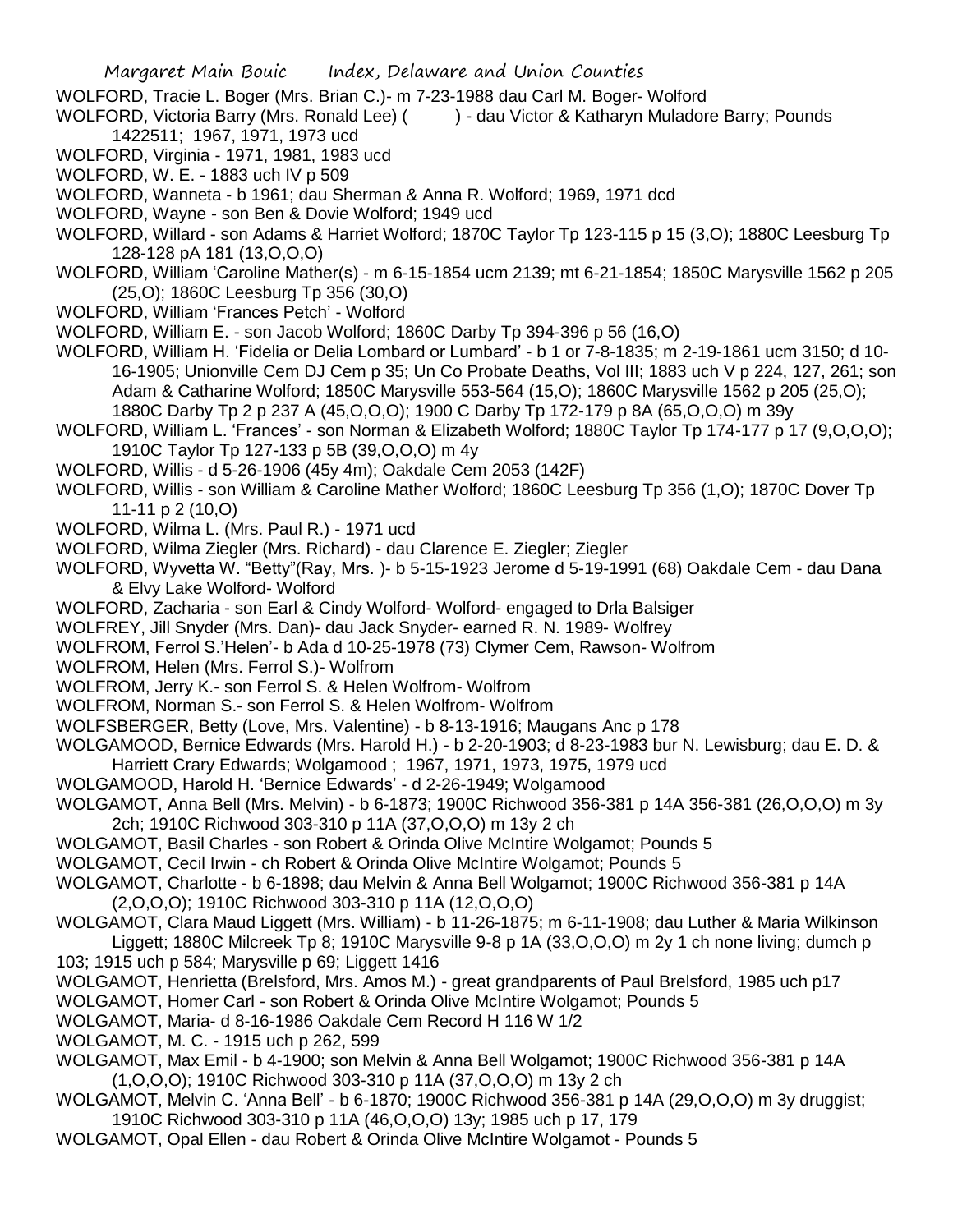WOLFORD, Tracie L. Boger (Mrs. Brian C.)- m 7-23-1988 dau Carl M. Boger- Wolford

WOLFORD, Victoria Barry (Mrs. Ronald Lee) ( ) - dau Victor & Katharyn Muladore Barry; Pounds 1422511; 1967, 1971, 1973 ucd

WOLFORD, Virginia - 1971, 1981, 1983 ucd

WOLFORD, W. E. - 1883 uch IV p 509

WOLFORD, Wanneta - b 1961; dau Sherman & Anna R. Wolford; 1969, 1971 dcd

WOLFORD, Wayne - son Ben & Dovie Wolford; 1949 ucd

WOLFORD, Willard - son Adams & Harriet Wolford; 1870C Taylor Tp 123-115 p 15 (3,O); 1880C Leesburg Tp 128-128 pA 181 (13,O,O,O)

WOLFORD, William 'Caroline Mather(s) - m 6-15-1854 ucm 2139; mt 6-21-1854; 1850C Marysville 1562 p 205 (25,O); 1860C Leesburg Tp 356 (30,O)

WOLFORD, William 'Frances Petch' - Wolford

WOLFORD, William E. - son Jacob Wolford; 1860C Darby Tp 394-396 p 56 (16,O)

WOLFORD, William H. 'Fidelia or Delia Lombard or Lumbard' - b 1 or 7-8-1835; m 2-19-1861 ucm 3150; d 10-16-1905; Unionville Cem DJ Cem p 35; Un Co Probate Deaths, Vol III; 1883 uch V p 224, 127, 261; son Adam & Catharine Wolford; 1850C Marysville 553-564 (15,O); 1860C Marysville 1562 p 205 (25,O); 1880C Darby Tp 2 p 237 A (45,O,O,O); 1900 C Darby Tp 172-179 p 8A (65,O,O,O) m 39y

WOLFORD, William L. 'Frances' - son Norman & Elizabeth Wolford; 1880C Taylor Tp 174-177 p 17 (9,O,O,O); 1910C Taylor Tp 127-133 p 5B (39,O,O,O) m 4y

WOLFORD, Willis - d 5-26-1906 (45y 4m); Oakdale Cem 2053 (142F)

WOLFORD, Willis - son William & Caroline Mather Wolford; 1860C Leesburg Tp 356 (1,O); 1870C Dover Tp 11-11 p 2 (10,O)

WOLFORD, Wilma L. (Mrs. Paul R.) - 1971 ucd

WOLFORD, Wilma Ziegler (Mrs. Richard) - dau Clarence E. Ziegler; Ziegler

WOLFORD, Wyvetta W. "Betty"(Ray, Mrs. )- b 5-15-1923 Jerome d 5-19-1991 (68) Oakdale Cem - dau Dana & Elvy Lake Wolford- Wolford

WOLFORD, Zacharia - son Earl & Cindy Wolford- Wolford- engaged to Drla Balsiger

WOLFREY, Jill Snyder (Mrs. Dan)- dau Jack Snyder- earned R. N. 1989- Wolfrey

WOLFROM, Ferrol S.'Helen'- b Ada d 10-25-1978 (73) Clymer Cem, Rawson- Wolfrom

WOLFROM, Helen (Mrs. Ferrol S.)- Wolfrom

WOLFROM, Jerry K.- son Ferrol S. & Helen Wolfrom- Wolfrom

WOLFROM, Norman S.- son Ferrol S. & Helen Wolfrom- Wolfrom

WOLFSBERGER, Betty (Love, Mrs. Valentine) - b 8-13-1916; Maugans Anc p 178

WOLGAMOOD, Bernice Edwards (Mrs. Harold H.) - b 2-20-1903; d 8-23-1983 bur N. Lewisburg; dau E. D. & Harriett Crary Edwards; Wolgamood ; 1967, 1971, 1973, 1975, 1979 ucd

WOLGAMOOD, Harold H. 'Bernice Edwards' - d 2-26-1949; Wolgamood

WOLGAMOT, Anna Bell (Mrs. Melvin) - b 6-1873; 1900C Richwood 356-381 p 14A 356-381 (26,O,O,O) m 3y 2ch; 1910C Richwood 303-310 p 11A (37,O,O,O) m 13y 2 ch

WOLGAMOT, Basil Charles - son Robert & Orinda Olive McIntire Wolgamot; Pounds 5

WOLGAMOT, Cecil Irwin - ch Robert & Orinda Olive McIntire Wolgamot; Pounds 5

WOLGAMOT, Charlotte - b 6-1898; dau Melvin & Anna Bell Wolgamot; 1900C Richwood 356-381 p 14A (2,O,O,O); 1910C Richwood 303-310 p 11A (12,O,O,O)

WOLGAMOT, Clara Maud Liggett (Mrs. William) - b 11-26-1875; m 6-11-1908; dau Luther & Maria Wilkinson Liggett; 1880C Milcreek Tp 8; 1910C Marysville 9-8 p 1A (33,O,O,O) m 2y 1 ch none living; dumch p 103; 1915 uch p 584; Marysville p 69; Liggett 1416

WOLGAMOT, Henrietta (Brelsford, Mrs. Amos M.) - great grandparents of Paul Brelsford, 1985 uch p17

WOLGAMOT, Homer Carl - son Robert & Orinda Olive McIntire Wolgamot; Pounds 5

WOLGAMOT, Maria- d 8-16-1986 Oakdale Cem Record H 116 W 1/2

WOLGAMOT, M. C. - 1915 uch p 262, 599

WOLGAMOT, Max Emil - b 4-1900; son Melvin & Anna Bell Wolgamot; 1900C Richwood 356-381 p 14A (1,O,O,O); 1910C Richwood 303-310 p 11A (37,O,O,O) m 13y 2 ch

WOLGAMOT, Melvin C. 'Anna Bell' - b 6-1870; 1900C Richwood 356-381 p 14A (29,O,O,O) m 3y druggist; 1910C Richwood 303-310 p 11A (46,O,O,O) 13y; 1985 uch p 17, 179

WOLGAMOT, Opal Ellen - dau Robert & Orinda Olive McIntire Wolgamot - Pounds 5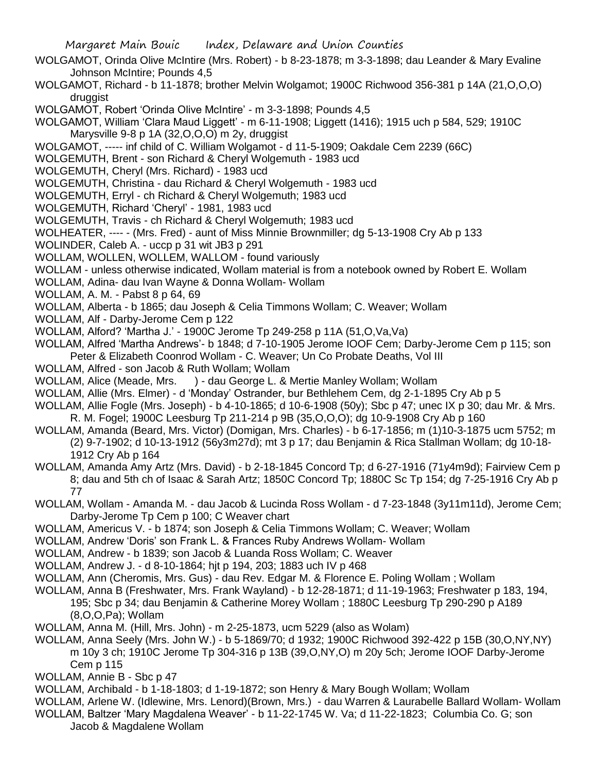WOLGAMOT, Orinda Olive McIntire (Mrs. Robert) - b 8-23-1878; m 3-3-1898; dau Leander & Mary Evaline Johnson McIntire; Pounds 4,5

WOLGAMOT, Richard - b 11-1878; brother Melvin Wolgamot; 1900C Richwood 356-381 p 14A (21,O,O,O) druggist

WOLGAMOT, Robert 'Orinda Olive McIntire' - m 3-3-1898; Pounds 4,5

WOLGAMOT, William 'Clara Maud Liggett' - m 6-11-1908; Liggett (1416); 1915 uch p 584, 529; 1910C Marysville 9-8 p 1A (32,O,O,O) m 2y, druggist

WOLGAMOT, ----- inf child of C. William Wolgamot - d 11-5-1909; Oakdale Cem 2239 (66C)

WOLGEMUTH, Brent - son Richard & Cheryl Wolgemuth - 1983 ucd

WOLGEMUTH, Cheryl (Mrs. Richard) - 1983 ucd

WOLGEMUTH, Christina - dau Richard & Cheryl Wolgemuth - 1983 ucd

WOLGEMUTH, Erryl - ch Richard & Cheryl Wolgemuth; 1983 ucd

WOLGEMUTH, Richard 'Cheryl' - 1981, 1983 ucd

WOLGEMUTH, Travis - ch Richard & Cheryl Wolgemuth; 1983 ucd

WOLHEATER, ---- - (Mrs. Fred) - aunt of Miss Minnie Brownmiller; dg 5-13-1908 Cry Ab p 133

WOLINDER, Caleb A. - uccp p 31 wit JB3 p 291

WOLLAM, WOLLEN, WOLLEM, WALLOM - found variously

WOLLAM - unless otherwise indicated, Wollam material is from a notebook owned by Robert E. Wollam

WOLLAM, Adina- dau Ivan Wayne & Donna Wollam- Wollam

WOLLAM, A. M. - Pabst 8 p 64, 69

WOLLAM, Alberta - b 1865; dau Joseph & Celia Timmons Wollam; C. Weaver; Wollam

WOLLAM, Alf - Darby-Jerome Cem p 122

WOLLAM, Alford? 'Martha J.' - 1900C Jerome Tp 249-258 p 11A (51,O,Va,Va)

WOLLAM, Alfred 'Martha Andrews'- b 1848; d 7-10-1905 Jerome IOOF Cem; Darby-Jerome Cem p 115; son Peter & Elizabeth Coonrod Wollam - C. Weaver; Un Co Probate Deaths, Vol III

WOLLAM, Alfred - son Jacob & Ruth Wollam; Wollam

WOLLAM, Alice (Meade, Mrs. ) - dau George L. & Mertie Manley Wollam; Wollam

WOLLAM, Allie (Mrs. Elmer) - d 'Monday' Ostrander, bur Bethlehem Cem, dg 2-1-1895 Cry Ab p 5

WOLLAM, Allie Fogle (Mrs. Joseph) - b 4-10-1865; d 10-6-1908 (50y); Sbc p 47; unec IX p 30; dau Mr. & Mrs. R. M. Fogel; 1900C Leesburg Tp 211-214 p 9B (35,O,O,O); dg 10-9-1908 Cry Ab p 160

WOLLAM, Amanda (Beard, Mrs. Victor) (Domigan, Mrs. Charles) - b 6-17-1856; m (1)10-3-1875 ucm 5752; m (2) 9-7-1902; d 10-13-1912 (56y3m27d); mt 3 p 17; dau Benjamin & Rica Stallman Wollam; dg 10-18-1912 Cry Ab p 164

WOLLAM, Amanda Amy Artz (Mrs. David) - b 2-18-1845 Concord Tp; d 6-27-1916 (71y4m9d); Fairview Cem p 8; dau and 5th ch of Isaac & Sarah Artz; 1850C Concord Tp; 1880C Sc Tp 154; dg 7-25-1916 Cry Ab p 77

WOLLAM, Wollam - Amanda M. - dau Jacob & Lucinda Ross Wollam - d 7-23-1848 (3y11m11d), Jerome Cem; Darby-Jerome Tp Cem p 100; C Weaver chart

WOLLAM, Americus V. - b 1874; son Joseph & Celia Timmons Wollam; C. Weaver; Wollam

WOLLAM, Andrew 'Doris' son Frank L. & Frances Ruby Andrews Wollam- Wollam

WOLLAM, Andrew - b 1839; son Jacob & Luanda Ross Wollam; C. Weaver

WOLLAM, Andrew J. - d 8-10-1864; hjt p 194, 203; 1883 uch IV p 468

WOLLAM, Ann (Cheromis, Mrs. Gus) - dau Rev. Edgar M. & Florence E. Poling Wollam ; Wollam

WOLLAM, Anna B (Freshwater, Mrs. Frank Wayland) - b 12-28-1871; d 11-19-1963; Freshwater p 183, 194, 195; Sbc p 34; dau Benjamin & Catherine Morey Wollam ; 1880C Leesburg Tp 290-290 p A189 (8,O,O,Pa); Wollam

WOLLAM, Anna M. (Hill, Mrs. John) - m 2-25-1873, ucm 5229 (also as Wolam)

WOLLAM, Anna Seely (Mrs. John W.) - b 5-1869/70; d 1932; 1900C Richwood 392-422 p 15B (30,O,NY,NY) m 10y 3 ch; 1910C Jerome Tp 304-316 p 13B (39,O,NY,O) m 20y 5ch; Jerome IOOF Darby-Jerome Cem p 115

WOLLAM, Annie B - Sbc p 47

WOLLAM, Archibald - b 1-18-1803; d 1-19-1872; son Henry & Mary Bough Wollam; Wollam

WOLLAM, Arlene W. (Idlewine, Mrs. Lenord)(Brown, Mrs.) - dau Warren & Laurabelle Ballard Wollam- Wollam

WOLLAM, Baltzer 'Mary Magdalena Weaver' - b 11-22-1745 W. Va; d 11-22-1823; Columbia Co. G; son Jacob & Magdalene Wollam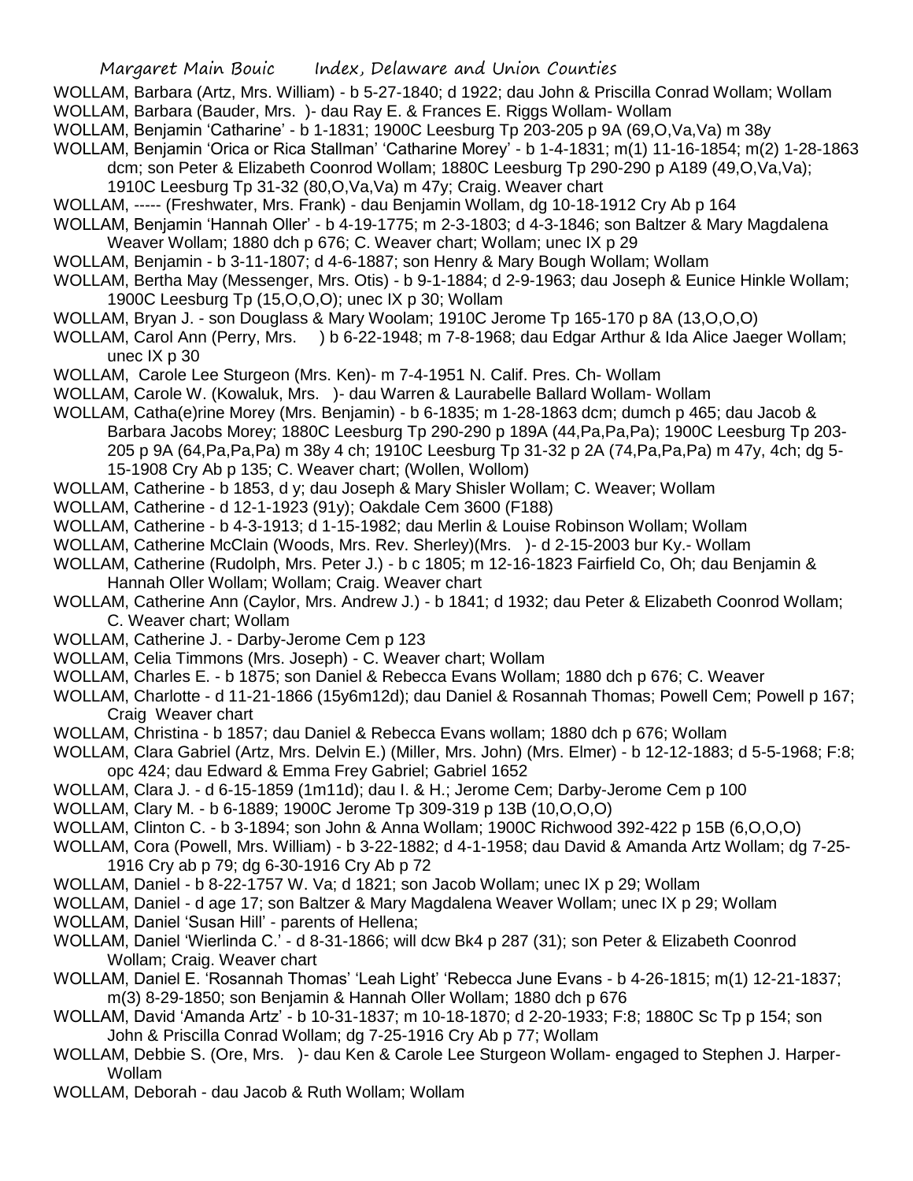WOLLAM, Barbara (Artz, Mrs. William) - b 5-27-1840; d 1922; dau John & Priscilla Conrad Wollam; Wollam

WOLLAM, Barbara (Bauder, Mrs. )- dau Ray E. & Frances E. Riggs Wollam- Wollam

WOLLAM, Benjamin 'Catharine' - b 1-1831; 1900C Leesburg Tp 203-205 p 9A (69,O,Va,Va) m 38y

WOLLAM, Benjamin 'Orica or Rica Stallman' 'Catharine Morey' - b 1-4-1831; m(1) 11-16-1854; m(2) 1-28-1863 dcm; son Peter & Elizabeth Coonrod Wollam; 1880C Leesburg Tp 290-290 p A189 (49,O,Va,Va); 1910C Leesburg Tp 31-32 (80,O,Va,Va) m 47y; Craig. Weaver chart

WOLLAM, ----- (Freshwater, Mrs. Frank) - dau Benjamin Wollam, dg 10-18-1912 Cry Ab p 164

WOLLAM, Benjamin 'Hannah Oller' - b 4-19-1775; m 2-3-1803; d 4-3-1846; son Baltzer & Mary Magdalena Weaver Wollam; 1880 dch p 676; C. Weaver chart; Wollam; unec IX p 29

WOLLAM, Benjamin - b 3-11-1807; d 4-6-1887; son Henry & Mary Bough Wollam; Wollam

WOLLAM, Bertha May (Messenger, Mrs. Otis) - b 9-1-1884; d 2-9-1963; dau Joseph & Eunice Hinkle Wollam; 1900C Leesburg Tp (15,O,O,O); unec IX p 30; Wollam

WOLLAM, Bryan J. - son Douglass & Mary Woolam; 1910C Jerome Tp 165-170 p 8A (13,O,O,O)

WOLLAM, Carol Ann (Perry, Mrs. ) b 6-22-1948; m 7-8-1968; dau Edgar Arthur & Ida Alice Jaeger Wollam; unec IX p 30

WOLLAM, Carole Lee Sturgeon (Mrs. Ken)- m 7-4-1951 N. Calif. Pres. Ch- Wollam

WOLLAM, Carole W. (Kowaluk, Mrs. )- dau Warren & Laurabelle Ballard Wollam- Wollam

WOLLAM, Catha(e)rine Morey (Mrs. Benjamin) - b 6-1835; m 1-28-1863 dcm; dumch p 465; dau Jacob & Barbara Jacobs Morey; 1880C Leesburg Tp 290-290 p 189A (44,Pa,Pa,Pa); 1900C Leesburg Tp 203-205 p 9A (64,Pa,Pa,Pa) m 38y 4 ch; 1910C Leesburg Tp 31-32 p 2A (74,Pa,Pa,Pa) m 47y, 4ch; dg 5-15-1908 Cry Ab p 135; C. Weaver chart; (Wollen, Wollom)

WOLLAM, Catherine - b 1853, d y; dau Joseph & Mary Shisler Wollam; C. Weaver; Wollam

WOLLAM, Catherine - d 12-1-1923 (91y); Oakdale Cem 3600 (F188)

WOLLAM, Catherine - b 4-3-1913; d 1-15-1982; dau Merlin & Louise Robinson Wollam; Wollam

WOLLAM, Catherine McClain (Woods, Mrs. Rev. Sherley)(Mrs. )- d 2-15-2003 bur Ky.- Wollam

WOLLAM, Catherine (Rudolph, Mrs. Peter J.) - b c 1805; m 12-16-1823 Fairfield Co, Oh; dau Benjamin & Hannah Oller Wollam; Wollam; Craig. Weaver chart

WOLLAM, Catherine Ann (Caylor, Mrs. Andrew J.) - b 1841; d 1932; dau Peter & Elizabeth Coonrod Wollam; C. Weaver chart; Wollam

WOLLAM, Catherine J. - Darby-Jerome Cem p 123

WOLLAM, Celia Timmons (Mrs. Joseph) - C. Weaver chart; Wollam

WOLLAM, Charles E. - b 1875; son Daniel & Rebecca Evans Wollam; 1880 dch p 676; C. Weaver

WOLLAM, Charlotte - d 11-21-1866 (15y6m12d); dau Daniel & Rosannah Thomas; Powell Cem; Powell p 167; Craig Weaver chart

WOLLAM, Christina - b 1857; dau Daniel & Rebecca Evans wollam; 1880 dch p 676; Wollam

WOLLAM, Clara Gabriel (Artz, Mrs. Delvin E.) (Miller, Mrs. John) (Mrs. Elmer) - b 12-12-1883; d 5-5-1968; F:8; opc 424; dau Edward & Emma Frey Gabriel; Gabriel 1652

WOLLAM, Clara J. - d 6-15-1859 (1m11d); dau I. & H.; Jerome Cem; Darby-Jerome Cem p 100

WOLLAM, Clary M. - b 6-1889; 1900C Jerome Tp 309-319 p 13B (10,O,O,O)

WOLLAM, Clinton C. - b 3-1894; son John & Anna Wollam; 1900C Richwood 392-422 p 15B (6,O,O,O)

WOLLAM, Cora (Powell, Mrs. William) - b 3-22-1882; d 4-1-1958; dau David & Amanda Artz Wollam; dg 7-25-1916 Cry ab p 79; dg 6-30-1916 Cry Ab p 72

WOLLAM, Daniel - b 8-22-1757 W. Va; d 1821; son Jacob Wollam; unec IX p 29; Wollam

WOLLAM, Daniel - d age 17; son Baltzer & Mary Magdalena Weaver Wollam; unec IX p 29; Wollam

WOLLAM, Daniel 'Susan Hill' - parents of Hellena;

WOLLAM, Daniel 'Wierlinda C.' - d 8-31-1866; will dcw Bk4 p 287 (31); son Peter & Elizabeth Coonrod Wollam; Craig. Weaver chart

WOLLAM, Daniel E. 'Rosannah Thomas' 'Leah Light' 'Rebecca June Evans - b 4-26-1815; m(1) 12-21-1837; m(3) 8-29-1850; son Benjamin & Hannah Oller Wollam; 1880 dch p 676

WOLLAM, David 'Amanda Artz' - b 10-31-1837; m 10-18-1870; d 2-20-1933; F:8; 1880C Sc Tp p 154; son John & Priscilla Conrad Wollam; dg 7-25-1916 Cry Ab p 77; Wollam

WOLLAM, Debbie S. (Ore, Mrs. )- dau Ken & Carole Lee Sturgeon Wollam- engaged to Stephen J. Harper-Wollam

WOLLAM, Deborah - dau Jacob & Ruth Wollam; Wollam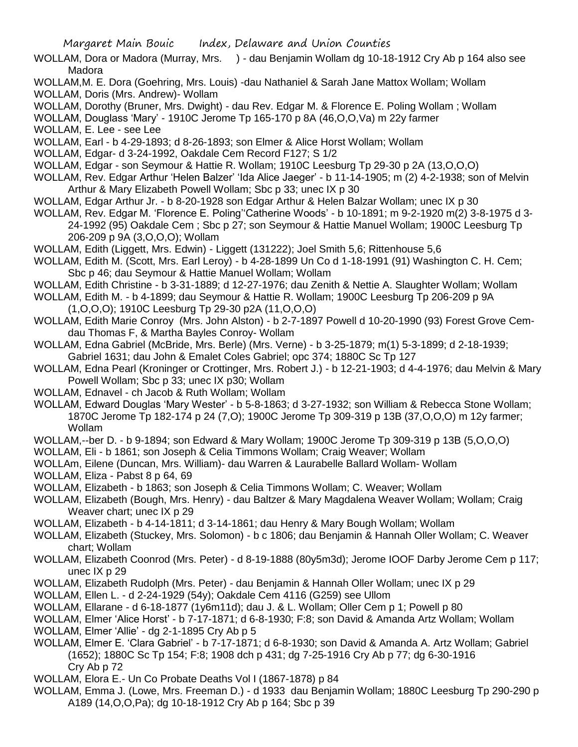WOLLAM, Dora or Madora (Murray, Mrs. ) - dau Benjamin Wollam dg 10-18-1912 Cry Ab p 164 also see Madora

WOLLAM,M. E. Dora (Goehring, Mrs. Louis) -dau Nathaniel & Sarah Jane Mattox Wollam; Wollam

WOLLAM, Doris (Mrs. Andrew)- Wollam

WOLLAM, Dorothy (Bruner, Mrs. Dwight) - dau Rev. Edgar M. & Florence E. Poling Wollam ; Wollam

WOLLAM, Douglass 'Mary' - 1910C Jerome Tp 165-170 p 8A (46,O,O,Va) m 22y farmer

WOLLAM, E. Lee - see Lee

WOLLAM, Earl - b 4-29-1893; d 8-26-1893; son Elmer & Alice Horst Wollam; Wollam

WOLLAM, Edgar- d 3-24-1992, Oakdale Cem Record F127; S 1/2

WOLLAM, Edgar - son Seymour & Hattie R. Wollam; 1910C Leesburg Tp 29-30 p 2A (13,O,O,O)

WOLLAM, Rev. Edgar Arthur 'Helen Balzer' 'Ida Alice Jaeger' - b 11-14-1905; m (2) 4-2-1938; son of Melvin Arthur & Mary Elizabeth Powell Wollam; Sbc p 33; unec IX p 30

WOLLAM, Edgar Arthur Jr. - b 8-20-1928 son Edgar Arthur & Helen Balzar Wollam; unec IX p 30

WOLLAM, Rev. Edgar M. 'Florence E. Poling''Catherine Woods' - b 10-1891; m 9-2-1920 m(2) 3-8-1975 d 3-24-1992 (95) Oakdale Cem ; Sbc p 27; son Seymour & Hattie Manuel Wollam; 1900C Leesburg Tp 206-209 p 9A (3,O,O,O); Wollam

WOLLAM, Edith (Liggett, Mrs. Edwin) - Liggett (131222); Joel Smith 5,6; Rittenhouse 5,6

WOLLAM, Edith M. (Scott, Mrs. Earl Leroy) - b 4-28-1899 Un Co d 1-18-1991 (91) Washington C. H. Cem; Sbc p 46; dau Seymour & Hattie Manuel Wollam; Wollam

WOLLAM, Edith Christine - b 3-31-1889; d 12-27-1976; dau Zenith & Nettie A. Slaughter Wollam; Wollam

WOLLAM, Edith M. - b 4-1899; dau Seymour & Hattie R. Wollam; 1900C Leesburg Tp 206-209 p 9A (1,O,O,O); 1910C Leesburg Tp 29-30 p2A (11,O,O,O)

WOLLAM, Edith Marie Conroy (Mrs. John Alston) - b 2-7-1897 Powell d 10-20-1990 (93) Forest Grove Cem-dau Thomas F, & Martha Bayles Conroy- Wollam

WOLLAM, Edna Gabriel (McBride, Mrs. Berle) (Mrs. Verne) - b 3-25-1879; m(1) 5-3-1899; d 2-18-1939; Gabriel 1631; dau John & Emalet Coles Gabriel; opc 374; 1880C Sc Tp 127

WOLLAM, Edna Pearl (Kroninger or Crottinger, Mrs. Robert J.) - b 12-21-1903; d 4-4-1976; dau Melvin & Mary Powell Wollam; Sbc p 33; unec IX p30; Wollam

WOLLAM, Ednavel - ch Jacob & Ruth Wollam; Wollam

WOLLAM, Edward Douglas 'Mary Wester' - b 5-8-1863; d 3-27-1932; son William & Rebecca Stone Wollam; 1870C Jerome Tp 182-174 p 24 (7,O); 1900C Jerome Tp 309-319 p 13B (37,O,O,O) m 12y farmer; Wollam

WOLLAM,--ber D. - b 9-1894; son Edward & Mary Wollam; 1900C Jerome Tp 309-319 p 13B (5,O,O,O)

WOLLAM, Eli - b 1861; son Joseph & Celia Timmons Wollam; Craig Weaver; Wollam

WOLLAm, Eilene (Duncan, Mrs. William)- dau Warren & Laurabelle Ballard Wollam- Wollam

WOLLAM, Eliza - Pabst 8 p 64, 69

WOLLAM, Elizabeth - b 1863; son Joseph & Celia Timmons Wollam; C. Weaver; Wollam

WOLLAM, Elizabeth (Bough, Mrs. Henry) - dau Baltzer & Mary Magdalena Weaver Wollam; Wollam; Craig Weaver chart; unec IX p 29

WOLLAM, Elizabeth - b 4-14-1811; d 3-14-1861; dau Henry & Mary Bough Wollam; Wollam

WOLLAM, Elizabeth (Stuckey, Mrs. Solomon) - b c 1806; dau Benjamin & Hannah Oller Wollam; C. Weaver chart; Wollam

WOLLAM, Elizabeth Coonrod (Mrs. Peter) - d 8-19-1888 (80y5m3d); Jerome IOOF Darby Jerome Cem p 117; unec IX p 29

WOLLAM, Elizabeth Rudolph (Mrs. Peter) - dau Benjamin & Hannah Oller Wollam; unec IX p 29

WOLLAM, Ellen L. - d 2-24-1929 (54y); Oakdale Cem 4116 (G259) see Ullom

WOLLAM, Ellarane - d 6-18-1877 (1y6m11d); dau J. & L. Wollam; Oller Cem p 1; Powell p 80

WOLLAM, Elmer 'Alice Horst' - b 7-17-1871; d 6-8-1930; F:8; son David & Amanda Artz Wollam; Wollam

WOLLAM, Elmer 'Allie' - dg 2-1-1895 Cry Ab p 5

WOLLAM, Elmer E. 'Clara Gabriel' - b 7-17-1871; d 6-8-1930; son David & Amanda A. Artz Wollam; Gabriel (1652); 1880C Sc Tp 154; F:8; 1908 dch p 431; dg 7-25-1916 Cry Ab p 77; dg 6-30-1916 Cry Ab p 72

WOLLAM, Elora E.- Un Co Probate Deaths Vol I (1867-1878) p 84

WOLLAM, Emma J. (Lowe, Mrs. Freeman D.) - d 1933 dau Benjamin Wollam; 1880C Leesburg Tp 290-290 p A189 (14,O,O,Pa); dg 10-18-1912 Cry Ab p 164; Sbc p 39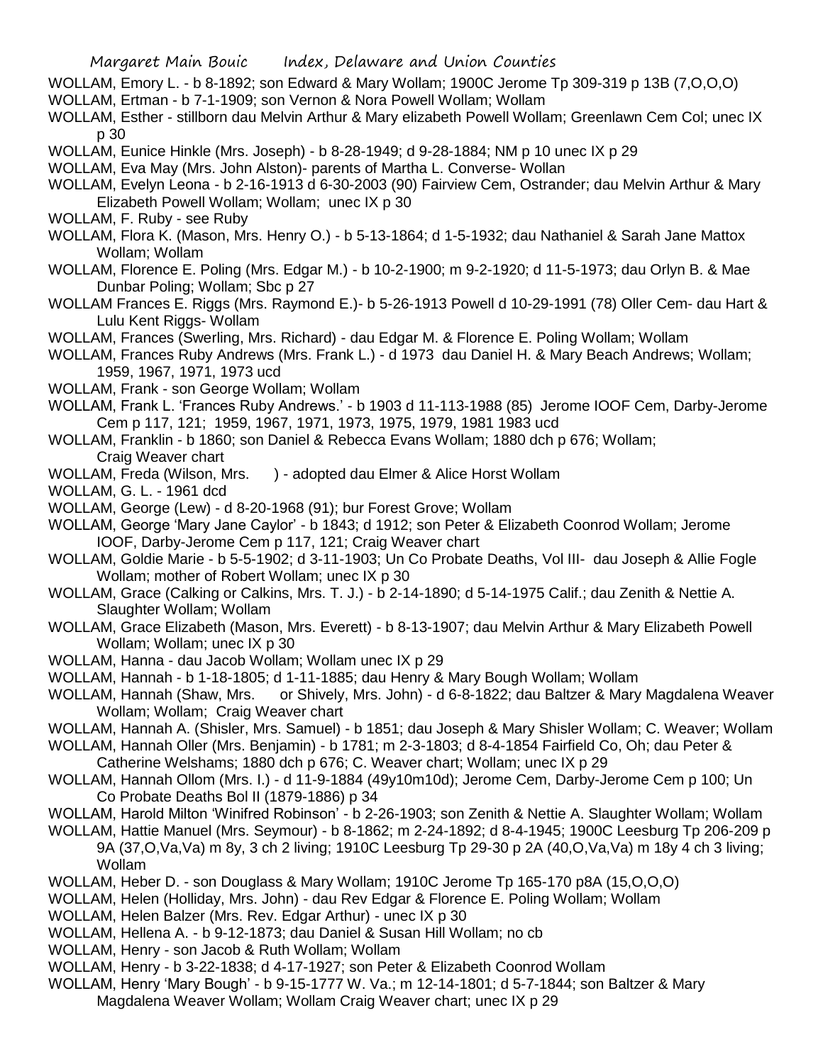WOLLAM, Emory L. - b 8-1892; son Edward & Mary Wollam; 1900C Jerome Tp 309-319 p 13B (7,O,O,O)

WOLLAM, Ertman - b 7-1-1909; son Vernon & Nora Powell Wollam; Wollam

WOLLAM, Esther - stillborn dau Melvin Arthur & Mary elizabeth Powell Wollam; Greenlawn Cem Col; unec IX p 30

WOLLAM, Eunice Hinkle (Mrs. Joseph) - b 8-28-1949; d 9-28-1884; NM p 10 unec IX p 29

WOLLAM, Eva May (Mrs. John Alston)- parents of Martha L. Converse- Wollan

WOLLAM, Evelyn Leona - b 2-16-1913 d 6-30-2003 (90) Fairview Cem, Ostrander; dau Melvin Arthur & Mary Elizabeth Powell Wollam; Wollam; unec IX p 30

WOLLAM, F. Ruby - see Ruby

WOLLAM, Flora K. (Mason, Mrs. Henry O.) - b 5-13-1864; d 1-5-1932; dau Nathaniel & Sarah Jane Mattox Wollam; Wollam

WOLLAM, Florence E. Poling (Mrs. Edgar M.) - b 10-2-1900; m 9-2-1920; d 11-5-1973; dau Orlyn B. & Mae Dunbar Poling; Wollam; Sbc p 27

WOLLAM Frances E. Riggs (Mrs. Raymond E.)- b 5-26-1913 Powell d 10-29-1991 (78) Oller Cem- dau Hart & Lulu Kent Riggs- Wollam

WOLLAM, Frances (Swerling, Mrs. Richard) - dau Edgar M. & Florence E. Poling Wollam; Wollam

WOLLAM, Frances Ruby Andrews (Mrs. Frank L.) - d 1973 dau Daniel H. & Mary Beach Andrews; Wollam; 1959, 1967, 1971, 1973 ucd

WOLLAM, Frank - son George Wollam; Wollam

WOLLAM, Frank L. 'Frances Ruby Andrews.' - b 1903 d 11-113-1988 (85) Jerome IOOF Cem, Darby-Jerome Cem p 117, 121; 1959, 1967, 1971, 1973, 1975, 1979, 1981 1983 ucd

WOLLAM, Franklin - b 1860; son Daniel & Rebecca Evans Wollam; 1880 dch p 676; Wollam; Craig Weaver chart

WOLLAM, Freda (Wilson, Mrs. ) - adopted dau Elmer & Alice Horst Wollam

WOLLAM, G. L. - 1961 dcd

WOLLAM, George (Lew) - d 8-20-1968 (91); bur Forest Grove; Wollam

WOLLAM, George 'Mary Jane Caylor' - b 1843; d 1912; son Peter & Elizabeth Coonrod Wollam; Jerome IOOF, Darby-Jerome Cem p 117, 121; Craig Weaver chart

WOLLAM, Goldie Marie - b 5-5-1902; d 3-11-1903; Un Co Probate Deaths, Vol III- dau Joseph & Allie Fogle Wollam; mother of Robert Wollam; unec IX p 30

WOLLAM, Grace (Calking or Calkins, Mrs. T. J.) - b 2-14-1890; d 5-14-1975 Calif.; dau Zenith & Nettie A. Slaughter Wollam; Wollam

WOLLAM, Grace Elizabeth (Mason, Mrs. Everett) - b 8-13-1907; dau Melvin Arthur & Mary Elizabeth Powell Wollam; Wollam; unec IX p 30

WOLLAM, Hanna - dau Jacob Wollam; Wollam unec IX p 29

WOLLAM, Hannah - b 1-18-1805; d 1-11-1885; dau Henry & Mary Bough Wollam; Wollam

WOLLAM, Hannah (Shaw, Mrs. or Shively, Mrs. John) - d 6-8-1822; dau Baltzer & Mary Magdalena Weaver Wollam; Wollam; Craig Weaver chart

WOLLAM, Hannah A. (Shisler, Mrs. Samuel) - b 1851; dau Joseph & Mary Shisler Wollam; C. Weaver; Wollam

WOLLAM, Hannah Oller (Mrs. Benjamin) - b 1781; m 2-3-1803; d 8-4-1854 Fairfield Co, Oh; dau Peter & Catherine Welshams; 1880 dch p 676; C. Weaver chart; Wollam; unec IX p 29

WOLLAM, Hannah Ollom (Mrs. I.) - d 11-9-1884 (49y10m10d); Jerome Cem, Darby-Jerome Cem p 100; Un Co Probate Deaths Bol II (1879-1886) p 34

WOLLAM, Harold Milton 'Winifred Robinson' - b 2-26-1903; son Zenith & Nettie A. Slaughter Wollam; Wollam

WOLLAM, Hattie Manuel (Mrs. Seymour) - b 8-1862; m 2-24-1892; d 8-4-1945; 1900C Leesburg Tp 206-209 p 9A (37,O,Va,Va) m 8y, 3 ch 2 living; 1910C Leesburg Tp 29-30 p 2A (40,O,Va,Va) m 18y 4 ch 3 living; Wollam

WOLLAM, Heber D. - son Douglass & Mary Wollam; 1910C Jerome Tp 165-170 p8A (15,O,O,O)

WOLLAM, Helen (Holliday, Mrs. John) - dau Rev Edgar & Florence E. Poling Wollam; Wollam

WOLLAM, Helen Balzer (Mrs. Rev. Edgar Arthur) - unec IX p 30

WOLLAM, Hellena A. - b 9-12-1873; dau Daniel & Susan Hill Wollam; no cb

WOLLAM, Henry - son Jacob & Ruth Wollam; Wollam

WOLLAM, Henry - b 3-22-1838; d 4-17-1927; son Peter & Elizabeth Coonrod Wollam

WOLLAM, Henry 'Mary Bough' - b 9-15-1777 W. Va.; m 12-14-1801; d 5-7-1844; son Baltzer & Mary Magdalena Weaver Wollam; Wollam Craig Weaver chart; unec IX p 29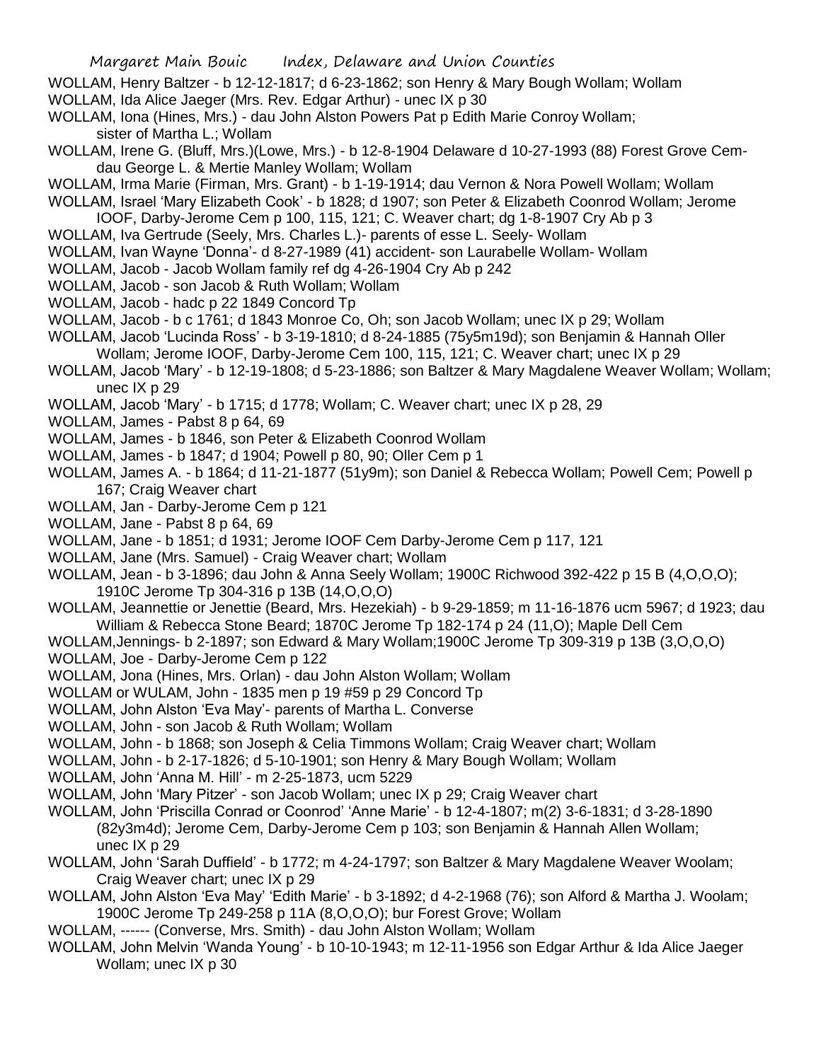WOLLAM, Henry Baltzer - b 12-12-1817; d 6-23-1862; son Henry & Mary Bough Wollam; Wollam

WOLLAM, Ida Alice Jaeger (Mrs. Rev. Edgar Arthur) - unec IX p 30

WOLLAM, Iona (Hines, Mrs.) - dau John Alston Powers Pat p Edith Marie Conroy Wollam; sister of Martha L.; Wollam

WOLLAM, Irene G. (Bluff, Mrs.)(Lowe, Mrs.) - b 12-8-1904 Delaware d 10-27-1993 (88) Forest Grove Cem- dau George L. & Mertie Manley Wollam; Wollam

WOLLAM, Irma Marie (Firman, Mrs. Grant) - b 1-19-1914; dau Vernon & Nora Powell Wollam; Wollam

WOLLAM, Israel 'Mary Elizabeth Cook' - b 1828; d 1907; son Peter & Elizabeth Coonrod Wollam; Jerome IOOF, Darby-Jerome Cem p 100, 115, 121; C. Weaver chart; dg 1-8-1907 Cry Ab p 3

WOLLAM, Iva Gertrude (Seely, Mrs. Charles L.)- parents of esse L. Seely- Wollam

WOLLAM, Ivan Wayne 'Donna'- d 8-27-1989 (41) accident- son Laurabelle Wollam- Wollam

WOLLAM, Jacob - Jacob Wollam family ref dg 4-26-1904 Cry Ab p 242

WOLLAM, Jacob - son Jacob & Ruth Wollam; Wollam

WOLLAM, Jacob - hadc p 22 1849 Concord Tp

WOLLAM, Jacob - b c 1761; d 1843 Monroe Co, Oh; son Jacob Wollam; unec IX p 29; Wollam

WOLLAM, Jacob 'Lucinda Ross' - b 3-19-1810; d 8-24-1885 (75y5m19d); son Benjamin & Hannah Oller Wollam; Jerome IOOF, Darby-Jerome Cem 100, 115, 121; C. Weaver chart; unec IX p 29

WOLLAM, Jacob 'Mary' - b 12-19-1808; d 5-23-1886; son Baltzer & Mary Magdalene Weaver Wollam; Wollam; unec IX p 29

WOLLAM, Jacob 'Mary' - b 1715; d 1778; Wollam; C. Weaver chart; unec IX p 28, 29

WOLLAM, James - Pabst 8 p 64, 69

WOLLAM, James - b 1846, son Peter & Elizabeth Coonrod Wollam

WOLLAM, James - b 1847; d 1904; Powell p 80, 90; Oller Cem p 1

WOLLAM, James A. - b 1864; d 11-21-1877 (51y9m); son Daniel & Rebecca Wollam; Powell Cem; Powell p 167; Craig Weaver chart

WOLLAM, Jan - Darby-Jerome Cem p 121

WOLLAM, Jane - Pabst 8 p 64, 69

WOLLAM, Jane - b 1851; d 1931; Jerome IOOF Cem Darby-Jerome Cem p 117, 121

WOLLAM, Jane (Mrs. Samuel) - Craig Weaver chart; Wollam

WOLLAM, Jean - b 3-1896; dau John & Anna Seely Wollam; 1900C Richwood 392-422 p 15 B (4,O,O,O); 1910C Jerome Tp 304-316 p 13B (14,O,O,O)

WOLLAM, Jeannettie or Jenettie (Beard, Mrs. Hezekiah) - b 9-29-1859; m 11-16-1876 ucm 5967; d 1923; dau William & Rebecca Stone Beard; 1870C Jerome Tp 182-174 p 24 (11,O); Maple Dell Cem

WOLLAM,Jennings- b 2-1897; son Edward & Mary Wollam;1900C Jerome Tp 309-319 p 13B (3,O,O,O)

WOLLAM, Joe - Darby-Jerome Cem p 122

WOLLAM, Jona (Hines, Mrs. Orlan) - dau John Alston Wollam; Wollam

WOLLAM or WULAM, John - 1835 men p 19 #59 p 29 Concord Tp

WOLLAM, John Alston 'Eva May'- parents of Martha L. Converse

WOLLAM, John - son Jacob & Ruth Wollam; Wollam

WOLLAM, John - b 1868; son Joseph & Celia Timmons Wollam; Craig Weaver chart; Wollam

WOLLAM, John - b 2-17-1826; d 5-10-1901; son Henry & Mary Bough Wollam; Wollam

WOLLAM, John 'Anna M. Hill' - m 2-25-1873, ucm 5229

WOLLAM, John 'Mary Pitzer' - son Jacob Wollam; unec IX p 29; Craig Weaver chart

WOLLAM, John 'Priscilla Conrad or Coonrod' 'Anne Marie' - b 12-4-1807; m(2) 3-6-1831; d 3-28-1890 (82y3m4d); Jerome Cem, Darby-Jerome Cem p 103; son Benjamin & Hannah Allen Wollam; unec IX p 29

WOLLAM, John 'Sarah Duffield' - b 1772; m 4-24-1797; son Baltzer & Mary Magdalene Weaver Woolam; Craig Weaver chart; unec IX p 29

WOLLAM, John Alston 'Eva May' 'Edith Marie' - b 3-1892; d 4-2-1968 (76); son Alford & Martha J. Woolam; 1900C Jerome Tp 249-258 p 11A (8,O,O,O); bur Forest Grove; Wollam

WOLLAM, ------ (Converse, Mrs. Smith) - dau John Alston Wollam; Wollam

WOLLAM, John Melvin 'Wanda Young' - b 10-10-1943; m 12-11-1956 son Edgar Arthur & Ida Alice Jaeger Wollam; unec IX p 30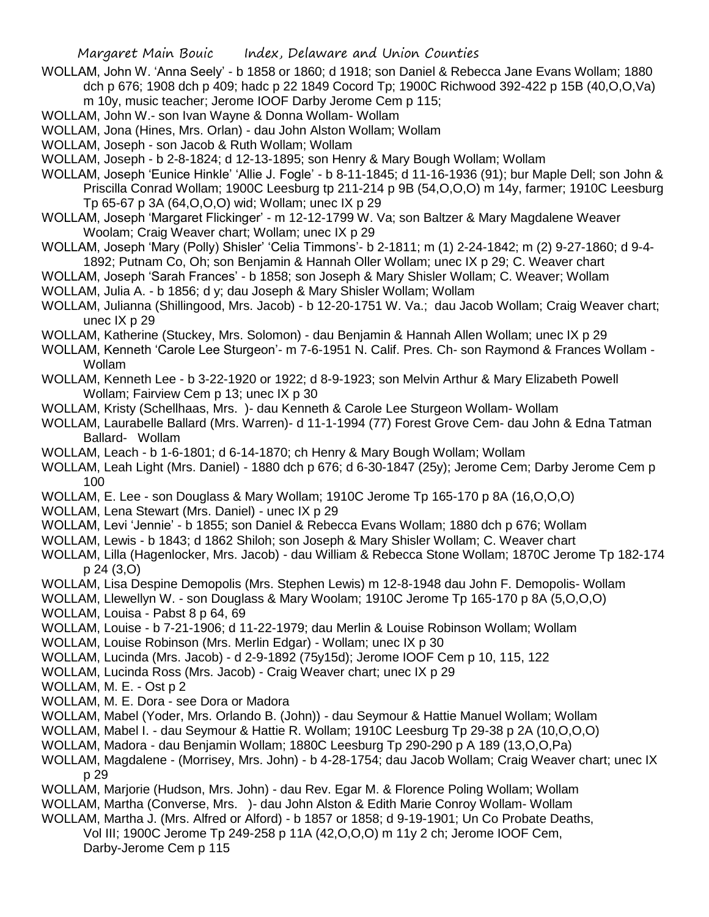WOLLAM, John W. 'Anna Seely' - b 1858 or 1860; d 1918; son Daniel & Rebecca Jane Evans Wollam; 1880 dch p 676; 1908 dch p 409; hadc p 22 1849 Cocord Tp; 1900C Richwood 392-422 p 15B (40,O,O,Va) m 10y, music teacher; Jerome IOOF Darby Jerome Cem p 115;

WOLLAM, John W.- son Ivan Wayne & Donna Wollam- Wollam

WOLLAM, Jona (Hines, Mrs. Orlan) - dau John Alston Wollam; Wollam

WOLLAM, Joseph - son Jacob & Ruth Wollam; Wollam

WOLLAM, Joseph - b 2-8-1824; d 12-13-1895; son Henry & Mary Bough Wollam; Wollam

WOLLAM, Joseph 'Eunice Hinkle' 'Allie J. Fogle' - b 8-11-1845; d 11-16-1936 (91); bur Maple Dell; son John & Priscilla Conrad Wollam; 1900C Leesburg tp 211-214 p 9B (54,O,O,O) m 14y, farmer; 1910C Leesburg Tp 65-67 p 3A (64,O,O,O) wid; Wollam; unec IX p 29

WOLLAM, Joseph 'Margaret Flickinger' - m 12-12-1799 W. Va; son Baltzer & Mary Magdalene Weaver Woolam; Craig Weaver chart; Wollam; unec IX p 29

WOLLAM, Joseph 'Mary (Polly) Shisler' 'Celia Timmons'- b 2-1811; m (1) 2-24-1842; m (2) 9-27-1860; d 9-4-1892; Putnam Co, Oh; son Benjamin & Hannah Oller Wollam; unec IX p 29; C. Weaver chart

WOLLAM, Joseph 'Sarah Frances' - b 1858; son Joseph & Mary Shisler Wollam; C. Weaver; Wollam

WOLLAM, Julia A. - b 1856; d y; dau Joseph & Mary Shisler Wollam; Wollam

WOLLAM, Julianna (Shillingood, Mrs. Jacob) - b 12-20-1751 W. Va.; dau Jacob Wollam; Craig Weaver chart; unec IX p 29

WOLLAM, Katherine (Stuckey, Mrs. Solomon) - dau Benjamin & Hannah Allen Wollam; unec IX p 29

WOLLAM, Kenneth 'Carole Lee Sturgeon'- m 7-6-1951 N. Calif. Pres. Ch- son Raymond & Frances Wollam - Wollam

WOLLAM, Kenneth Lee - b 3-22-1920 or 1922; d 8-9-1923; son Melvin Arthur & Mary Elizabeth Powell Wollam; Fairview Cem p 13; unec IX p 30

WOLLAM, Kristy (Schellhaas, Mrs. )- dau Kenneth & Carole Lee Sturgeon Wollam- Wollam

WOLLAM, Laurabelle Ballard (Mrs. Warren)- d 11-1-1994 (77) Forest Grove Cem- dau John & Edna Tatman Ballard- Wollam

WOLLAM, Leach - b 1-6-1801; d 6-14-1870; ch Henry & Mary Bough Wollam; Wollam

WOLLAM, Leah Light (Mrs. Daniel) - 1880 dch p 676; d 6-30-1847 (25y); Jerome Cem; Darby Jerome Cem p 100

WOLLAM, E. Lee - son Douglass & Mary Wollam; 1910C Jerome Tp 165-170 p 8A (16,O,O,O)

WOLLAM, Lena Stewart (Mrs. Daniel) - unec IX p 29

WOLLAM, Levi 'Jennie' - b 1855; son Daniel & Rebecca Evans Wollam; 1880 dch p 676; Wollam

WOLLAM, Lewis - b 1843; d 1862 Shiloh; son Joseph & Mary Shisler Wollam; C. Weaver chart

WOLLAM, Lilla (Hagenlocker, Mrs. Jacob) - dau William & Rebecca Stone Wollam; 1870C Jerome Tp 182-174 p 24 (3,O)

WOLLAM, Lisa Despine Demopolis (Mrs. Stephen Lewis) m 12-8-1948 dau John F. Demopolis- Wollam

WOLLAM, Llewellyn W. - son Douglass & Mary Woolam; 1910C Jerome Tp 165-170 p 8A (5,O,O,O)

WOLLAM, Louisa - Pabst 8 p 64, 69

WOLLAM, Louise - b 7-21-1906; d 11-22-1979; dau Merlin & Louise Robinson Wollam; Wollam

WOLLAM, Louise Robinson (Mrs. Merlin Edgar) - Wollam; unec IX p 30

WOLLAM, Lucinda (Mrs. Jacob) - d 2-9-1892 (75y15d); Jerome IOOF Cem p 10, 115, 122

WOLLAM, Lucinda Ross (Mrs. Jacob) - Craig Weaver chart; unec IX p 29

WOLLAM, M. E. - Ost p 2

WOLLAM, M. E. Dora - see Dora or Madora

WOLLAM, Mabel (Yoder, Mrs. Orlando B. (John)) - dau Seymour & Hattie Manuel Wollam; Wollam

WOLLAM, Mabel I. - dau Seymour & Hattie R. Wollam; 1910C Leesburg Tp 29-38 p 2A (10,O,O,O)

WOLLAM, Madora - dau Benjamin Wollam; 1880C Leesburg Tp 290-290 p A 189 (13,O,O,Pa)

WOLLAM, Magdalene - (Morrisey, Mrs. John) - b 4-28-1754; dau Jacob Wollam; Craig Weaver chart; unec IX p 29

WOLLAM, Marjorie (Hudson, Mrs. John) - dau Rev. Egar M. & Florence Poling Wollam; Wollam

WOLLAM, Martha (Converse, Mrs. )- dau John Alston & Edith Marie Conroy Wollam- Wollam

WOLLAM, Martha J. (Mrs. Alfred or Alford) - b 1857 or 1858; d 9-19-1901; Un Co Probate Deaths, Vol III; 1900C Jerome Tp 249-258 p 11A (42,O,O,O) m 11y 2 ch; Jerome IOOF Cem, Darby-Jerome Cem p 115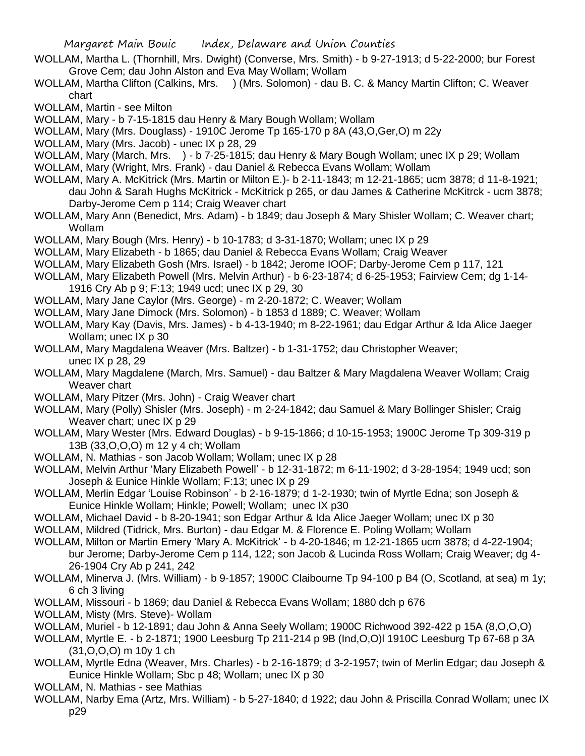WOLLAM, Martha L. (Thornhill, Mrs. Dwight) (Converse, Mrs. Smith) - b 9-27-1913; d 5-22-2000; bur Forest Grove Cem; dau John Alston and Eva May Wollam; Wollam

WOLLAM, Martha Clifton (Calkins, Mrs. ) (Mrs. Solomon) - dau B. C. & Mancy Martin Clifton; C. Weaver chart

WOLLAM, Martin - see Milton

WOLLAM, Mary - b 7-15-1815 dau Henry & Mary Bough Wollam; Wollam

WOLLAM, Mary (Mrs. Douglass) - 1910C Jerome Tp 165-170 p 8A (43,O,Ger,O) m 22y

WOLLAM, Mary (Mrs. Jacob) - unec IX p 28, 29

WOLLAM, Mary (March, Mrs. ) - b 7-25-1815; dau Henry & Mary Bough Wollam; unec IX p 29; Wollam

WOLLAM, Mary (Wright, Mrs. Frank) - dau Daniel & Rebecca Evans Wollam; Wollam

WOLLAM, Mary A. McKitrick (Mrs. Martin or Milton E.)- b 2-11-1843; m 12-21-1865; ucm 3878; d 11-8-1921; dau John & Sarah Hughs McKitrick - McKitrick p 265, or dau James & Catherine McKitrck - ucm 3878; Darby-Jerome Cem p 114; Craig Weaver chart

WOLLAM, Mary Ann (Benedict, Mrs. Adam) - b 1849; dau Joseph & Mary Shisler Wollam; C. Weaver chart; Wollam

WOLLAM, Mary Bough (Mrs. Henry) - b 10-1783; d 3-31-1870; Wollam; unec IX p 29

WOLLAM, Mary Elizabeth - b 1865; dau Daniel & Rebecca Evans Wollam; Craig Weaver

WOLLAM, Mary Elizabeth Gosh (Mrs. Israel) - b 1842; Jerome IOOF; Darby-Jerome Cem p 117, 121

WOLLAM, Mary Elizabeth Powell (Mrs. Melvin Arthur) - b 6-23-1874; d 6-25-1953; Fairview Cem; dg 1-14-1916 Cry Ab p 9; F:13; 1949 ucd; unec IX p 29, 30

WOLLAM, Mary Jane Caylor (Mrs. George) - m 2-20-1872; C. Weaver; Wollam

WOLLAM, Mary Jane Dimock (Mrs. Solomon) - b 1853 d 1889; C. Weaver; Wollam

WOLLAM, Mary Kay (Davis, Mrs. James) - b 4-13-1940; m 8-22-1961; dau Edgar Arthur & Ida Alice Jaeger Wollam; unec IX p 30

WOLLAM, Mary Magdalena Weaver (Mrs. Baltzer) - b 1-31-1752; dau Christopher Weaver; unec IX p 28, 29

WOLLAM, Mary Magdalene (March, Mrs. Samuel) - dau Baltzer & Mary Magdalena Weaver Wollam; Craig Weaver chart

WOLLAM, Mary Pitzer (Mrs. John) - Craig Weaver chart

WOLLAM, Mary (Polly) Shisler (Mrs. Joseph) - m 2-24-1842; dau Samuel & Mary Bollinger Shisler; Craig Weaver chart; unec IX p 29

WOLLAM, Mary Wester (Mrs. Edward Douglas) - b 9-15-1866; d 10-15-1953; 1900C Jerome Tp 309-319 p 13B (33,O,O,O) m 12 y 4 ch; Wollam

WOLLAM, N. Mathias - son Jacob Wollam; Wollam; unec IX p 28

WOLLAM, Melvin Arthur 'Mary Elizabeth Powell' - b 12-31-1872; m 6-11-1902; d 3-28-1954; 1949 ucd; son Joseph & Eunice Hinkle Wollam; F:13; unec IX p 29

WOLLAM, Merlin Edgar 'Louise Robinson' - b 2-16-1879; d 1-2-1930; twin of Myrtle Edna; son Joseph & Eunice Hinkle Wollam; Hinkle; Powell; Wollam; unec IX p30

WOLLAM, Michael David - b 8-20-1941; son Edgar Arthur & Ida Alice Jaeger Wollam; unec IX p 30

WOLLAM, Mildred (Tidrick, Mrs. Burton) - dau Edgar M. & Florence E. Poling Wollam; Wollam

WOLLAM, Milton or Martin Emery 'Mary A. McKitrick' - b 4-20-1846; m 12-21-1865 ucm 3878; d 4-22-1904; bur Jerome; Darby-Jerome Cem p 114, 122; son Jacob & Lucinda Ross Wollam; Craig Weaver; dg 4-26-1904 Cry Ab p 241, 242

WOLLAM, Minerva J. (Mrs. William) - b 9-1857; 1900C Claibourne Tp 94-100 p B4 (O, Scotland, at sea) m 1y; 6 ch 3 living

WOLLAM, Missouri - b 1869; dau Daniel & Rebecca Evans Wollam; 1880 dch p 676

WOLLAM, Misty (Mrs. Steve)- Wollam

WOLLAM, Muriel - b 12-1891; dau John & Anna Seely Wollam; 1900C Richwood 392-422 p 15A (8,O,O,O)

WOLLAM, Myrtle E. - b 2-1871; 1900 Leesburg Tp 211-214 p 9B (Ind,O,O)l 1910C Leesburg Tp 67-68 p 3A (31,O,O,O) m 10y 1 ch

WOLLAM, Myrtle Edna (Weaver, Mrs. Charles) - b 2-16-1879; d 3-2-1957; twin of Merlin Edgar; dau Joseph & Eunice Hinkle Wollam; Sbc p 48; Wollam; unec IX p 30

WOLLAM, N. Mathias - see Mathias

WOLLAM, Narby Ema (Artz, Mrs. William) - b 5-27-1840; d 1922; dau John & Priscilla Conrad Wollam; unec IX p29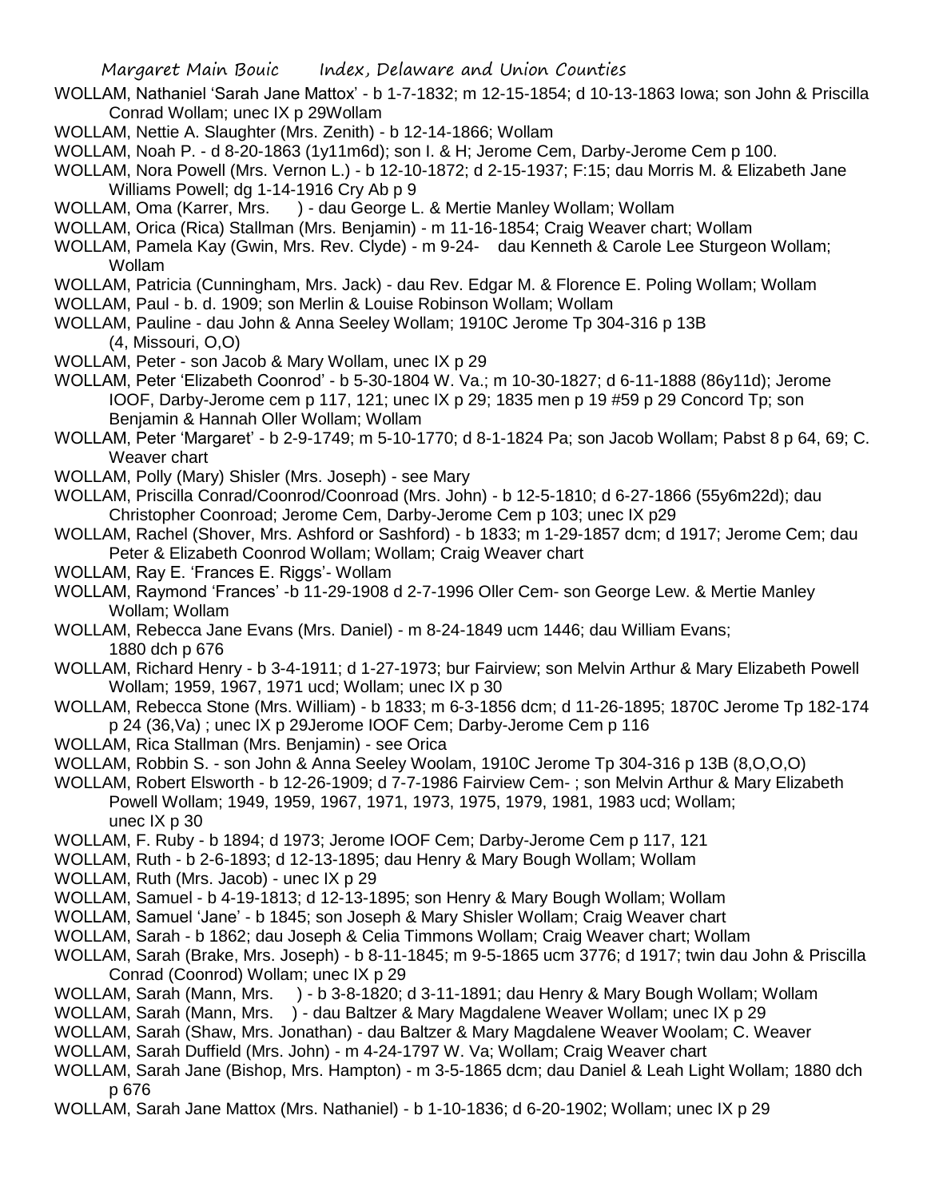WOLLAM, Nathaniel 'Sarah Jane Mattox' - b 1-7-1832; m 12-15-1854; d 10-13-1863 Iowa; son John & Priscilla Conrad Wollam; unec IX p 29Wollam

WOLLAM, Nettie A. Slaughter (Mrs. Zenith) - b 12-14-1866; Wollam

WOLLAM, Noah P. - d 8-20-1863 (1y11m6d); son I. & H; Jerome Cem, Darby-Jerome Cem p 100.

WOLLAM, Nora Powell (Mrs. Vernon L.) - b 12-10-1872; d 2-15-1937; F:15; dau Morris M. & Elizabeth Jane Williams Powell; dg 1-14-1916 Cry Ab p 9

WOLLAM, Oma (Karrer, Mrs. ) - dau George L. & Mertie Manley Wollam; Wollam

WOLLAM, Orica (Rica) Stallman (Mrs. Benjamin) - m 11-16-1854; Craig Weaver chart; Wollam

WOLLAM, Pamela Kay (Gwin, Mrs. Rev. Clyde) - m 9-24- dau Kenneth & Carole Lee Sturgeon Wollam; Wollam

WOLLAM, Patricia (Cunningham, Mrs. Jack) - dau Rev. Edgar M. & Florence E. Poling Wollam; Wollam

WOLLAM, Paul - b. d. 1909; son Merlin & Louise Robinson Wollam; Wollam

WOLLAM, Pauline - dau John & Anna Seeley Wollam; 1910C Jerome Tp 304-316 p 13B (4, Missouri, O,O)

WOLLAM, Peter - son Jacob & Mary Wollam, unec IX p 29

WOLLAM, Peter 'Elizabeth Coonrod' - b 5-30-1804 W. Va.; m 10-30-1827; d 6-11-1888 (86y11d); Jerome IOOF, Darby-Jerome cem p 117, 121; unec IX p 29; 1835 men p 19 #59 p 29 Concord Tp; son Benjamin & Hannah Oller Wollam; Wollam

WOLLAM, Peter 'Margaret' - b 2-9-1749; m 5-10-1770; d 8-1-1824 Pa; son Jacob Wollam; Pabst 8 p 64, 69; C. Weaver chart

WOLLAM, Polly (Mary) Shisler (Mrs. Joseph) - see Mary

WOLLAM, Priscilla Conrad/Coonrod/Coonroad (Mrs. John) - b 12-5-1810; d 6-27-1866 (55y6m22d); dau Christopher Coonroad; Jerome Cem, Darby-Jerome Cem p 103; unec IX p29

WOLLAM, Rachel (Shover, Mrs. Ashford or Sashford) - b 1833; m 1-29-1857 dcm; d 1917; Jerome Cem; dau Peter & Elizabeth Coonrod Wollam; Wollam; Craig Weaver chart

WOLLAM, Ray E. 'Frances E. Riggs'- Wollam

WOLLAM, Raymond 'Frances' -b 11-29-1908 d 2-7-1996 Oller Cem- son George Lew. & Mertie Manley Wollam; Wollam

WOLLAM, Rebecca Jane Evans (Mrs. Daniel) - m 8-24-1849 ucm 1446; dau William Evans; 1880 dch p 676

WOLLAM, Richard Henry - b 3-4-1911; d 1-27-1973; bur Fairview; son Melvin Arthur & Mary Elizabeth Powell Wollam; 1959, 1967, 1971 ucd; Wollam; unec IX p 30

WOLLAM, Rebecca Stone (Mrs. William) - b 1833; m 6-3-1856 dcm; d 11-26-1895; 1870C Jerome Tp 182-174 p 24 (36,Va) ; unec IX p 29Jerome IOOF Cem; Darby-Jerome Cem p 116

WOLLAM, Rica Stallman (Mrs. Benjamin) - see Orica

WOLLAM, Robbin S. - son John & Anna Seeley Woolam, 1910C Jerome Tp 304-316 p 13B (8,O,O,O)

WOLLAM, Robert Elsworth - b 12-26-1909; d 7-7-1986 Fairview Cem- ; son Melvin Arthur & Mary Elizabeth Powell Wollam; 1949, 1959, 1967, 1971, 1973, 1975, 1979, 1981, 1983 ucd; Wollam; unec IX p 30

WOLLAM, F. Ruby - b 1894; d 1973; Jerome IOOF Cem; Darby-Jerome Cem p 117, 121

WOLLAM, Ruth - b 2-6-1893; d 12-13-1895; dau Henry & Mary Bough Wollam; Wollam

WOLLAM, Ruth (Mrs. Jacob) - unec IX p 29

WOLLAM, Samuel - b 4-19-1813; d 12-13-1895; son Henry & Mary Bough Wollam; Wollam

WOLLAM, Samuel 'Jane' - b 1845; son Joseph & Mary Shisler Wollam; Craig Weaver chart

WOLLAM, Sarah - b 1862; dau Joseph & Celia Timmons Wollam; Craig Weaver chart; Wollam

WOLLAM, Sarah (Brake, Mrs. Joseph) - b 8-11-1845; m 9-5-1865 ucm 3776; d 1917; twin dau John & Priscilla Conrad (Coonrod) Wollam; unec IX p 29

WOLLAM, Sarah (Mann, Mrs. ) - b 3-8-1820; d 3-11-1891; dau Henry & Mary Bough Wollam; Wollam

WOLLAM, Sarah (Mann, Mrs. ) - dau Baltzer & Mary Magdalene Weaver Wollam; unec IX p 29

WOLLAM, Sarah (Shaw, Mrs. Jonathan) - dau Baltzer & Mary Magdalene Weaver Woolam; C. Weaver

WOLLAM, Sarah Duffield (Mrs. John) - m 4-24-1797 W. Va; Wollam; Craig Weaver chart

WOLLAM, Sarah Jane (Bishop, Mrs. Hampton) - m 3-5-1865 dcm; dau Daniel & Leah Light Wollam; 1880 dch p 676

WOLLAM, Sarah Jane Mattox (Mrs. Nathaniel) - b 1-10-1836; d 6-20-1902; Wollam; unec IX p 29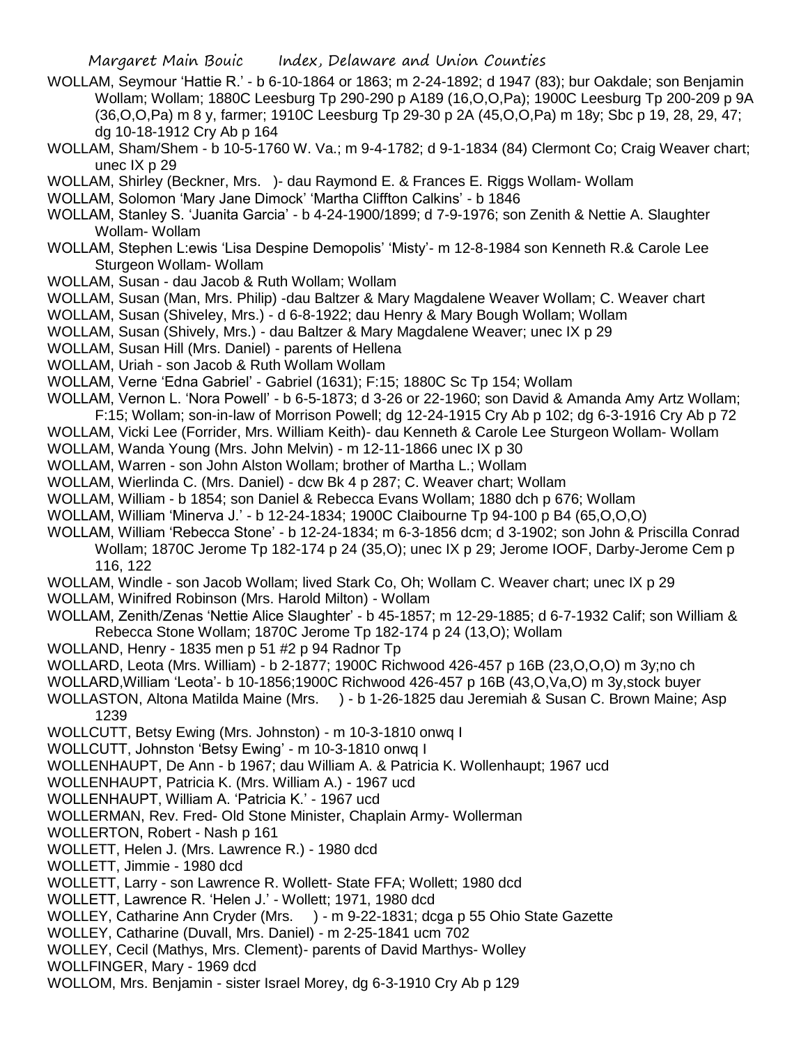WOLLAM, Seymour 'Hattie R.' - b 6-10-1864 or 1863; m 2-24-1892; d 1947 (83); bur Oakdale; son Benjamin Wollam; Wollam; 1880C Leesburg Tp 290-290 p A189 (16,O,O,Pa); 1900C Leesburg Tp 200-209 p 9A (36,O,O,Pa) m 8 y, farmer; 1910C Leesburg Tp 29-30 p 2A (45,O,O,Pa) m 18y; Sbc p 19, 28, 29, 47; dg 10-18-1912 Cry Ab p 164

WOLLAM, Sham/Shem - b 10-5-1760 W. Va.; m 9-4-1782; d 9-1-1834 (84) Clermont Co; Craig Weaver chart; unec IX p 29

WOLLAM, Shirley (Beckner, Mrs. )- dau Raymond E. & Frances E. Riggs Wollam- Wollam

WOLLAM, Solomon 'Mary Jane Dimock' 'Martha Cliffton Calkins' - b 1846

WOLLAM, Stanley S. 'Juanita Garcia' - b 4-24-1900/1899; d 7-9-1976; son Zenith & Nettie A. Slaughter Wollam- Wollam

WOLLAM, Stephen L:ewis 'Lisa Despine Demopolis' 'Misty'- m 12-8-1984 son Kenneth R.& Carole Lee Sturgeon Wollam- Wollam

WOLLAM, Susan - dau Jacob & Ruth Wollam; Wollam

WOLLAM, Susan (Man, Mrs. Philip) -dau Baltzer & Mary Magdalene Weaver Wollam; C. Weaver chart

WOLLAM, Susan (Shiveley, Mrs.) - d 6-8-1922; dau Henry & Mary Bough Wollam; Wollam

WOLLAM, Susan (Shively, Mrs.) - dau Baltzer & Mary Magdalene Weaver; unec IX p 29

WOLLAM, Susan Hill (Mrs. Daniel) - parents of Hellena

WOLLAM, Uriah - son Jacob & Ruth Wollam Wollam

WOLLAM, Verne 'Edna Gabriel' - Gabriel (1631); F:15; 1880C Sc Tp 154; Wollam

WOLLAM, Vernon L. 'Nora Powell' - b 6-5-1873; d 3-26 or 22-1960; son David & Amanda Amy Artz Wollam; F:15; Wollam; son-in-law of Morrison Powell; dg 12-24-1915 Cry Ab p 102; dg 6-3-1916 Cry Ab p 72

WOLLAM, Vicki Lee (Forrider, Mrs. William Keith)- dau Kenneth & Carole Lee Sturgeon Wollam- Wollam

WOLLAM, Wanda Young (Mrs. John Melvin) - m 12-11-1866 unec IX p 30

WOLLAM, Warren - son John Alston Wollam; brother of Martha L.; Wollam

WOLLAM, Wierlinda C. (Mrs. Daniel) - dcw Bk 4 p 287; C. Weaver chart; Wollam

WOLLAM, William - b 1854; son Daniel & Rebecca Evans Wollam; 1880 dch p 676; Wollam

WOLLAM, William 'Minerva J.' - b 12-24-1834; 1900C Claibourne Tp 94-100 p B4 (65,O,O,O)

WOLLAM, William 'Rebecca Stone' - b 12-24-1834; m 6-3-1856 dcm; d 3-1902; son John & Priscilla Conrad Wollam; 1870C Jerome Tp 182-174 p 24 (35,O); unec IX p 29; Jerome IOOF, Darby-Jerome Cem p 116, 122

WOLLAM, Windle - son Jacob Wollam; lived Stark Co, Oh; Wollam C. Weaver chart; unec IX p 29

WOLLAM, Winifred Robinson (Mrs. Harold Milton) - Wollam

WOLLAM, Zenith/Zenas 'Nettie Alice Slaughter' - b 45-1857; m 12-29-1885; d 6-7-1932 Calif; son William & Rebecca Stone Wollam; 1870C Jerome Tp 182-174 p 24 (13,O); Wollam

WOLLAND, Henry - 1835 men p 51 #2 p 94 Radnor Tp

WOLLARD, Leota (Mrs. William) - b 2-1877; 1900C Richwood 426-457 p 16B (23,O,O,O) m 3y;no ch

WOLLARD,William 'Leota'- b 10-1856;1900C Richwood 426-457 p 16B (43,O,Va,O) m 3y,stock buyer

WOLLASTON, Altona Matilda Maine (Mrs. ) - b 1-26-1825 dau Jeremiah & Susan C. Brown Maine; Asp 1239

WOLLCUTT, Betsy Ewing (Mrs. Johnston) - m 10-3-1810 onwq I

WOLLCUTT, Johnston 'Betsy Ewing' - m 10-3-1810 onwq I

WOLLENHAUPT, De Ann - b 1967; dau William A. & Patricia K. Wollenhaupt; 1967 ucd

WOLLENHAUPT, Patricia K. (Mrs. William A.) - 1967 ucd

WOLLENHAUPT, William A. 'Patricia K.' - 1967 ucd

WOLLERMAN, Rev. Fred- Old Stone Minister, Chaplain Army- Wollerman

WOLLERTON, Robert - Nash p 161

WOLLETT, Helen J. (Mrs. Lawrence R.) - 1980 dcd

WOLLETT, Jimmie - 1980 dcd

WOLLETT, Larry - son Lawrence R. Wollett- State FFA; Wollett; 1980 dcd

WOLLETT, Lawrence R. 'Helen J.' - Wollett; 1971, 1980 dcd

WOLLEY, Catharine Ann Cryder (Mrs. ) - m 9-22-1831; dcga p 55 Ohio State Gazette

WOLLEY, Catharine (Duvall, Mrs. Daniel) - m 2-25-1841 ucm 702

WOLLEY, Cecil (Mathys, Mrs. Clement)- parents of David Marthys- Wolley

WOLLFINGER, Mary - 1969 dcd

WOLLOM, Mrs. Benjamin - sister Israel Morey, dg 6-3-1910 Cry Ab p 129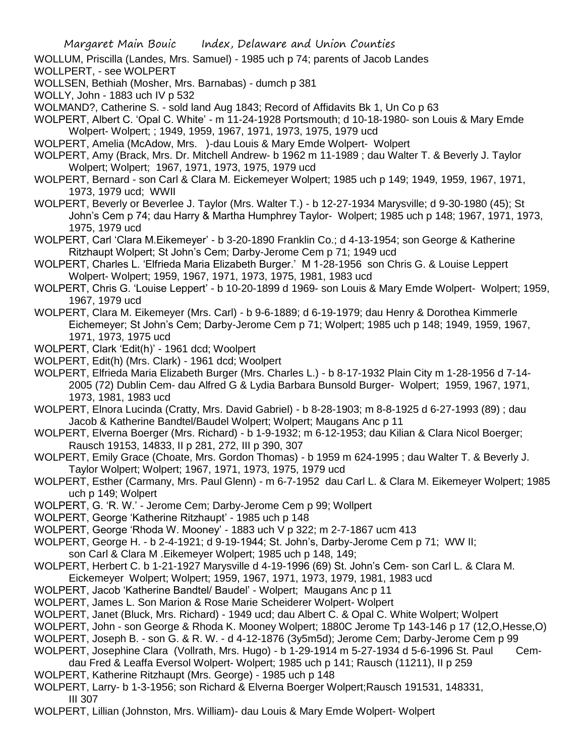WOLLUM, Priscilla (Landes, Mrs. Samuel) - 1985 uch p 74; parents of Jacob Landes

WOLLPERT, - see WOLPERT

WOLLSEN, Bethiah (Mosher, Mrs. Barnabas) - dumch p 381

WOLLY, John - 1883 uch IV p 532

WOLMAND?, Catherine S. - sold land Aug 1843; Record of Affidavits Bk 1, Un Co p 63

WOLPERT, Albert C. 'Opal C. White' - m 11-24-1928 Portsmouth; d 10-18-1980- son Louis & Mary Emde Wolpert- Wolpert; ; 1949, 1959, 1967, 1971, 1973, 1975, 1979 ucd

WOLPERT, Amelia (McAdow, Mrs. )-dau Louis & Mary Emde Wolpert- Wolpert

WOLPERT, Amy (Brack, Mrs. Dr. Mitchell Andrew- b 1962 m 11-1989 ; dau Walter T. & Beverly J. Taylor Wolpert; Wolpert; 1967, 1971, 1973, 1975, 1979 ucd

WOLPERT, Bernard - son Carl & Clara M. Eickemeyer Wolpert; 1985 uch p 149; 1949, 1959, 1967, 1971, 1973, 1979 ucd; WWII

WOLPERT, Beverly or Beverlee J. Taylor (Mrs. Walter T.) - b 12-27-1934 Marysville; d 9-30-1980 (45); St John's Cem p 74; dau Harry & Martha Humphrey Taylor- Wolpert; 1985 uch p 148; 1967, 1971, 1973, 1975, 1979 ucd

WOLPERT, Carl 'Clara M.Eikemeyer' - b 3-20-1890 Franklin Co.; d 4-13-1954; son George & Katherine Ritzhaupt Wolpert; St John's Cem; Darby-Jerome Cem p 71; 1949 ucd

WOLPERT, Charles L. 'Elfrieda Maria Elizabeth Burger.' M 1-28-1956 son Chris G. & Louise Leppert Wolpert- Wolpert; 1959, 1967, 1971, 1973, 1975, 1981, 1983 ucd

WOLPERT, Chris G. 'Louise Leppert' - b 10-20-1899 d 1969- son Louis & Mary Emde Wolpert- Wolpert; 1959, 1967, 1979 ucd

WOLPERT, Clara M. Eikemeyer (Mrs. Carl) - b 9-6-1889; d 6-19-1979; dau Henry & Dorothea Kimmerle Eichemeyer; St John's Cem; Darby-Jerome Cem p 71; Wolpert; 1985 uch p 148; 1949, 1959, 1967, 1971, 1973, 1975 ucd

WOLPERT, Clark 'Edit(h)' - 1961 dcd; Woolpert

WOLPERT, Edit(h) (Mrs. Clark) - 1961 dcd; Woolpert

WOLPERT, Elfrieda Maria Elizabeth Burger (Mrs. Charles L.) - b 8-17-1932 Plain City m 1-28-1956 d 7-14-2005 (72) Dublin Cem- dau Alfred G & Lydia Barbara Bunsold Burger- Wolpert; 1959, 1967, 1971, 1973, 1981, 1983 ucd

WOLPERT, Elnora Lucinda (Cratty, Mrs. David Gabriel) - b 8-28-1903; m 8-8-1925 d 6-27-1993 (89) ; dau Jacob & Katherine Bandtel/Baudel Wolpert; Wolpert; Maugans Anc p 11

WOLPERT, Elverna Boerger (Mrs. Richard) - b 1-9-1932; m 6-12-1953; dau Kilian & Clara Nicol Boerger; Rausch 19153, 14833, II p 281, 272, III p 390, 307

WOLPERT, Emily Grace (Choate, Mrs. Gordon Thomas) - b 1959 m 624-1995 ; dau Walter T. & Beverly J. Taylor Wolpert; Wolpert; 1967, 1971, 1973, 1975, 1979 ucd

WOLPERT, Esther (Carmany, Mrs. Paul Glenn) - m 6-7-1952 dau Carl L. & Clara M. Eikemeyer Wolpert; 1985 uch p 149; Wolpert

WOLPERT, G. 'R. W.' - Jerome Cem; Darby-Jerome Cem p 99; Wollpert

WOLPERT, George 'Katherine Ritzhaupt' - 1985 uch p 148

WOLPERT, George 'Rhoda W. Mooney' - 1883 uch V p 322; m 2-7-1867 ucm 413

WOLPERT, George H. - b 2-4-1921; d 9-19-1944; St. John's, Darby-Jerome Cem p 71; WW II; son Carl & Clara M .Eikemeyer Wolpert; 1985 uch p 148, 149;

WOLPERT, Herbert C. b 1-21-1927 Marysville d 4-19-1996 (69) St. John's Cem- son Carl L. & Clara M. Eickemeyer Wolpert; Wolpert; 1959, 1967, 1971, 1973, 1979, 1981, 1983 ucd

WOLPERT, Jacob 'Katherine Bandtel/ Baudel' - Wolpert; Maugans Anc p 11

WOLPERT, James L. Son Marion & Rose Marie Scheiderer Wolpert- Wolpert

WOLPERT, Janet (Bluck, Mrs. Richard) - 1949 ucd; dau Albert C. & Opal C. White Wolpert; Wolpert

WOLPERT, John - son George & Rhoda K. Mooney Wolpert; 1880C Jerome Tp 143-146 p 17 (12,O,Hesse,O)

WOLPERT, Joseph B. - son G. & R. W. - d 4-12-1876 (3y5m5d); Jerome Cem; Darby-Jerome Cem p 99

WOLPERT, Josephine Clara (Vollrath, Mrs. Hugo) - b 1-29-1914 m 5-27-1934 d 5-6-1996 St. Paul Cem- dau Fred & Leaffa Eversol Wolpert- Wolpert; 1985 uch p 141; Rausch (11211), II p 259

WOLPERT, Katherine Ritzhaupt (Mrs. George) - 1985 uch p 148

WOLPERT, Larry- b 1-3-1956; son Richard & Elverna Boerger Wolpert;Rausch 191531, 148331, III 307

WOLPERT, Lillian (Johnston, Mrs. William)- dau Louis & Mary Emde Wolpert- Wolpert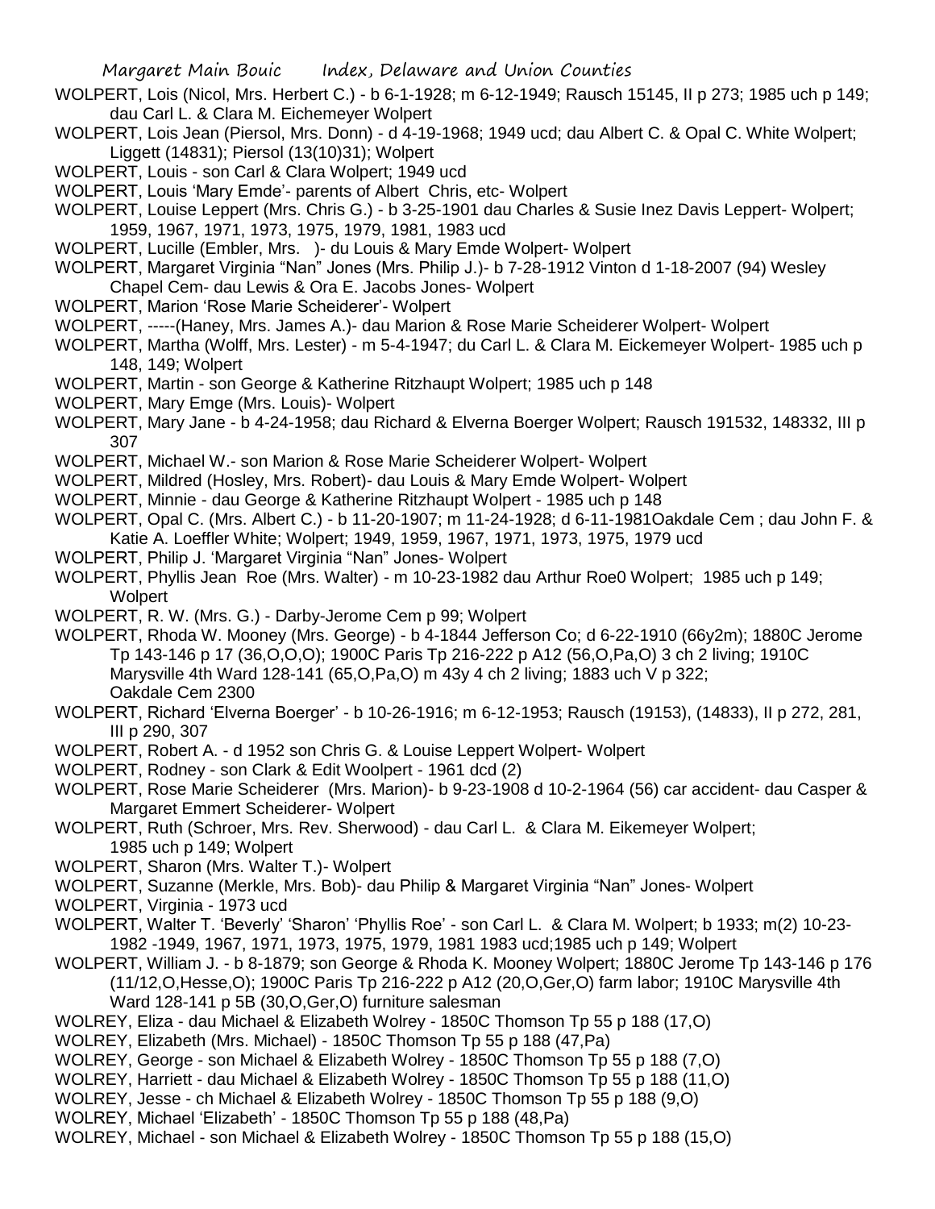WOLPERT, Lois (Nicol, Mrs. Herbert C.) - b 6-1-1928; m 6-12-1949; Rausch 15145, II p 273; 1985 uch p 149; dau Carl L. & Clara M. Eichemeyer Wolpert

WOLPERT, Lois Jean (Piersol, Mrs. Donn) - d 4-19-1968; 1949 ucd; dau Albert C. & Opal C. White Wolpert; Liggett (14831); Piersol (13(10)31); Wolpert

WOLPERT, Louis - son Carl & Clara Wolpert; 1949 ucd

WOLPERT, Louis 'Mary Emde'- parents of Albert Chris, etc- Wolpert

WOLPERT, Louise Leppert (Mrs. Chris G.) - b 3-25-1901 dau Charles & Susie Inez Davis Leppert- Wolpert; 1959, 1967, 1971, 1973, 1975, 1979, 1981, 1983 ucd

WOLPERT, Lucille (Embler, Mrs. )- du Louis & Mary Emde Wolpert- Wolpert

WOLPERT, Margaret Virginia "Nan" Jones (Mrs. Philip J.)- b 7-28-1912 Vinton d 1-18-2007 (94) Wesley Chapel Cem- dau Lewis & Ora E. Jacobs Jones- Wolpert

WOLPERT, Marion 'Rose Marie Scheiderer'- Wolpert

WOLPERT, -----(Haney, Mrs. James A.)- dau Marion & Rose Marie Scheiderer Wolpert- Wolpert

WOLPERT, Martha (Wolff, Mrs. Lester) - m 5-4-1947; du Carl L. & Clara M. Eickemeyer Wolpert- 1985 uch p 148, 149; Wolpert

WOLPERT, Martin - son George & Katherine Ritzhaupt Wolpert; 1985 uch p 148

WOLPERT, Mary Emge (Mrs. Louis)- Wolpert

WOLPERT, Mary Jane - b 4-24-1958; dau Richard & Elverna Boerger Wolpert; Rausch 191532, 148332, III p 307

WOLPERT, Michael W.- son Marion & Rose Marie Scheiderer Wolpert- Wolpert

WOLPERT, Mildred (Hosley, Mrs. Robert)- dau Louis & Mary Emde Wolpert- Wolpert

WOLPERT, Minnie - dau George & Katherine Ritzhaupt Wolpert - 1985 uch p 148

WOLPERT, Opal C. (Mrs. Albert C.) - b 11-20-1907; m 11-24-1928; d 6-11-1981Oakdale Cem ; dau John F. & Katie A. Loeffler White; Wolpert; 1949, 1959, 1967, 1971, 1973, 1975, 1979 ucd

WOLPERT, Philip J. 'Margaret Virginia "Nan" Jones- Wolpert

WOLPERT, Phyllis Jean Roe (Mrs. Walter) - m 10-23-1982 dau Arthur Roe0 Wolpert; 1985 uch p 149; Wolpert

WOLPERT, R. W. (Mrs. G.) - Darby-Jerome Cem p 99; Wolpert

WOLPERT, Rhoda W. Mooney (Mrs. George) - b 4-1844 Jefferson Co; d 6-22-1910 (66y2m); 1880C Jerome Tp 143-146 p 17 (36,O,O,O); 1900C Paris Tp 216-222 p A12 (56,O,Pa,O) 3 ch 2 living; 1910C Marysville 4th Ward 128-141 (65,O,Pa,O) m 43y 4 ch 2 living; 1883 uch V p 322; Oakdale Cem 2300

WOLPERT, Richard 'Elverna Boerger' - b 10-26-1916; m 6-12-1953; Rausch (19153), (14833), II p 272, 281, III p 290, 307

WOLPERT, Robert A. - d 1952 son Chris G. & Louise Leppert Wolpert- Wolpert

WOLPERT, Rodney - son Clark & Edit Woolpert - 1961 dcd (2)

WOLPERT, Rose Marie Scheiderer (Mrs. Marion)- b 9-23-1908 d 10-2-1964 (56) car accident- dau Casper & Margaret Emmert Scheiderer- Wolpert

WOLPERT, Ruth (Schroer, Mrs. Rev. Sherwood) - dau Carl L. & Clara M. Eikemeyer Wolpert; 1985 uch p 149; Wolpert

WOLPERT, Sharon (Mrs. Walter T.)- Wolpert

WOLPERT, Suzanne (Merkle, Mrs. Bob)- dau Philip & Margaret Virginia "Nan" Jones- Wolpert

WOLPERT, Virginia - 1973 ucd

WOLPERT, Walter T. 'Beverly' 'Sharon' 'Phyllis Roe' - son Carl L. & Clara M. Wolpert; b 1933; m(2) 10-23-1982 -1949, 1967, 1971, 1973, 1975, 1979, 1981 1983 ucd;1985 uch p 149; Wolpert

WOLPERT, William J. - b 8-1879; son George & Rhoda K. Mooney Wolpert; 1880C Jerome Tp 143-146 p 176 (11/12,O,Hesse,O); 1900C Paris Tp 216-222 p A12 (20,O,Ger,O) farm labor; 1910C Marysville 4th Ward 128-141 p 5B (30,O,Ger,O) furniture salesman

WOLREY, Eliza - dau Michael & Elizabeth Wolrey - 1850C Thomson Tp 55 p 188 (17,O)

WOLREY, Elizabeth (Mrs. Michael) - 1850C Thomson Tp 55 p 188 (47,Pa)

WOLREY, George - son Michael & Elizabeth Wolrey - 1850C Thomson Tp 55 p 188 (7,O)

WOLREY, Harriett - dau Michael & Elizabeth Wolrey - 1850C Thomson Tp 55 p 188 (11,O)

WOLREY, Jesse - ch Michael & Elizabeth Wolrey - 1850C Thomson Tp 55 p 188 (9,O)

WOLREY, Michael 'Elizabeth' - 1850C Thomson Tp 55 p 188 (48,Pa)

WOLREY, Michael - son Michael & Elizabeth Wolrey - 1850C Thomson Tp 55 p 188 (15,O)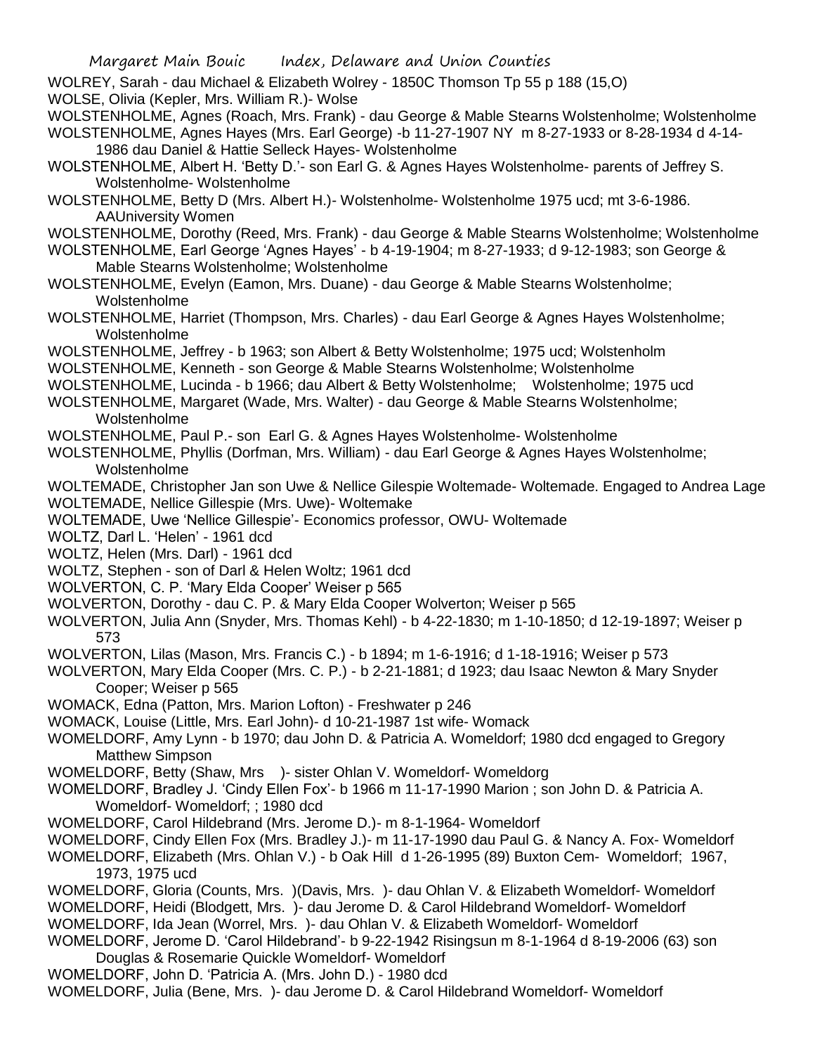WOLREY, Sarah - dau Michael & Elizabeth Wolrey - 1850C Thomson Tp 55 p 188 (15,O)

WOLSE, Olivia (Kepler, Mrs. William R.)- Wolse

WOLSTENHOLME, Agnes (Roach, Mrs. Frank) - dau George & Mable Stearns Wolstenholme; Wolstenholme

WOLSTENHOLME, Agnes Hayes (Mrs. Earl George) -b 11-27-1907 NY m 8-27-1933 or 8-28-1934 d 4-14-1986 dau Daniel & Hattie Selleck Hayes- Wolstenholme

WOLSTENHOLME, Albert H. 'Betty D.'- son Earl G. & Agnes Hayes Wolstenholme- parents of Jeffrey S. Wolstenholme- Wolstenholme

WOLSTENHOLME, Betty D (Mrs. Albert H.)- Wolstenholme- Wolstenholme 1975 ucd; mt 3-6-1986. AAUniversity Women

WOLSTENHOLME, Dorothy (Reed, Mrs. Frank) - dau George & Mable Stearns Wolstenholme; Wolstenholme

WOLSTENHOLME, Earl George 'Agnes Hayes' - b 4-19-1904; m 8-27-1933; d 9-12-1983; son George & Mable Stearns Wolstenholme; Wolstenholme

WOLSTENHOLME, Evelyn (Eamon, Mrs. Duane) - dau George & Mable Stearns Wolstenholme; Wolstenholme

WOLSTENHOLME, Harriet (Thompson, Mrs. Charles) - dau Earl George & Agnes Hayes Wolstenholme; Wolstenholme

WOLSTENHOLME, Jeffrey - b 1963; son Albert & Betty Wolstenholme; 1975 ucd; Wolstenholm

WOLSTENHOLME, Kenneth - son George & Mable Stearns Wolstenholme; Wolstenholme

WOLSTENHOLME, Lucinda - b 1966; dau Albert & Betty Wolstenholme; Wolstenholme; 1975 ucd

WOLSTENHOLME, Margaret (Wade, Mrs. Walter) - dau George & Mable Stearns Wolstenholme; Wolstenholme

WOLSTENHOLME, Paul P.- son Earl G. & Agnes Hayes Wolstenholme- Wolstenholme

WOLSTENHOLME, Phyllis (Dorfman, Mrs. William) - dau Earl George & Agnes Hayes Wolstenholme; Wolstenholme

WOLTEMADE, Christopher Jan son Uwe & Nellice Gilespie Woltemade- Woltemade. Engaged to Andrea Lage

WOLTEMADE, Nellice Gillespie (Mrs. Uwe)- Woltemake

WOLTEMADE, Uwe 'Nellice Gillespie'- Economics professor, OWU- Woltemade

WOLTZ, Darl L. 'Helen' - 1961 dcd

WOLTZ, Helen (Mrs. Darl) - 1961 dcd

WOLTZ, Stephen - son of Darl & Helen Woltz; 1961 dcd

WOLVERTON, C. P. 'Mary Elda Cooper' Weiser p 565

WOLVERTON, Dorothy - dau C. P. & Mary Elda Cooper Wolverton; Weiser p 565

WOLVERTON, Julia Ann (Snyder, Mrs. Thomas Kehl) - b 4-22-1830; m 1-10-1850; d 12-19-1897; Weiser p 573

WOLVERTON, Lilas (Mason, Mrs. Francis C.) - b 1894; m 1-6-1916; d 1-18-1916; Weiser p 573

WOLVERTON, Mary Elda Cooper (Mrs. C. P.) - b 2-21-1881; d 1923; dau Isaac Newton & Mary Snyder Cooper; Weiser p 565

WOMACK, Edna (Patton, Mrs. Marion Lofton) - Freshwater p 246

WOMACK, Louise (Little, Mrs. Earl John)- d 10-21-1987 1st wife- Womack

WOMELDORF, Amy Lynn - b 1970; dau John D. & Patricia A. Womeldorf; 1980 dcd engaged to Gregory Matthew Simpson

WOMELDORF, Betty (Shaw, Mrs )- sister Ohlan V. Womeldorf- Womeldorg

WOMELDORF, Bradley J. 'Cindy Ellen Fox'- b 1966 m 11-17-1990 Marion ; son John D. & Patricia A. Womeldorf- Womeldorf; ; 1980 dcd

WOMELDORF, Carol Hildebrand (Mrs. Jerome D.)- m 8-1-1964- Womeldorf

WOMELDORF, Cindy Ellen Fox (Mrs. Bradley J.)- m 11-17-1990 dau Paul G. & Nancy A. Fox- Womeldorf

WOMELDORF, Elizabeth (Mrs. Ohlan V.) - b Oak Hill d 1-26-1995 (89) Buxton Cem- Womeldorf; 1967, 1973, 1975 ucd

WOMELDORF, Gloria (Counts, Mrs. )(Davis, Mrs. )- dau Ohlan V. & Elizabeth Womeldorf- Womeldorf

WOMELDORF, Heidi (Blodgett, Mrs. )- dau Jerome D. & Carol Hildebrand Womeldorf- Womeldorf

WOMELDORF, Ida Jean (Worrel, Mrs. )- dau Ohlan V. & Elizabeth Womeldorf- Womeldorf

WOMELDORF, Jerome D. 'Carol Hildebrand'- b 9-22-1942 Risingsun m 8-1-1964 d 8-19-2006 (63) son Douglas & Rosemarie Quickle Womeldorf- Womeldorf

WOMELDORF, John D. 'Patricia A. (Mrs. John D.) - 1980 dcd

WOMELDORF, Julia (Bene, Mrs. )- dau Jerome D. & Carol Hildebrand Womeldorf- Womeldorf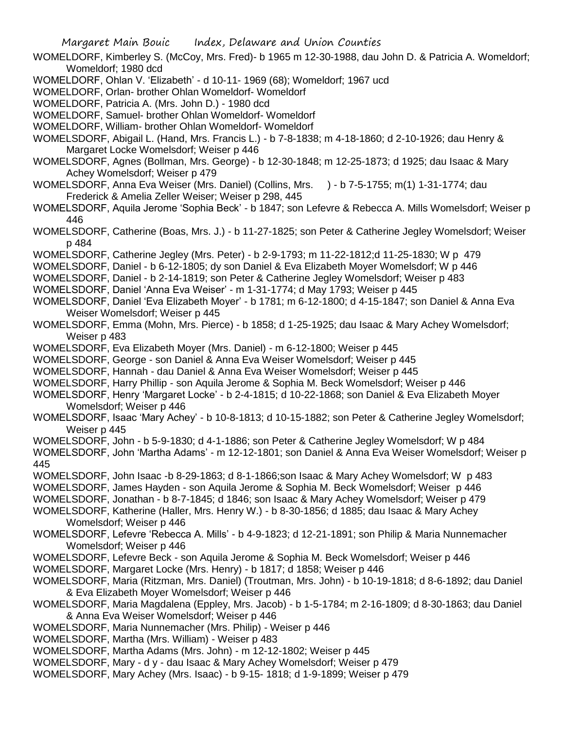WOMELDORF, Kimberley S. (McCoy, Mrs. Fred)- b 1965 m 12-30-1988, dau John D. & Patricia A. Womeldorf; Womeldorf; 1980 dcd

WOMELDORF, Ohlan V. 'Elizabeth' - d 10-11- 1969 (68); Womeldorf; 1967 ucd

WOMELDORF, Orlan- brother Ohlan Womeldorf- Womeldorf

WOMELDORF, Patricia A. (Mrs. John D.) - 1980 dcd

WOMELDORF, Samuel- brother Ohlan Womeldorf- Womeldorf

WOMELDORF, William- brother Ohlan Womeldorf- Womeldorf

WOMELSDORF, Abigail L. (Hand, Mrs. Francis L.) - b 7-8-1838; m 4-18-1860; d 2-10-1926; dau Henry & Margaret Locke Womelsdorf; Weiser p 446

WOMELSDORF, Agnes (Bollman, Mrs. George) - b 12-30-1848; m 12-25-1873; d 1925; dau Isaac & Mary Achey Womelsdorf; Weiser p 479

WOMELSDORF, Anna Eva Weiser (Mrs. Daniel) (Collins, Mrs. ) - b 7-5-1755; m(1) 1-31-1774; dau Frederick & Amelia Zeller Weiser; Weiser p 298, 445

WOMELSDORF, Aquila Jerome 'Sophia Beck' - b 1847; son Lefevre & Rebecca A. Mills Womelsdorf; Weiser p 446

WOMELSDORF, Catherine (Boas, Mrs. J.) - b 11-27-1825; son Peter & Catherine Jegley Womelsdorf; Weiser p 484

WOMELSDORF, Catherine Jegley (Mrs. Peter) - b 2-9-1793; m 11-22-1812;d 11-25-1830; W p 479

WOMELSDORF, Daniel - b 6-12-1805; dy son Daniel & Eva Elizabeth Moyer Womelsdorf; W p 446

WOMELSDORF, Daniel - b 2-14-1819; son Peter & Catherine Jegley Womelsdorf; Weiser p 483

WOMELSDORF, Daniel 'Anna Eva Weiser' - m 1-31-1774; d May 1793; Weiser p 445

WOMELSDORF, Daniel 'Eva Elizabeth Moyer' - b 1781; m 6-12-1800; d 4-15-1847; son Daniel & Anna Eva Weiser Womelsdorf; Weiser p 445

WOMELSDORF, Emma (Mohn, Mrs. Pierce) - b 1858; d 1-25-1925; dau Isaac & Mary Achey Womelsdorf; Weiser p 483

WOMELSDORF, Eva Elizabeth Moyer (Mrs. Daniel) - m 6-12-1800; Weiser p 445

WOMELSDORF, George - son Daniel & Anna Eva Weiser Womelsdorf; Weiser p 445

WOMELSDORF, Hannah - dau Daniel & Anna Eva Weiser Womelsdorf; Weiser p 445

WOMELSDORF, Harry Phillip - son Aquila Jerome & Sophia M. Beck Womelsdorf; Weiser p 446

WOMELSDORF, Henry 'Margaret Locke' - b 2-4-1815; d 10-22-1868; son Daniel & Eva Elizabeth Moyer Womelsdorf; Weiser p 446

WOMELSDORF, Isaac 'Mary Achey' - b 10-8-1813; d 10-15-1882; son Peter & Catherine Jegley Womelsdorf; Weiser p 445

WOMELSDORF, John - b 5-9-1830; d 4-1-1886; son Peter & Catherine Jegley Womelsdorf; W p 484

WOMELSDORF, John 'Martha Adams' - m 12-12-1801; son Daniel & Anna Eva Weiser Womelsdorf; Weiser p 445

WOMELSDORF, John Isaac -b 8-29-1863; d 8-1-1866;son Isaac & Mary Achey Womelsdorf; W p 483

WOMELSDORF, James Hayden - son Aquila Jerome & Sophia M. Beck Womelsdorf; Weiser p 446

WOMELSDORF, Jonathan - b 8-7-1845; d 1846; son Isaac & Mary Achey Womelsdorf; Weiser p 479

WOMELSDORF, Katherine (Haller, Mrs. Henry W.) - b 8-30-1856; d 1885; dau Isaac & Mary Achey Womelsdorf; Weiser p 446

WOMELSDORF, Lefevre 'Rebecca A. Mills' - b 4-9-1823; d 12-21-1891; son Philip & Maria Nunnemacher Womelsdorf; Weiser p 446

WOMELSDORF, Lefevre Beck - son Aquila Jerome & Sophia M. Beck Womelsdorf; Weiser p 446

WOMELSDORF, Margaret Locke (Mrs. Henry) - b 1817; d 1858; Weiser p 446

WOMELSDORF, Maria (Ritzman, Mrs. Daniel) (Troutman, Mrs. John) - b 10-19-1818; d 8-6-1892; dau Daniel & Eva Elizabeth Moyer Womelsdorf; Weiser p 446

WOMELSDORF, Maria Magdalena (Eppley, Mrs. Jacob) - b 1-5-1784; m 2-16-1809; d 8-30-1863; dau Daniel & Anna Eva Weiser Womelsdorf; Weiser p 446

WOMELSDORF, Maria Nunnemacher (Mrs. Philip) - Weiser p 446

WOMELSDORF, Martha (Mrs. William) - Weiser p 483

WOMELSDORF, Martha Adams (Mrs. John) - m 12-12-1802; Weiser p 445

WOMELSDORF, Mary - d y - dau Isaac & Mary Achey Womelsdorf; Weiser p 479

WOMELSDORF, Mary Achey (Mrs. Isaac) - b 9-15- 1818; d 1-9-1899; Weiser p 479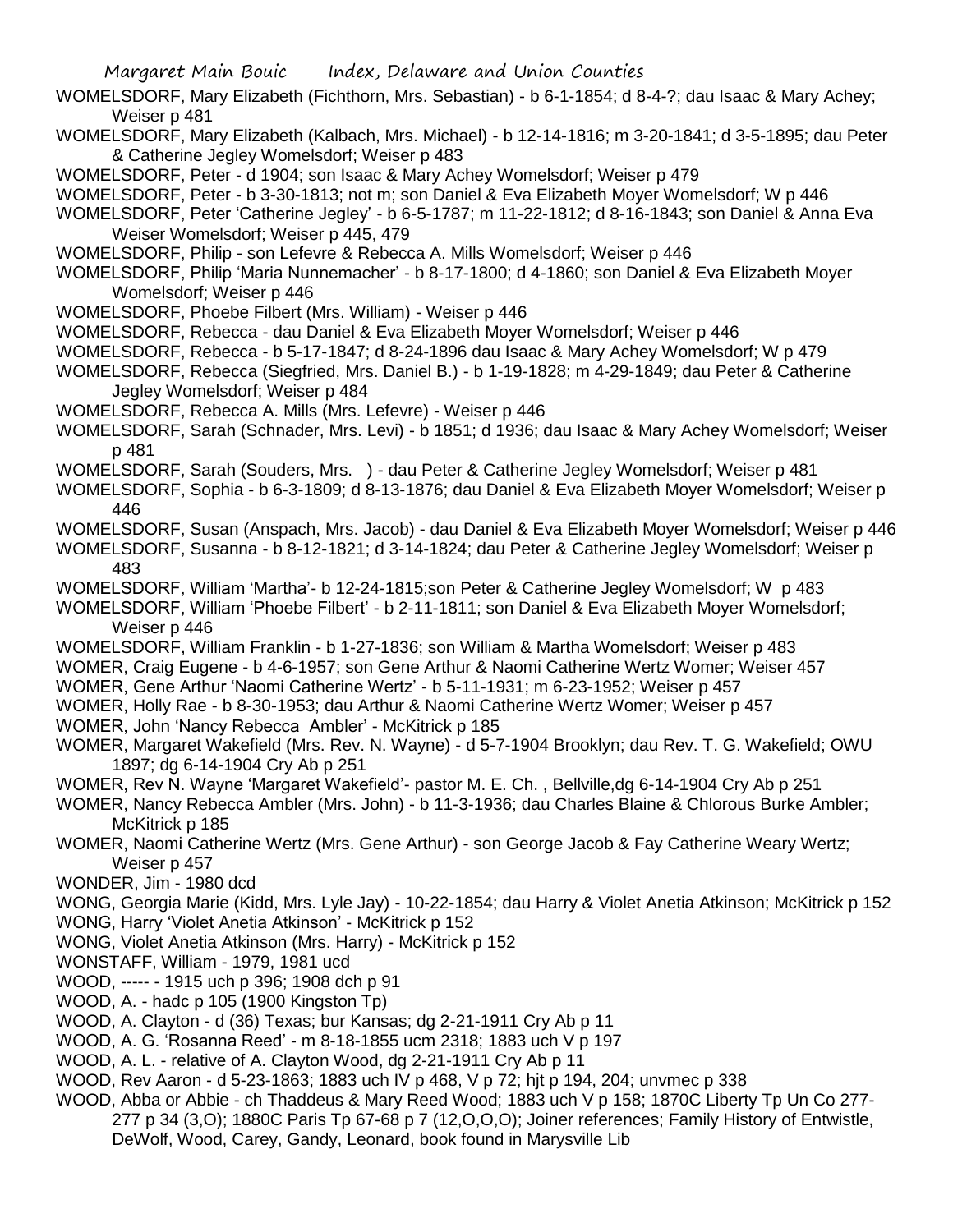WOMELSDORF, Mary Elizabeth (Fichthorn, Mrs. Sebastian) - b 6-1-1854; d 8-4-?; dau Isaac & Mary Achey; Weiser p 481

WOMELSDORF, Mary Elizabeth (Kalbach, Mrs. Michael) - b 12-14-1816; m 3-20-1841; d 3-5-1895; dau Peter & Catherine Jegley Womelsdorf; Weiser p 483

WOMELSDORF, Peter - d 1904; son Isaac & Mary Achey Womelsdorf; Weiser p 479

WOMELSDORF, Peter - b 3-30-1813; not m; son Daniel & Eva Elizabeth Moyer Womelsdorf; W p 446

WOMELSDORF, Peter 'Catherine Jegley' - b 6-5-1787; m 11-22-1812; d 8-16-1843; son Daniel & Anna Eva Weiser Womelsdorf; Weiser p 445, 479

WOMELSDORF, Philip - son Lefevre & Rebecca A. Mills Womelsdorf; Weiser p 446

WOMELSDORF, Philip 'Maria Nunnemacher' - b 8-17-1800; d 4-1860; son Daniel & Eva Elizabeth Moyer Womelsdorf; Weiser p 446

WOMELSDORF, Phoebe Filbert (Mrs. William) - Weiser p 446

WOMELSDORF, Rebecca - dau Daniel & Eva Elizabeth Moyer Womelsdorf; Weiser p 446

WOMELSDORF, Rebecca - b 5-17-1847; d 8-24-1896 dau Isaac & Mary Achey Womelsdorf; W p 479

WOMELSDORF, Rebecca (Siegfried, Mrs. Daniel B.) - b 1-19-1828; m 4-29-1849; dau Peter & Catherine Jegley Womelsdorf; Weiser p 484

WOMELSDORF, Rebecca A. Mills (Mrs. Lefevre) - Weiser p 446

WOMELSDORF, Sarah (Schnader, Mrs. Levi) - b 1851; d 1936; dau Isaac & Mary Achey Womelsdorf; Weiser p 481

WOMELSDORF, Sarah (Souders, Mrs. ) - dau Peter & Catherine Jegley Womelsdorf; Weiser p 481

WOMELSDORF, Sophia - b 6-3-1809; d 8-13-1876; dau Daniel & Eva Elizabeth Moyer Womelsdorf; Weiser p 446

WOMELSDORF, Susan (Anspach, Mrs. Jacob) - dau Daniel & Eva Elizabeth Moyer Womelsdorf; Weiser p 446

WOMELSDORF, Susanna - b 8-12-1821; d 3-14-1824; dau Peter & Catherine Jegley Womelsdorf; Weiser p 483

WOMELSDORF, William 'Martha'- b 12-24-1815;son Peter & Catherine Jegley Womelsdorf; W p 483

WOMELSDORF, William 'Phoebe Filbert' - b 2-11-1811; son Daniel & Eva Elizabeth Moyer Womelsdorf; Weiser p 446

WOMELSDORF, William Franklin - b 1-27-1836; son William & Martha Womelsdorf; Weiser p 483

WOMER, Craig Eugene - b 4-6-1957; son Gene Arthur & Naomi Catherine Wertz Womer; Weiser 457

WOMER, Gene Arthur 'Naomi Catherine Wertz' - b 5-11-1931; m 6-23-1952; Weiser p 457

WOMER, Holly Rae - b 8-30-1953; dau Arthur & Naomi Catherine Wertz Womer; Weiser p 457

WOMER, John 'Nancy Rebecca Ambler' - McKitrick p 185

WOMER, Margaret Wakefield (Mrs. Rev. N. Wayne) - d 5-7-1904 Brooklyn; dau Rev. T. G. Wakefield; OWU 1897; dg 6-14-1904 Cry Ab p 251

WOMER, Rev N. Wayne 'Margaret Wakefield'- pastor M. E. Ch. , Bellville,dg 6-14-1904 Cry Ab p 251

WOMER, Nancy Rebecca Ambler (Mrs. John) - b 11-3-1936; dau Charles Blaine & Chlorous Burke Ambler; McKitrick p 185

WOMER, Naomi Catherine Wertz (Mrs. Gene Arthur) - son George Jacob & Fay Catherine Weary Wertz; Weiser p 457

WONDER, Jim - 1980 dcd

WONG, Georgia Marie (Kidd, Mrs. Lyle Jay) - 10-22-1854; dau Harry & Violet Anetia Atkinson; McKitrick p 152

WONG, Harry 'Violet Anetia Atkinson' - McKitrick p 152

WONG, Violet Anetia Atkinson (Mrs. Harry) - McKitrick p 152

WONSTAFF, William - 1979, 1981 ucd

WOOD, ----- - 1915 uch p 396; 1908 dch p 91

WOOD, A. - hadc p 105 (1900 Kingston Tp)

WOOD, A. Clayton - d (36) Texas; bur Kansas; dg 2-21-1911 Cry Ab p 11

WOOD, A. G. 'Rosanna Reed' - m 8-18-1855 ucm 2318; 1883 uch V p 197

WOOD, A. L. - relative of A. Clayton Wood, dg 2-21-1911 Cry Ab p 11

WOOD, Rev Aaron - d 5-23-1863; 1883 uch IV p 468, V p 72; hjt p 194, 204; unvmec p 338

WOOD, Abba or Abbie - ch Thaddeus & Mary Reed Wood; 1883 uch V p 158; 1870C Liberty Tp Un Co 277-277 p 34 (3,O); 1880C Paris Tp 67-68 p 7 (12,O,O,O); Joiner references; Family History of Entwistle, DeWolf, Wood, Carey, Gandy, Leonard, book found in Marysville Lib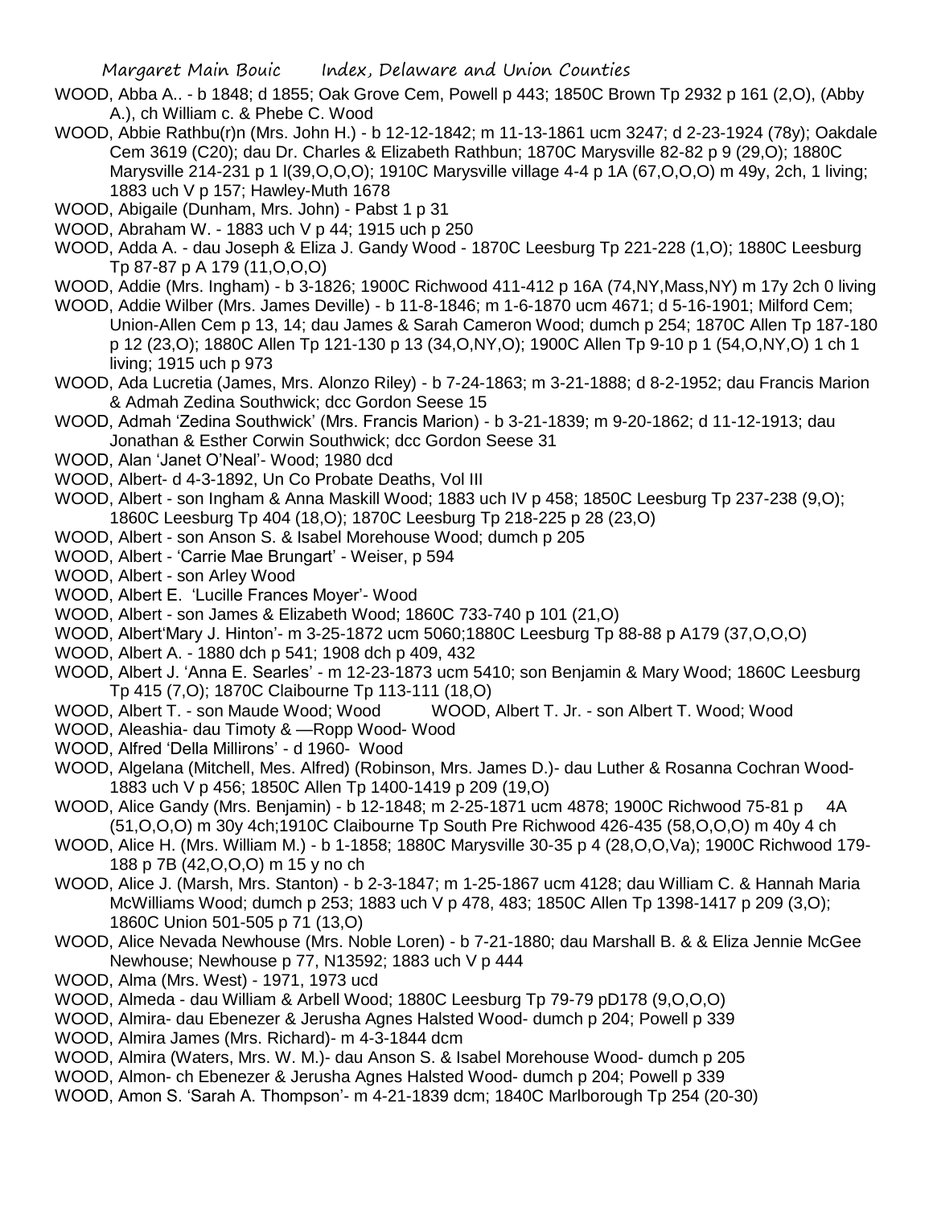WOOD, Abba A.. - b 1848; d 1855; Oak Grove Cem, Powell p 443; 1850C Brown Tp 2932 p 161 (2,O), (Abby A.), ch William c. & Phebe C. Wood

WOOD, Abbie Rathbu(r)n (Mrs. John H.) - b 12-12-1842; m 11-13-1861 ucm 3247; d 2-23-1924 (78y); Oakdale Cem 3619 (C20); dau Dr. Charles & Elizabeth Rathbun; 1870C Marysville 82-82 p 9 (29,O); 1880C Marysville 214-231 p 1 l(39,O,O,O); 1910C Marysville village 4-4 p 1A (67,O,O,O) m 49y, 2ch, 1 living; 1883 uch V p 157; Hawley-Muth 1678

WOOD, Abigaile (Dunham, Mrs. John) - Pabst 1 p 31

WOOD, Abraham W. - 1883 uch V p 44; 1915 uch p 250

WOOD, Adda A. - dau Joseph & Eliza J. Gandy Wood - 1870C Leesburg Tp 221-228 (1,O); 1880C Leesburg Tp 87-87 p A 179 (11,O,O,O)

WOOD, Addie (Mrs. Ingham) - b 3-1826; 1900C Richwood 411-412 p 16A (74,NY,Mass,NY) m 17y 2ch 0 living

WOOD, Addie Wilber (Mrs. James Deville) - b 11-8-1846; m 1-6-1870 ucm 4671; d 5-16-1901; Milford Cem; Union-Allen Cem p 13, 14; dau James & Sarah Cameron Wood; dumch p 254; 1870C Allen Tp 187-180 p 12 (23,O); 1880C Allen Tp 121-130 p 13 (34,O,NY,O); 1900C Allen Tp 9-10 p 1 (54,O,NY,O) 1 ch 1 living; 1915 uch p 973

WOOD, Ada Lucretia (James, Mrs. Alonzo Riley) - b 7-24-1863; m 3-21-1888; d 8-2-1952; dau Francis Marion & Admah Zedina Southwick; dcc Gordon Seese 15

WOOD, Admah 'Zedina Southwick' (Mrs. Francis Marion) - b 3-21-1839; m 9-20-1862; d 11-12-1913; dau Jonathan & Esther Corwin Southwick; dcc Gordon Seese 31

WOOD, Alan 'Janet O'Neal'- Wood; 1980 dcd

WOOD, Albert- d 4-3-1892, Un Co Probate Deaths, Vol III

WOOD, Albert - son Ingham & Anna Maskill Wood; 1883 uch IV p 458; 1850C Leesburg Tp 237-238 (9,O); 1860C Leesburg Tp 404 (18,O); 1870C Leesburg Tp 218-225 p 28 (23,O)

WOOD, Albert - son Anson S. & Isabel Morehouse Wood; dumch p 205

WOOD, Albert - 'Carrie Mae Brungart' - Weiser, p 594

WOOD, Albert - son Arley Wood

WOOD, Albert E. 'Lucille Frances Moyer'- Wood

WOOD, Albert - son James & Elizabeth Wood; 1860C 733-740 p 101 (21,O)

WOOD, Albert'Mary J. Hinton'- m 3-25-1872 ucm 5060;1880C Leesburg Tp 88-88 p A179 (37,O,O,O)

WOOD, Albert A. - 1880 dch p 541; 1908 dch p 409, 432

WOOD, Albert J. 'Anna E. Searles' - m 12-23-1873 ucm 5410; son Benjamin & Mary Wood; 1860C Leesburg Tp 415 (7,O); 1870C Claibourne Tp 113-111 (18,O)

WOOD, Albert T. - son Maude Wood; Wood    WOOD, Albert T. Jr. - son Albert T. Wood; Wood

WOOD, Aleashia- dau Timoty & —Ropp Wood- Wood

WOOD, Alfred 'Della Millirons' - d 1960- Wood

WOOD, Algelana (Mitchell, Mes. Alfred) (Robinson, Mrs. James D.)- dau Luther & Rosanna Cochran Wood- 1883 uch V p 456; 1850C Allen Tp 1400-1419 p 209 (19,O)

WOOD, Alice Gandy (Mrs. Benjamin) - b 12-1848; m 2-25-1871 ucm 4878; 1900C Richwood 75-81 p 4A (51,O,O,O) m 30y 4ch;1910C Claibourne Tp South Pre Richwood 426-435 (58,O,O,O) m 40y 4 ch

WOOD, Alice H. (Mrs. William M.) - b 1-1858; 1880C Marysville 30-35 p 4 (28,O,O,Va); 1900C Richwood 179-188 p 7B (42,O,O,O) m 15 y no ch

WOOD, Alice J. (Marsh, Mrs. Stanton) - b 2-3-1847; m 1-25-1867 ucm 4128; dau William C. & Hannah Maria McWilliams Wood; dumch p 253; 1883 uch V p 478, 483; 1850C Allen Tp 1398-1417 p 209 (3,O); 1860C Union 501-505 p 71 (13,O)

WOOD, Alice Nevada Newhouse (Mrs. Noble Loren) - b 7-21-1880; dau Marshall B. & & Eliza Jennie McGee Newhouse; Newhouse p 77, N13592; 1883 uch V p 444

WOOD, Alma (Mrs. West) - 1971, 1973 ucd

WOOD, Almeda - dau William & Arbell Wood; 1880C Leesburg Tp 79-79 pD178 (9,O,O,O)

WOOD, Almira- dau Ebenezer & Jerusha Agnes Halsted Wood- dumch p 204; Powell p 339

WOOD, Almira James (Mrs. Richard)- m 4-3-1844 dcm

WOOD, Almira (Waters, Mrs. W. M.)- dau Anson S. & Isabel Morehouse Wood- dumch p 205

WOOD, Almon- ch Ebenezer & Jerusha Agnes Halsted Wood- dumch p 204; Powell p 339

WOOD, Amon S. 'Sarah A. Thompson'- m 4-21-1839 dcm; 1840C Marlborough Tp 254 (20-30)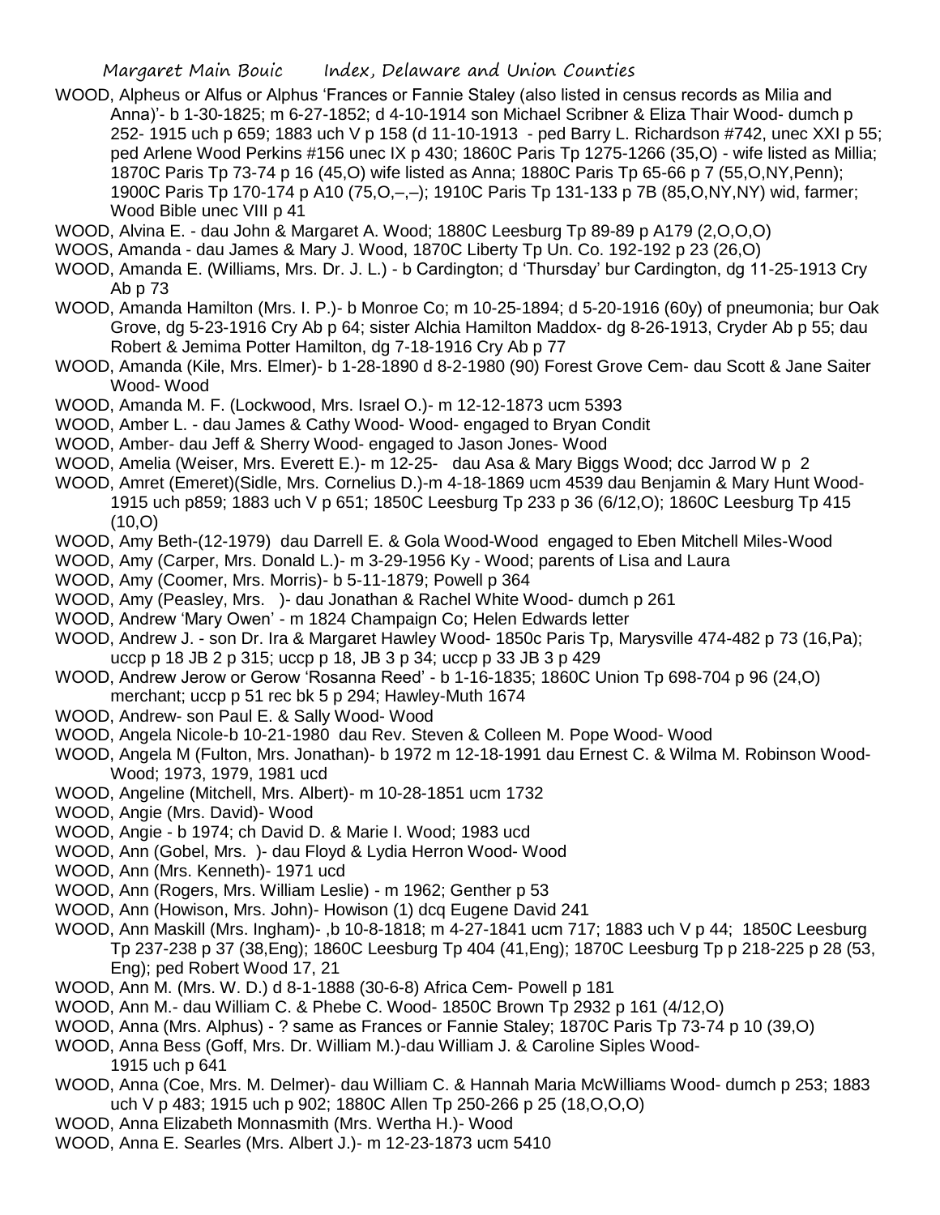WOOD, Alpheus or Alfus or Alphus 'Frances or Fannie Staley (also listed in census records as Milia and Anna)'- b 1-30-1825; m 6-27-1852; d 4-10-1914 son Michael Scribner & Eliza Thair Wood- dumch p 252- 1915 uch p 659; 1883 uch V p 158 (d 11-10-1913 - ped Barry L. Richardson #742, unec XXI p 55; ped Arlene Wood Perkins #156 unec IX p 430; 1860C Paris Tp 1275-1266 (35,O) - wife listed as Millia; 1870C Paris Tp 73-74 p 16 (45,O) wife listed as Anna; 1880C Paris Tp 65-66 p 7 (55,O,NY,Penn); 1900C Paris Tp 170-174 p A10 (75,O,–,–); 1910C Paris Tp 131-133 p 7B (85,O,NY,NY) wid, farmer; Wood Bible unec VIII p 41

WOOD, Alvina E. - dau John & Margaret A. Wood; 1880C Leesburg Tp 89-89 p A179 (2,O,O,O)

WOOS, Amanda - dau James & Mary J. Wood, 1870C Liberty Tp Un. Co. 192-192 p 23 (26,O)

WOOD, Amanda E. (Williams, Mrs. Dr. J. L.) - b Cardington; d 'Thursday' bur Cardington, dg 11-25-1913 Cry Ab p 73

WOOD, Amanda Hamilton (Mrs. I. P.)- b Monroe Co; m 10-25-1894; d 5-20-1916 (60y) of pneumonia; bur Oak Grove, dg 5-23-1916 Cry Ab p 64; sister Alchia Hamilton Maddox- dg 8-26-1913, Cryder Ab p 55; dau Robert & Jemima Potter Hamilton, dg 7-18-1916 Cry Ab p 77

WOOD, Amanda (Kile, Mrs. Elmer)- b 1-28-1890 d 8-2-1980 (90) Forest Grove Cem- dau Scott & Jane Saiter Wood- Wood

WOOD, Amanda M. F. (Lockwood, Mrs. Israel O.)- m 12-12-1873 ucm 5393

WOOD, Amber L. - dau James & Cathy Wood- Wood- engaged to Bryan Condit

WOOD, Amber- dau Jeff & Sherry Wood- engaged to Jason Jones- Wood

WOOD, Amelia (Weiser, Mrs. Everett E.)- m 12-25-  dau Asa & Mary Biggs Wood; dcc Jarrod W p 2

WOOD, Amret (Emeret)(Sidle, Mrs. Cornelius D.)-m 4-18-1869 ucm 4539 dau Benjamin & Mary Hunt Wood- 1915 uch p859; 1883 uch V p 651; 1850C Leesburg Tp 233 p 36 (6/12,O); 1860C Leesburg Tp 415 (10,O)

WOOD, Amy Beth-(12-1979) dau Darrell E. & Gola Wood-Wood engaged to Eben Mitchell Miles-Wood

WOOD, Amy (Carper, Mrs. Donald L.)- m 3-29-1956 Ky - Wood; parents of Lisa and Laura

WOOD, Amy (Coomer, Mrs. Morris)- b 5-11-1879; Powell p 364

WOOD, Amy (Peasley, Mrs. )- dau Jonathan & Rachel White Wood- dumch p 261

WOOD, Andrew 'Mary Owen' - m 1824 Champaign Co; Helen Edwards letter

WOOD, Andrew J. - son Dr. Ira & Margaret Hawley Wood- 1850c Paris Tp, Marysville 474-482 p 73 (16,Pa); uccp p 18 JB 2 p 315; uccp p 18, JB 3 p 34; uccp p 33 JB 3 p 429

WOOD, Andrew Jerow or Gerow 'Rosanna Reed' - b 1-16-1835; 1860C Union Tp 698-704 p 96 (24,O) merchant; uccp p 51 rec bk 5 p 294; Hawley-Muth 1674

WOOD, Andrew- son Paul E. & Sally Wood- Wood

WOOD, Angela Nicole-b 10-21-1980 dau Rev. Steven & Colleen M. Pope Wood- Wood

WOOD, Angela M (Fulton, Mrs. Jonathan)- b 1972 m 12-18-1991 dau Ernest C. & Wilma M. Robinson Wood- Wood; 1973, 1979, 1981 ucd

WOOD, Angeline (Mitchell, Mrs. Albert)- m 10-28-1851 ucm 1732

WOOD, Angie (Mrs. David)- Wood

WOOD, Angie - b 1974; ch David D. & Marie I. Wood; 1983 ucd

WOOD, Ann (Gobel, Mrs. )- dau Floyd & Lydia Herron Wood- Wood

WOOD, Ann (Mrs. Kenneth)- 1971 ucd

WOOD, Ann (Rogers, Mrs. William Leslie) - m 1962; Genther p 53

WOOD, Ann (Howison, Mrs. John)- Howison (1) dcq Eugene David 241

WOOD, Ann Maskill (Mrs. Ingham)- ,b 10-8-1818; m 4-27-1841 ucm 717; 1883 uch V p 44; 1850C Leesburg Tp 237-238 p 37 (38,Eng); 1860C Leesburg Tp 404 (41,Eng); 1870C Leesburg Tp p 218-225 p 28 (53, Eng); ped Robert Wood 17, 21

WOOD, Ann M. (Mrs. W. D.) d 8-1-1888 (30-6-8) Africa Cem- Powell p 181

WOOD, Ann M.- dau William C. & Phebe C. Wood- 1850C Brown Tp 2932 p 161 (4/12,O)

WOOD, Anna (Mrs. Alphus) - ? same as Frances or Fannie Staley; 1870C Paris Tp 73-74 p 10 (39,O)

WOOD, Anna Bess (Goff, Mrs. Dr. William M.)-dau William J. & Caroline Siples Wood- 1915 uch p 641

WOOD, Anna (Coe, Mrs. M. Delmer)- dau William C. & Hannah Maria McWilliams Wood- dumch p 253; 1883 uch V p 483; 1915 uch p 902; 1880C Allen Tp 250-266 p 25 (18,O,O,O)

WOOD, Anna Elizabeth Monnasmith (Mrs. Wertha H.)- Wood

WOOD, Anna E. Searles (Mrs. Albert J.)- m 12-23-1873 ucm 5410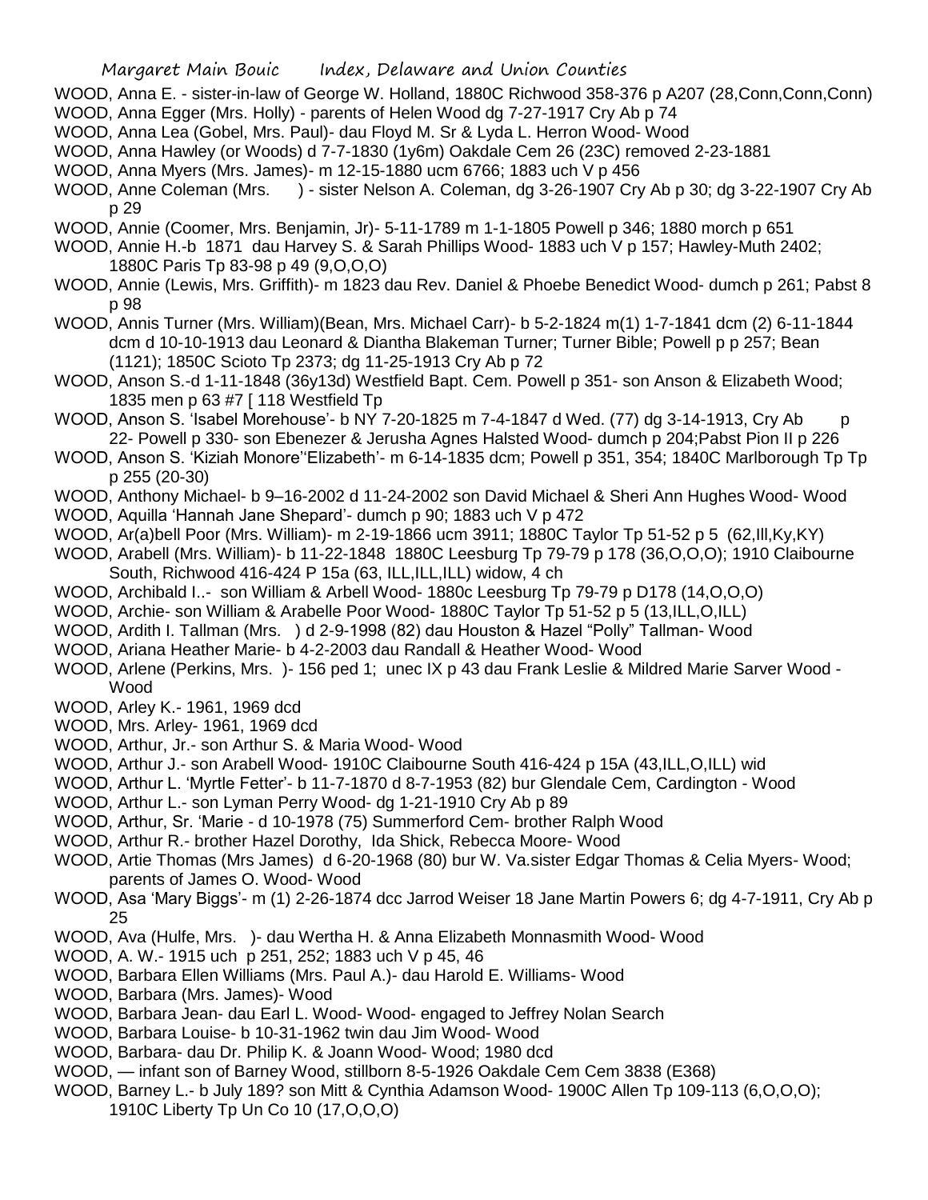WOOD, Anna E. - sister-in-law of George W. Holland, 1880C Richwood 358-376 p A207 (28,Conn,Conn,Conn)

WOOD, Anna Egger (Mrs. Holly) - parents of Helen Wood dg 7-27-1917 Cry Ab p 74

WOOD, Anna Lea (Gobel, Mrs. Paul)- dau Floyd M. Sr & Lyda L. Herron Wood- Wood

WOOD, Anna Hawley (or Woods) d 7-7-1830 (1y6m) Oakdale Cem 26 (23C) removed 2-23-1881

WOOD, Anna Myers (Mrs. James)- m 12-15-1880 ucm 6766; 1883 uch V p 456

WOOD, Anne Coleman (Mrs. ) - sister Nelson A. Coleman, dg 3-26-1907 Cry Ab p 30; dg 3-22-1907 Cry Ab p 29

WOOD, Annie (Coomer, Mrs. Benjamin, Jr)- 5-11-1789 m 1-1-1805 Powell p 346; 1880 morch p 651

WOOD, Annie H.-b 1871 dau Harvey S. & Sarah Phillips Wood- 1883 uch V p 157; Hawley-Muth 2402; 1880C Paris Tp 83-98 p 49 (9,O,O,O)

WOOD, Annie (Lewis, Mrs. Griffith)- m 1823 dau Rev. Daniel & Phoebe Benedict Wood- dumch p 261; Pabst 8 p 98

WOOD, Annis Turner (Mrs. William)(Bean, Mrs. Michael Carr)- b 5-2-1824 m(1) 1-7-1841 dcm (2) 6-11-1844 dcm d 10-10-1913 dau Leonard & Diantha Blakeman Turner; Turner Bible; Powell p p 257; Bean (1121); 1850C Scioto Tp 2373; dg 11-25-1913 Cry Ab p 72

WOOD, Anson S.-d 1-11-1848 (36y13d) Westfield Bapt. Cem. Powell p 351- son Anson & Elizabeth Wood; 1835 men p 63 #7 [ 118 Westfield Tp

WOOD, Anson S. 'Isabel Morehouse'- b NY 7-20-1825 m 7-4-1847 d Wed. (77) dg 3-14-1913, Cry Ab p 22- Powell p 330- son Ebenezer & Jerusha Agnes Halsted Wood- dumch p 204;Pabst Pion II p 226

WOOD, Anson S. 'Kiziah Monore''Elizabeth'- m 6-14-1835 dcm; Powell p 351, 354; 1840C Marlborough Tp Tp p 255 (20-30)

WOOD, Anthony Michael- b 9–16-2002 d 11-24-2002 son David Michael & Sheri Ann Hughes Wood- Wood

WOOD, Aquilla 'Hannah Jane Shepard'- dumch p 90; 1883 uch V p 472

WOOD, Ar(a)bell Poor (Mrs. William)- m 2-19-1866 ucm 3911; 1880C Taylor Tp 51-52 p 5 (62,Ill,Ky,KY)

WOOD, Arabell (Mrs. William)- b 11-22-1848 1880C Leesburg Tp 79-79 p 178 (36,O,O,O); 1910 Claibourne South, Richwood 416-424 P 15a (63, ILL,ILL,ILL) widow, 4 ch

WOOD, Archibald I..- son William & Arbell Wood- 1880c Leesburg Tp 79-79 p D178 (14,O,O,O)

WOOD, Archie- son William & Arabelle Poor Wood- 1880C Taylor Tp 51-52 p 5 (13,ILL,O,ILL)

WOOD, Ardith I. Tallman (Mrs. ) d 2-9-1998 (82) dau Houston & Hazel "Polly" Tallman- Wood

WOOD, Ariana Heather Marie- b 4-2-2003 dau Randall & Heather Wood- Wood

WOOD, Arlene (Perkins, Mrs. )- 156 ped 1; unec IX p 43 dau Frank Leslie & Mildred Marie Sarver Wood - Wood

WOOD, Arley K.- 1961, 1969 dcd

WOOD, Mrs. Arley- 1961, 1969 dcd

WOOD, Arthur, Jr.- son Arthur S. & Maria Wood- Wood

WOOD, Arthur J.- son Arabell Wood- 1910C Claibourne South 416-424 p 15A (43,ILL,O,ILL) wid

WOOD, Arthur L. 'Myrtle Fetter'- b 11-7-1870 d 8-7-1953 (82) bur Glendale Cem, Cardington - Wood

WOOD, Arthur L.- son Lyman Perry Wood- dg 1-21-1910 Cry Ab p 89

WOOD, Arthur, Sr. 'Marie - d 10-1978 (75) Summerford Cem- brother Ralph Wood

WOOD, Arthur R.- brother Hazel Dorothy, Ida Shick, Rebecca Moore- Wood

WOOD, Artie Thomas (Mrs James) d 6-20-1968 (80) bur W. Va.sister Edgar Thomas & Celia Myers- Wood; parents of James O. Wood- Wood

WOOD, Asa 'Mary Biggs'- m (1) 2-26-1874 dcc Jarrod Weiser 18 Jane Martin Powers 6; dg 4-7-1911, Cry Ab p 25

WOOD, Ava (Hulfe, Mrs. )- dau Wertha H. & Anna Elizabeth Monnasmith Wood- Wood

WOOD, A. W.- 1915 uch p 251, 252; 1883 uch V p 45, 46

WOOD, Barbara Ellen Williams (Mrs. Paul A.)- dau Harold E. Williams- Wood

WOOD, Barbara (Mrs. James)- Wood

WOOD, Barbara Jean- dau Earl L. Wood- Wood- engaged to Jeffrey Nolan Search

WOOD, Barbara Louise- b 10-31-1962 twin dau Jim Wood- Wood

WOOD, Barbara- dau Dr. Philip K. & Joann Wood- Wood; 1980 dcd

WOOD, — infant son of Barney Wood, stillborn 8-5-1926 Oakdale Cem Cem 3838 (E368)

WOOD, Barney L.- b July 189? son Mitt & Cynthia Adamson Wood- 1900C Allen Tp 109-113 (6,O,O,O); 1910C Liberty Tp Un Co 10 (17,O,O,O)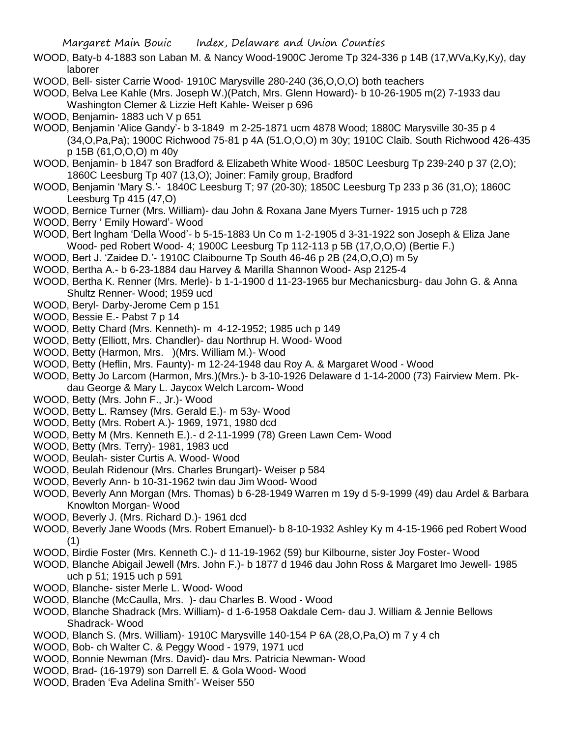WOOD, Baty-b 4-1883 son Laban M. & Nancy Wood-1900C Jerome Tp 324-336 p 14B (17,WVa,Ky,Ky), day laborer

WOOD, Bell- sister Carrie Wood- 1910C Marysville 280-240 (36,O,O,O) both teachers

WOOD, Belva Lee Kahle (Mrs. Joseph W.)(Patch, Mrs. Glenn Howard)- b 10-26-1905 m(2) 7-1933 dau Washington Clemer & Lizzie Heft Kahle- Weiser p 696

WOOD, Benjamin- 1883 uch V p 651

WOOD, Benjamin 'Alice Gandy'- b 3-1849 m 2-25-1871 ucm 4878 Wood; 1880C Marysville 30-35 p 4 (34,O,Pa,Pa); 1900C Richwood 75-81 p 4A (51.O,O,O) m 30y; 1910C Claib. South Richwood 426-435 p 15B (61,O,O,O) m 40y

WOOD, Benjamin- b 1847 son Bradford & Elizabeth White Wood- 1850C Leesburg Tp 239-240 p 37 (2,O); 1860C Leesburg Tp 407 (13,O); Joiner: Family group, Bradford

WOOD, Benjamin 'Mary S.'- 1840C Leesburg T; 97 (20-30); 1850C Leesburg Tp 233 p 36 (31,O); 1860C Leesburg Tp 415 (47,O)

WOOD, Bernice Turner (Mrs. William)- dau John & Roxana Jane Myers Turner- 1915 uch p 728

WOOD, Berry ' Emily Howard'- Wood

WOOD, Bert Ingham 'Della Wood'- b 5-15-1883 Un Co m 1-2-1905 d 3-31-1922 son Joseph & Eliza Jane Wood- ped Robert Wood- 4; 1900C Leesburg Tp 112-113 p 5B (17,O,O,O) (Bertie F.)

WOOD, Bert J. 'Zaidee D.'- 1910C Claibourne Tp South 46-46 p 2B (24,O,O,O) m 5y

WOOD, Bertha A.- b 6-23-1884 dau Harvey & Marilla Shannon Wood- Asp 2125-4

WOOD, Bertha K. Renner (Mrs. Merle)- b 1-1-1900 d 11-23-1965 bur Mechanicsburg- dau John G. & Anna Shultz Renner- Wood; 1959 ucd

WOOD, Beryl- Darby-Jerome Cem p 151

WOOD, Bessie E.- Pabst 7 p 14

WOOD, Betty Chard (Mrs. Kenneth)- m 4-12-1952; 1985 uch p 149

WOOD, Betty (Elliott, Mrs. Chandler)- dau Northrup H. Wood- Wood

WOOD, Betty (Harmon, Mrs. )(Mrs. William M.)- Wood

WOOD, Betty (Heflin, Mrs. Faunty)- m 12-24-1948 dau Roy A. & Margaret Wood - Wood

WOOD, Betty Jo Larcom (Harmon, Mrs.)(Mrs.)- b 3-10-1926 Delaware d 1-14-2000 (73) Fairview Mem. Pk- dau George & Mary L. Jaycox Welch Larcom- Wood

WOOD, Betty (Mrs. John F., Jr.)- Wood

WOOD, Betty L. Ramsey (Mrs. Gerald E.)- m 53y- Wood

WOOD, Betty (Mrs. Robert A.)- 1969, 1971, 1980 dcd

WOOD, Betty M (Mrs. Kenneth E.).- d 2-11-1999 (78) Green Lawn Cem- Wood

WOOD, Betty (Mrs. Terry)- 1981, 1983 ucd

WOOD, Beulah- sister Curtis A. Wood- Wood

WOOD, Beulah Ridenour (Mrs. Charles Brungart)- Weiser p 584

WOOD, Beverly Ann- b 10-31-1962 twin dau Jim Wood- Wood

WOOD, Beverly Ann Morgan (Mrs. Thomas) b 6-28-1949 Warren m 19y d 5-9-1999 (49) dau Ardel & Barbara Knowlton Morgan- Wood

WOOD, Beverly J. (Mrs. Richard D.)- 1961 dcd

WOOD, Beverly Jane Woods (Mrs. Robert Emanuel)- b 8-10-1932 Ashley Ky m 4-15-1966 ped Robert Wood (1)

WOOD, Birdie Foster (Mrs. Kenneth C.)- d 11-19-1962 (59) bur Kilbourne, sister Joy Foster- Wood

WOOD, Blanche Abigail Jewell (Mrs. John F.)- b 1877 d 1946 dau John Ross & Margaret Imo Jewell- 1985 uch p 51; 1915 uch p 591

WOOD, Blanche- sister Merle L. Wood- Wood

WOOD, Blanche (McCaulla, Mrs. )- dau Charles B. Wood - Wood

WOOD, Blanche Shadrack (Mrs. William)- d 1-6-1958 Oakdale Cem- dau J. William & Jennie Bellows Shadrack- Wood

WOOD, Blanch S. (Mrs. William)- 1910C Marysville 140-154 P 6A (28,O,Pa,O) m 7 y 4 ch

WOOD, Bob- ch Walter C. & Peggy Wood - 1979, 1971 ucd

WOOD, Bonnie Newman (Mrs. David)- dau Mrs. Patricia Newman- Wood

WOOD, Brad- (16-1979) son Darrell E. & Gola Wood- Wood

WOOD, Braden 'Eva Adelina Smith'- Weiser 550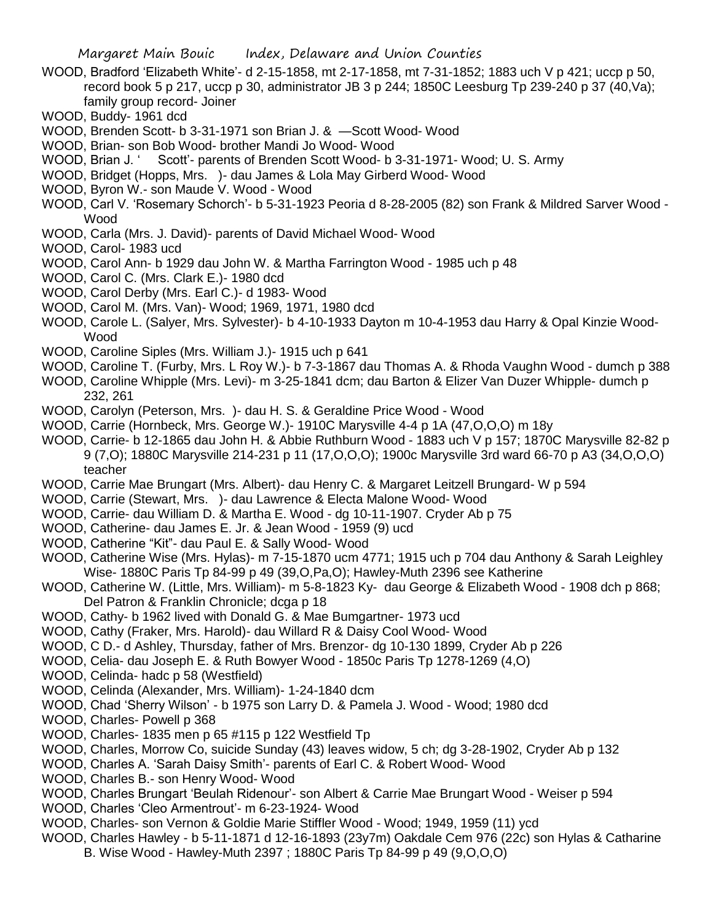WOOD, Bradford 'Elizabeth White'- d 2-15-1858, mt 2-17-1858, mt 7-31-1852; 1883 uch V p 421; uccp p 50, record book 5 p 217, uccp p 30, administrator JB 3 p 244; 1850C Leesburg Tp 239-240 p 37 (40,Va); family group record- Joiner

WOOD, Buddy- 1961 dcd

WOOD, Brenden Scott- b 3-31-1971 son Brian J. & —Scott Wood- Wood

WOOD, Brian- son Bob Wood- brother Mandi Jo Wood- Wood

WOOD, Brian J. ' Scott'- parents of Brenden Scott Wood- b 3-31-1971- Wood; U. S. Army

WOOD, Bridget (Hopps, Mrs. )- dau James & Lola May Girberd Wood- Wood

WOOD, Byron W.- son Maude V. Wood - Wood

WOOD, Carl V. 'Rosemary Schorch'- b 5-31-1923 Peoria d 8-28-2005 (82) son Frank & Mildred Sarver Wood - Wood

WOOD, Carla (Mrs. J. David)- parents of David Michael Wood- Wood

WOOD, Carol- 1983 ucd

WOOD, Carol Ann- b 1929 dau John W. & Martha Farrington Wood - 1985 uch p 48

WOOD, Carol C. (Mrs. Clark E.)- 1980 dcd

WOOD, Carol Derby (Mrs. Earl C.)- d 1983- Wood

WOOD, Carol M. (Mrs. Van)- Wood; 1969, 1971, 1980 dcd

WOOD, Carole L. (Salyer, Mrs. Sylvester)- b 4-10-1933 Dayton m 10-4-1953 dau Harry & Opal Kinzie Wood- Wood

WOOD, Caroline Siples (Mrs. William J.)- 1915 uch p 641

WOOD, Caroline T. (Furby, Mrs. L Roy W.)- b 7-3-1867 dau Thomas A. & Rhoda Vaughn Wood - dumch p 388

WOOD, Caroline Whipple (Mrs. Levi)- m 3-25-1841 dcm; dau Barton & Elizer Van Duzer Whipple- dumch p 232, 261

WOOD, Carolyn (Peterson, Mrs. )- dau H. S. & Geraldine Price Wood - Wood

WOOD, Carrie (Hornbeck, Mrs. George W.)- 1910C Marysville 4-4 p 1A (47,O,O,O) m 18y

WOOD, Carrie- b 12-1865 dau John H. & Abbie Ruthburn Wood - 1883 uch V p 157; 1870C Marysville 82-82 p 9 (7,O); 1880C Marysville 214-231 p 11 (17,O,O,O); 1900c Marysville 3rd ward 66-70 p A3 (34,O,O,O) teacher

WOOD, Carrie Mae Brungart (Mrs. Albert)- dau Henry C. & Margaret Leitzell Brungard- W p 594

WOOD, Carrie (Stewart, Mrs. )- dau Lawrence & Electa Malone Wood- Wood

WOOD, Carrie- dau William D. & Martha E. Wood - dg 10-11-1907. Cryder Ab p 75

WOOD, Catherine- dau James E. Jr. & Jean Wood - 1959 (9) ucd

WOOD, Catherine "Kit"- dau Paul E. & Sally Wood- Wood

WOOD, Catherine Wise (Mrs. Hylas)- m 7-15-1870 ucm 4771; 1915 uch p 704 dau Anthony & Sarah Leighley Wise- 1880C Paris Tp 84-99 p 49 (39,O,Pa,O); Hawley-Muth 2396 see Katherine

WOOD, Catherine W. (Little, Mrs. William)- m 5-8-1823 Ky- dau George & Elizabeth Wood - 1908 dch p 868; Del Patron & Franklin Chronicle; dcga p 18

WOOD, Cathy- b 1962 lived with Donald G. & Mae Bumgartner- 1973 ucd

WOOD, Cathy (Fraker, Mrs. Harold)- dau Willard R & Daisy Cool Wood- Wood

WOOD, C D.- d Ashley, Thursday, father of Mrs. Brenzor- dg 10-130 1899, Cryder Ab p 226

WOOD, Celia- dau Joseph E. & Ruth Bowyer Wood - 1850c Paris Tp 1278-1269 (4,O)

WOOD, Celinda- hadc p 58 (Westfield)

WOOD, Celinda (Alexander, Mrs. William)- 1-24-1840 dcm

WOOD, Chad 'Sherry Wilson' - b 1975 son Larry D. & Pamela J. Wood - Wood; 1980 dcd

WOOD, Charles- Powell p 368

WOOD, Charles- 1835 men p 65 #115 p 122 Westfield Tp

WOOD, Charles, Morrow Co, suicide Sunday (43) leaves widow, 5 ch; dg 3-28-1902, Cryder Ab p 132

WOOD, Charles A. 'Sarah Daisy Smith'- parents of Earl C. & Robert Wood- Wood

WOOD, Charles B.- son Henry Wood- Wood

WOOD, Charles Brungart 'Beulah Ridenour'- son Albert & Carrie Mae Brungart Wood - Weiser p 594

WOOD, Charles 'Cleo Armentrout'- m 6-23-1924- Wood

WOOD, Charles- son Vernon & Goldie Marie Stiffler Wood - Wood; 1949, 1959 (11) ycd

WOOD, Charles Hawley - b 5-11-1871 d 12-16-1893 (23y7m) Oakdale Cem 976 (22c) son Hylas & Catharine B. Wise Wood - Hawley-Muth 2397 ; 1880C Paris Tp 84-99 p 49 (9,O,O,O)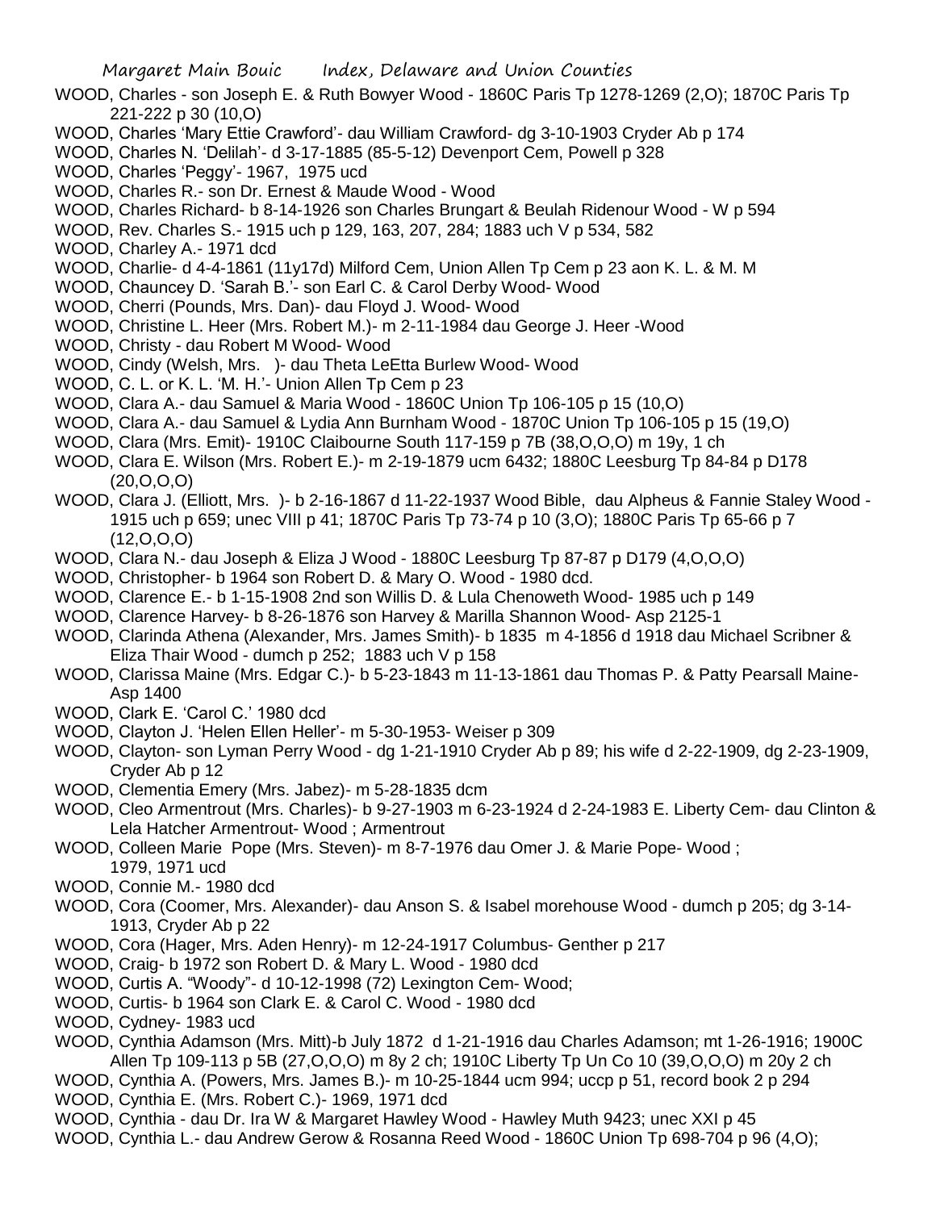WOOD, Charles - son Joseph E. & Ruth Bowyer Wood - 1860C Paris Tp 1278-1269 (2,O); 1870C Paris Tp 221-222 p 30 (10,O)

WOOD, Charles 'Mary Ettie Crawford'- dau William Crawford- dg 3-10-1903 Cryder Ab p 174

WOOD, Charles N. 'Delilah'- d 3-17-1885 (85-5-12) Devenport Cem, Powell p 328

WOOD, Charles 'Peggy'- 1967, 1975 ucd

WOOD, Charles R.- son Dr. Ernest & Maude Wood - Wood

WOOD, Charles Richard- b 8-14-1926 son Charles Brungart & Beulah Ridenour Wood - W p 594

WOOD, Rev. Charles S.- 1915 uch p 129, 163, 207, 284; 1883 uch V p 534, 582

WOOD, Charley A.- 1971 dcd

WOOD, Charlie- d 4-4-1861 (11y17d) Milford Cem, Union Allen Tp Cem p 23 aon K. L. & M. M

WOOD, Chauncey D. 'Sarah B.'- son Earl C. & Carol Derby Wood- Wood

WOOD, Cherri (Pounds, Mrs. Dan)- dau Floyd J. Wood- Wood

WOOD, Christine L. Heer (Mrs. Robert M.)- m 2-11-1984 dau George J. Heer -Wood

WOOD, Christy - dau Robert M Wood- Wood

WOOD, Cindy (Welsh, Mrs. )- dau Theta LeEtta Burlew Wood- Wood

WOOD, C. L. or K. L. 'M. H.'- Union Allen Tp Cem p 23

WOOD, Clara A.- dau Samuel & Maria Wood - 1860C Union Tp 106-105 p 15 (10,O)

WOOD, Clara A.- dau Samuel & Lydia Ann Burnham Wood - 1870C Union Tp 106-105 p 15 (19,O)

WOOD, Clara (Mrs. Emit)- 1910C Claibourne South 117-159 p 7B (38,O,O,O) m 19y, 1 ch

WOOD, Clara E. Wilson (Mrs. Robert E.)- m 2-19-1879 ucm 6432; 1880C Leesburg Tp 84-84 p D178 (20,O,O,O)

WOOD, Clara J. (Elliott, Mrs. )- b 2-16-1867 d 11-22-1937 Wood Bible, dau Alpheus & Fannie Staley Wood - 1915 uch p 659; unec VIII p 41; 1870C Paris Tp 73-74 p 10 (3,O); 1880C Paris Tp 65-66 p 7 (12,O,O,O)

WOOD, Clara N.- dau Joseph & Eliza J Wood - 1880C Leesburg Tp 87-87 p D179 (4,O,O,O)

WOOD, Christopher- b 1964 son Robert D. & Mary O. Wood - 1980 dcd.

WOOD, Clarence E.- b 1-15-1908 2nd son Willis D. & Lula Chenoweth Wood- 1985 uch p 149

WOOD, Clarence Harvey- b 8-26-1876 son Harvey & Marilla Shannon Wood- Asp 2125-1

WOOD, Clarinda Athena (Alexander, Mrs. James Smith)- b 1835 m 4-1856 d 1918 dau Michael Scribner & Eliza Thair Wood - dumch p 252; 1883 uch V p 158

WOOD, Clarissa Maine (Mrs. Edgar C.)- b 5-23-1843 m 11-13-1861 dau Thomas P. & Patty Pearsall Maine- Asp 1400

WOOD, Clark E. 'Carol C.' 1980 dcd

WOOD, Clayton J. 'Helen Ellen Heller'- m 5-30-1953- Weiser p 309

WOOD, Clayton- son Lyman Perry Wood - dg 1-21-1910 Cryder Ab p 89; his wife d 2-22-1909, dg 2-23-1909, Cryder Ab p 12

WOOD, Clementia Emery (Mrs. Jabez)- m 5-28-1835 dcm

WOOD, Cleo Armentrout (Mrs. Charles)- b 9-27-1903 m 6-23-1924 d 2-24-1983 E. Liberty Cem- dau Clinton & Lela Hatcher Armentrout- Wood ; Armentrout

WOOD, Colleen Marie Pope (Mrs. Steven)- m 8-7-1976 dau Omer J. & Marie Pope- Wood ; 1979, 1971 ucd

WOOD, Connie M.- 1980 dcd

WOOD, Cora (Coomer, Mrs. Alexander)- dau Anson S. & Isabel morehouse Wood - dumch p 205; dg 3-14-1913, Cryder Ab p 22

WOOD, Cora (Hager, Mrs. Aden Henry)- m 12-24-1917 Columbus- Genther p 217

WOOD, Craig- b 1972 son Robert D. & Mary L. Wood - 1980 dcd

WOOD, Curtis A. "Woody"- d 10-12-1998 (72) Lexington Cem- Wood;

WOOD, Curtis- b 1964 son Clark E. & Carol C. Wood - 1980 dcd

WOOD, Cydney- 1983 ucd

WOOD, Cynthia Adamson (Mrs. Mitt)-b July 1872 d 1-21-1916 dau Charles Adamson; mt 1-26-1916; 1900C Allen Tp 109-113 p 5B (27,O,O,O) m 8y 2 ch; 1910C Liberty Tp Un Co 10 (39,O,O,O) m 20y 2 ch

WOOD, Cynthia A. (Powers, Mrs. James B.)- m 10-25-1844 ucm 994; uccp p 51, record book 2 p 294

WOOD, Cynthia E. (Mrs. Robert C.)- 1969, 1971 dcd

WOOD, Cynthia - dau Dr. Ira W & Margaret Hawley Wood - Hawley Muth 9423; unec XXI p 45

WOOD, Cynthia L.- dau Andrew Gerow & Rosanna Reed Wood - 1860C Union Tp 698-704 p 96 (4,O);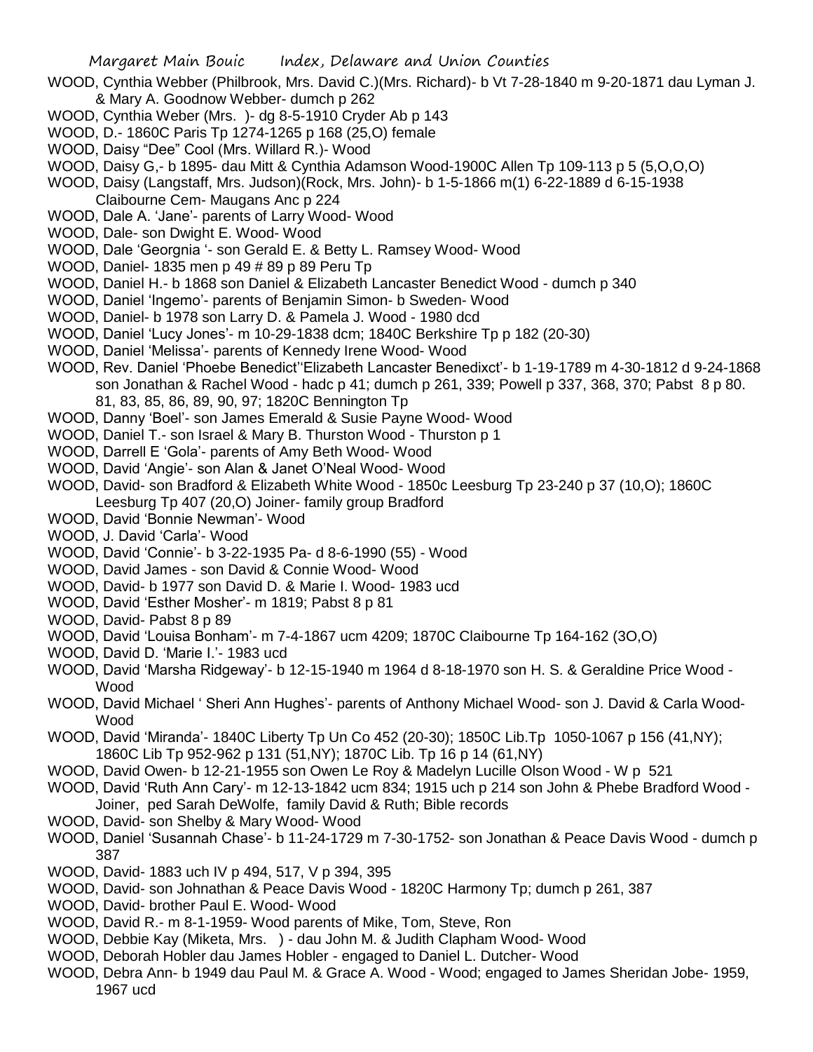WOOD, Cynthia Webber (Philbrook, Mrs. David C.)(Mrs. Richard)- b Vt 7-28-1840 m 9-20-1871 dau Lyman J. & Mary A. Goodnow Webber- dumch p 262

WOOD, Cynthia Weber (Mrs. )- dg 8-5-1910 Cryder Ab p 143

WOOD, D.- 1860C Paris Tp 1274-1265 p 168 (25,O) female

WOOD, Daisy "Dee" Cool (Mrs. Willard R.)- Wood

WOOD, Daisy G,- b 1895- dau Mitt & Cynthia Adamson Wood-1900C Allen Tp 109-113 p 5 (5,O,O,O)

WOOD, Daisy (Langstaff, Mrs. Judson)(Rock, Mrs. John)- b 1-5-1866 m(1) 6-22-1889 d 6-15-1938 Claibourne Cem- Maugans Anc p 224

WOOD, Dale A. 'Jane'- parents of Larry Wood- Wood

WOOD, Dale- son Dwight E. Wood- Wood

WOOD, Dale 'Georgnia '- son Gerald E. & Betty L. Ramsey Wood- Wood

WOOD, Daniel- 1835 men p 49 # 89 p 89 Peru Tp

WOOD, Daniel H.- b 1868 son Daniel & Elizabeth Lancaster Benedict Wood - dumch p 340

WOOD, Daniel 'Ingemo'- parents of Benjamin Simon- b Sweden- Wood

WOOD, Daniel- b 1978 son Larry D. & Pamela J. Wood - 1980 dcd

WOOD, Daniel 'Lucy Jones'- m 10-29-1838 dcm; 1840C Berkshire Tp p 182 (20-30)

WOOD, Daniel 'Melissa'- parents of Kennedy Irene Wood- Wood

WOOD, Rev. Daniel 'Phoebe Benedict''Elizabeth Lancaster Benedixct'- b 1-19-1789 m 4-30-1812 d 9-24-1868 son Jonathan & Rachel Wood - hadc p 41; dumch p 261, 339; Powell p 337, 368, 370; Pabst 8 p 80. 81, 83, 85, 86, 89, 90, 97; 1820C Bennington Tp

WOOD, Danny 'Boel'- son James Emerald & Susie Payne Wood- Wood

WOOD, Daniel T.- son Israel & Mary B. Thurston Wood - Thurston p 1

WOOD, Darrell E 'Gola'- parents of Amy Beth Wood- Wood

WOOD, David 'Angie'- son Alan & Janet O'Neal Wood- Wood

WOOD, David- son Bradford & Elizabeth White Wood - 1850c Leesburg Tp 23-240 p 37 (10,O); 1860C Leesburg Tp 407 (20,O) Joiner- family group Bradford

WOOD, David 'Bonnie Newman'- Wood

WOOD, J. David 'Carla'- Wood

WOOD, David 'Connie'- b 3-22-1935 Pa- d 8-6-1990 (55) - Wood

WOOD, David James - son David & Connie Wood- Wood

WOOD, David- b 1977 son David D. & Marie I. Wood- 1983 ucd

WOOD, David 'Esther Mosher'- m 1819; Pabst 8 p 81

WOOD, David- Pabst 8 p 89

WOOD, David 'Louisa Bonham'- m 7-4-1867 ucm 4209; 1870C Claibourne Tp 164-162 (3O,O)

WOOD, David D. 'Marie I.'- 1983 ucd

WOOD, David 'Marsha Ridgeway'- b 12-15-1940 m 1964 d 8-18-1970 son H. S. & Geraldine Price Wood - Wood

WOOD, David Michael ' Sheri Ann Hughes'- parents of Anthony Michael Wood- son J. David & Carla Wood- Wood

WOOD, David 'Miranda'- 1840C Liberty Tp Un Co 452 (20-30); 1850C Lib.Tp 1050-1067 p 156 (41,NY); 1860C Lib Tp 952-962 p 131 (51,NY); 1870C Lib. Tp 16 p 14 (61,NY)

WOOD, David Owen- b 12-21-1955 son Owen Le Roy & Madelyn Lucille Olson Wood - W p 521

WOOD, David 'Ruth Ann Cary'- m 12-13-1842 ucm 834; 1915 uch p 214 son John & Phebe Bradford Wood - Joiner, ped Sarah DeWolfe, family David & Ruth; Bible records

WOOD, David- son Shelby & Mary Wood- Wood

WOOD, Daniel 'Susannah Chase'- b 11-24-1729 m 7-30-1752- son Jonathan & Peace Davis Wood - dumch p 387

WOOD, David- 1883 uch IV p 494, 517, V p 394, 395

WOOD, David- son Johnathan & Peace Davis Wood - 1820C Harmony Tp; dumch p 261, 387

WOOD, David- brother Paul E. Wood- Wood

WOOD, David R.- m 8-1-1959- Wood parents of Mike, Tom, Steve, Ron

WOOD, Debbie Kay (Miketa, Mrs. ) - dau John M. & Judith Clapham Wood- Wood

WOOD, Deborah Hobler dau James Hobler - engaged to Daniel L. Dutcher- Wood

WOOD, Debra Ann- b 1949 dau Paul M. & Grace A. Wood - Wood; engaged to James Sheridan Jobe- 1959, 1967 ucd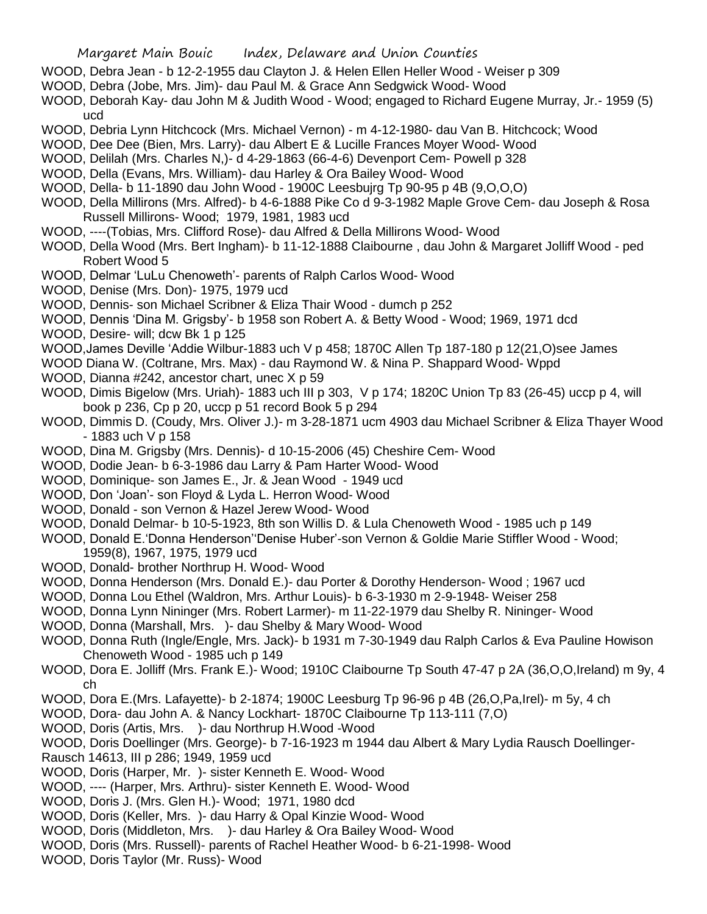WOOD, Debra Jean - b 12-2-1955 dau Clayton J. & Helen Ellen Heller Wood - Weiser p 309

WOOD, Debra (Jobe, Mrs. Jim)- dau Paul M. & Grace Ann Sedgwick Wood- Wood

WOOD, Deborah Kay- dau John M & Judith Wood - Wood; engaged to Richard Eugene Murray, Jr.- 1959 (5) ucd

WOOD, Debria Lynn Hitchcock (Mrs. Michael Vernon) - m 4-12-1980- dau Van B. Hitchcock; Wood

WOOD, Dee Dee (Bien, Mrs. Larry)- dau Albert E & Lucille Frances Moyer Wood- Wood

WOOD, Delilah (Mrs. Charles N,)- d 4-29-1863 (66-4-6) Devenport Cem- Powell p 328

WOOD, Della (Evans, Mrs. William)- dau Harley & Ora Bailey Wood- Wood

WOOD, Della- b 11-1890 dau John Wood - 1900C Leesbujrg Tp 90-95 p 4B (9,O,O,O)

WOOD, Della Millirons (Mrs. Alfred)- b 4-6-1888 Pike Co d 9-3-1982 Maple Grove Cem- dau Joseph & Rosa Russell Millirons- Wood; 1979, 1981, 1983 ucd

WOOD, ----(Tobias, Mrs. Clifford Rose)- dau Alfred & Della Millirons Wood- Wood

WOOD, Della Wood (Mrs. Bert Ingham)- b 11-12-1888 Claibourne , dau John & Margaret Jolliff Wood - ped Robert Wood 5

WOOD, Delmar 'LuLu Chenoweth'- parents of Ralph Carlos Wood- Wood

WOOD, Denise (Mrs. Don)- 1975, 1979 ucd

WOOD, Dennis- son Michael Scribner & Eliza Thair Wood - dumch p 252

WOOD, Dennis 'Dina M. Grigsby'- b 1958 son Robert A. & Betty Wood - Wood; 1969, 1971 dcd

WOOD, Desire- will; dcw Bk 1 p 125

WOOD,James Deville 'Addie Wilbur-1883 uch V p 458; 1870C Allen Tp 187-180 p 12(21,O)see James

WOOD Diana W. (Coltrane, Mrs. Max) - dau Raymond W. & Nina P. Shappard Wood- Wppd

WOOD, Dianna #242, ancestor chart, unec X p 59

WOOD, Dimis Bigelow (Mrs. Uriah)- 1883 uch III p 303, V p 174; 1820C Union Tp 83 (26-45) uccp p 4, will book p 236, Cp p 20, uccp p 51 record Book 5 p 294

WOOD, Dimmis D. (Coudy, Mrs. Oliver J.)- m 3-28-1871 ucm 4903 dau Michael Scribner & Eliza Thayer Wood - 1883 uch V p 158

WOOD, Dina M. Grigsby (Mrs. Dennis)- d 10-15-2006 (45) Cheshire Cem- Wood

WOOD, Dodie Jean- b 6-3-1986 dau Larry & Pam Harter Wood- Wood

WOOD, Dominique- son James E., Jr. & Jean Wood - 1949 ucd

WOOD, Don 'Joan'- son Floyd & Lyda L. Herron Wood- Wood

WOOD, Donald - son Vernon & Hazel Jerew Wood- Wood

WOOD, Donald Delmar- b 10-5-1923, 8th son Willis D. & Lula Chenoweth Wood - 1985 uch p 149

WOOD, Donald E.'Donna Henderson''Denise Huber'-son Vernon & Goldie Marie Stiffler Wood - Wood; 1959(8), 1967, 1975, 1979 ucd

WOOD, Donald- brother Northrup H. Wood- Wood

WOOD, Donna Henderson (Mrs. Donald E.)- dau Porter & Dorothy Henderson- Wood ; 1967 ucd

WOOD, Donna Lou Ethel (Waldron, Mrs. Arthur Louis)- b 6-3-1930 m 2-9-1948- Weiser 258

WOOD, Donna Lynn Nininger (Mrs. Robert Larmer)- m 11-22-1979 dau Shelby R. Nininger- Wood

WOOD, Donna (Marshall, Mrs. )- dau Shelby & Mary Wood- Wood

WOOD, Donna Ruth (Ingle/Engle, Mrs. Jack)- b 1931 m 7-30-1949 dau Ralph Carlos & Eva Pauline Howison Chenoweth Wood - 1985 uch p 149

WOOD, Dora E. Jolliff (Mrs. Frank E.)- Wood; 1910C Claibourne Tp South 47-47 p 2A (36,O,O,Ireland) m 9y, 4 ch

WOOD, Dora E.(Mrs. Lafayette)- b 2-1874; 1900C Leesburg Tp 96-96 p 4B (26,O,Pa,Irel)- m 5y, 4 ch

WOOD, Dora- dau John A. & Nancy Lockhart- 1870C Claibourne Tp 113-111 (7,O)

WOOD, Doris (Artis, Mrs. )- dau Northrup H.Wood -Wood

WOOD, Doris Doellinger (Mrs. George)- b 7-16-1923 m 1944 dau Albert & Mary Lydia Rausch Doellinger- Rausch 14613, III p 286; 1949, 1959 ucd

WOOD, Doris (Harper, Mr. )- sister Kenneth E. Wood- Wood

WOOD, ---- (Harper, Mrs. Arthru)- sister Kenneth E. Wood- Wood

WOOD, Doris J. (Mrs. Glen H.)- Wood; 1971, 1980 dcd

WOOD, Doris (Keller, Mrs. )- dau Harry & Opal Kinzie Wood- Wood

WOOD, Doris (Middleton, Mrs. )- dau Harley & Ora Bailey Wood- Wood

WOOD, Doris (Mrs. Russell)- parents of Rachel Heather Wood- b 6-21-1998- Wood

WOOD, Doris Taylor (Mr. Russ)- Wood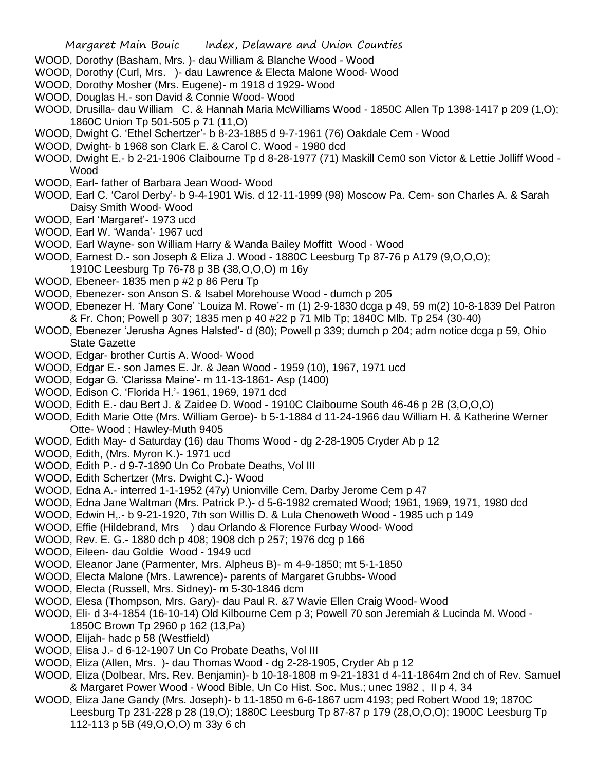WOOD, Dorothy (Basham, Mrs. )- dau William & Blanche Wood - Wood

WOOD, Dorothy (Curl, Mrs.  )- dau Lawrence & Electa Malone Wood- Wood

WOOD, Dorothy Mosher (Mrs. Eugene)- m 1918 d 1929- Wood

WOOD, Douglas H.- son David & Connie Wood- Wood

WOOD, Drusilla- dau William  C. & Hannah Maria McWilliams Wood - 1850C Allen Tp 1398-1417 p 209 (1,O); 1860C Union Tp 501-505 p 71 (11,O)

WOOD, Dwight C. 'Ethel Schertzer'- b 8-23-1885 d 9-7-1961 (76) Oakdale Cem - Wood

WOOD, Dwight- b 1968 son Clark E. & Carol C. Wood - 1980 dcd

WOOD, Dwight E.- b 2-21-1906 Claibourne Tp d 8-28-1977 (71) Maskill Cem0 son Victor & Lettie Jolliff Wood - Wood

WOOD, Earl- father of Barbara Jean Wood- Wood

WOOD, Earl C. 'Carol Derby'- b 9-4-1901 Wis. d 12-11-1999 (98) Moscow Pa. Cem- son Charles A. & Sarah Daisy Smith Wood- Wood

WOOD, Earl 'Margaret'- 1973 ucd

WOOD, Earl W. 'Wanda'- 1967 ucd

WOOD, Earl Wayne- son William Harry & Wanda Bailey Moffitt Wood - Wood

WOOD, Earnest D.- son Joseph & Eliza J. Wood - 1880C Leesburg Tp 87-76 p A179 (9,O,O,O); 1910C Leesburg Tp 76-78 p 3B (38,O,O,O) m 16y

WOOD, Ebeneer- 1835 men p #2 p 86 Peru Tp

WOOD, Ebenezer- son Anson S. & Isabel Morehouse Wood - dumch p 205

WOOD, Ebenezer H. 'Mary Cone' 'Louiza M. Rowe'- m (1) 2-9-1830 dcga p 49, 59 m(2) 10-8-1839 Del Patron & Fr. Chon; Powell p 307; 1835 men p 40 #22 p 71 Mlb Tp; 1840C Mlb. Tp 254 (30-40)

WOOD, Ebenezer 'Jerusha Agnes Halsted'- d (80); Powell p 339; dumch p 204; adm notice dcga p 59, Ohio State Gazette

WOOD, Edgar- brother Curtis A. Wood- Wood

WOOD, Edgar E.- son James E. Jr. & Jean Wood - 1959 (10), 1967, 1971 ucd

WOOD, Edgar G. 'Clarissa Maine'- m 11-13-1861- Asp (1400)

WOOD, Edison C. 'Florida H.'- 1961, 1969, 1971 dcd

WOOD, Edith E.- dau Bert J. & Zaidee D. Wood - 1910C Claibourne South 46-46 p 2B (3,O,O,O)

WOOD, Edith Marie Otte (Mrs. William Geroe)- b 5-1-1884 d 11-24-1966 dau William H. & Katherine Werner Otte- Wood ; Hawley-Muth 9405

WOOD, Edith May- d Saturday (16) dau Thoms Wood - dg 2-28-1905 Cryder Ab p 12

WOOD, Edith, (Mrs. Myron K.)- 1971 ucd

WOOD, Edith P.- d 9-7-1890 Un Co Probate Deaths, Vol III

WOOD, Edith Schertzer (Mrs. Dwight C.)- Wood

WOOD, Edna A.- interred 1-1-1952 (47y) Unionville Cem, Darby Jerome Cem p 47

WOOD, Edna Jane Waltman (Mrs. Patrick P.)- d 5-6-1982 cremated Wood; 1961, 1969, 1971, 1980 dcd

WOOD, Edwin H,.- b 9-21-1920, 7th son Willis D. & Lula Chenoweth Wood - 1985 uch p 149

WOOD, Effie (Hildebrand, Mrs  ) dau Orlando & Florence Furbay Wood- Wood

WOOD, Rev. E. G.- 1880 dch p 408; 1908 dch p 257; 1976 dcg p 166

WOOD, Eileen- dau Goldie Wood - 1949 ucd

WOOD, Eleanor Jane (Parmenter, Mrs. Alpheus B)- m 4-9-1850; mt 5-1-1850

WOOD, Electa Malone (Mrs. Lawrence)- parents of Margaret Grubbs- Wood

WOOD, Electa (Russell, Mrs. Sidney)- m 5-30-1846 dcm

WOOD, Elesa (Thompson, Mrs. Gary)- dau Paul R. &7 Wavie Ellen Craig Wood- Wood

WOOD, Eli- d 3-4-1854 (16-10-14) Old Kilbourne Cem p 3; Powell 70 son Jeremiah & Lucinda M. Wood - 1850C Brown Tp 2960 p 162 (13,Pa)

WOOD, Elijah- hadc p 58 (Westfield)

WOOD, Elisa J.- d 6-12-1907 Un Co Probate Deaths, Vol III

WOOD, Eliza (Allen, Mrs.  )- dau Thomas Wood - dg 2-28-1905, Cryder Ab p 12

WOOD, Eliza (Dolbear, Mrs. Rev. Benjamin)- b 10-18-1808 m 9-21-1831 d 4-11-1864m 2nd ch of Rev. Samuel & Margaret Power Wood - Wood Bible, Un Co Hist. Soc. Mus.; unec 1982 , II p 4, 34

WOOD, Eliza Jane Gandy (Mrs. Joseph)- b 11-1850 m 6-6-1867 ucm 4193; ped Robert Wood 19; 1870C Leesburg Tp 231-228 p 28 (19,O); 1880C Leesburg Tp 87-87 p 179 (28,O,O,O); 1900C Leesburg Tp 112-113 p 5B (49,O,O,O) m 33y 6 ch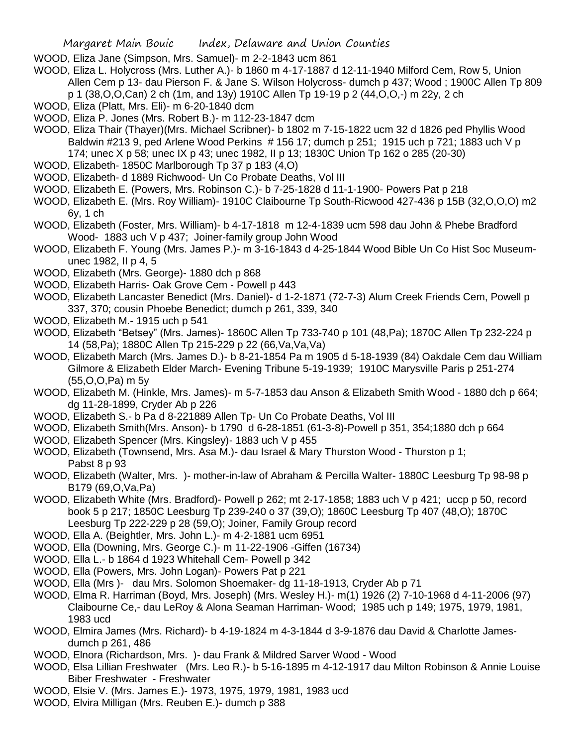WOOD, Eliza Jane (Simpson, Mrs. Samuel)- m 2-2-1843 ucm 861

WOOD, Eliza L. Holycross (Mrs. Luther A.)- b 1860 m 4-17-1887 d 12-11-1940 Milford Cem, Row 5, Union Allen Cem p 13- dau Pierson F. & Jane S. Wilson Holycross- dumch p 437; Wood ; 1900C Allen Tp 809 p 1 (38,O,O,Can) 2 ch (1m, and 13y) 1910C Allen Tp 19-19 p 2 (44,O,O,-) m 22y, 2 ch

WOOD, Eliza (Platt, Mrs. Eli)- m 6-20-1840 dcm

WOOD, Eliza P. Jones (Mrs. Robert B.)- m 112-23-1847 dcm

WOOD, Eliza Thair (Thayer)(Mrs. Michael Scribner)- b 1802 m 7-15-1822 ucm 32 d 1826 ped Phyllis Wood Baldwin #213 9, ped Arlene Wood Perkins # 156 17; dumch p 251; 1915 uch p 721; 1883 uch V p 174; unec X p 58; unec IX p 43; unec 1982, II p 13; 1830C Union Tp 162 o 285 (20-30)

WOOD, Elizabeth- 1850C Marlborough Tp 37 p 183 (4,O)

WOOD, Elizabeth- d 1889 Richwood- Un Co Probate Deaths, Vol III

WOOD, Elizabeth E. (Powers, Mrs. Robinson C.)- b 7-25-1828 d 11-1-1900- Powers Pat p 218

WOOD, Elizabeth E. (Mrs. Roy William)- 1910C Claibourne Tp South-Ricwood 427-436 p 15B (32,O,O,O) m2 6y, 1 ch

WOOD, Elizabeth (Foster, Mrs. William)- b 4-17-1818 m 12-4-1839 ucm 598 dau John & Phebe Bradford Wood- 1883 uch V p 437; Joiner-family group John Wood

WOOD, Elizabeth F. Young (Mrs. James P.)- m 3-16-1843 d 4-25-1844 Wood Bible Un Co Hist Soc Museum- unec 1982, II p 4, 5

WOOD, Elizabeth (Mrs. George)- 1880 dch p 868

WOOD, Elizabeth Harris- Oak Grove Cem - Powell p 443

WOOD, Elizabeth Lancaster Benedict (Mrs. Daniel)- d 1-2-1871 (72-7-3) Alum Creek Friends Cem, Powell p 337, 370; cousin Phoebe Benedict; dumch p 261, 339, 340

WOOD, Elizabeth M.- 1915 uch p 541

WOOD, Elizabeth "Betsey" (Mrs. James)- 1860C Allen Tp 733-740 p 101 (48,Pa); 1870C Allen Tp 232-224 p 14 (58,Pa); 1880C Allen Tp 215-229 p 22 (66,Va,Va,Va)

WOOD, Elizabeth March (Mrs. James D.)- b 8-21-1854 Pa m 1905 d 5-18-1939 (84) Oakdale Cem dau William Gilmore & Elizabeth Elder March- Evening Tribune 5-19-1939; 1910C Marysville Paris p 251-274 (55,O,O,Pa) m 5y

WOOD, Elizabeth M. (Hinkle, Mrs. James)- m 5-7-1853 dau Anson & Elizabeth Smith Wood - 1880 dch p 664; dg 11-28-1899, Cryder Ab p 226

WOOD, Elizabeth S.- b Pa d 8-221889 Allen Tp- Un Co Probate Deaths, Vol III

WOOD, Elizabeth Smith(Mrs. Anson)- b 1790 d 6-28-1851 (61-3-8)-Powell p 351, 354;1880 dch p 664

WOOD, Elizabeth Spencer (Mrs. Kingsley)- 1883 uch V p 455

WOOD, Elizabeth (Townsend, Mrs. Asa M.)- dau Israel & Mary Thurston Wood - Thurston p 1; Pabst 8 p 93

WOOD, Elizabeth (Walter, Mrs. )- mother-in-law of Abraham & Percilla Walter- 1880C Leesburg Tp 98-98 p B179 (69,O,Va,Pa)

WOOD, Elizabeth White (Mrs. Bradford)- Powell p 262; mt 2-17-1858; 1883 uch V p 421; uccp p 50, record book 5 p 217; 1850C Leesburg Tp 239-240 o 37 (39,O); 1860C Leesburg Tp 407 (48,O); 1870C Leesburg Tp 222-229 p 28 (59,O); Joiner, Family Group record

WOOD, Ella A. (Beightler, Mrs. John L.)- m 4-2-1881 ucm 6951

WOOD, Ella (Downing, Mrs. George C.)- m 11-22-1906 -Giffen (16734)

WOOD, Ella L.- b 1864 d 1923 Whitehall Cem- Powell p 342

WOOD, Ella (Powers, Mrs. John Logan)- Powers Pat p 221

WOOD, Ella (Mrs )- dau Mrs. Solomon Shoemaker- dg 11-18-1913, Cryder Ab p 71

WOOD, Elma R. Harriman (Boyd, Mrs. Joseph) (Mrs. Wesley H.)- m(1) 1926 (2) 7-10-1968 d 4-11-2006 (97) Claibourne Ce,- dau LeRoy & Alona Seaman Harriman- Wood; 1985 uch p 149; 1975, 1979, 1981, 1983 ucd

WOOD, Elmira James (Mrs. Richard)- b 4-19-1824 m 4-3-1844 d 3-9-1876 dau David & Charlotte James- dumch p 261, 486

WOOD, Elnora (Richardson, Mrs. )- dau Frank & Mildred Sarver Wood - Wood

WOOD, Elsa Lillian Freshwater (Mrs. Leo R.)- b 5-16-1895 m 4-12-1917 dau Milton Robinson & Annie Louise Biber Freshwater - Freshwater

WOOD, Elsie V. (Mrs. James E.)- 1973, 1975, 1979, 1981, 1983 ucd

WOOD, Elvira Milligan (Mrs. Reuben E.)- dumch p 388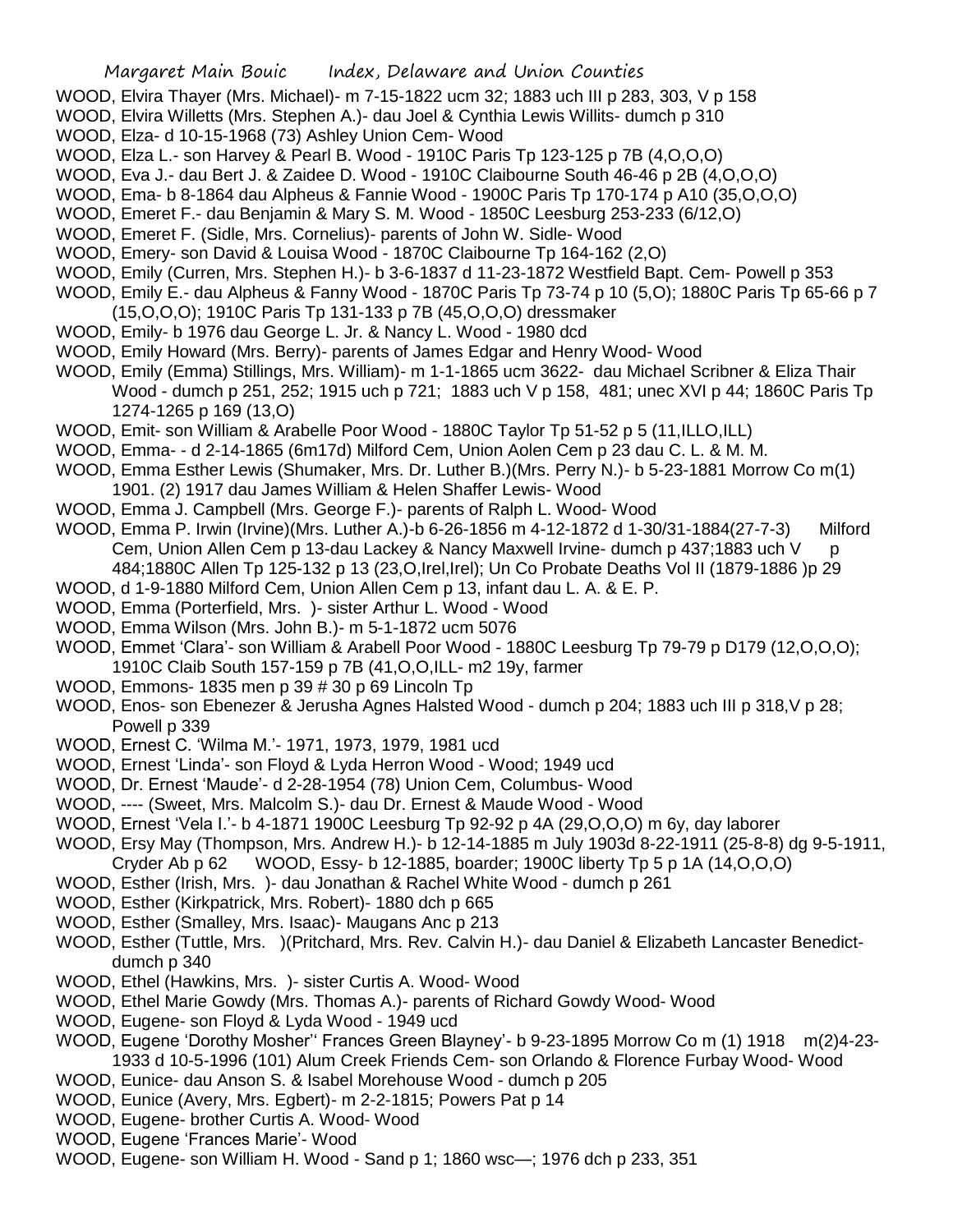WOOD, Elvira Thayer (Mrs. Michael)- m 7-15-1822 ucm 32; 1883 uch III p 283, 303, V p 158

WOOD, Elvira Willetts (Mrs. Stephen A.)- dau Joel & Cynthia Lewis Willits- dumch p 310

WOOD, Elza- d 10-15-1968 (73) Ashley Union Cem- Wood

WOOD, Elza L.- son Harvey & Pearl B. Wood - 1910C Paris Tp 123-125 p 7B (4,O,O,O)

WOOD, Eva J.- dau Bert J. & Zaidee D. Wood - 1910C Claibourne South 46-46 p 2B (4,O,O,O)

WOOD, Ema- b 8-1864 dau Alpheus & Fannie Wood - 1900C Paris Tp 170-174 p A10 (35,O,O,O)

WOOD, Emeret F.- dau Benjamin & Mary S. M. Wood - 1850C Leesburg 253-233 (6/12,O)

WOOD, Emeret F. (Sidle, Mrs. Cornelius)- parents of John W. Sidle- Wood

WOOD, Emery- son David & Louisa Wood - 1870C Claibourne Tp 164-162 (2,O)

WOOD, Emily (Curren, Mrs. Stephen H.)- b 3-6-1837 d 11-23-1872 Westfield Bapt. Cem- Powell p 353

WOOD, Emily E.- dau Alpheus & Fanny Wood - 1870C Paris Tp 73-74 p 10 (5,O); 1880C Paris Tp 65-66 p 7 (15,O,O,O); 1910C Paris Tp 131-133 p 7B (45,O,O,O) dressmaker

WOOD, Emily- b 1976 dau George L. Jr. & Nancy L. Wood - 1980 dcd

WOOD, Emily Howard (Mrs. Berry)- parents of James Edgar and Henry Wood- Wood

WOOD, Emily (Emma) Stillings, Mrs. William)- m 1-1-1865 ucm 3622- dau Michael Scribner & Eliza Thair Wood - dumch p 251, 252; 1915 uch p 721; 1883 uch V p 158, 481; unec XVI p 44; 1860C Paris Tp 1274-1265 p 169 (13,O)

WOOD, Emit- son William & Arabelle Poor Wood - 1880C Taylor Tp 51-52 p 5 (11,ILLO,ILL)

WOOD, Emma- - d 2-14-1865 (6m17d) Milford Cem, Union Aolen Cem p 23 dau C. L. & M. M.

WOOD, Emma Esther Lewis (Shumaker, Mrs. Dr. Luther B.)(Mrs. Perry N.)- b 5-23-1881 Morrow Co m(1) 1901. (2) 1917 dau James William & Helen Shaffer Lewis- Wood

WOOD, Emma J. Campbell (Mrs. George F.)- parents of Ralph L. Wood- Wood

WOOD, Emma P. Irwin (Irvine)(Mrs. Luther A.)-b 6-26-1856 m 4-12-1872 d 1-30/31-1884(27-7-3) Milford Cem, Union Allen Cem p 13-dau Lackey & Nancy Maxwell Irvine- dumch p 437;1883 uch V p 484;1880C Allen Tp 125-132 p 13 (23,O,Irel,Irel); Un Co Probate Deaths Vol II (1879-1886 )p 29

WOOD, d 1-9-1880 Milford Cem, Union Allen Cem p 13, infant dau L. A. & E. P.

WOOD, Emma (Porterfield, Mrs. )- sister Arthur L. Wood - Wood

WOOD, Emma Wilson (Mrs. John B.)- m 5-1-1872 ucm 5076

WOOD, Emmet 'Clara'- son William & Arabell Poor Wood - 1880C Leesburg Tp 79-79 p D179 (12,O,O,O); 1910C Claib South 157-159 p 7B (41,O,O,ILL- m2 19y, farmer

WOOD, Emmons- 1835 men p 39 # 30 p 69 Lincoln Tp

WOOD, Enos- son Ebenezer & Jerusha Agnes Halsted Wood - dumch p 204; 1883 uch III p 318,V p 28; Powell p 339

WOOD, Ernest C. 'Wilma M.'- 1971, 1973, 1979, 1981 ucd

WOOD, Ernest 'Linda'- son Floyd & Lyda Herron Wood - Wood; 1949 ucd

WOOD, Dr. Ernest 'Maude'- d 2-28-1954 (78) Union Cem, Columbus- Wood

WOOD, ---- (Sweet, Mrs. Malcolm S.)- dau Dr. Ernest & Maude Wood - Wood

WOOD, Ernest 'Vela I.'- b 4-1871 1900C Leesburg Tp 92-92 p 4A (29,O,O,O) m 6y, day laborer

WOOD, Ersy May (Thompson, Mrs. Andrew H.)- b 12-14-1885 m July 1903d 8-22-1911 (25-8-8) dg 9-5-1911, Cryder Ab p 62 WOOD, Essy- b 12-1885, boarder; 1900C liberty Tp 5 p 1A (14,O,O,O)

WOOD, Esther (Irish, Mrs. )- dau Jonathan & Rachel White Wood - dumch p 261

WOOD, Esther (Kirkpatrick, Mrs. Robert)- 1880 dch p 665

WOOD, Esther (Smalley, Mrs. Isaac)- Maugans Anc p 213

WOOD, Esther (Tuttle, Mrs. )(Pritchard, Mrs. Rev. Calvin H.)- dau Daniel & Elizabeth Lancaster Benedict- dumch p 340

WOOD, Ethel (Hawkins, Mrs. )- sister Curtis A. Wood- Wood

WOOD, Ethel Marie Gowdy (Mrs. Thomas A.)- parents of Richard Gowdy Wood- Wood

WOOD, Eugene- son Floyd & Lyda Wood - 1949 ucd

WOOD, Eugene 'Dorothy Mosher'' Frances Green Blayney'- b 9-23-1895 Morrow Co m (1) 1918 m(2)4-23-1933 d 10-5-1996 (101) Alum Creek Friends Cem- son Orlando & Florence Furbay Wood- Wood

WOOD, Eunice- dau Anson S. & Isabel Morehouse Wood - dumch p 205

WOOD, Eunice (Avery, Mrs. Egbert)- m 2-2-1815; Powers Pat p 14

WOOD, Eugene- brother Curtis A. Wood- Wood

WOOD, Eugene 'Frances Marie'- Wood

WOOD, Eugene- son William H. Wood - Sand p 1; 1860 wsc—; 1976 dch p 233, 351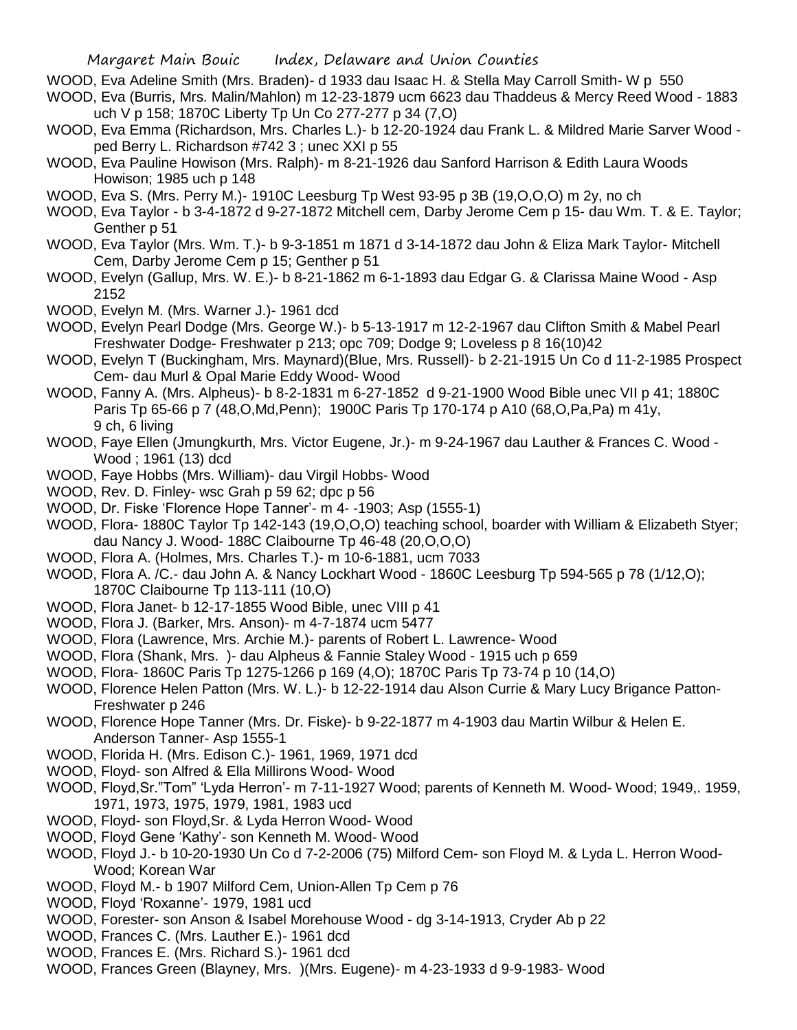WOOD, Eva Adeline Smith (Mrs. Braden)- d 1933 dau Isaac H. & Stella May Carroll Smith- W p 550

WOOD, Eva (Burris, Mrs. Malin/Mahlon) m 12-23-1879 ucm 6623 dau Thaddeus & Mercy Reed Wood - 1883 uch V p 158; 1870C Liberty Tp Un Co 277-277 p 34 (7,O)

WOOD, Eva Emma (Richardson, Mrs. Charles L.)- b 12-20-1924 dau Frank L. & Mildred Marie Sarver Wood - ped Berry L. Richardson #742 3 ; unec XXI p 55

WOOD, Eva Pauline Howison (Mrs. Ralph)- m 8-21-1926 dau Sanford Harrison & Edith Laura Woods Howison; 1985 uch p 148

WOOD, Eva S. (Mrs. Perry M.)- 1910C Leesburg Tp West 93-95 p 3B (19,O,O,O) m 2y, no ch

WOOD, Eva Taylor - b 3-4-1872 d 9-27-1872 Mitchell cem, Darby Jerome Cem p 15- dau Wm. T. & E. Taylor; Genther p 51

WOOD, Eva Taylor (Mrs. Wm. T.)- b 9-3-1851 m 1871 d 3-14-1872 dau John & Eliza Mark Taylor- Mitchell Cem, Darby Jerome Cem p 15; Genther p 51

WOOD, Evelyn (Gallup, Mrs. W. E.)- b 8-21-1862 m 6-1-1893 dau Edgar G. & Clarissa Maine Wood - Asp 2152

WOOD, Evelyn M. (Mrs. Warner J.)- 1961 dcd

WOOD, Evelyn Pearl Dodge (Mrs. George W.)- b 5-13-1917 m 12-2-1967 dau Clifton Smith & Mabel Pearl Freshwater Dodge- Freshwater p 213; opc 709; Dodge 9; Loveless p 8 16(10)42

WOOD, Evelyn T (Buckingham, Mrs. Maynard)(Blue, Mrs. Russell)- b 2-21-1915 Un Co d 11-2-1985 Prospect Cem- dau Murl & Opal Marie Eddy Wood- Wood

WOOD, Fanny A. (Mrs. Alpheus)- b 8-2-1831 m 6-27-1852 d 9-21-1900 Wood Bible unec VII p 41; 1880C Paris Tp 65-66 p 7 (48,O,Md,Penn); 1900C Paris Tp 170-174 p A10 (68,O,Pa,Pa) m 41y, 9 ch, 6 living

WOOD, Faye Ellen (Jmungkurth, Mrs. Victor Eugene, Jr.)- m 9-24-1967 dau Lauther & Frances C. Wood - Wood ; 1961 (13) dcd

WOOD, Faye Hobbs (Mrs. William)- dau Virgil Hobbs- Wood

WOOD, Rev. D. Finley- wsc Grah p 59 62; dpc p 56

WOOD, Dr. Fiske 'Florence Hope Tanner'- m 4- -1903; Asp (1555-1)

WOOD, Flora- 1880C Taylor Tp 142-143 (19,O,O,O) teaching school, boarder with William & Elizabeth Styer; dau Nancy J. Wood- 188C Claibourne Tp 46-48 (20,O,O,O)

WOOD, Flora A. (Holmes, Mrs. Charles T.)- m 10-6-1881, ucm 7033

WOOD, Flora A. /C.- dau John A. & Nancy Lockhart Wood - 1860C Leesburg Tp 594-565 p 78 (1/12,O); 1870C Claibourne Tp 113-111 (10,O)

WOOD, Flora Janet- b 12-17-1855 Wood Bible, unec VIII p 41

WOOD, Flora J. (Barker, Mrs. Anson)- m 4-7-1874 ucm 5477

WOOD, Flora (Lawrence, Mrs. Archie M.)- parents of Robert L. Lawrence- Wood

WOOD, Flora (Shank, Mrs. )- dau Alpheus & Fannie Staley Wood - 1915 uch p 659

WOOD, Flora- 1860C Paris Tp 1275-1266 p 169 (4,O); 1870C Paris Tp 73-74 p 10 (14,O)

WOOD, Florence Helen Patton (Mrs. W. L.)- b 12-22-1914 dau Alson Currie & Mary Lucy Brigance Patton- Freshwater p 246

WOOD, Florence Hope Tanner (Mrs. Dr. Fiske)- b 9-22-1877 m 4-1903 dau Martin Wilbur & Helen E. Anderson Tanner- Asp 1555-1

WOOD, Florida H. (Mrs. Edison C.)- 1961, 1969, 1971 dcd

WOOD, Floyd- son Alfred & Ella Millirons Wood- Wood

WOOD, Floyd,Sr."Tom" 'Lyda Herron'- m 7-11-1927 Wood; parents of Kenneth M. Wood- Wood; 1949,. 1959, 1971, 1973, 1975, 1979, 1981, 1983 ucd

WOOD, Floyd- son Floyd,Sr. & Lyda Herron Wood- Wood

WOOD, Floyd Gene 'Kathy'- son Kenneth M. Wood- Wood

WOOD, Floyd J.- b 10-20-1930 Un Co d 7-2-2006 (75) Milford Cem- son Floyd M. & Lyda L. Herron Wood- Wood; Korean War

WOOD, Floyd M.- b 1907 Milford Cem, Union-Allen Tp Cem p 76

WOOD, Floyd 'Roxanne'- 1979, 1981 ucd

WOOD, Forester- son Anson & Isabel Morehouse Wood - dg 3-14-1913, Cryder Ab p 22

WOOD, Frances C. (Mrs. Lauther E.)- 1961 dcd

WOOD, Frances E. (Mrs. Richard S.)- 1961 dcd

WOOD, Frances Green (Blayney, Mrs. )(Mrs. Eugene)- m 4-23-1933 d 9-9-1983- Wood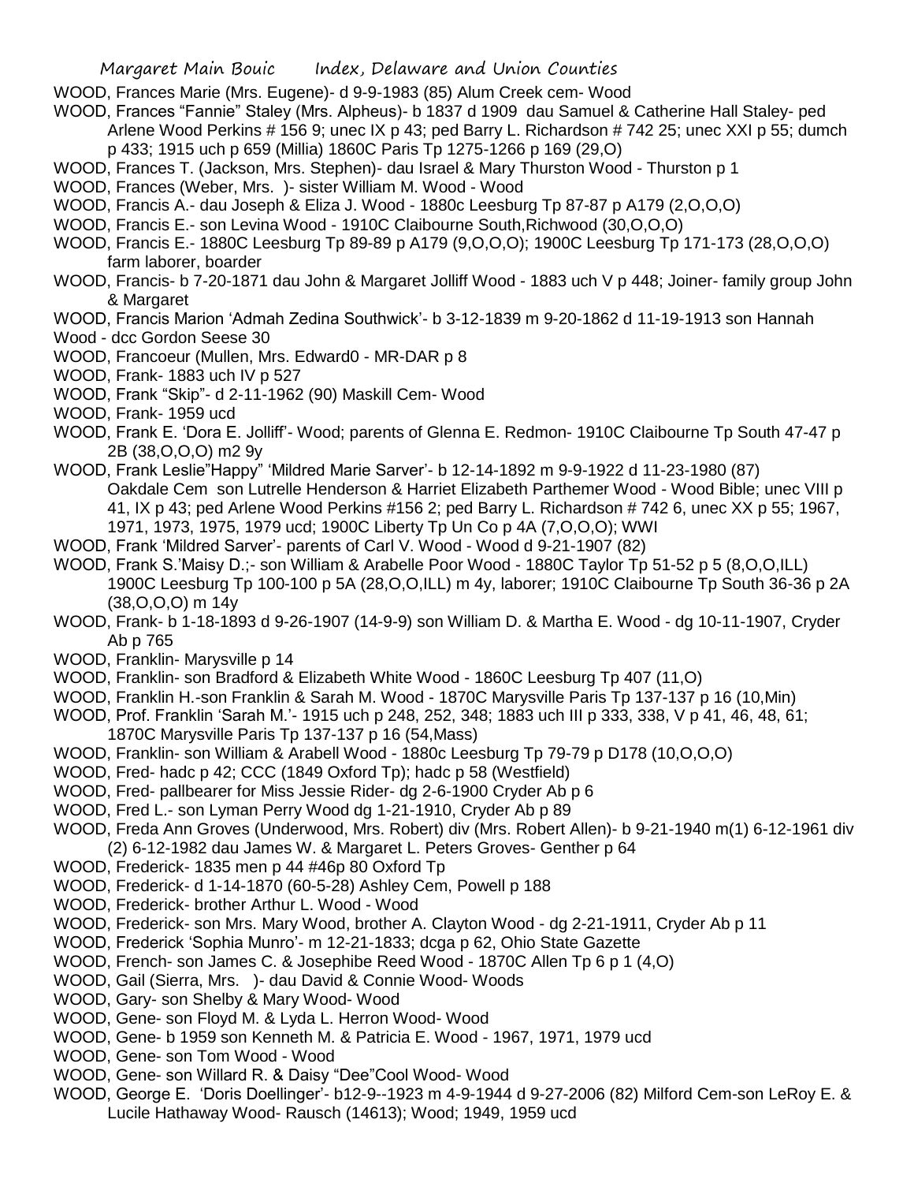WOOD, Frances Marie (Mrs. Eugene)- d 9-9-1983 (85) Alum Creek cem- Wood

WOOD, Frances "Fannie" Staley (Mrs. Alpheus)- b 1837 d 1909 dau Samuel & Catherine Hall Staley- ped Arlene Wood Perkins # 156 9; unec IX p 43; ped Barry L. Richardson # 742 25; unec XXI p 55; dumch p 433; 1915 uch p 659 (Millia) 1860C Paris Tp 1275-1266 p 169 (29,O)

WOOD, Frances T. (Jackson, Mrs. Stephen)- dau Israel & Mary Thurston Wood - Thurston p 1

WOOD, Frances (Weber, Mrs. )- sister William M. Wood - Wood

WOOD, Francis A.- dau Joseph & Eliza J. Wood - 1880c Leesburg Tp 87-87 p A179 (2,O,O,O)

WOOD, Francis E.- son Levina Wood - 1910C Claibourne South,Richwood (30,O,O,O)

WOOD, Francis E.- 1880C Leesburg Tp 89-89 p A179 (9,O,O,O); 1900C Leesburg Tp 171-173 (28,O,O,O) farm laborer, boarder

WOOD, Francis- b 7-20-1871 dau John & Margaret Jolliff Wood - 1883 uch V p 448; Joiner- family group John & Margaret

WOOD, Francis Marion 'Admah Zedina Southwick'- b 3-12-1839 m 9-20-1862 d 11-19-1913 son Hannah Wood - dcc Gordon Seese 30

WOOD, Francoeur (Mullen, Mrs. Edward0 - MR-DAR p 8

WOOD, Frank- 1883 uch IV p 527

WOOD, Frank "Skip"- d 2-11-1962 (90) Maskill Cem- Wood

WOOD, Frank- 1959 ucd

WOOD, Frank E. 'Dora E. Jolliff'- Wood; parents of Glenna E. Redmon- 1910C Claibourne Tp South 47-47 p 2B (38,O,O,O) m2 9y

WOOD, Frank Leslie"Happy" 'Mildred Marie Sarver'- b 12-14-1892 m 9-9-1922 d 11-23-1980 (87) Oakdale Cem son Lutrelle Henderson & Harriet Elizabeth Parthemer Wood - Wood Bible; unec VIII p 41, IX p 43; ped Arlene Wood Perkins #156 2; ped Barry L. Richardson # 742 6, unec XX p 55; 1967, 1971, 1973, 1975, 1979 ucd; 1900C Liberty Tp Un Co p 4A (7,O,O,O); WWI

WOOD, Frank 'Mildred Sarver'- parents of Carl V. Wood - Wood d 9-21-1907 (82)

WOOD, Frank S.'Maisy D.;- son William & Arabelle Poor Wood - 1880C Taylor Tp 51-52 p 5 (8,O,O,ILL) 1900C Leesburg Tp 100-100 p 5A (28,O,O,ILL) m 4y, laborer; 1910C Claibourne Tp South 36-36 p 2A (38,O,O,O) m 14y

WOOD, Frank- b 1-18-1893 d 9-26-1907 (14-9-9) son William D. & Martha E. Wood - dg 10-11-1907, Cryder Ab p 765

WOOD, Franklin- Marysville p 14

WOOD, Franklin- son Bradford & Elizabeth White Wood - 1860C Leesburg Tp 407 (11,O)

WOOD, Franklin H.-son Franklin & Sarah M. Wood - 1870C Marysville Paris Tp 137-137 p 16 (10,Min)

WOOD, Prof. Franklin 'Sarah M.'- 1915 uch p 248, 252, 348; 1883 uch III p 333, 338, V p 41, 46, 48, 61; 1870C Marysville Paris Tp 137-137 p 16 (54,Mass)

WOOD, Franklin- son William & Arabell Wood - 1880c Leesburg Tp 79-79 p D178 (10,O,O,O)

WOOD, Fred- hadc p 42; CCC (1849 Oxford Tp); hadc p 58 (Westfield)

WOOD, Fred- pallbearer for Miss Jessie Rider- dg 2-6-1900 Cryder Ab p 6

WOOD, Fred L.- son Lyman Perry Wood dg 1-21-1910, Cryder Ab p 89

WOOD, Freda Ann Groves (Underwood, Mrs. Robert) div (Mrs. Robert Allen)- b 9-21-1940 m(1) 6-12-1961 div (2) 6-12-1982 dau James W. & Margaret L. Peters Groves- Genther p 64

WOOD, Frederick- 1835 men p 44 #46p 80 Oxford Tp

WOOD, Frederick- d 1-14-1870 (60-5-28) Ashley Cem, Powell p 188

WOOD, Frederick- brother Arthur L. Wood - Wood

WOOD, Frederick- son Mrs. Mary Wood, brother A. Clayton Wood - dg 2-21-1911, Cryder Ab p 11

WOOD, Frederick 'Sophia Munro'- m 12-21-1833; dcga p 62, Ohio State Gazette

WOOD, French- son James C. & Josephibe Reed Wood - 1870C Allen Tp 6 p 1 (4,O)

WOOD, Gail (Sierra, Mrs. )- dau David & Connie Wood- Woods

WOOD, Gary- son Shelby & Mary Wood- Wood

WOOD, Gene- son Floyd M. & Lyda L. Herron Wood- Wood

WOOD, Gene- b 1959 son Kenneth M. & Patricia E. Wood - 1967, 1971, 1979 ucd

WOOD, Gene- son Tom Wood - Wood

WOOD, Gene- son Willard R. & Daisy "Dee"Cool Wood- Wood

WOOD, George E. 'Doris Doellinger'- b12-9--1923 m 4-9-1944 d 9-27-2006 (82) Milford Cem-son LeRoy E. & Lucile Hathaway Wood- Rausch (14613); Wood; 1949, 1959 ucd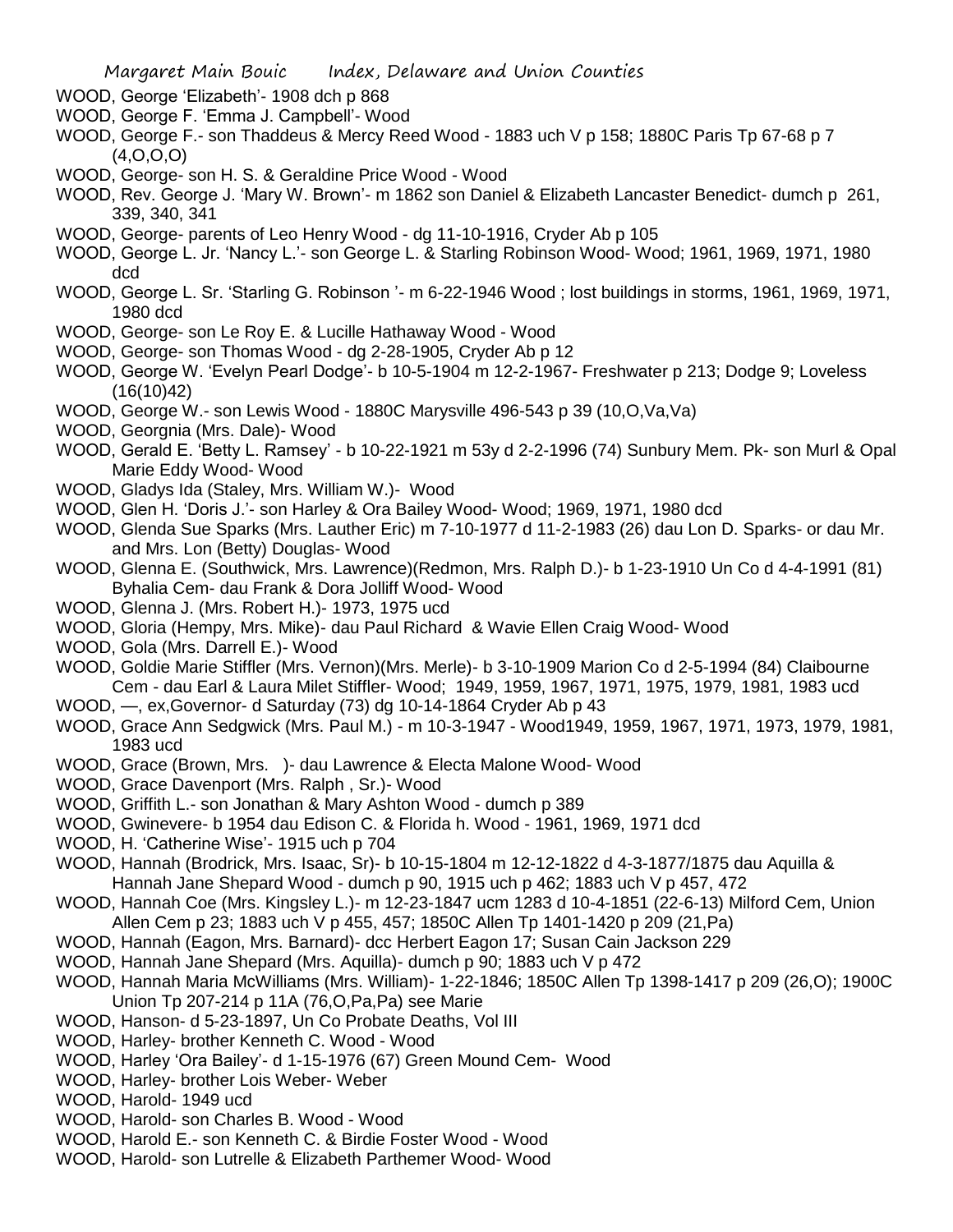WOOD, George 'Elizabeth'- 1908 dch p 868

WOOD, George F. 'Emma J. Campbell'- Wood

WOOD, George F.- son Thaddeus & Mercy Reed Wood - 1883 uch V p 158; 1880C Paris Tp 67-68 p 7 (4,O,O,O)

WOOD, George- son H. S. & Geraldine Price Wood - Wood

WOOD, Rev. George J. 'Mary W. Brown'- m 1862 son Daniel & Elizabeth Lancaster Benedict- dumch p 261, 339, 340, 341

WOOD, George- parents of Leo Henry Wood - dg 11-10-1916, Cryder Ab p 105

WOOD, George L. Jr. 'Nancy L.'- son George L. & Starling Robinson Wood- Wood; 1961, 1969, 1971, 1980 dcd

WOOD, George L. Sr. 'Starling G. Robinson '- m 6-22-1946 Wood ; lost buildings in storms, 1961, 1969, 1971, 1980 dcd

WOOD, George- son Le Roy E. & Lucille Hathaway Wood - Wood

WOOD, George- son Thomas Wood - dg 2-28-1905, Cryder Ab p 12

WOOD, George W. 'Evelyn Pearl Dodge'- b 10-5-1904 m 12-2-1967- Freshwater p 213; Dodge 9; Loveless (16(10)42)

WOOD, George W.- son Lewis Wood - 1880C Marysville 496-543 p 39 (10,O,Va,Va)

WOOD, Georgnia (Mrs. Dale)- Wood

WOOD, Gerald E. 'Betty L. Ramsey' - b 10-22-1921 m 53y d 2-2-1996 (74) Sunbury Mem. Pk- son Murl & Opal Marie Eddy Wood- Wood

WOOD, Gladys Ida (Staley, Mrs. William W.)- Wood

WOOD, Glen H. 'Doris J.'- son Harley & Ora Bailey Wood- Wood; 1969, 1971, 1980 dcd

WOOD, Glenda Sue Sparks (Mrs. Lauther Eric) m 7-10-1977 d 11-2-1983 (26) dau Lon D. Sparks- or dau Mr. and Mrs. Lon (Betty) Douglas- Wood

WOOD, Glenna E. (Southwick, Mrs. Lawrence)(Redmon, Mrs. Ralph D.)- b 1-23-1910 Un Co d 4-4-1991 (81) Byhalia Cem- dau Frank & Dora Jolliff Wood- Wood

WOOD, Glenna J. (Mrs. Robert H.)- 1973, 1975 ucd

WOOD, Gloria (Hempy, Mrs. Mike)- dau Paul Richard & Wavie Ellen Craig Wood- Wood

WOOD, Gola (Mrs. Darrell E.)- Wood

WOOD, Goldie Marie Stiffler (Mrs. Vernon)(Mrs. Merle)- b 3-10-1909 Marion Co d 2-5-1994 (84) Claibourne Cem - dau Earl & Laura Milet Stiffler- Wood; 1949, 1959, 1967, 1971, 1975, 1979, 1981, 1983 ucd

WOOD, —, ex,Governor- d Saturday (73) dg 10-14-1864 Cryder Ab p 43

WOOD, Grace Ann Sedgwick (Mrs. Paul M.) - m 10-3-1947 - Wood1949, 1959, 1967, 1971, 1973, 1979, 1981, 1983 ucd

WOOD, Grace (Brown, Mrs. )- dau Lawrence & Electa Malone Wood- Wood

WOOD, Grace Davenport (Mrs. Ralph , Sr.)- Wood

WOOD, Griffith L.- son Jonathan & Mary Ashton Wood - dumch p 389

WOOD, Gwinevere- b 1954 dau Edison C. & Florida h. Wood - 1961, 1969, 1971 dcd

WOOD, H. 'Catherine Wise'- 1915 uch p 704

WOOD, Hannah (Brodrick, Mrs. Isaac, Sr)- b 10-15-1804 m 12-12-1822 d 4-3-1877/1875 dau Aquilla & Hannah Jane Shepard Wood - dumch p 90, 1915 uch p 462; 1883 uch V p 457, 472

WOOD, Hannah Coe (Mrs. Kingsley L.)- m 12-23-1847 ucm 1283 d 10-4-1851 (22-6-13) Milford Cem, Union Allen Cem p 23; 1883 uch V p 455, 457; 1850C Allen Tp 1401-1420 p 209 (21,Pa)

WOOD, Hannah (Eagon, Mrs. Barnard)- dcc Herbert Eagon 17; Susan Cain Jackson 229

WOOD, Hannah Jane Shepard (Mrs. Aquilla)- dumch p 90; 1883 uch V p 472

WOOD, Hannah Maria McWilliams (Mrs. William)- 1-22-1846; 1850C Allen Tp 1398-1417 p 209 (26,O); 1900C Union Tp 207-214 p 11A (76,O,Pa,Pa) see Marie

WOOD, Hanson- d 5-23-1897, Un Co Probate Deaths, Vol III

WOOD, Harley- brother Kenneth C. Wood - Wood

WOOD, Harley 'Ora Bailey'- d 1-15-1976 (67) Green Mound Cem- Wood

WOOD, Harley- brother Lois Weber- Weber

WOOD, Harold- 1949 ucd

WOOD, Harold- son Charles B. Wood - Wood

WOOD, Harold E.- son Kenneth C. & Birdie Foster Wood - Wood

WOOD, Harold- son Lutrelle & Elizabeth Parthemer Wood- Wood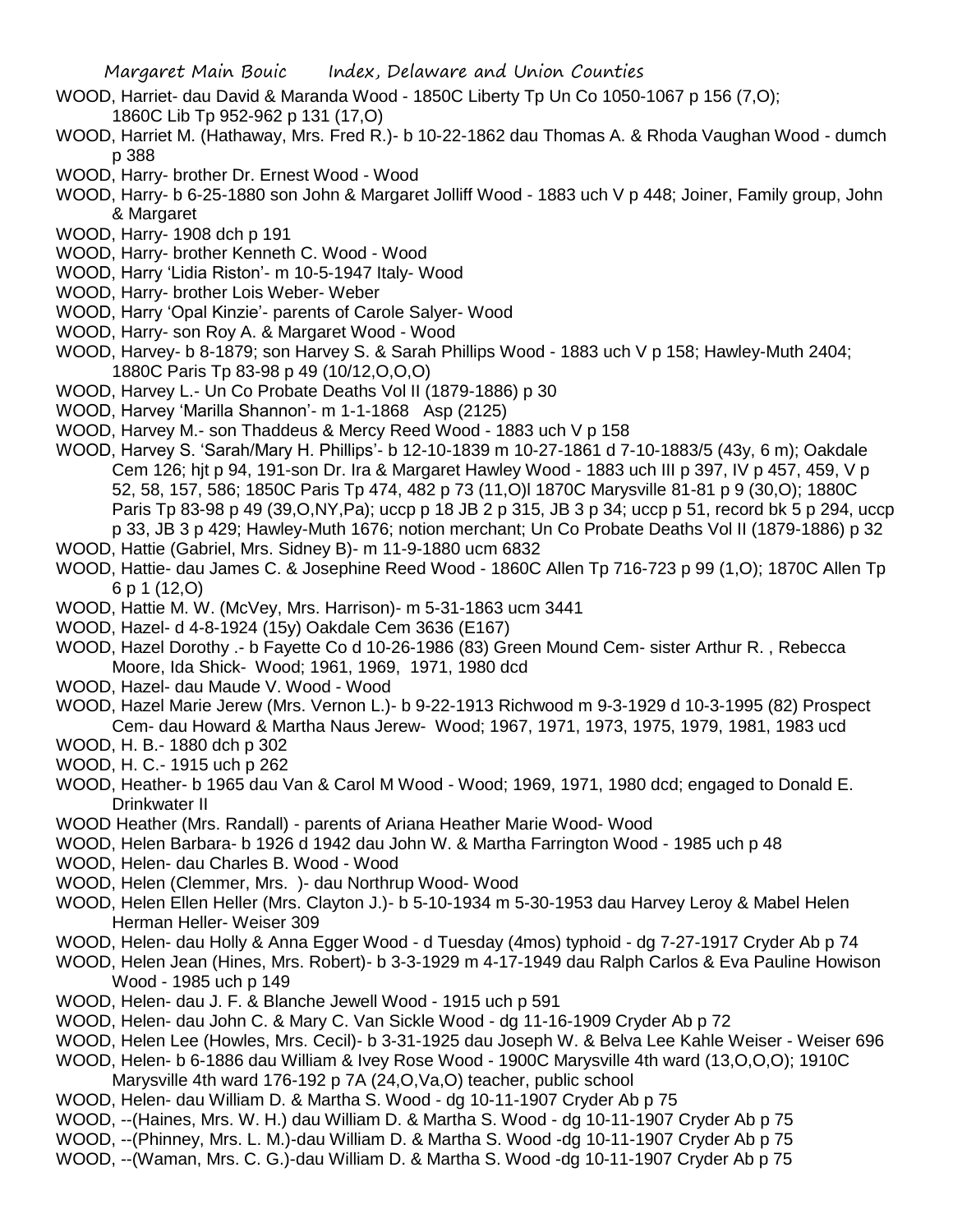WOOD, Harriet- dau David & Maranda Wood - 1850C Liberty Tp Un Co 1050-1067 p 156 (7,O); 1860C Lib Tp 952-962 p 131 (17,O)

WOOD, Harriet M. (Hathaway, Mrs. Fred R.)- b 10-22-1862 dau Thomas A. & Rhoda Vaughan Wood - dumch p 388

WOOD, Harry- brother Dr. Ernest Wood - Wood

WOOD, Harry- b 6-25-1880 son John & Margaret Jolliff Wood - 1883 uch V p 448; Joiner, Family group, John & Margaret

WOOD, Harry- 1908 dch p 191

WOOD, Harry- brother Kenneth C. Wood - Wood

WOOD, Harry 'Lidia Riston'- m 10-5-1947 Italy- Wood

WOOD, Harry- brother Lois Weber- Weber

WOOD, Harry 'Opal Kinzie'- parents of Carole Salyer- Wood

WOOD, Harry- son Roy A. & Margaret Wood - Wood

WOOD, Harvey- b 8-1879; son Harvey S. & Sarah Phillips Wood - 1883 uch V p 158; Hawley-Muth 2404; 1880C Paris Tp 83-98 p 49 (10/12,O,O,O)

WOOD, Harvey L.- Un Co Probate Deaths Vol II (1879-1886) p 30

WOOD, Harvey 'Marilla Shannon'- m 1-1-1868 Asp (2125)

WOOD, Harvey M.- son Thaddeus & Mercy Reed Wood - 1883 uch V p 158

WOOD, Harvey S. 'Sarah/Mary H. Phillips'- b 12-10-1839 m 10-27-1861 d 7-10-1883/5 (43y, 6 m); Oakdale Cem 126; hjt p 94, 191-son Dr. Ira & Margaret Hawley Wood - 1883 uch III p 397, IV p 457, 459, V p 52, 58, 157, 586; 1850C Paris Tp 474, 482 p 73 (11,O)l 1870C Marysville 81-81 p 9 (30,O); 1880C Paris Tp 83-98 p 49 (39,O,NY,Pa); uccp p 18 JB 2 p 315, JB 3 p 34; uccp p 51, record bk 5 p 294, uccp p 33, JB 3 p 429; Hawley-Muth 1676; notion merchant; Un Co Probate Deaths Vol II (1879-1886) p 32

WOOD, Hattie (Gabriel, Mrs. Sidney B)- m 11-9-1880 ucm 6832

WOOD, Hattie- dau James C. & Josephine Reed Wood - 1860C Allen Tp 716-723 p 99 (1,O); 1870C Allen Tp 6 p 1 (12,O)

WOOD, Hattie M. W. (McVey, Mrs. Harrison)- m 5-31-1863 ucm 3441

WOOD, Hazel- d 4-8-1924 (15y) Oakdale Cem 3636 (E167)

WOOD, Hazel Dorothy .- b Fayette Co d 10-26-1986 (83) Green Mound Cem- sister Arthur R. , Rebecca Moore, Ida Shick- Wood; 1961, 1969, 1971, 1980 dcd

WOOD, Hazel- dau Maude V. Wood - Wood

WOOD, Hazel Marie Jerew (Mrs. Vernon L.)- b 9-22-1913 Richwood m 9-3-1929 d 10-3-1995 (82) Prospect Cem- dau Howard & Martha Naus Jerew- Wood; 1967, 1971, 1973, 1975, 1979, 1981, 1983 ucd

WOOD, H. B.- 1880 dch p 302

WOOD, H. C.- 1915 uch p 262

WOOD, Heather- b 1965 dau Van & Carol M Wood - Wood; 1969, 1971, 1980 dcd; engaged to Donald E. Drinkwater II

WOOD Heather (Mrs. Randall) - parents of Ariana Heather Marie Wood- Wood

WOOD, Helen Barbara- b 1926 d 1942 dau John W. & Martha Farrington Wood - 1985 uch p 48

WOOD, Helen- dau Charles B. Wood - Wood

WOOD, Helen (Clemmer, Mrs. )- dau Northrup Wood- Wood

WOOD, Helen Ellen Heller (Mrs. Clayton J.)- b 5-10-1934 m 5-30-1953 dau Harvey Leroy & Mabel Helen Herman Heller- Weiser 309

WOOD, Helen- dau Holly & Anna Egger Wood - d Tuesday (4mos) typhoid - dg 7-27-1917 Cryder Ab p 74

WOOD, Helen Jean (Hines, Mrs. Robert)- b 3-3-1929 m 4-17-1949 dau Ralph Carlos & Eva Pauline Howison Wood - 1985 uch p 149

WOOD, Helen- dau J. F. & Blanche Jewell Wood - 1915 uch p 591

WOOD, Helen- dau John C. & Mary C. Van Sickle Wood - dg 11-16-1909 Cryder Ab p 72

WOOD, Helen Lee (Howles, Mrs. Cecil)- b 3-31-1925 dau Joseph W. & Belva Lee Kahle Weiser - Weiser 696

WOOD, Helen- b 6-1886 dau William & Ivey Rose Wood - 1900C Marysville 4th ward (13,O,O,O); 1910C Marysville 4th ward 176-192 p 7A (24,O,Va,O) teacher, public school

WOOD, Helen- dau William D. & Martha S. Wood - dg 10-11-1907 Cryder Ab p 75

WOOD, --(Haines, Mrs. W. H.) dau William D. & Martha S. Wood - dg 10-11-1907 Cryder Ab p 75

WOOD, --(Phinney, Mrs. L. M.)-dau William D. & Martha S. Wood -dg 10-11-1907 Cryder Ab p 75

WOOD, --(Waman, Mrs. C. G.)-dau William D. & Martha S. Wood -dg 10-11-1907 Cryder Ab p 75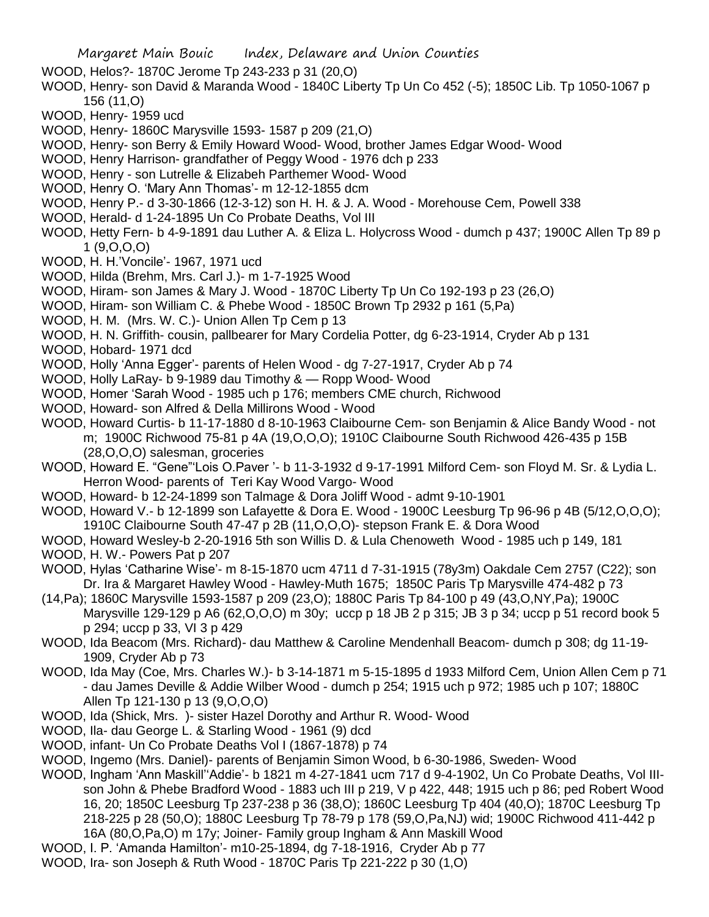WOOD, Helos?- 1870C Jerome Tp 243-233 p 31 (20,O)

WOOD, Henry- son David & Maranda Wood - 1840C Liberty Tp Un Co 452 (-5); 1850C Lib. Tp 1050-1067 p 156 (11,O)

WOOD, Henry- 1959 ucd

WOOD, Henry- 1860C Marysville 1593- 1587 p 209 (21,O)

WOOD, Henry- son Berry & Emily Howard Wood- Wood, brother James Edgar Wood- Wood

WOOD, Henry Harrison- grandfather of Peggy Wood - 1976 dch p 233

WOOD, Henry - son Lutrelle & Elizabeh Parthemer Wood- Wood

WOOD, Henry O. 'Mary Ann Thomas'- m 12-12-1855 dcm

WOOD, Henry P.- d 3-30-1866 (12-3-12) son H. H. & J. A. Wood - Morehouse Cem, Powell 338

WOOD, Herald- d 1-24-1895 Un Co Probate Deaths, Vol III

WOOD, Hetty Fern- b 4-9-1891 dau Luther A. & Eliza L. Holycross Wood - dumch p 437; 1900C Allen Tp 89 p 1 (9,O,O,O)

WOOD, H. H.'Voncile'- 1967, 1971 ucd

WOOD, Hilda (Brehm, Mrs. Carl J.)- m 1-7-1925 Wood

WOOD, Hiram- son James & Mary J. Wood - 1870C Liberty Tp Un Co 192-193 p 23 (26,O)

WOOD, Hiram- son William C. & Phebe Wood - 1850C Brown Tp 2932 p 161 (5,Pa)

WOOD, H. M. (Mrs. W. C.)- Union Allen Tp Cem p 13

WOOD, H. N. Griffith- cousin, pallbearer for Mary Cordelia Potter, dg 6-23-1914, Cryder Ab p 131

WOOD, Hobard- 1971 dcd

WOOD, Holly 'Anna Egger'- parents of Helen Wood - dg 7-27-1917, Cryder Ab p 74

WOOD, Holly LaRay- b 9-1989 dau Timothy & — Ropp Wood- Wood

WOOD, Homer 'Sarah Wood - 1985 uch p 176; members CME church, Richwood

WOOD, Howard- son Alfred & Della Millirons Wood - Wood

WOOD, Howard Curtis- b 11-17-1880 d 8-10-1963 Claibourne Cem- son Benjamin & Alice Bandy Wood - not m; 1900C Richwood 75-81 p 4A (19,O,O,O); 1910C Claibourne South Richwood 426-435 p 15B (28,O,O,O) salesman, groceries

WOOD, Howard E. "Gene"'Lois O.Paver '- b 11-3-1932 d 9-17-1991 Milford Cem- son Floyd M. Sr. & Lydia L. Herron Wood- parents of Teri Kay Wood Vargo- Wood

WOOD, Howard- b 12-24-1899 son Talmage & Dora Joliff Wood - admt 9-10-1901

WOOD, Howard V.- b 12-1899 son Lafayette & Dora E. Wood - 1900C Leesburg Tp 96-96 p 4B (5/12,O,O,O); 1910C Claibourne South 47-47 p 2B (11,O,O,O)- stepson Frank E. & Dora Wood

WOOD, Howard Wesley-b 2-20-1916 5th son Willis D. & Lula Chenoweth Wood - 1985 uch p 149, 181

WOOD, H. W.- Powers Pat p 207

WOOD, Hylas 'Catharine Wise'- m 8-15-1870 ucm 4711 d 7-31-1915 (78y3m) Oakdale Cem 2757 (C22); son Dr. Ira & Margaret Hawley Wood - Hawley-Muth 1675; 1850C Paris Tp Marysville 474-482 p 73 (14,Pa); 1860C Marysville 1593-1587 p 209 (23,O); 1880C Paris Tp 84-100 p 49 (43,O,NY,Pa); 1900C Marysville 129-129 p A6 (62,O,O,O) m 30y; uccp p 18 JB 2 p 315; JB 3 p 34; uccp p 51 record book 5 p 294; uccp p 33, VI 3 p 429

WOOD, Ida Beacom (Mrs. Richard)- dau Matthew & Caroline Mendenhall Beacom- dumch p 308; dg 11-19-1909, Cryder Ab p 73

WOOD, Ida May (Coe, Mrs. Charles W.)- b 3-14-1871 m 5-15-1895 d 1933 Milford Cem, Union Allen Cem p 71 - dau James Deville & Addie Wilber Wood - dumch p 254; 1915 uch p 972; 1985 uch p 107; 1880C Allen Tp 121-130 p 13 (9,O,O,O)

WOOD, Ida (Shick, Mrs. )- sister Hazel Dorothy and Arthur R. Wood- Wood

WOOD, Ila- dau George L. & Starling Wood - 1961 (9) dcd

WOOD, infant- Un Co Probate Deaths Vol I (1867-1878) p 74

WOOD, Ingemo (Mrs. Daniel)- parents of Benjamin Simon Wood, b 6-30-1986, Sweden- Wood

WOOD, Ingham 'Ann Maskill''Addie'- b 1821 m 4-27-1841 ucm 717 d 9-4-1902, Un Co Probate Deaths, Vol III- son John & Phebe Bradford Wood - 1883 uch III p 219, V p 422, 448; 1915 uch p 86; ped Robert Wood 16, 20; 1850C Leesburg Tp 237-238 p 36 (38,O); 1860C Leesburg Tp 404 (40,O); 1870C Leesburg Tp 218-225 p 28 (50,O); 1880C Leesburg Tp 78-79 p 178 (59,O,Pa,NJ) wid; 1900C Richwood 411-442 p 16A (80,O,Pa,O) m 17y; Joiner- Family group Ingham & Ann Maskill Wood

WOOD, I. P. 'Amanda Hamilton'- m10-25-1894, dg 7-18-1916, Cryder Ab p 77

WOOD, Ira- son Joseph & Ruth Wood - 1870C Paris Tp 221-222 p 30 (1,O)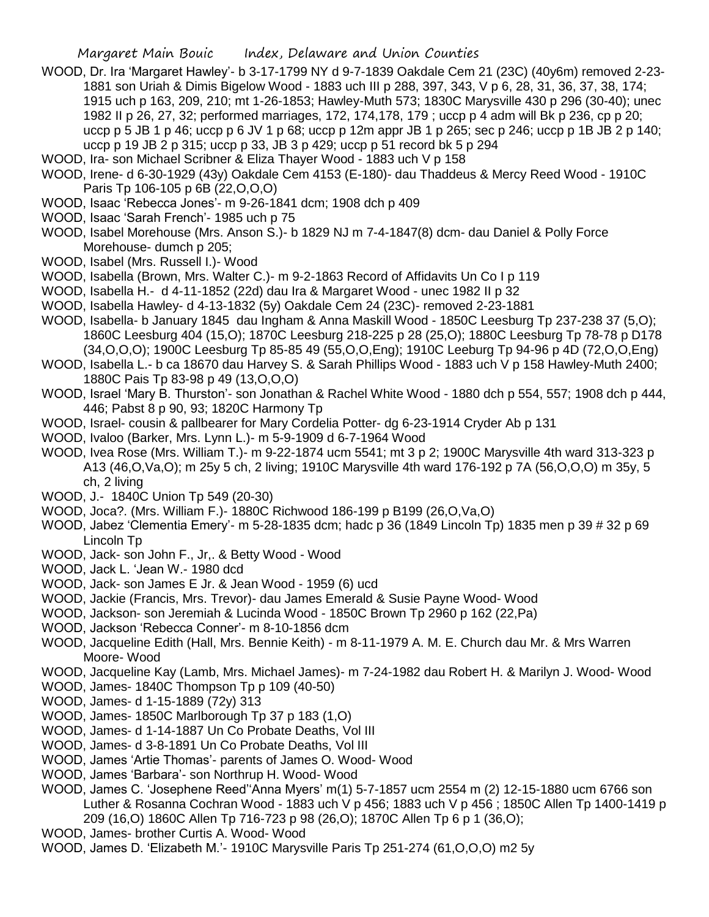WOOD, Dr. Ira 'Margaret Hawley'- b 3-17-1799 NY d 9-7-1839 Oakdale Cem 21 (23C) (40y6m) removed 2-23-1881 son Uriah & Dimis Bigelow Wood - 1883 uch III p 288, 397, 343, V p 6, 28, 31, 36, 37, 38, 174; 1915 uch p 163, 209, 210; mt 1-26-1853; Hawley-Muth 573; 1830C Marysville 430 p 296 (30-40); unec 1982 II p 26, 27, 32; performed marriages, 172, 174,178, 179 ; uccp p 4 adm will Bk p 236, cp p 20; uccp p 5 JB 1 p 46; uccp p 6 JV 1 p 68; uccp p 12m appr JB 1 p 265; sec p 246; uccp p 1B JB 2 p 140; uccp p 19 JB 2 p 315; uccp p 33, JB 3 p 429; uccp p 51 record bk 5 p 294

WOOD, Ira- son Michael Scribner & Eliza Thayer Wood - 1883 uch V p 158

WOOD, Irene- d 6-30-1929 (43y) Oakdale Cem 4153 (E-180)- dau Thaddeus & Mercy Reed Wood - 1910C Paris Tp 106-105 p 6B (22,O,O,O)

WOOD, Isaac 'Rebecca Jones'- m 9-26-1841 dcm; 1908 dch p 409

WOOD, Isaac 'Sarah French'- 1985 uch p 75

WOOD, Isabel Morehouse (Mrs. Anson S.)- b 1829 NJ m 7-4-1847(8) dcm- dau Daniel & Polly Force Morehouse- dumch p 205;

WOOD, Isabel (Mrs. Russell I.)- Wood

WOOD, Isabella (Brown, Mrs. Walter C.)- m 9-2-1863 Record of Affidavits Un Co I p 119

WOOD, Isabella H.- d 4-11-1852 (22d) dau Ira & Margaret Wood - unec 1982 II p 32

WOOD, Isabella Hawley- d 4-13-1832 (5y) Oakdale Cem 24 (23C)- removed 2-23-1881

WOOD, Isabella- b January 1845 dau Ingham & Anna Maskill Wood - 1850C Leesburg Tp 237-238 37 (5,O); 1860C Leesburg 404 (15,O); 1870C Leesburg 218-225 p 28 (25,O); 1880C Leesburg Tp 78-78 p D178 (34,O,O,O); 1900C Leesburg Tp 85-85 49 (55,O,O,Eng); 1910C Leeburg Tp 94-96 p 4D (72,O,O,Eng)

WOOD, Isabella L.- b ca 18670 dau Harvey S. & Sarah Phillips Wood - 1883 uch V p 158 Hawley-Muth 2400; 1880C Pais Tp 83-98 p 49 (13,O,O,O)

WOOD, Israel 'Mary B. Thurston'- son Jonathan & Rachel White Wood - 1880 dch p 554, 557; 1908 dch p 444, 446; Pabst 8 p 90, 93; 1820C Harmony Tp

WOOD, Israel- cousin & pallbearer for Mary Cordelia Potter- dg 6-23-1914 Cryder Ab p 131

WOOD, Ivaloo (Barker, Mrs. Lynn L.)- m 5-9-1909 d 6-7-1964 Wood

WOOD, Ivea Rose (Mrs. William T.)- m 9-22-1874 ucm 5541; mt 3 p 2; 1900C Marysville 4th ward 313-323 p A13 (46,O,Va,O); m 25y 5 ch, 2 living; 1910C Marysville 4th ward 176-192 p 7A (56,O,O,O) m 35y, 5 ch, 2 living

WOOD, J.- 1840C Union Tp 549 (20-30)

WOOD, Joca?. (Mrs. William F.)- 1880C Richwood 186-199 p B199 (26,O,Va,O)

WOOD, Jabez 'Clementia Emery'- m 5-28-1835 dcm; hadc p 36 (1849 Lincoln Tp) 1835 men p 39 # 32 p 69 Lincoln Tp

WOOD, Jack- son John F., Jr,. & Betty Wood - Wood

WOOD, Jack L. 'Jean W.- 1980 dcd

WOOD, Jack- son James E Jr. & Jean Wood - 1959 (6) ucd

WOOD, Jackie (Francis, Mrs. Trevor)- dau James Emerald & Susie Payne Wood- Wood

WOOD, Jackson- son Jeremiah & Lucinda Wood - 1850C Brown Tp 2960 p 162 (22,Pa)

WOOD, Jackson 'Rebecca Conner'- m 8-10-1856 dcm

WOOD, Jacqueline Edith (Hall, Mrs. Bennie Keith) - m 8-11-1979 A. M. E. Church dau Mr. & Mrs Warren Moore- Wood

WOOD, Jacqueline Kay (Lamb, Mrs. Michael James)- m 7-24-1982 dau Robert H. & Marilyn J. Wood- Wood

WOOD, James- 1840C Thompson Tp p 109 (40-50)

WOOD, James- d 1-15-1889 (72y) 313

WOOD, James- 1850C Marlborough Tp 37 p 183 (1,O)

WOOD, James- d 1-14-1887 Un Co Probate Deaths, Vol III

WOOD, James- d 3-8-1891 Un Co Probate Deaths, Vol III

WOOD, James 'Artie Thomas'- parents of James O. Wood- Wood

WOOD, James 'Barbara'- son Northrup H. Wood- Wood

WOOD, James C. 'Josephene Reed''Anna Myers' m(1) 5-7-1857 ucm 2554 m (2) 12-15-1880 ucm 6766 son Luther & Rosanna Cochran Wood - 1883 uch V p 456; 1883 uch V p 456 ; 1850C Allen Tp 1400-1419 p 209 (16,O) 1860C Allen Tp 716-723 p 98 (26,O); 1870C Allen Tp 6 p 1 (36,O);

WOOD, James- brother Curtis A. Wood- Wood

WOOD, James D. 'Elizabeth M.'- 1910C Marysville Paris Tp 251-274 (61,O,O,O) m2 5y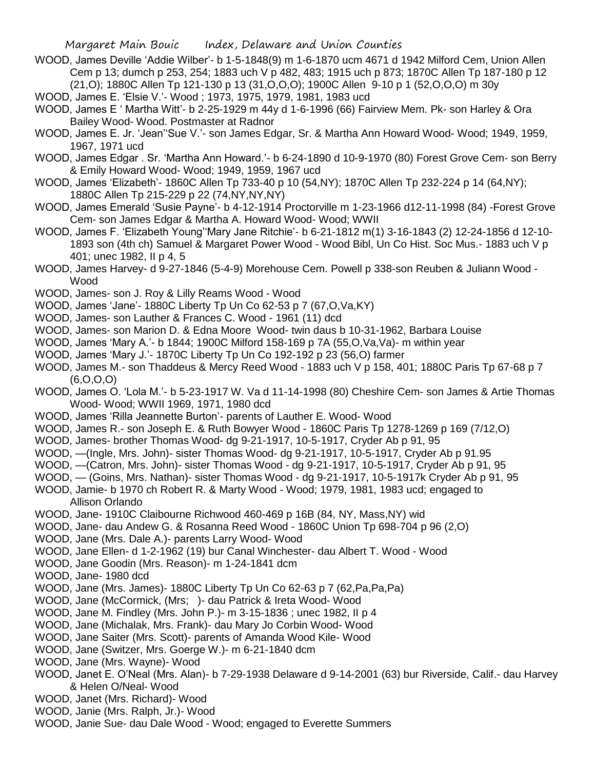WOOD, James Deville 'Addie Wilber'- b 1-5-1848(9) m 1-6-1870 ucm 4671 d 1942 Milford Cem, Union Allen Cem p 13; dumch p 253, 254; 1883 uch V p 482, 483; 1915 uch p 873; 1870C Allen Tp 187-180 p 12 (21,O); 1880C Allen Tp 121-130 p 13 (31,O,O,O); 1900C Allen 9-10 p 1 (52,O,O,O) m 30y

WOOD, James E. 'Elsie V.'- Wood ; 1973, 1975, 1979, 1981, 1983 ucd

WOOD, James E ' Martha Witt'- b 2-25-1929 m 44y d 1-6-1996 (66) Fairview Mem. Pk- son Harley & Ora Bailey Wood- Wood. Postmaster at Radnor

WOOD, James E. Jr. 'Jean''Sue V.'- son James Edgar, Sr. & Martha Ann Howard Wood- Wood; 1949, 1959, 1967, 1971 ucd

WOOD, James Edgar . Sr. 'Martha Ann Howard.'- b 6-24-1890 d 10-9-1970 (80) Forest Grove Cem- son Berry & Emily Howard Wood- Wood; 1949, 1959, 1967 ucd

WOOD, James 'Elizabeth'- 1860C Allen Tp 733-40 p 10 (54,NY); 1870C Allen Tp 232-224 p 14 (64,NY); 1880C Allen Tp 215-229 p 22 (74,NY,NY,NY)

WOOD, James Emerald 'Susie Payne'- b 4-12-1914 Proctorville m 1-23-1966 d12-11-1998 (84) -Forest Grove Cem- son James Edgar & Martha A. Howard Wood- Wood; WWII

WOOD, James F. 'Elizabeth Young''Mary Jane Ritchie'- b 6-21-1812 m(1) 3-16-1843 (2) 12-24-1856 d 12-10-1893 son (4th ch) Samuel & Margaret Power Wood - Wood Bibl, Un Co Hist. Soc Mus.- 1883 uch V p 401; unec 1982, II p 4, 5

WOOD, James Harvey- d 9-27-1846 (5-4-9) Morehouse Cem. Powell p 338-son Reuben & Juliann Wood - Wood

WOOD, James- son J. Roy & Lilly Reams Wood - Wood

WOOD, James 'Jane'- 1880C Liberty Tp Un Co 62-53 p 7 (67,O,Va,KY)

WOOD, James- son Lauther & Frances C. Wood - 1961 (11) dcd

WOOD, James- son Marion D. & Edna Moore Wood- twin daus b 10-31-1962, Barbara Louise

WOOD, James 'Mary A.'- b 1844; 1900C Milford 158-169 p 7A (55,O,Va,Va)- m within year

WOOD, James 'Mary J.'- 1870C Liberty Tp Un Co 192-192 p 23 (56,O) farmer

WOOD, James M.- son Thaddeus & Mercy Reed Wood - 1883 uch V p 158, 401; 1880C Paris Tp 67-68 p 7 (6,O,O,O)

WOOD, James O. 'Lola M.'- b 5-23-1917 W. Va d 11-14-1998 (80) Cheshire Cem- son James & Artie Thomas Wood- Wood; WWII 1969, 1971, 1980 dcd

WOOD, James 'Rilla Jeannette Burton'- parents of Lauther E. Wood- Wood

WOOD, James R.- son Joseph E. & Ruth Bowyer Wood - 1860C Paris Tp 1278-1269 p 169 (7/12,O)

WOOD, James- brother Thomas Wood- dg 9-21-1917, 10-5-1917, Cryder Ab p 91, 95

WOOD, —(Ingle, Mrs. John)- sister Thomas Wood- dg 9-21-1917, 10-5-1917, Cryder Ab p 91.95

WOOD, —(Catron, Mrs. John)- sister Thomas Wood - dg 9-21-1917, 10-5-1917, Cryder Ab p 91, 95

WOOD, — (Goins, Mrs. Nathan)- sister Thomas Wood - dg 9-21-1917, 10-5-1917k Cryder Ab p 91, 95

WOOD, Jamie- b 1970 ch Robert R. & Marty Wood - Wood; 1979, 1981, 1983 ucd; engaged to Allison Orlando

WOOD, Jane- 1910C Claibourne Richwood 460-469 p 16B (84, NY, Mass,NY) wid

WOOD, Jane- dau Andew G. & Rosanna Reed Wood - 1860C Union Tp 698-704 p 96 (2,O)

WOOD, Jane (Mrs. Dale A.)- parents Larry Wood- Wood

WOOD, Jane Ellen- d 1-2-1962 (19) bur Canal Winchester- dau Albert T. Wood - Wood

WOOD, Jane Goodin (Mrs. Reason)- m 1-24-1841 dcm

WOOD, Jane- 1980 dcd

WOOD, Jane (Mrs. James)- 1880C Liberty Tp Un Co 62-63 p 7 (62,Pa,Pa,Pa)

WOOD, Jane (McCormick, (Mrs; )- dau Patrick & Ireta Wood- Wood

WOOD, Jane M. Findley (Mrs. John P.)- m 3-15-1836 ; unec 1982, II p 4

WOOD, Jane (Michalak, Mrs. Frank)- dau Mary Jo Corbin Wood- Wood

WOOD, Jane Saiter (Mrs. Scott)- parents of Amanda Wood Kile- Wood

WOOD, Jane (Switzer, Mrs. Goerge W.)- m 6-21-1840 dcm

WOOD, Jane (Mrs. Wayne)- Wood

WOOD, Janet E. O'Neal (Mrs. Alan)- b 7-29-1938 Delaware d 9-14-2001 (63) bur Riverside, Calif.- dau Harvey & Helen O/Neal- Wood

WOOD, Janet (Mrs. Richard)- Wood

WOOD, Janie (Mrs. Ralph, Jr.)- Wood

WOOD, Janie Sue- dau Dale Wood - Wood; engaged to Everette Summers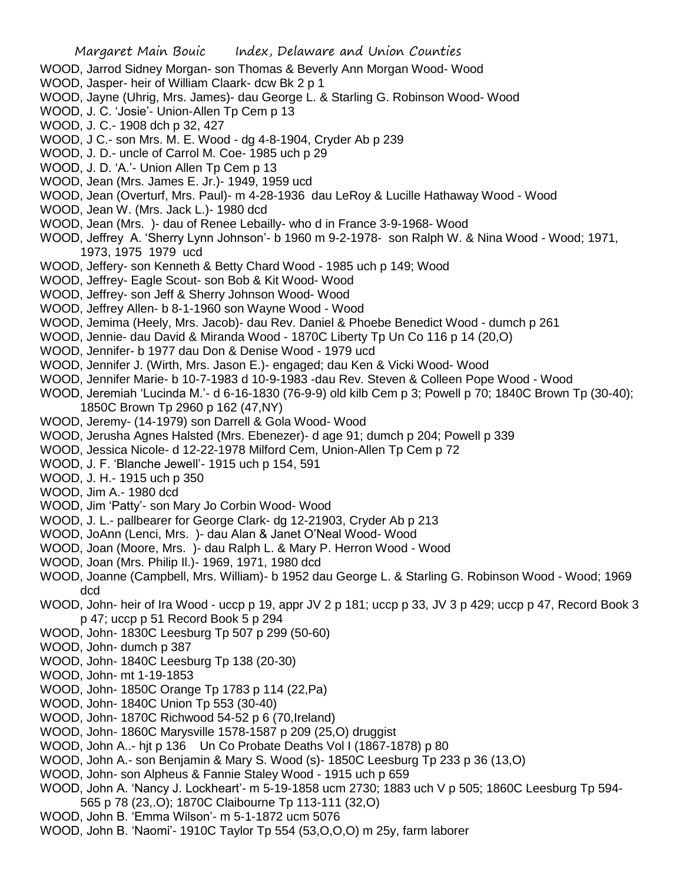WOOD, Jarrod Sidney Morgan- son Thomas & Beverly Ann Morgan Wood- Wood
WOOD, Jasper- heir of William Claark- dcw Bk 2 p 1
WOOD, Jayne (Uhrig, Mrs. James)- dau George L. & Starling G. Robinson Wood- Wood
WOOD, J. C. 'Josie'- Union-Allen Tp Cem p 13
WOOD, J. C.- 1908 dch p 32, 427
WOOD, J C.- son Mrs. M. E. Wood - dg 4-8-1904, Cryder Ab p 239
WOOD, J. D.- uncle of Carrol M. Coe- 1985 uch p 29
WOOD, J. D. 'A.'- Union Allen Tp Cem p 13
WOOD, Jean (Mrs. James E. Jr.)- 1949, 1959 ucd
WOOD, Jean (Overturf, Mrs. Paul)- m 4-28-1936 dau LeRoy & Lucille Hathaway Wood - Wood
WOOD, Jean W. (Mrs. Jack L.)- 1980 dcd
WOOD, Jean (Mrs. )- dau of Renee Lebailly- who d in France 3-9-1968- Wood
WOOD, Jeffrey A. 'Sherry Lynn Johnson'- b 1960 m 9-2-1978- son Ralph W. & Nina Wood - Wood; 1971, 1973, 1975 1979 ucd
WOOD, Jeffery- son Kenneth & Betty Chard Wood - 1985 uch p 149; Wood
WOOD, Jeffrey- Eagle Scout- son Bob & Kit Wood- Wood
WOOD, Jeffrey- son Jeff & Sherry Johnson Wood- Wood
WOOD, Jeffrey Allen- b 8-1-1960 son Wayne Wood - Wood
WOOD, Jemima (Heely, Mrs. Jacob)- dau Rev. Daniel & Phoebe Benedict Wood - dumch p 261
WOOD, Jennie- dau David & Miranda Wood - 1870C Liberty Tp Un Co 116 p 14 (20,O)
WOOD, Jennifer- b 1977 dau Don & Denise Wood - 1979 ucd
WOOD, Jennifer J. (Wirth, Mrs. Jason E.)- engaged; dau Ken & Vicki Wood- Wood
WOOD, Jennifer Marie- b 10-7-1983 d 10-9-1983 -dau Rev. Steven & Colleen Pope Wood - Wood
WOOD, Jeremiah 'Lucinda M.'- d 6-16-1830 (76-9-9) old kilb Cem p 3; Powell p 70; 1840C Brown Tp (30-40); 1850C Brown Tp 2960 p 162 (47,NY)
WOOD, Jeremy- (14-1979) son Darrell & Gola Wood- Wood
WOOD, Jerusha Agnes Halsted (Mrs. Ebenezer)- d age 91; dumch p 204; Powell p 339
WOOD, Jessica Nicole- d 12-22-1978 Milford Cem, Union-Allen Tp Cem p 72
WOOD, J. F. 'Blanche Jewell'- 1915 uch p 154, 591
WOOD, J. H.- 1915 uch p 350
WOOD, Jim A.- 1980 dcd
WOOD, Jim 'Patty'- son Mary Jo Corbin Wood- Wood
WOOD, J. L.- pallbearer for George Clark- dg 12-21903, Cryder Ab p 213
WOOD, JoAnn (Lenci, Mrs. )- dau Alan & Janet O'Neal Wood- Wood
WOOD, Joan (Moore, Mrs. )- dau Ralph L. & Mary P. Herron Wood - Wood
WOOD, Joan (Mrs. Philip Il.)- 1969, 1971, 1980 dcd
WOOD, Joanne (Campbell, Mrs. William)- b 1952 dau George L. & Starling G. Robinson Wood - Wood; 1969 dcd
WOOD, John- heir of Ira Wood - uccp p 19, appr JV 2 p 181; uccp p 33, JV 3 p 429; uccp p 47, Record Book 3 p 47; uccp p 51 Record Book 5 p 294
WOOD, John- 1830C Leesburg Tp 507 p 299 (50-60)
WOOD, John- dumch p 387
WOOD, John- 1840C Leesburg Tp 138 (20-30)
WOOD, John- mt 1-19-1853
WOOD, John- 1850C Orange Tp 1783 p 114 (22,Pa)
WOOD, John- 1840C Union Tp 553 (30-40)
WOOD, John- 1870C Richwood 54-52 p 6 (70,Ireland)
WOOD, John- 1860C Marysville 1578-1587 p 209 (25,O) druggist
WOOD, John A..- hjt p 136 Un Co Probate Deaths Vol I (1867-1878) p 80
WOOD, John A.- son Benjamin & Mary S. Wood (s)- 1850C Leesburg Tp 233 p 36 (13,O)
WOOD, John- son Alpheus & Fannie Staley Wood - 1915 uch p 659
WOOD, John A. 'Nancy J. Lockheart'- m 5-19-1858 ucm 2730; 1883 uch V p 505; 1860C Leesburg Tp 594-565 p 78 (23,.O); 1870C Claibourne Tp 113-111 (32,O)
WOOD, John B. 'Emma Wilson'- m 5-1-1872 ucm 5076
WOOD, John B. 'Naomi'- 1910C Taylor Tp 554 (53,O,O,O) m 25y, farm laborer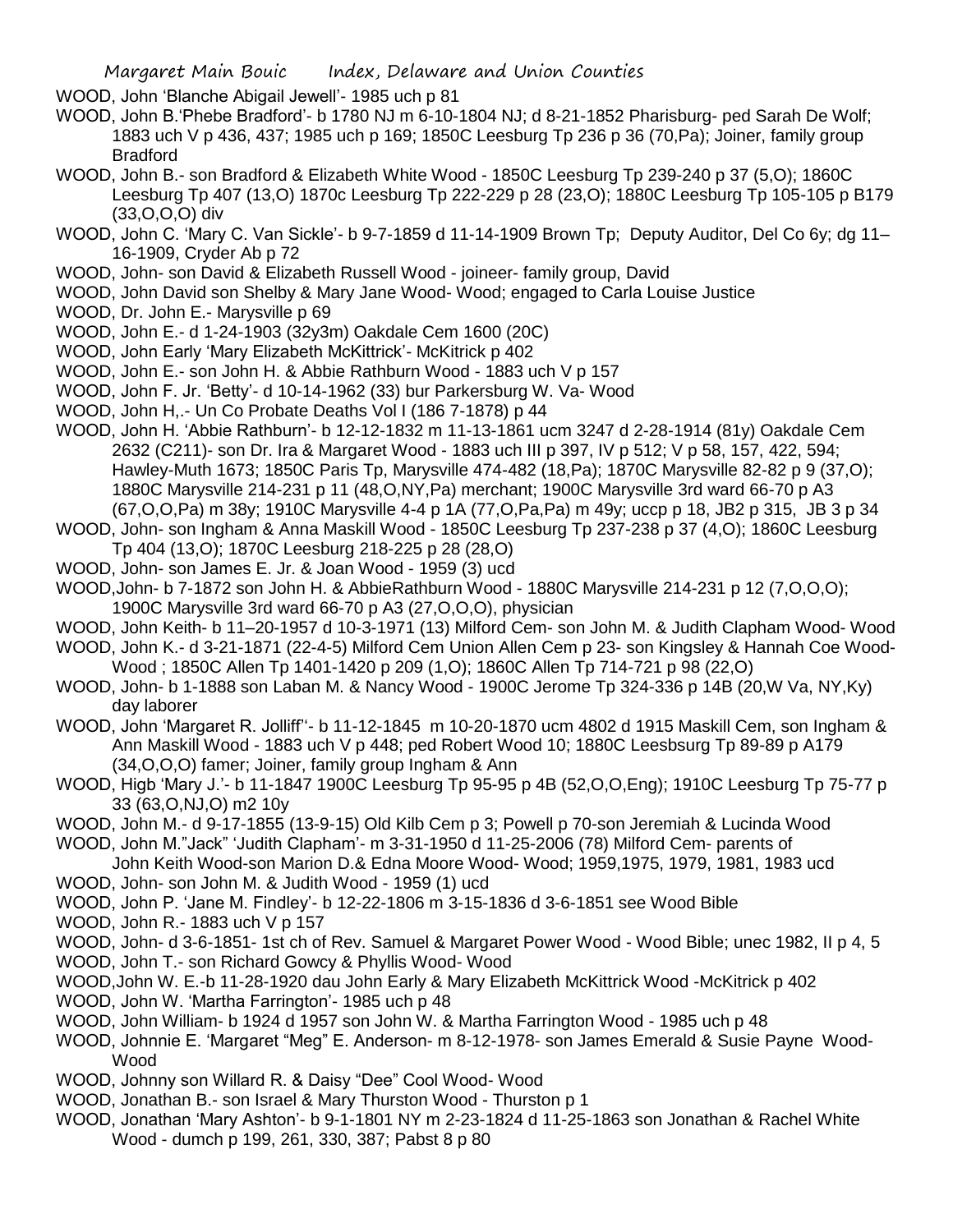WOOD, John 'Blanche Abigail Jewell'- 1985 uch p 81

WOOD, John B.'Phebe Bradford'- b 1780 NJ m 6-10-1804 NJ; d 8-21-1852 Pharisburg- ped Sarah De Wolf; 1883 uch V p 436, 437; 1985 uch p 169; 1850C Leesburg Tp 236 p 36 (70,Pa); Joiner, family group Bradford

WOOD, John B.- son Bradford & Elizabeth White Wood - 1850C Leesburg Tp 239-240 p 37 (5,O); 1860C Leesburg Tp 407 (13,O) 1870c Leesburg Tp 222-229 p 28 (23,O); 1880C Leesburg Tp 105-105 p B179 (33,O,O,O) div

WOOD, John C. 'Mary C. Van Sickle'- b 9-7-1859 d 11-14-1909 Brown Tp; Deputy Auditor, Del Co 6y; dg 11–16-1909, Cryder Ab p 72

WOOD, John- son David & Elizabeth Russell Wood - joineer- family group, David

WOOD, John David son Shelby & Mary Jane Wood- Wood; engaged to Carla Louise Justice

WOOD, Dr. John E.- Marysville p 69

WOOD, John E.- d 1-24-1903 (32y3m) Oakdale Cem 1600 (20C)

WOOD, John Early 'Mary Elizabeth McKittrick'- McKitrick p 402

WOOD, John E.- son John H. & Abbie Rathburn Wood - 1883 uch V p 157

WOOD, John F. Jr. 'Betty'- d 10-14-1962 (33) bur Parkersburg W. Va- Wood

WOOD, John H,.- Un Co Probate Deaths Vol I (186 7-1878) p 44

WOOD, John H. 'Abbie Rathburn'- b 12-12-1832 m 11-13-1861 ucm 3247 d 2-28-1914 (81y) Oakdale Cem 2632 (C211)- son Dr. Ira & Margaret Wood - 1883 uch III p 397, IV p 512; V p 58, 157, 422, 594; Hawley-Muth 1673; 1850C Paris Tp, Marysville 474-482 (18,Pa); 1870C Marysville 82-82 p 9 (37,O); 1880C Marysville 214-231 p 11 (48,O,NY,Pa) merchant; 1900C Marysville 3rd ward 66-70 p A3 (67,O,O,Pa) m 38y; 1910C Marysville 4-4 p 1A (77,O,Pa,Pa) m 49y; uccp p 18, JB2 p 315, JB 3 p 34

WOOD, John- son Ingham & Anna Maskill Wood - 1850C Leesburg Tp 237-238 p 37 (4,O); 1860C Leesburg Tp 404 (13,O); 1870C Leesburg 218-225 p 28 (28,O)

WOOD, John- son James E. Jr. & Joan Wood - 1959 (3) ucd

WOOD,John- b 7-1872 son John H. & AbbieRathburn Wood - 1880C Marysville 214-231 p 12 (7,O,O,O); 1900C Marysville 3rd ward 66-70 p A3 (27,O,O,O), physician

WOOD, John Keith- b 11–20-1957 d 10-3-1971 (13) Milford Cem- son John M. & Judith Clapham Wood- Wood

WOOD, John K.- d 3-21-1871 (22-4-5) Milford Cem Union Allen Cem p 23- son Kingsley & Hannah Coe Wood-Wood ; 1850C Allen Tp 1401-1420 p 209 (1,O); 1860C Allen Tp 714-721 p 98 (22,O)

WOOD, John- b 1-1888 son Laban M. & Nancy Wood - 1900C Jerome Tp 324-336 p 14B (20,W Va, NY,Ky) day laborer

WOOD, John 'Margaret R. Jolliff''- b 11-12-1845 m 10-20-1870 ucm 4802 d 1915 Maskill Cem, son Ingham & Ann Maskill Wood - 1883 uch V p 448; ped Robert Wood 10; 1880C Leesbsurg Tp 89-89 p A179 (34,O,O,O) famer; Joiner, family group Ingham & Ann

WOOD, Higb 'Mary J.'- b 11-1847 1900C Leesburg Tp 95-95 p 4B (52,O,O,Eng); 1910C Leesburg Tp 75-77 p 33 (63,O,NJ,O) m2 10y

WOOD, John M.- d 9-17-1855 (13-9-15) Old Kilb Cem p 3; Powell p 70-son Jeremiah & Lucinda Wood

WOOD, John M."Jack" 'Judith Clapham'- m 3-31-1950 d 11-25-2006 (78) Milford Cem- parents of John Keith Wood-son Marion D.& Edna Moore Wood- Wood; 1959,1975, 1979, 1981, 1983 ucd

WOOD, John- son John M. & Judith Wood - 1959 (1) ucd

WOOD, John P. 'Jane M. Findley'- b 12-22-1806 m 3-15-1836 d 3-6-1851 see Wood Bible

WOOD, John R.- 1883 uch V p 157

WOOD, John- d 3-6-1851- 1st ch of Rev. Samuel & Margaret Power Wood - Wood Bible; unec 1982, II p 4, 5

WOOD, John T.- son Richard Gowcy & Phyllis Wood- Wood

WOOD,John W. E.-b 11-28-1920 dau John Early & Mary Elizabeth McKittrick Wood -McKitrick p 402

WOOD, John W. 'Martha Farrington'- 1985 uch p 48

WOOD, John William- b 1924 d 1957 son John W. & Martha Farrington Wood - 1985 uch p 48

WOOD, Johnnie E. 'Margaret "Meg" E. Anderson- m 8-12-1978- son James Emerald & Susie Payne Wood-Wood

WOOD, Johnny son Willard R. & Daisy "Dee" Cool Wood- Wood

WOOD, Jonathan B.- son Israel & Mary Thurston Wood - Thurston p 1

WOOD, Jonathan 'Mary Ashton'- b 9-1-1801 NY m 2-23-1824 d 11-25-1863 son Jonathan & Rachel White Wood - dumch p 199, 261, 330, 387; Pabst 8 p 80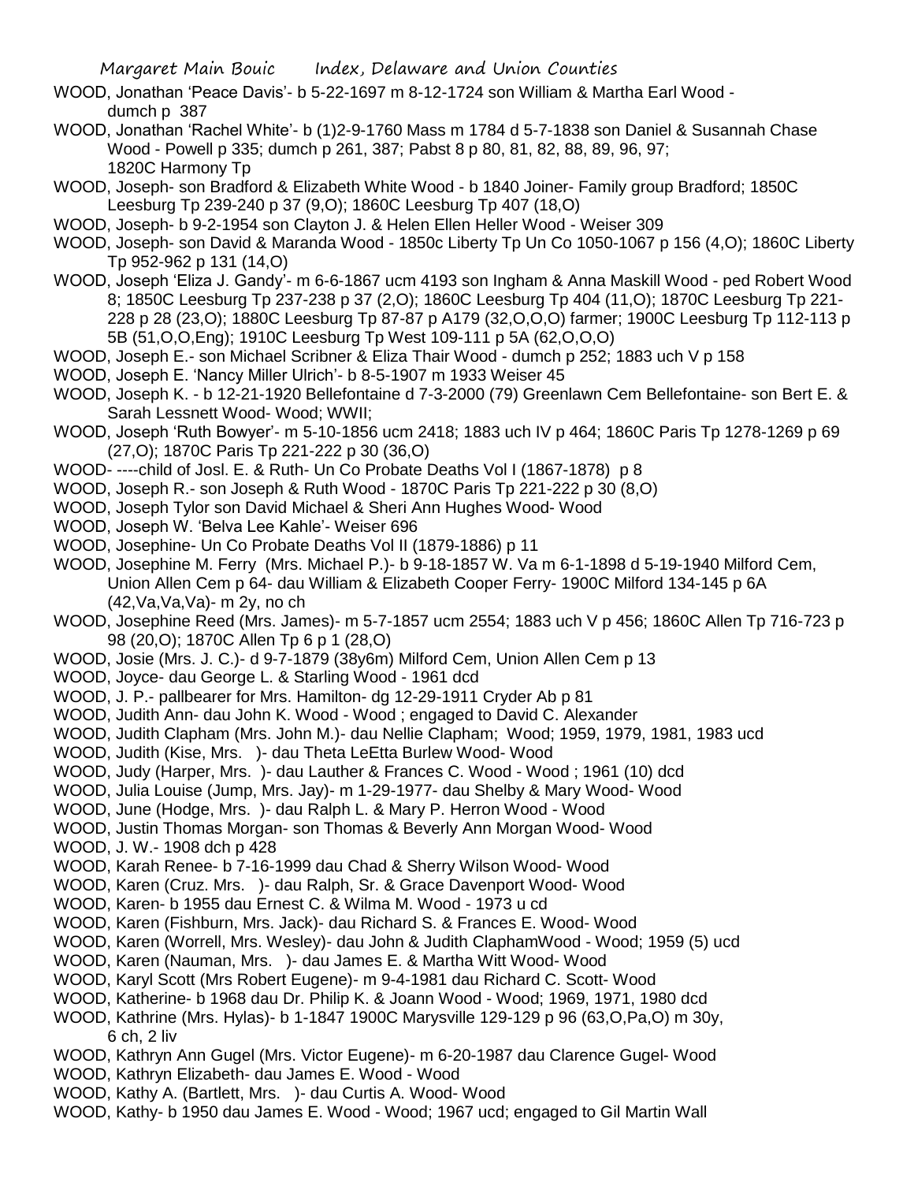WOOD, Jonathan 'Peace Davis'- b 5-22-1697 m 8-12-1724 son William & Martha Earl Wood - dumch p 387

WOOD, Jonathan 'Rachel White'- b (1)2-9-1760 Mass m 1784 d 5-7-1838 son Daniel & Susannah Chase Wood - Powell p 335; dumch p 261, 387; Pabst 8 p 80, 81, 82, 88, 89, 96, 97; 1820C Harmony Tp

WOOD, Joseph- son Bradford & Elizabeth White Wood - b 1840 Joiner- Family group Bradford; 1850C Leesburg Tp 239-240 p 37 (9,O); 1860C Leesburg Tp 407 (18,O)

WOOD, Joseph- b 9-2-1954 son Clayton J. & Helen Ellen Heller Wood - Weiser 309

WOOD, Joseph- son David & Maranda Wood - 1850c Liberty Tp Un Co 1050-1067 p 156 (4,O); 1860C Liberty Tp 952-962 p 131 (14,O)

WOOD, Joseph 'Eliza J. Gandy'- m 6-6-1867 ucm 4193 son Ingham & Anna Maskill Wood - ped Robert Wood 8; 1850C Leesburg Tp 237-238 p 37 (2,O); 1860C Leesburg Tp 404 (11,O); 1870C Leesburg Tp 221-228 p 28 (23,O); 1880C Leesburg Tp 87-87 p A179 (32,O,O,O) farmer; 1900C Leesburg Tp 112-113 p 5B (51,O,O,Eng); 1910C Leesburg Tp West 109-111 p 5A (62,O,O,O)

WOOD, Joseph E.- son Michael Scribner & Eliza Thair Wood - dumch p 252; 1883 uch V p 158

WOOD, Joseph E. 'Nancy Miller Ulrich'- b 8-5-1907 m 1933 Weiser 45

WOOD, Joseph K. - b 12-21-1920 Bellefontaine d 7-3-2000 (79) Greenlawn Cem Bellefontaine- son Bert E. & Sarah Lessnett Wood- Wood; WWII;

WOOD, Joseph 'Ruth Bowyer'- m 5-10-1856 ucm 2418; 1883 uch IV p 464; 1860C Paris Tp 1278-1269 p 69 (27,O); 1870C Paris Tp 221-222 p 30 (36,O)

WOOD- ----child of Josl. E. & Ruth- Un Co Probate Deaths Vol I (1867-1878) p 8

WOOD, Joseph R.- son Joseph & Ruth Wood - 1870C Paris Tp 221-222 p 30 (8,O)

WOOD, Joseph Tylor son David Michael & Sheri Ann Hughes Wood- Wood

WOOD, Joseph W. 'Belva Lee Kahle'- Weiser 696

WOOD, Josephine- Un Co Probate Deaths Vol II (1879-1886) p 11

WOOD, Josephine M. Ferry (Mrs. Michael P.)- b 9-18-1857 W. Va m 6-1-1898 d 5-19-1940 Milford Cem, Union Allen Cem p 64- dau William & Elizabeth Cooper Ferry- 1900C Milford 134-145 p 6A (42,Va,Va,Va)- m 2y, no ch

WOOD, Josephine Reed (Mrs. James)- m 5-7-1857 ucm 2554; 1883 uch V p 456; 1860C Allen Tp 716-723 p 98 (20,O); 1870C Allen Tp 6 p 1 (28,O)

WOOD, Josie (Mrs. J. C.)- d 9-7-1879 (38y6m) Milford Cem, Union Allen Cem p 13

WOOD, Joyce- dau George L. & Starling Wood - 1961 dcd

WOOD, J. P.- pallbearer for Mrs. Hamilton- dg 12-29-1911 Cryder Ab p 81

WOOD, Judith Ann- dau John K. Wood - Wood ; engaged to David C. Alexander

WOOD, Judith Clapham (Mrs. John M.)- dau Nellie Clapham; Wood; 1959, 1979, 1981, 1983 ucd

WOOD, Judith (Kise, Mrs. )- dau Theta LeEtta Burlew Wood- Wood

WOOD, Judy (Harper, Mrs. )- dau Lauther & Frances C. Wood - Wood ; 1961 (10) dcd

WOOD, Julia Louise (Jump, Mrs. Jay)- m 1-29-1977- dau Shelby & Mary Wood- Wood

WOOD, June (Hodge, Mrs. )- dau Ralph L. & Mary P. Herron Wood - Wood

WOOD, Justin Thomas Morgan- son Thomas & Beverly Ann Morgan Wood- Wood

WOOD, J. W.- 1908 dch p 428

WOOD, Karah Renee- b 7-16-1999 dau Chad & Sherry Wilson Wood- Wood

WOOD, Karen (Cruz. Mrs. )- dau Ralph, Sr. & Grace Davenport Wood- Wood

WOOD, Karen- b 1955 dau Ernest C. & Wilma M. Wood - 1973 u cd

WOOD, Karen (Fishburn, Mrs. Jack)- dau Richard S. & Frances E. Wood- Wood

WOOD, Karen (Worrell, Mrs. Wesley)- dau John & Judith ClaphamWood - Wood; 1959 (5) ucd

WOOD, Karen (Nauman, Mrs. )- dau James E. & Martha Witt Wood- Wood

WOOD, Karyl Scott (Mrs Robert Eugene)- m 9-4-1981 dau Richard C. Scott- Wood

WOOD, Katherine- b 1968 dau Dr. Philip K. & Joann Wood - Wood; 1969, 1971, 1980 dcd

WOOD, Kathrine (Mrs. Hylas)- b 1-1847 1900C Marysville 129-129 p 96 (63,O,Pa,O) m 30y, 6 ch, 2 liv

WOOD, Kathryn Ann Gugel (Mrs. Victor Eugene)- m 6-20-1987 dau Clarence Gugel- Wood

WOOD, Kathryn Elizabeth- dau James E. Wood - Wood

WOOD, Kathy A. (Bartlett, Mrs. )- dau Curtis A. Wood- Wood

WOOD, Kathy- b 1950 dau James E. Wood - Wood; 1967 ucd; engaged to Gil Martin Wall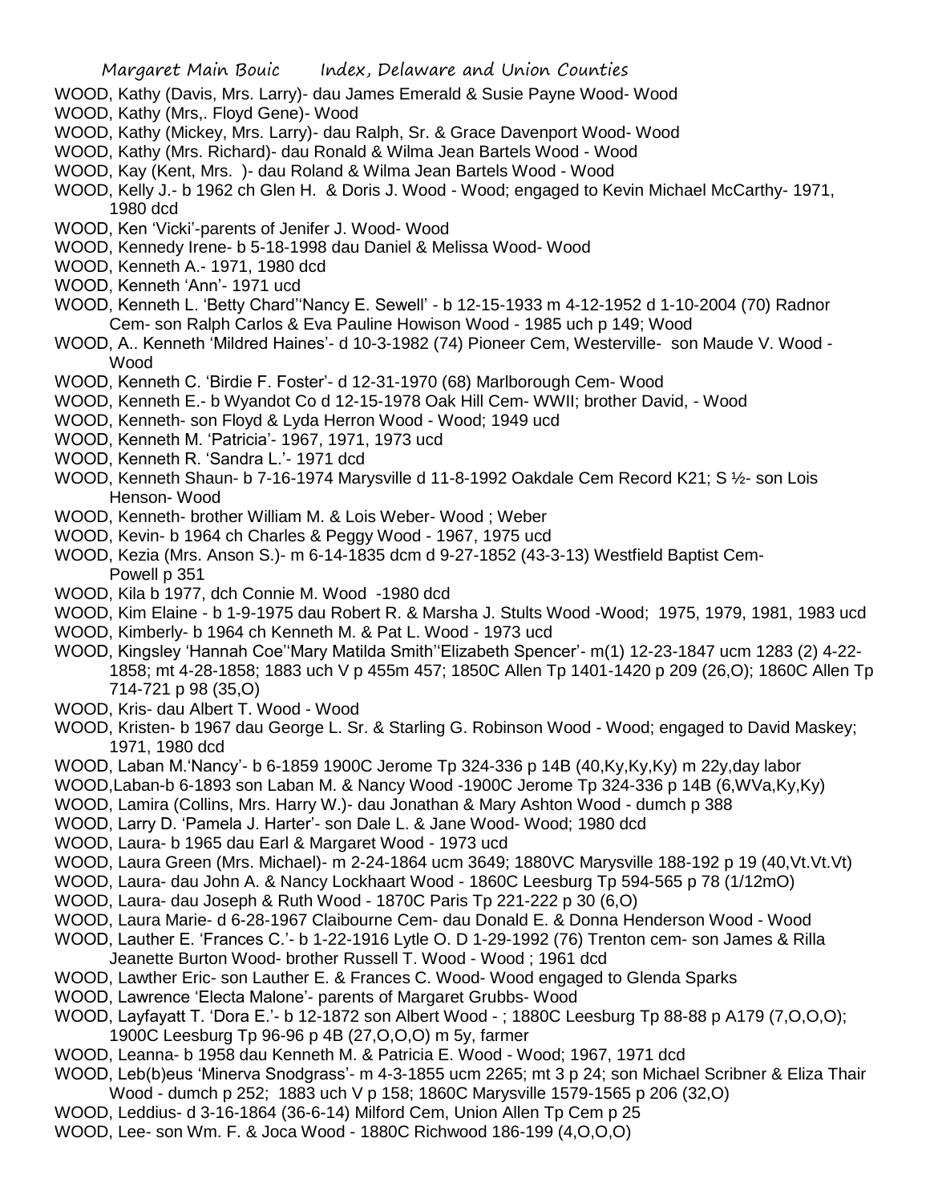WOOD, Kathy (Davis, Mrs. Larry)- dau James Emerald & Susie Payne Wood- Wood

WOOD, Kathy (Mrs,. Floyd Gene)- Wood

WOOD, Kathy (Mickey, Mrs. Larry)- dau Ralph, Sr. & Grace Davenport Wood- Wood

WOOD, Kathy (Mrs. Richard)- dau Ronald & Wilma Jean Bartels Wood - Wood

WOOD, Kay (Kent, Mrs. )- dau Roland & Wilma Jean Bartels Wood - Wood

WOOD, Kelly J.- b 1962 ch Glen H. & Doris J. Wood - Wood; engaged to Kevin Michael McCarthy- 1971, 1980 dcd

WOOD, Ken 'Vicki'-parents of Jenifer J. Wood- Wood

WOOD, Kennedy Irene- b 5-18-1998 dau Daniel & Melissa Wood- Wood

WOOD, Kenneth A.- 1971, 1980 dcd

WOOD, Kenneth 'Ann'- 1971 ucd

WOOD, Kenneth L. 'Betty Chard''Nancy E. Sewell' - b 12-15-1933 m 4-12-1952 d 1-10-2004 (70) Radnor Cem- son Ralph Carlos & Eva Pauline Howison Wood - 1985 uch p 149; Wood

WOOD, A.. Kenneth 'Mildred Haines'- d 10-3-1982 (74) Pioneer Cem, Westerville- son Maude V. Wood - Wood

WOOD, Kenneth C. 'Birdie F. Foster'- d 12-31-1970 (68) Marlborough Cem- Wood

WOOD, Kenneth E.- b Wyandot Co d 12-15-1978 Oak Hill Cem- WWII; brother David, - Wood

WOOD, Kenneth- son Floyd & Lyda Herron Wood - Wood; 1949 ucd

WOOD, Kenneth M. 'Patricia'- 1967, 1971, 1973 ucd

WOOD, Kenneth R. 'Sandra L.'- 1971 dcd

WOOD, Kenneth Shaun- b 7-16-1974 Marysville d 11-8-1992 Oakdale Cem Record K21; S ½- son Lois Henson- Wood

WOOD, Kenneth- brother William M. & Lois Weber- Wood ; Weber

WOOD, Kevin- b 1964 ch Charles & Peggy Wood - 1967, 1975 ucd

WOOD, Kezia (Mrs. Anson S.)- m 6-14-1835 dcm d 9-27-1852 (43-3-13) Westfield Baptist Cem- Powell p 351

WOOD, Kila b 1977, dch Connie M. Wood -1980 dcd

WOOD, Kim Elaine - b 1-9-1975 dau Robert R. & Marsha J. Stults Wood -Wood; 1975, 1979, 1981, 1983 ucd

WOOD, Kimberly- b 1964 ch Kenneth M. & Pat L. Wood - 1973 ucd

WOOD, Kingsley 'Hannah Coe''Mary Matilda Smith''Elizabeth Spencer'- m(1) 12-23-1847 ucm 1283 (2) 4-22-1858; mt 4-28-1858; 1883 uch V p 455m 457; 1850C Allen Tp 1401-1420 p 209 (26,O); 1860C Allen Tp 714-721 p 98 (35,O)

WOOD, Kris- dau Albert T. Wood - Wood

WOOD, Kristen- b 1967 dau George L. Sr. & Starling G. Robinson Wood - Wood; engaged to David Maskey; 1971, 1980 dcd

WOOD, Laban M.'Nancy'- b 6-1859 1900C Jerome Tp 324-336 p 14B (40,Ky,Ky,Ky) m 22y,day labor

WOOD,Laban-b 6-1893 son Laban M. & Nancy Wood -1900C Jerome Tp 324-336 p 14B (6,WVa,Ky,Ky)

WOOD, Lamira (Collins, Mrs. Harry W.)- dau Jonathan & Mary Ashton Wood - dumch p 388

WOOD, Larry D. 'Pamela J. Harter'- son Dale L. & Jane Wood- Wood; 1980 dcd

WOOD, Laura- b 1965 dau Earl & Margaret Wood - 1973 ucd

WOOD, Laura Green (Mrs. Michael)- m 2-24-1864 ucm 3649; 1880VC Marysville 188-192 p 19 (40,Vt.Vt.Vt)

WOOD, Laura- dau John A. & Nancy Lockhaart Wood - 1860C Leesburg Tp 594-565 p 78 (1/12mO)

WOOD, Laura- dau Joseph & Ruth Wood - 1870C Paris Tp 221-222 p 30 (6,O)

WOOD, Laura Marie- d 6-28-1967 Claibourne Cem- dau Donald E. & Donna Henderson Wood - Wood

WOOD, Lauther E. 'Frances C.'- b 1-22-1916 Lytle O. D 1-29-1992 (76) Trenton cem- son James & Rilla Jeanette Burton Wood- brother Russell T. Wood - Wood ; 1961 dcd

WOOD, Lawther Eric- son Lauther E. & Frances C. Wood- Wood engaged to Glenda Sparks

WOOD, Lawrence 'Electa Malone'- parents of Margaret Grubbs- Wood

WOOD, Layfayatt T. 'Dora E.'- b 12-1872 son Albert Wood - ; 1880C Leesburg Tp 88-88 p A179 (7,O,O,O); 1900C Leesburg Tp 96-96 p 4B (27,O,O,O) m 5y, farmer

WOOD, Leanna- b 1958 dau Kenneth M. & Patricia E. Wood - Wood; 1967, 1971 dcd

WOOD, Leb(b)eus 'Minerva Snodgrass'- m 4-3-1855 ucm 2265; mt 3 p 24; son Michael Scribner & Eliza Thair Wood - dumch p 252; 1883 uch V p 158; 1860C Marysville 1579-1565 p 206 (32,O)

WOOD, Leddius- d 3-16-1864 (36-6-14) Milford Cem, Union Allen Tp Cem p 25

WOOD, Lee- son Wm. F. & Joca Wood - 1880C Richwood 186-199 (4,O,O,O)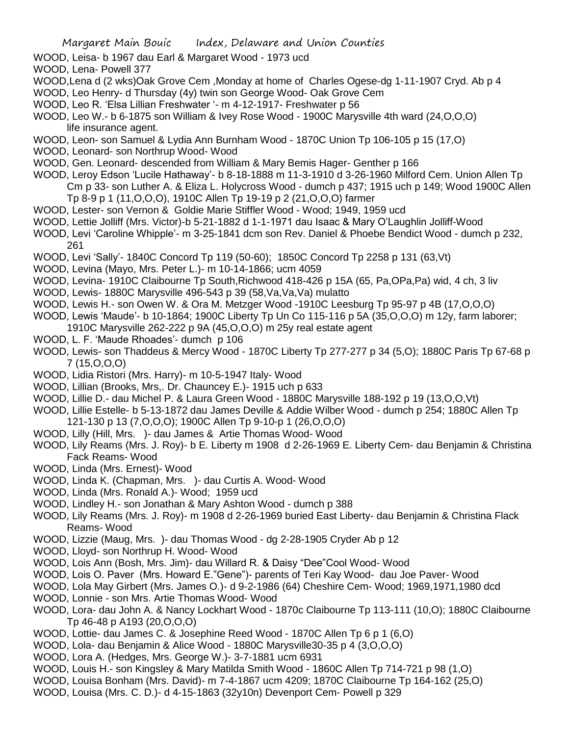WOOD, Leisa- b 1967 dau Earl & Margaret Wood - 1973 ucd

WOOD, Lena- Powell 377

WOOD,Lena d (2 wks)Oak Grove Cem ,Monday at home of Charles Ogese-dg 1-11-1907 Cryd. Ab p 4

WOOD, Leo Henry- d Thursday (4y) twin son George Wood- Oak Grove Cem

WOOD, Leo R. 'Elsa Lillian Freshwater '- m 4-12-1917- Freshwater p 56

WOOD, Leo W.- b 6-1875 son William & Ivey Rose Wood - 1900C Marysville 4th ward (24,O,O,O) life insurance agent.

WOOD, Leon- son Samuel & Lydia Ann Burnham Wood - 1870C Union Tp 106-105 p 15 (17,O)

WOOD, Leonard- son Northrup Wood- Wood

WOOD, Gen. Leonard- descended from William & Mary Bemis Hager- Genther p 166

WOOD, Leroy Edson 'Lucile Hathaway'- b 8-18-1888 m 11-3-1910 d 3-26-1960 Milford Cem. Union Allen Tp Cm p 33- son Luther A. & Eliza L. Holycross Wood - dumch p 437; 1915 uch p 149; Wood 1900C Allen Tp 8-9 p 1 (11,O,O,O), 1910C Allen Tp 19-19 p 2 (21,O,O,O) farmer

WOOD, Lester- son Vernon & Goldie Marie Stiffler Wood - Wood; 1949, 1959 ucd

WOOD, Lettie Jolliff (Mrs. Victor)-b 5-21-1882 d 1-1-1971 dau Isaac & Mary O'Laughlin Jolliff-Wood

WOOD, Levi 'Caroline Whipple'- m 3-25-1841 dcm son Rev. Daniel & Phoebe Bendict Wood - dumch p 232, 261

WOOD, Levi 'Sally'- 1840C Concord Tp 119 (50-60); 1850C Concord Tp 2258 p 131 (63,Vt)

WOOD, Levina (Mayo, Mrs. Peter L.)- m 10-14-1866; ucm 4059

WOOD, Levina- 1910C Claibourne Tp South,Richwood 418-426 p 15A (65, Pa,OPa,Pa) wid, 4 ch, 3 liv

WOOD, Lewis- 1880C Marysville 496-543 p 39 (58,Va,Va,Va) mulatto

WOOD, Lewis H.- son Owen W. & Ora M. Metzger Wood -1910C Leesburg Tp 95-97 p 4B (17,O,O,O)

WOOD, Lewis 'Maude'- b 10-1864; 1900C Liberty Tp Un Co 115-116 p 5A (35,O,O,O) m 12y, farm laborer; 1910C Marysville 262-222 p 9A (45,O,O,O) m 25y real estate agent

WOOD, L. F. 'Maude Rhoades'- dumch p 106

WOOD, Lewis- son Thaddeus & Mercy Wood - 1870C Liberty Tp 277-277 p 34 (5,O); 1880C Paris Tp 67-68 p 7 (15,O,O,O)

WOOD, Lidia Ristori (Mrs. Harry)- m 10-5-1947 Italy- Wood

WOOD, Lillian (Brooks, Mrs,. Dr. Chauncey E.)- 1915 uch p 633

WOOD, Lillie D.- dau Michel P. & Laura Green Wood - 1880C Marysville 188-192 p 19 (13,O,O,Vt)

WOOD, Lillie Estelle- b 5-13-1872 dau James Deville & Addie Wilber Wood - dumch p 254; 1880C Allen Tp 121-130 p 13 (7,O,O,O); 1900C Allen Tp 9-10-p 1 (26,O,O,O)

WOOD, Lilly (Hill, Mrs. )- dau James & Artie Thomas Wood- Wood

WOOD, Lily Reams (Mrs. J. Roy)- b E. Liberty m 1908 d 2-26-1969 E. Liberty Cem- dau Benjamin & Christina Fack Reams- Wood

WOOD, Linda (Mrs. Ernest)- Wood

WOOD, Linda K. (Chapman, Mrs. )- dau Curtis A. Wood- Wood

WOOD, Linda (Mrs. Ronald A.)- Wood; 1959 ucd

WOOD, Lindley H.- son Jonathan & Mary Ashton Wood - dumch p 388

WOOD, Lily Reams (Mrs. J. Roy)- m 1908 d 2-26-1969 buried East Liberty- dau Benjamin & Christina Flack Reams- Wood

WOOD, Lizzie (Maug, Mrs. )- dau Thomas Wood - dg 2-28-1905 Cryder Ab p 12

WOOD, Lloyd- son Northrup H. Wood- Wood

WOOD, Lois Ann (Bosh, Mrs. Jim)- dau Willard R. & Daisy "Dee"Cool Wood- Wood

WOOD, Lois O. Paver (Mrs. Howard E."Gene")- parents of Teri Kay Wood- dau Joe Paver- Wood

WOOD, Lola May Girbert (Mrs. James O.)- d 9-2-1986 (64) Cheshire Cem- Wood; 1969,1971,1980 dcd

WOOD, Lonnie - son Mrs. Artie Thomas Wood- Wood

WOOD, Lora- dau John A. & Nancy Lockhart Wood - 1870c Claibourne Tp 113-111 (10,O); 1880C Claibourne Tp 46-48 p A193 (20,O,O,O)

WOOD, Lottie- dau James C. & Josephine Reed Wood - 1870C Allen Tp 6 p 1 (6,O)

WOOD, Lola- dau Benjamin & Alice Wood - 1880C Marysville30-35 p 4 (3,O,O,O)

WOOD, Lora A. (Hedges, Mrs. George W.)- 3-7-1881 ucm 6931

WOOD, Louis H.- son Kingsley & Mary Matilda Smith Wood - 1860C Allen Tp 714-721 p 98 (1,O)

WOOD, Louisa Bonham (Mrs. David)- m 7-4-1867 ucm 4209; 1870C Claibourne Tp 164-162 (25,O)

WOOD, Louisa (Mrs. C. D.)- d 4-15-1863 (32y10n) Devenport Cem- Powell p 329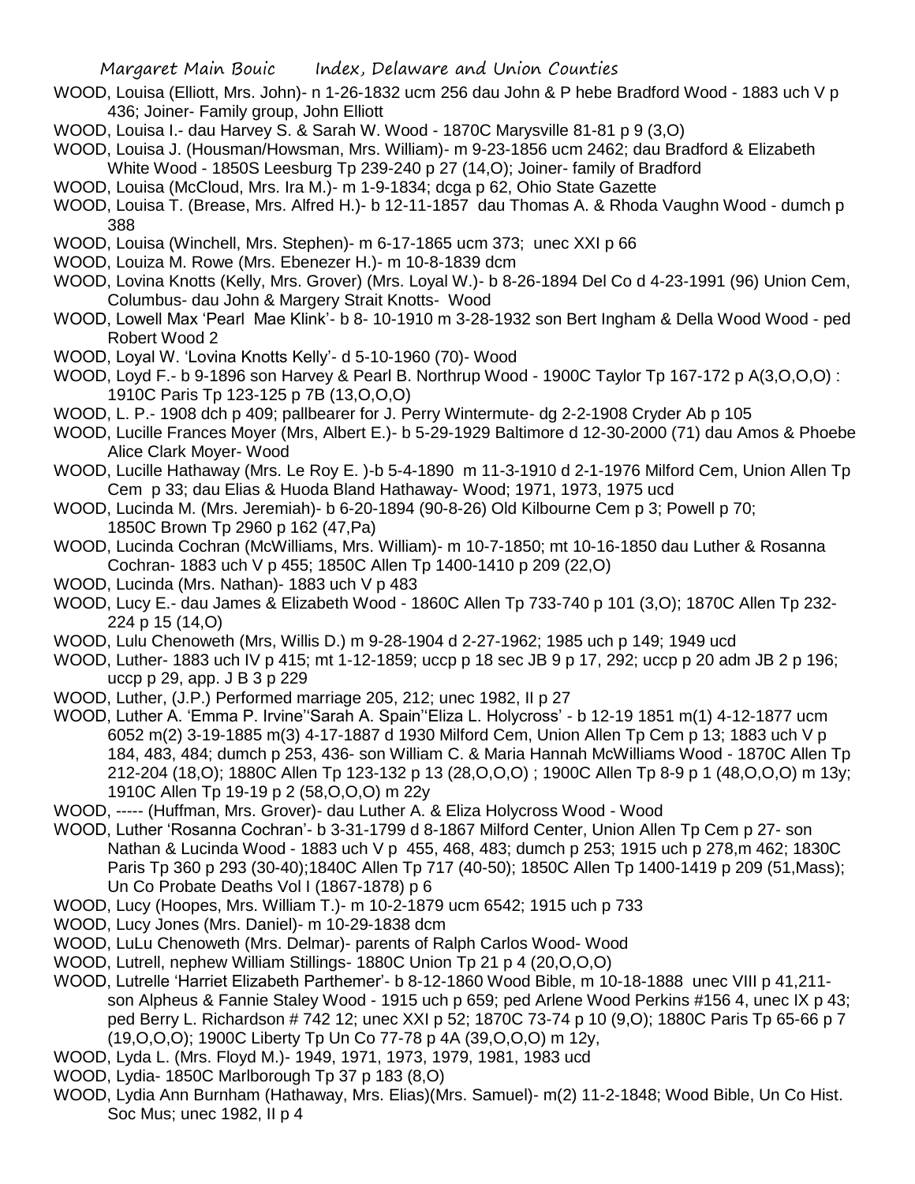WOOD, Louisa (Elliott, Mrs. John)- n 1-26-1832 ucm 256 dau John & P hebe Bradford Wood - 1883 uch V p 436; Joiner- Family group, John Elliott

WOOD, Louisa I.- dau Harvey S. & Sarah W. Wood - 1870C Marysville 81-81 p 9 (3,O)

WOOD, Louisa J. (Housman/Howsman, Mrs. William)- m 9-23-1856 ucm 2462; dau Bradford & Elizabeth White Wood - 1850S Leesburg Tp 239-240 p 27 (14,O); Joiner- family of Bradford

WOOD, Louisa (McCloud, Mrs. Ira M.)- m 1-9-1834; dcga p 62, Ohio State Gazette

WOOD, Louisa T. (Brease, Mrs. Alfred H.)- b 12-11-1857 dau Thomas A. & Rhoda Vaughn Wood - dumch p 388

WOOD, Louisa (Winchell, Mrs. Stephen)- m 6-17-1865 ucm 373; unec XXI p 66

WOOD, Louiza M. Rowe (Mrs. Ebenezer H.)- m 10-8-1839 dcm

WOOD, Lovina Knotts (Kelly, Mrs. Grover) (Mrs. Loyal W.)- b 8-26-1894 Del Co d 4-23-1991 (96) Union Cem, Columbus- dau John & Margery Strait Knotts- Wood

WOOD, Lowell Max 'Pearl Mae Klink'- b 8- 10-1910 m 3-28-1932 son Bert Ingham & Della Wood Wood - ped Robert Wood 2

WOOD, Loyal W. 'Lovina Knotts Kelly'- d 5-10-1960 (70)- Wood

WOOD, Loyd F.- b 9-1896 son Harvey & Pearl B. Northrup Wood - 1900C Taylor Tp 167-172 p A(3,O,O,O) : 1910C Paris Tp 123-125 p 7B (13,O,O,O)

WOOD, L. P.- 1908 dch p 409; pallbearer for J. Perry Wintermute- dg 2-2-1908 Cryder Ab p 105

WOOD, Lucille Frances Moyer (Mrs, Albert E.)- b 5-29-1929 Baltimore d 12-30-2000 (71) dau Amos & Phoebe Alice Clark Moyer- Wood

WOOD, Lucille Hathaway (Mrs. Le Roy E. )-b 5-4-1890 m 11-3-1910 d 2-1-1976 Milford Cem, Union Allen Tp Cem p 33; dau Elias & Huoda Bland Hathaway- Wood; 1971, 1973, 1975 ucd

WOOD, Lucinda M. (Mrs. Jeremiah)- b 6-20-1894 (90-8-26) Old Kilbourne Cem p 3; Powell p 70; 1850C Brown Tp 2960 p 162 (47,Pa)

WOOD, Lucinda Cochran (McWilliams, Mrs. William)- m 10-7-1850; mt 10-16-1850 dau Luther & Rosanna Cochran- 1883 uch V p 455; 1850C Allen Tp 1400-1410 p 209 (22,O)

WOOD, Lucinda (Mrs. Nathan)- 1883 uch V p 483

WOOD, Lucy E.- dau James & Elizabeth Wood - 1860C Allen Tp 733-740 p 101 (3,O); 1870C Allen Tp 232-224 p 15 (14,O)

WOOD, Lulu Chenoweth (Mrs, Willis D.) m 9-28-1904 d 2-27-1962; 1985 uch p 149; 1949 ucd

WOOD, Luther- 1883 uch IV p 415; mt 1-12-1859; uccp p 18 sec JB 9 p 17, 292; uccp p 20 adm JB 2 p 196; uccp p 29, app. J B 3 p 229

WOOD, Luther, (J.P.) Performed marriage 205, 212; unec 1982, II p 27

WOOD, Luther A. 'Emma P. Irvine''Sarah A. Spain''Eliza L. Holycross' - b 12-19 1851 m(1) 4-12-1877 ucm 6052 m(2) 3-19-1885 m(3) 4-17-1887 d 1930 Milford Cem, Union Allen Tp Cem p 13; 1883 uch V p 184, 483, 484; dumch p 253, 436- son William C. & Maria Hannah McWilliams Wood - 1870C Allen Tp 212-204 (18,O); 1880C Allen Tp 123-132 p 13 (28,O,O,O) ; 1900C Allen Tp 8-9 p 1 (48,O,O,O) m 13y; 1910C Allen Tp 19-19 p 2 (58,O,O,O) m 22y

WOOD, ----- (Huffman, Mrs. Grover)- dau Luther A. & Eliza Holycross Wood - Wood

WOOD, Luther 'Rosanna Cochran'- b 3-31-1799 d 8-1867 Milford Center, Union Allen Tp Cem p 27- son Nathan & Lucinda Wood - 1883 uch V p 455, 468, 483; dumch p 253; 1915 uch p 278,m 462; 1830C Paris Tp 360 p 293 (30-40);1840C Allen Tp 717 (40-50); 1850C Allen Tp 1400-1419 p 209 (51,Mass); Un Co Probate Deaths Vol I (1867-1878) p 6

WOOD, Lucy (Hoopes, Mrs. William T.)- m 10-2-1879 ucm 6542; 1915 uch p 733

WOOD, Lucy Jones (Mrs. Daniel)- m 10-29-1838 dcm

WOOD, LuLu Chenoweth (Mrs. Delmar)- parents of Ralph Carlos Wood- Wood

WOOD, Lutrell, nephew William Stillings- 1880C Union Tp 21 p 4 (20,O,O,O)

WOOD, Lutrelle 'Harriet Elizabeth Parthemer'- b 8-12-1860 Wood Bible, m 10-18-1888 unec VIII p 41,211- son Alpheus & Fannie Staley Wood - 1915 uch p 659; ped Arlene Wood Perkins #156 4, unec IX p 43; ped Berry L. Richardson # 742 12; unec XXI p 52; 1870C 73-74 p 10 (9,O); 1880C Paris Tp 65-66 p 7 (19,O,O,O); 1900C Liberty Tp Un Co 77-78 p 4A (39,O,O,O) m 12y,

WOOD, Lyda L. (Mrs. Floyd M.)- 1949, 1971, 1973, 1979, 1981, 1983 ucd

WOOD, Lydia- 1850C Marlborough Tp 37 p 183 (8,O)

WOOD, Lydia Ann Burnham (Hathaway, Mrs. Elias)(Mrs. Samuel)- m(2) 11-2-1848; Wood Bible, Un Co Hist. Soc Mus; unec 1982, II p 4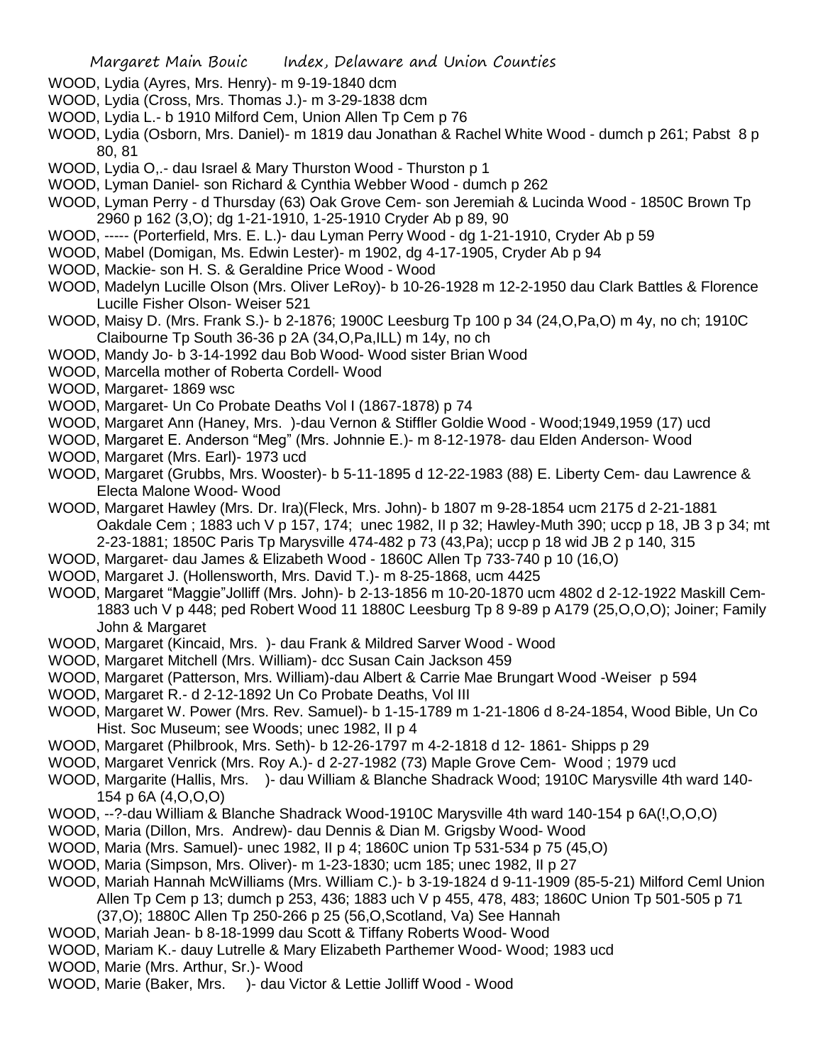WOOD, Lydia (Ayres, Mrs. Henry)- m 9-19-1840 dcm

WOOD, Lydia (Cross, Mrs. Thomas J.)- m 3-29-1838 dcm

WOOD, Lydia L.- b 1910 Milford Cem, Union Allen Tp Cem p 76

WOOD, Lydia (Osborn, Mrs. Daniel)- m 1819 dau Jonathan & Rachel White Wood - dumch p 261; Pabst 8 p 80, 81

WOOD, Lydia O,.- dau Israel & Mary Thurston Wood - Thurston p 1

WOOD, Lyman Daniel- son Richard & Cynthia Webber Wood - dumch p 262

WOOD, Lyman Perry - d Thursday (63) Oak Grove Cem- son Jeremiah & Lucinda Wood - 1850C Brown Tp 2960 p 162 (3,O); dg 1-21-1910, 1-25-1910 Cryder Ab p 89, 90

WOOD, ----- (Porterfield, Mrs. E. L.)- dau Lyman Perry Wood - dg 1-21-1910, Cryder Ab p 59

WOOD, Mabel (Domigan, Ms. Edwin Lester)- m 1902, dg 4-17-1905, Cryder Ab p 94

WOOD, Mackie- son H. S. & Geraldine Price Wood - Wood

WOOD, Madelyn Lucille Olson (Mrs. Oliver LeRoy)- b 10-26-1928 m 12-2-1950 dau Clark Battles & Florence Lucille Fisher Olson- Weiser 521

WOOD, Maisy D. (Mrs. Frank S.)- b 2-1876; 1900C Leesburg Tp 100 p 34 (24,O,Pa,O) m 4y, no ch; 1910C Claibourne Tp South 36-36 p 2A (34,O,Pa,ILL) m 14y, no ch

WOOD, Mandy Jo- b 3-14-1992 dau Bob Wood- Wood sister Brian Wood

WOOD, Marcella mother of Roberta Cordell- Wood

WOOD, Margaret- 1869 wsc

WOOD, Margaret- Un Co Probate Deaths Vol I (1867-1878) p 74

WOOD, Margaret Ann (Haney, Mrs. )-dau Vernon & Stiffler Goldie Wood - Wood;1949,1959 (17) ucd

WOOD, Margaret E. Anderson "Meg" (Mrs. Johnnie E.)- m 8-12-1978- dau Elden Anderson- Wood

WOOD, Margaret (Mrs. Earl)- 1973 ucd

WOOD, Margaret (Grubbs, Mrs. Wooster)- b 5-11-1895 d 12-22-1983 (88) E. Liberty Cem- dau Lawrence & Electa Malone Wood- Wood

WOOD, Margaret Hawley (Mrs. Dr. Ira)(Fleck, Mrs. John)- b 1807 m 9-28-1854 ucm 2175 d 2-21-1881 Oakdale Cem ; 1883 uch V p 157, 174; unec 1982, II p 32; Hawley-Muth 390; uccp p 18, JB 3 p 34; mt 2-23-1881; 1850C Paris Tp Marysville 474-482 p 73 (43,Pa); uccp p 18 wid JB 2 p 140, 315

WOOD, Margaret- dau James & Elizabeth Wood - 1860C Allen Tp 733-740 p 10 (16,O)

WOOD, Margaret J. (Hollensworth, Mrs. David T.)- m 8-25-1868, ucm 4425

WOOD, Margaret "Maggie"Jolliff (Mrs. John)- b 2-13-1856 m 10-20-1870 ucm 4802 d 2-12-1922 Maskill Cem- 1883 uch V p 448; ped Robert Wood 11 1880C Leesburg Tp 8 9-89 p A179 (25,O,O,O); Joiner; Family John & Margaret

WOOD, Margaret (Kincaid, Mrs. )- dau Frank & Mildred Sarver Wood - Wood

WOOD, Margaret Mitchell (Mrs. William)- dcc Susan Cain Jackson 459

WOOD, Margaret (Patterson, Mrs. William)-dau Albert & Carrie Mae Brungart Wood -Weiser p 594

WOOD, Margaret R.- d 2-12-1892 Un Co Probate Deaths, Vol III

WOOD, Margaret W. Power (Mrs. Rev. Samuel)- b 1-15-1789 m 1-21-1806 d 8-24-1854, Wood Bible, Un Co Hist. Soc Museum; see Woods; unec 1982, II p 4

WOOD, Margaret (Philbrook, Mrs. Seth)- b 12-26-1797 m 4-2-1818 d 12- 1861- Shipps p 29

WOOD, Margaret Venrick (Mrs. Roy A.)- d 2-27-1982 (73) Maple Grove Cem- Wood ; 1979 ucd

WOOD, Margarite (Hallis, Mrs. )- dau William & Blanche Shadrack Wood; 1910C Marysville 4th ward 140-154 p 6A (4,O,O,O)

WOOD, --?-dau William & Blanche Shadrack Wood-1910C Marysville 4th ward 140-154 p 6A(!,O,O,O)

WOOD, Maria (Dillon, Mrs. Andrew)- dau Dennis & Dian M. Grigsby Wood- Wood

WOOD, Maria (Mrs. Samuel)- unec 1982, II p 4; 1860C union Tp 531-534 p 75 (45,O)

WOOD, Maria (Simpson, Mrs. Oliver)- m 1-23-1830; ucm 185; unec 1982, II p 27

WOOD, Mariah Hannah McWilliams (Mrs. William C.)- b 3-19-1824 d 9-11-1909 (85-5-21) Milford Ceml Union Allen Tp Cem p 13; dumch p 253, 436; 1883 uch V p 455, 478, 483; 1860C Union Tp 501-505 p 71 (37,O); 1880C Allen Tp 250-266 p 25 (56,O,Scotland, Va) See Hannah

WOOD, Mariah Jean- b 8-18-1999 dau Scott & Tiffany Roberts Wood- Wood

WOOD, Mariam K.- dauy Lutrelle & Mary Elizabeth Parthemer Wood- Wood; 1983 ucd

WOOD, Marie (Mrs. Arthur, Sr.)- Wood

WOOD, Marie (Baker, Mrs. )- dau Victor & Lettie Jolliff Wood - Wood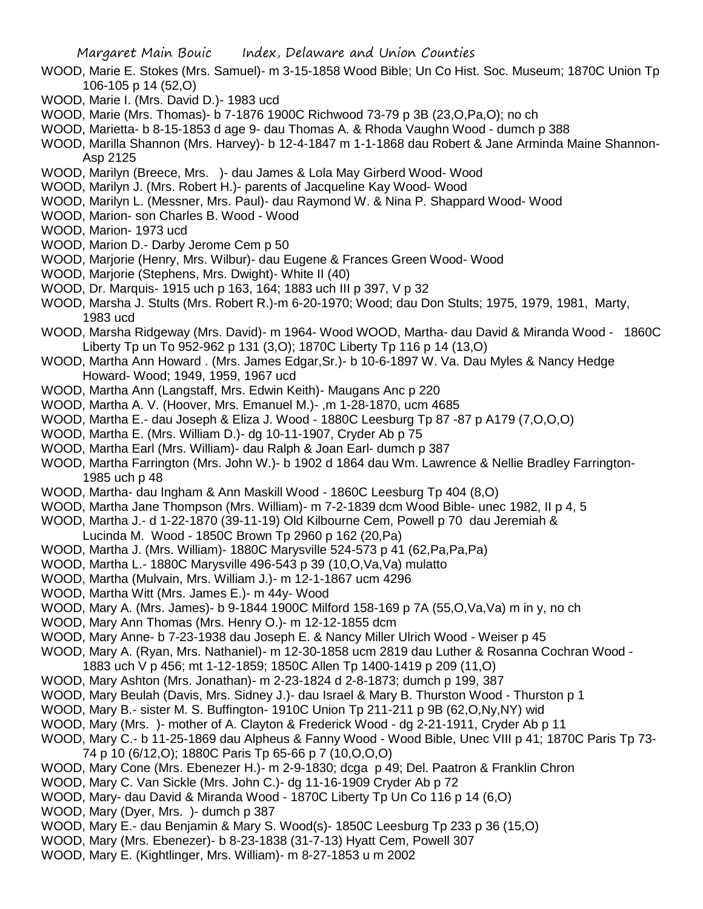WOOD, Marie E. Stokes (Mrs. Samuel)- m 3-15-1858 Wood Bible; Un Co Hist. Soc. Museum; 1870C Union Tp 106-105 p 14 (52,O)

WOOD, Marie I. (Mrs. David D.)- 1983 ucd

WOOD, Marie (Mrs. Thomas)- b 7-1876 1900C Richwood 73-79 p 3B (23,O,Pa,O); no ch

WOOD, Marietta- b 8-15-1853 d age 9- dau Thomas A. & Rhoda Vaughn Wood - dumch p 388

WOOD, Marilla Shannon (Mrs. Harvey)- b 12-4-1847 m 1-1-1868 dau Robert & Jane Arminda Maine Shannon- Asp 2125

WOOD, Marilyn (Breece, Mrs. )- dau James & Lola May Girberd Wood- Wood

WOOD, Marilyn J. (Mrs. Robert H.)- parents of Jacqueline Kay Wood- Wood

WOOD, Marilyn L. (Messner, Mrs. Paul)- dau Raymond W. & Nina P. Shappard Wood- Wood

WOOD, Marion- son Charles B. Wood - Wood

WOOD, Marion- 1973 ucd

WOOD, Marion D.- Darby Jerome Cem p 50

WOOD, Marjorie (Henry, Mrs. Wilbur)- dau Eugene & Frances Green Wood- Wood

WOOD, Marjorie (Stephens, Mrs. Dwight)- White II (40)

WOOD, Dr. Marquis- 1915 uch p 163, 164; 1883 uch III p 397, V p 32

WOOD, Marsha J. Stults (Mrs. Robert R.)-m 6-20-1970; Wood; dau Don Stults; 1975, 1979, 1981, Marty, 1983 ucd

WOOD, Marsha Ridgeway (Mrs. David)- m 1964- Wood WOOD, Martha- dau David & Miranda Wood - 1860C Liberty Tp un To 952-962 p 131 (3,O); 1870C Liberty Tp 116 p 14 (13,O)

WOOD, Martha Ann Howard . (Mrs. James Edgar,Sr.)- b 10-6-1897 W. Va. Dau Myles & Nancy Hedge Howard- Wood; 1949, 1959, 1967 ucd

WOOD, Martha Ann (Langstaff, Mrs. Edwin Keith)- Maugans Anc p 220

WOOD, Martha A. V. (Hoover, Mrs. Emanuel M.)- ,m 1-28-1870, ucm 4685

WOOD, Martha E.- dau Joseph & Eliza J. Wood - 1880C Leesburg Tp 87 -87 p A179 (7,O,O,O)

WOOD, Martha E. (Mrs. William D.)- dg 10-11-1907, Cryder Ab p 75

WOOD, Martha Earl (Mrs. William)- dau Ralph & Joan Earl- dumch p 387

WOOD, Martha Farrington (Mrs. John W.)- b 1902 d 1864 dau Wm. Lawrence & Nellie Bradley Farrington- 1985 uch p 48

WOOD, Martha- dau Ingham & Ann Maskill Wood - 1860C Leesburg Tp 404 (8,O)

WOOD, Martha Jane Thompson (Mrs. William)- m 7-2-1839 dcm Wood Bible- unec 1982, II p 4, 5

WOOD, Martha J.- d 1-22-1870 (39-11-19) Old Kilbourne Cem, Powell p 70 dau Jeremiah & Lucinda M. Wood - 1850C Brown Tp 2960 p 162 (20,Pa)

WOOD, Martha J. (Mrs. William)- 1880C Marysville 524-573 p 41 (62,Pa,Pa,Pa)

WOOD, Martha L.- 1880C Marysville 496-543 p 39 (10,O,Va,Va) mulatto

WOOD, Martha (Mulvain, Mrs. William J.)- m 12-1-1867 ucm 4296

WOOD, Martha Witt (Mrs. James E.)- m 44y- Wood

WOOD, Mary A. (Mrs. James)- b 9-1844 1900C Milford 158-169 p 7A (55,O,Va,Va) m in y, no ch

WOOD, Mary Ann Thomas (Mrs. Henry O.)- m 12-12-1855 dcm

WOOD, Mary Anne- b 7-23-1938 dau Joseph E. & Nancy Miller Ulrich Wood - Weiser p 45

WOOD, Mary A. (Ryan, Mrs. Nathaniel)- m 12-30-1858 ucm 2819 dau Luther & Rosanna Cochran Wood - 1883 uch V p 456; mt 1-12-1859; 1850C Allen Tp 1400-1419 p 209 (11,O)

WOOD, Mary Ashton (Mrs. Jonathan)- m 2-23-1824 d 2-8-1873; dumch p 199, 387

WOOD, Mary Beulah (Davis, Mrs. Sidney J.)- dau Israel & Mary B. Thurston Wood - Thurston p 1

WOOD, Mary B.- sister M. S. Buffington- 1910C Union Tp 211-211 p 9B (62,O,Ny,NY) wid

WOOD, Mary (Mrs. )- mother of A. Clayton & Frederick Wood - dg 2-21-1911, Cryder Ab p 11

WOOD, Mary C.- b 11-25-1869 dau Alpheus & Fanny Wood - Wood Bible, Unec VIII p 41; 1870C Paris Tp 73-74 p 10 (6/12,O); 1880C Paris Tp 65-66 p 7 (10,O,O,O)

WOOD, Mary Cone (Mrs. Ebenezer H.)- m 2-9-1830; dcga p 49; Del. Paatron & Franklin Chron

WOOD, Mary C. Van Sickle (Mrs. John C.)- dg 11-16-1909 Cryder Ab p 72

WOOD, Mary- dau David & Miranda Wood - 1870C Liberty Tp Un Co 116 p 14 (6,O)

WOOD, Mary (Dyer, Mrs. )- dumch p 387

WOOD, Mary E.- dau Benjamin & Mary S. Wood(s)- 1850C Leesburg Tp 233 p 36 (15,O)

WOOD, Mary (Mrs. Ebenezer)- b 8-23-1838 (31-7-13) Hyatt Cem, Powell 307

WOOD, Mary E. (Kightlinger, Mrs. William)- m 8-27-1853 u m 2002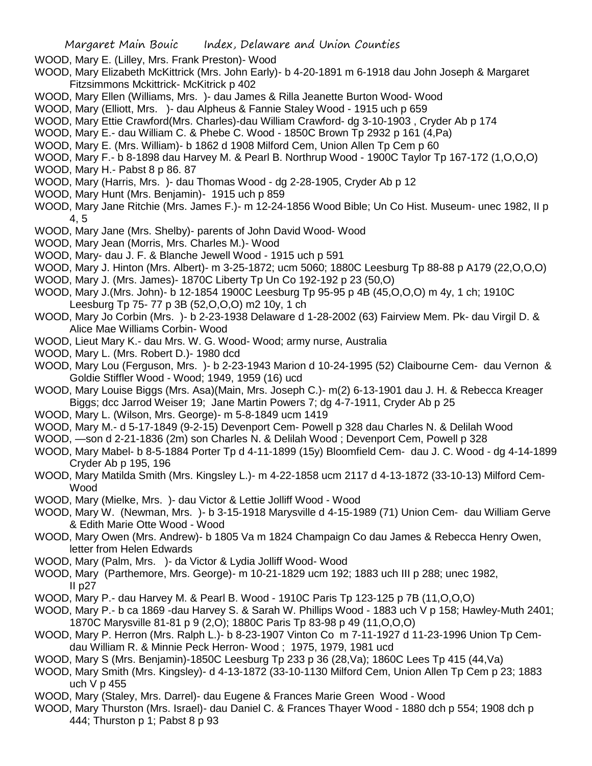WOOD, Mary E. (Lilley, Mrs. Frank Preston)- Wood

WOOD, Mary Elizabeth McKittrick (Mrs. John Early)- b 4-20-1891 m 6-1918 dau John Joseph & Margaret Fitzsimmons Mckittrick- McKitrick p 402

WOOD, Mary Ellen (Williams, Mrs. )- dau James & Rilla Jeanette Burton Wood- Wood

WOOD, Mary (Elliott, Mrs. )- dau Alpheus & Fannie Staley Wood - 1915 uch p 659

WOOD, Mary Ettie Crawford(Mrs. Charles)-dau William Crawford- dg 3-10-1903 , Cryder Ab p 174

WOOD, Mary E.- dau William C. & Phebe C. Wood - 1850C Brown Tp 2932 p 161 (4,Pa)

WOOD, Mary E. (Mrs. William)- b 1862 d 1908 Milford Cem, Union Allen Tp Cem p 60

WOOD, Mary F.- b 8-1898 dau Harvey M. & Pearl B. Northrup Wood - 1900C Taylor Tp 167-172 (1,O,O,O)

WOOD, Mary H.- Pabst 8 p 86. 87

WOOD, Mary (Harris, Mrs. )- dau Thomas Wood - dg 2-28-1905, Cryder Ab p 12

WOOD, Mary Hunt (Mrs. Benjamin)- 1915 uch p 859

WOOD, Mary Jane Ritchie (Mrs. James F.)- m 12-24-1856 Wood Bible; Un Co Hist. Museum- unec 1982, II p 4, 5

WOOD, Mary Jane (Mrs. Shelby)- parents of John David Wood- Wood

WOOD, Mary Jean (Morris, Mrs. Charles M.)- Wood

WOOD, Mary- dau J. F. & Blanche Jewell Wood - 1915 uch p 591

WOOD, Mary J. Hinton (Mrs. Albert)- m 3-25-1872; ucm 5060; 1880C Leesburg Tp 88-88 p A179 (22,O,O,O)

WOOD, Mary J. (Mrs. James)- 1870C Liberty Tp Un Co 192-192 p 23 (50,O)

WOOD, Mary J.(Mrs. John)- b 12-1854 1900C Leesburg Tp 95-95 p 4B (45,O,O,O) m 4y, 1 ch; 1910C Leesburg Tp 75- 77 p 3B (52,O,O,O) m2 10y, 1 ch

WOOD, Mary Jo Corbin (Mrs. )- b 2-23-1938 Delaware d 1-28-2002 (63) Fairview Mem. Pk- dau Virgil D. & Alice Mae Williams Corbin- Wood

WOOD, Lieut Mary K.- dau Mrs. W. G. Wood- Wood; army nurse, Australia

WOOD, Mary L. (Mrs. Robert D.)- 1980 dcd

WOOD, Mary Lou (Ferguson, Mrs. )- b 2-23-1943 Marion d 10-24-1995 (52) Claibourne Cem- dau Vernon & Goldie Stiffler Wood - Wood; 1949, 1959 (16) ucd

WOOD, Mary Louise Biggs (Mrs. Asa)(Main, Mrs. Joseph C.)- m(2) 6-13-1901 dau J. H. & Rebecca Kreager Biggs; dcc Jarrod Weiser 19; Jane Martin Powers 7; dg 4-7-1911, Cryder Ab p 25

WOOD, Mary L. (Wilson, Mrs. George)- m 5-8-1849 ucm 1419

WOOD, Mary M.- d 5-17-1849 (9-2-15) Devenport Cem- Powell p 328 dau Charles N. & Delilah Wood

WOOD, —son d 2-21-1836 (2m) son Charles N. & Delilah Wood ; Devenport Cem, Powell p 328

WOOD, Mary Mabel- b 8-5-1884 Porter Tp d 4-11-1899 (15y) Bloomfield Cem- dau J. C. Wood - dg 4-14-1899 Cryder Ab p 195, 196

WOOD, Mary Matilda Smith (Mrs. Kingsley L.)- m 4-22-1858 ucm 2117 d 4-13-1872 (33-10-13) Milford Cem- Wood

WOOD, Mary (Mielke, Mrs. )- dau Victor & Lettie Jolliff Wood - Wood

WOOD, Mary W. (Newman, Mrs. )- b 3-15-1918 Marysville d 4-15-1989 (71) Union Cem- dau William Gerve & Edith Marie Otte Wood - Wood

WOOD, Mary Owen (Mrs. Andrew)- b 1805 Va m 1824 Champaign Co dau James & Rebecca Henry Owen, letter from Helen Edwards

WOOD, Mary (Palm, Mrs. )- da Victor & Lydia Jolliff Wood- Wood

WOOD, Mary (Parthemore, Mrs. George)- m 10-21-1829 ucm 192; 1883 uch III p 288; unec 1982, II p27

WOOD, Mary P.- dau Harvey M. & Pearl B. Wood - 1910C Paris Tp 123-125 p 7B (11,O,O,O)

WOOD, Mary P.- b ca 1869 -dau Harvey S. & Sarah W. Phillips Wood - 1883 uch V p 158; Hawley-Muth 2401; 1870C Marysville 81-81 p 9 (2,O); 1880C Paris Tp 83-98 p 49 (11,O,O,O)

WOOD, Mary P. Herron (Mrs. Ralph L.)- b 8-23-1907 Vinton Co m 7-11-1927 d 11-23-1996 Union Tp Cem- dau William R. & Minnie Peck Herron- Wood ; 1975, 1979, 1981 ucd

WOOD, Mary S (Mrs. Benjamin)-1850C Leesburg Tp 233 p 36 (28,Va); 1860C Lees Tp 415 (44,Va)

WOOD, Mary Smith (Mrs. Kingsley)- d 4-13-1872 (33-10-1130 Milford Cem, Union Allen Tp Cem p 23; 1883 uch V p 455

WOOD, Mary (Staley, Mrs. Darrel)- dau Eugene & Frances Marie Green Wood - Wood

WOOD, Mary Thurston (Mrs. Israel)- dau Daniel C. & Frances Thayer Wood - 1880 dch p 554; 1908 dch p 444; Thurston p 1; Pabst 8 p 93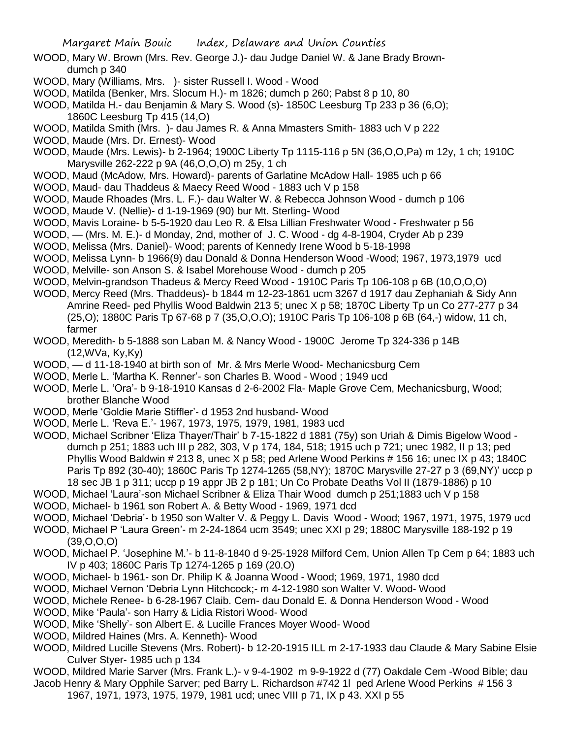WOOD, Mary W. Brown (Mrs. Rev. George J.)- dau Judge Daniel W. & Jane Brady Brown- dumch p 340

WOOD, Mary (Williams, Mrs. )- sister Russell I. Wood - Wood

WOOD, Matilda (Benker, Mrs. Slocum H.)- m 1826; dumch p 260; Pabst 8 p 10, 80

WOOD, Matilda H.- dau Benjamin & Mary S. Wood (s)- 1850C Leesburg Tp 233 p 36 (6,O); 1860C Leesburg Tp 415 (14,O)

WOOD, Matilda Smith (Mrs. )- dau James R. & Anna Mmasters Smith- 1883 uch V p 222

WOOD, Maude (Mrs. Dr. Ernest)- Wood

WOOD, Maude (Mrs. Lewis)- b 2-1964; 1900C Liberty Tp 1115-116 p 5N (36,O,O,Pa) m 12y, 1 ch; 1910C Marysville 262-222 p 9A (46,O,O,O) m 25y, 1 ch

WOOD, Maud (McAdow, Mrs. Howard)- parents of Garlatine McAdow Hall- 1985 uch p 66

WOOD, Maud- dau Thaddeus & Maecy Reed Wood - 1883 uch V p 158

WOOD, Maude Rhoades (Mrs. L. F.)- dau Walter W. & Rebecca Johnson Wood - dumch p 106

WOOD, Maude V. (Nellie)- d 1-19-1969 (90) bur Mt. Sterling- Wood

WOOD, Mavis Loraine- b 5-5-1920 dau Leo R. & Elsa Lillian Freshwater Wood - Freshwater p 56

WOOD, — (Mrs. M. E.)- d Monday, 2nd, mother of J. C. Wood - dg 4-8-1904, Cryder Ab p 239

WOOD, Melissa (Mrs. Daniel)- Wood; parents of Kennedy Irene Wood b 5-18-1998

WOOD, Melissa Lynn- b 1966(9) dau Donald & Donna Henderson Wood -Wood; 1967, 1973,1979 ucd

WOOD, Melville- son Anson S. & Isabel Morehouse Wood - dumch p 205

WOOD, Melvin-grandson Thadeus & Mercy Reed Wood - 1910C Paris Tp 106-108 p 6B (10,O,O,O)

WOOD, Mercy Reed (Mrs. Thaddeus)- b 1844 m 12-23-1861 ucm 3267 d 1917 dau Zephaniah & Sidy Ann Amrine Reed- ped Phyllis Wood Baldwin 213 5; unec X p 58; 1870C Liberty Tp un Co 277-277 p 34 (25,O); 1880C Paris Tp 67-68 p 7 (35,O,O,O); 1910C Paris Tp 106-108 p 6B (64,-) widow, 11 ch, farmer

WOOD, Meredith- b 5-1888 son Laban M. & Nancy Wood - 1900C Jerome Tp 324-336 p 14B (12,WVa, Ky,Ky)

WOOD, — d 11-18-1940 at birth son of Mr. & Mrs Merle Wood- Mechanicsburg Cem

WOOD, Merle L. 'Martha K. Renner'- son Charles B. Wood - Wood ; 1949 ucd

WOOD, Merle L. 'Ora'- b 9-18-1910 Kansas d 2-6-2002 Fla- Maple Grove Cem, Mechanicsburg, Wood; brother Blanche Wood

WOOD, Merle 'Goldie Marie Stiffler'- d 1953 2nd husband- Wood

WOOD, Merle L. 'Reva E.'- 1967, 1973, 1975, 1979, 1981, 1983 ucd

WOOD, Michael Scribner 'Eliza Thayer/Thair' b 7-15-1822 d 1881 (75y) son Uriah & Dimis Bigelow Wood - dumch p 251; 1883 uch III p 282, 303, V p 174, 184, 518; 1915 uch p 721; unec 1982, II p 13; ped Phyllis Wood Baldwin # 213 8, unec X p 58; ped Arlene Wood Perkins # 156 16; unec IX p 43; 1840C Paris Tp 892 (30-40); 1860C Paris Tp 1274-1265 (58,NY); 1870C Marysville 27-27 p 3 (69,NY)' uccp p 18 sec JB 1 p 311; uccp p 19 appr JB 2 p 181; Un Co Probate Deaths Vol II (1879-1886) p 10

WOOD, Michael 'Laura'-son Michael Scribner & Eliza Thair Wood dumch p 251;1883 uch V p 158

WOOD, Michael- b 1961 son Robert A. & Betty Wood - 1969, 1971 dcd

WOOD, Michael 'Debria'- b 1950 son Walter V. & Peggy L. Davis Wood - Wood; 1967, 1971, 1975, 1979 ucd

WOOD, Michael P 'Laura Green'- m 2-24-1864 ucm 3549; unec XXI p 29; 1880C Marysville 188-192 p 19 (39,O,O,O)

WOOD, Michael P. 'Josephine M.'- b 11-8-1840 d 9-25-1928 Milford Cem, Union Allen Tp Cem p 64; 1883 uch IV p 403; 1860C Paris Tp 1274-1265 p 169 (20.O)

WOOD, Michael- b 1961- son Dr. Philip K & Joanna Wood - Wood; 1969, 1971, 1980 dcd

WOOD, Michael Vernon 'Debria Lynn Hitchcock;- m 4-12-1980 son Walter V. Wood- Wood

WOOD, Michele Renee- b 6-28-1967 Claib. Cem- dau Donald E. & Donna Henderson Wood - Wood

WOOD, Mike 'Paula'- son Harry & Lidia Ristori Wood- Wood

WOOD, Mike 'Shelly'- son Albert E. & Lucille Frances Moyer Wood- Wood

WOOD, Mildred Haines (Mrs. A. Kenneth)- Wood

WOOD, Mildred Lucille Stevens (Mrs. Robert)- b 12-20-1915 ILL m 2-17-1933 dau Claude & Mary Sabine Elsie Culver Styer- 1985 uch p 134

WOOD, Mildred Marie Sarver (Mrs. Frank L.)- v 9-4-1902 m 9-9-1922 d (77) Oakdale Cem -Wood Bible; dau Jacob Henry & Mary Opphile Sarver; ped Barry L. Richardson #742 1l ped Arlene Wood Perkins # 156 3 1967, 1971, 1973, 1975, 1979, 1981 ucd; unec VIII p 71, IX p 43. XXI p 55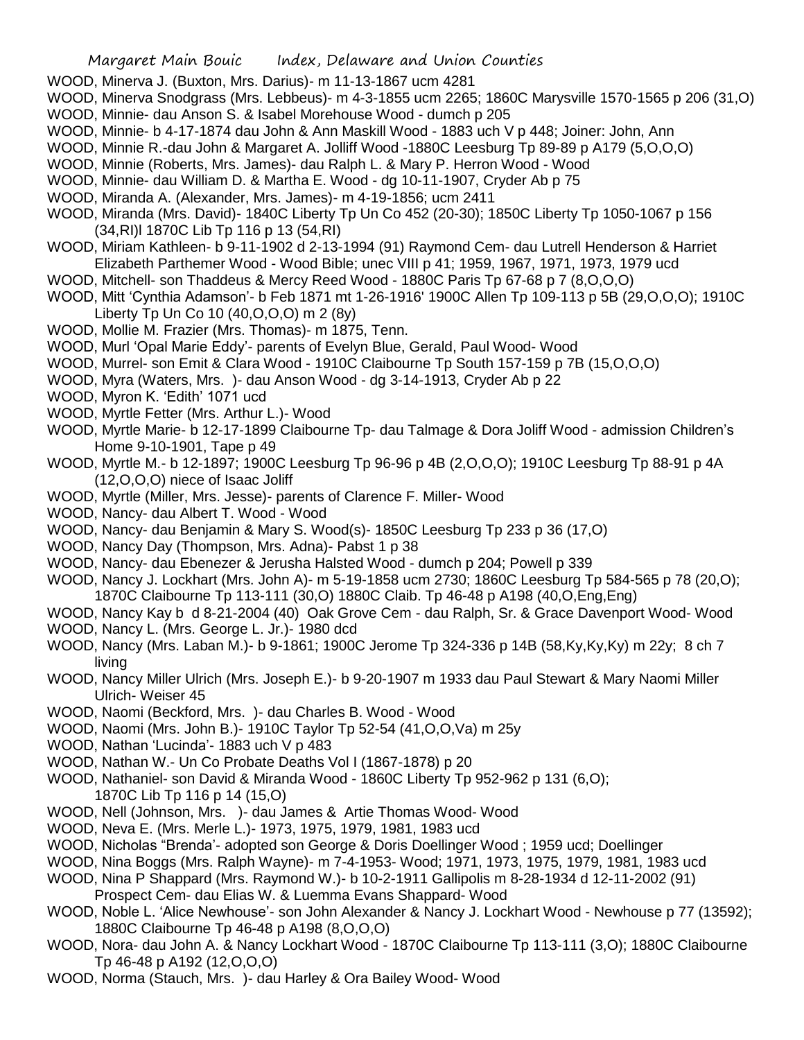WOOD, Minerva J. (Buxton, Mrs. Darius)- m 11-13-1867 ucm 4281

WOOD, Minerva Snodgrass (Mrs. Lebbeus)- m 4-3-1855 ucm 2265; 1860C Marysville 1570-1565 p 206 (31,O)

WOOD, Minnie- dau Anson S. & Isabel Morehouse Wood - dumch p 205

WOOD, Minnie- b 4-17-1874 dau John & Ann Maskill Wood - 1883 uch V p 448; Joiner: John, Ann

WOOD, Minnie R.-dau John & Margaret A. Jolliff Wood -1880C Leesburg Tp 89-89 p A179 (5,O,O,O)

WOOD, Minnie (Roberts, Mrs. James)- dau Ralph L. & Mary P. Herron Wood - Wood

WOOD, Minnie- dau William D. & Martha E. Wood - dg 10-11-1907, Cryder Ab p 75

WOOD, Miranda A. (Alexander, Mrs. James)- m 4-19-1856; ucm 2411

WOOD, Miranda (Mrs. David)- 1840C Liberty Tp Un Co 452 (20-30); 1850C Liberty Tp 1050-1067 p 156 (34,RI)l 1870C Lib Tp 116 p 13 (54,RI)

WOOD, Miriam Kathleen- b 9-11-1902 d 2-13-1994 (91) Raymond Cem- dau Lutrell Henderson & Harriet Elizabeth Parthemer Wood - Wood Bible; unec VIII p 41; 1959, 1967, 1971, 1973, 1979 ucd

WOOD, Mitchell- son Thaddeus & Mercy Reed Wood - 1880C Paris Tp 67-68 p 7 (8,O,O,O)

WOOD, Mitt 'Cynthia Adamson'- b Feb 1871 mt 1-26-1916' 1900C Allen Tp 109-113 p 5B (29,O,O,O); 1910C Liberty Tp Un Co 10 (40,O,O,O) m 2 (8y)

WOOD, Mollie M. Frazier (Mrs. Thomas)- m 1875, Tenn.

WOOD, Murl 'Opal Marie Eddy'- parents of Evelyn Blue, Gerald, Paul Wood- Wood

WOOD, Murrel- son Emit & Clara Wood - 1910C Claibourne Tp South 157-159 p 7B (15,O,O,O)

WOOD, Myra (Waters, Mrs. )- dau Anson Wood - dg 3-14-1913, Cryder Ab p 22

WOOD, Myron K. 'Edith' 1071 ucd

WOOD, Myrtle Fetter (Mrs. Arthur L.)- Wood

WOOD, Myrtle Marie- b 12-17-1899 Claibourne Tp- dau Talmage & Dora Joliff Wood - admission Children's Home 9-10-1901, Tape p 49

WOOD, Myrtle M.- b 12-1897; 1900C Leesburg Tp 96-96 p 4B (2,O,O,O); 1910C Leesburg Tp 88-91 p 4A (12,O,O,O) niece of Isaac Joliff

WOOD, Myrtle (Miller, Mrs. Jesse)- parents of Clarence F. Miller- Wood

WOOD, Nancy- dau Albert T. Wood - Wood

WOOD, Nancy- dau Benjamin & Mary S. Wood(s)- 1850C Leesburg Tp 233 p 36 (17,O)

WOOD, Nancy Day (Thompson, Mrs. Adna)- Pabst 1 p 38

WOOD, Nancy- dau Ebenezer & Jerusha Halsted Wood - dumch p 204; Powell p 339

WOOD, Nancy J. Lockhart (Mrs. John A)- m 5-19-1858 ucm 2730; 1860C Leesburg Tp 584-565 p 78 (20,O); 1870C Claibourne Tp 113-111 (30,O) 1880C Claib. Tp 46-48 p A198 (40,O,Eng,Eng)

WOOD, Nancy Kay b d 8-21-2004 (40) Oak Grove Cem - dau Ralph, Sr. & Grace Davenport Wood- Wood

WOOD, Nancy L. (Mrs. George L. Jr.)- 1980 dcd

WOOD, Nancy (Mrs. Laban M.)- b 9-1861; 1900C Jerome Tp 324-336 p 14B (58,Ky,Ky,Ky) m 22y; 8 ch 7 living

WOOD, Nancy Miller Ulrich (Mrs. Joseph E.)- b 9-20-1907 m 1933 dau Paul Stewart & Mary Naomi Miller Ulrich- Weiser 45

WOOD, Naomi (Beckford, Mrs. )- dau Charles B. Wood - Wood

WOOD, Naomi (Mrs. John B.)- 1910C Taylor Tp 52-54 (41,O,O,Va) m 25y

WOOD, Nathan 'Lucinda'- 1883 uch V p 483

WOOD, Nathan W.- Un Co Probate Deaths Vol I (1867-1878) p 20

WOOD, Nathaniel- son David & Miranda Wood - 1860C Liberty Tp 952-962 p 131 (6,O); 1870C Lib Tp 116 p 14 (15,O)

WOOD, Nell (Johnson, Mrs. )- dau James & Artie Thomas Wood- Wood

WOOD, Neva E. (Mrs. Merle L.)- 1973, 1975, 1979, 1981, 1983 ucd

WOOD, Nicholas "Brenda'- adopted son George & Doris Doellinger Wood ; 1959 ucd; Doellinger

WOOD, Nina Boggs (Mrs. Ralph Wayne)- m 7-4-1953- Wood; 1971, 1973, 1975, 1979, 1981, 1983 ucd

WOOD, Nina P Shappard (Mrs. Raymond W.)- b 10-2-1911 Gallipolis m 8-28-1934 d 12-11-2002 (91) Prospect Cem- dau Elias W. & Luemma Evans Shappard- Wood

WOOD, Noble L. 'Alice Newhouse'- son John Alexander & Nancy J. Lockhart Wood - Newhouse p 77 (13592); 1880C Claibourne Tp 46-48 p A198 (8,O,O,O)

WOOD, Nora- dau John A. & Nancy Lockhart Wood - 1870C Claibourne Tp 113-111 (3,O); 1880C Claibourne Tp 46-48 p A192 (12,O,O,O)

WOOD, Norma (Stauch, Mrs. )- dau Harley & Ora Bailey Wood- Wood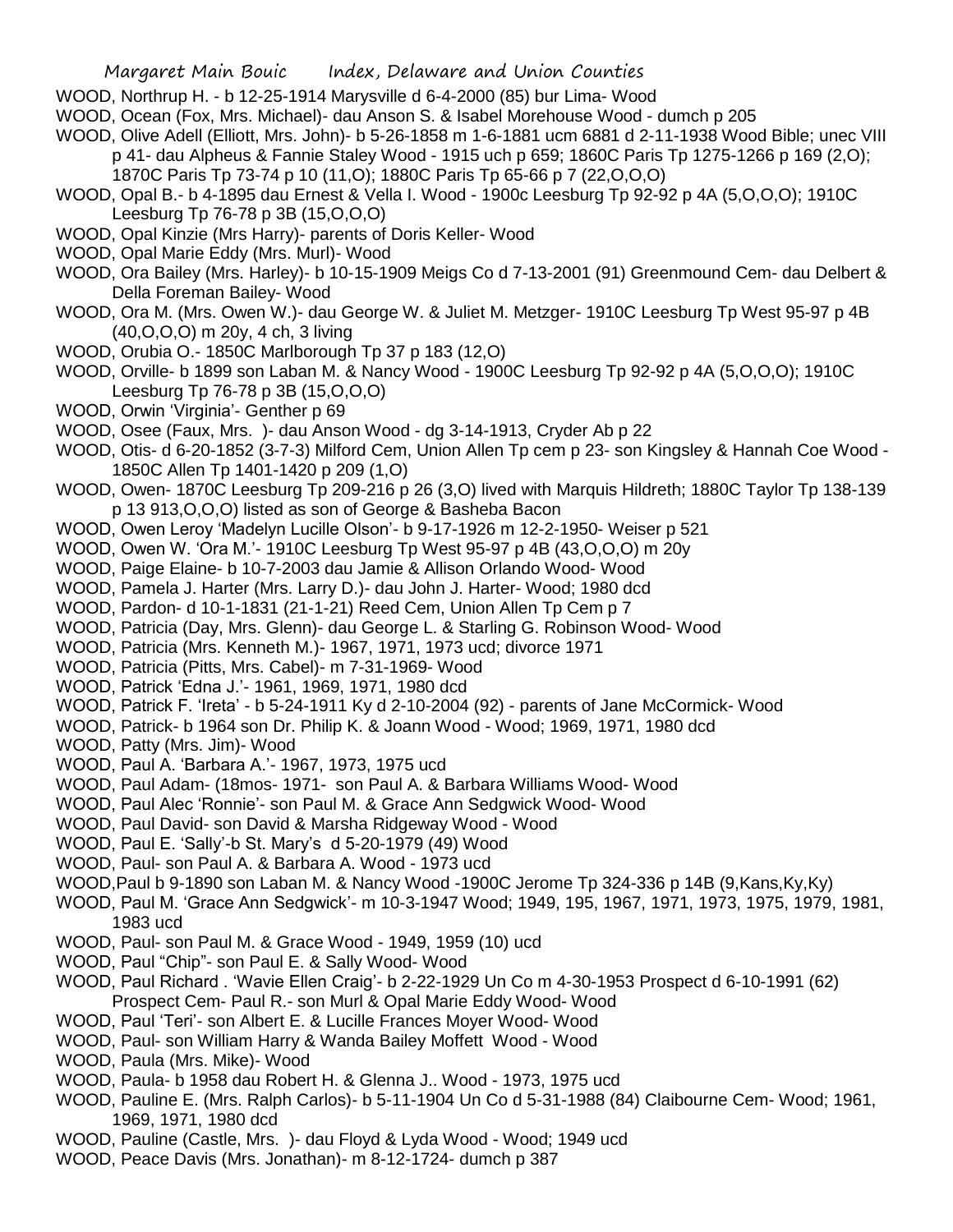WOOD, Northrup H. - b 12-25-1914 Marysville d 6-4-2000 (85) bur Lima- Wood

WOOD, Ocean (Fox, Mrs. Michael)- dau Anson S. & Isabel Morehouse Wood - dumch p 205

WOOD, Olive Adell (Elliott, Mrs. John)- b 5-26-1858 m 1-6-1881 ucm 6881 d 2-11-1938 Wood Bible; unec VIII p 41- dau Alpheus & Fannie Staley Wood - 1915 uch p 659; 1860C Paris Tp 1275-1266 p 169 (2,O); 1870C Paris Tp 73-74 p 10 (11,O); 1880C Paris Tp 65-66 p 7 (22,O,O,O)

WOOD, Opal B.- b 4-1895 dau Ernest & Vella I. Wood - 1900c Leesburg Tp 92-92 p 4A (5,O,O,O); 1910C Leesburg Tp 76-78 p 3B (15,O,O,O)

WOOD, Opal Kinzie (Mrs Harry)- parents of Doris Keller- Wood

WOOD, Opal Marie Eddy (Mrs. Murl)- Wood

WOOD, Ora Bailey (Mrs. Harley)- b 10-15-1909 Meigs Co d 7-13-2001 (91) Greenmound Cem- dau Delbert & Della Foreman Bailey- Wood

WOOD, Ora M. (Mrs. Owen W.)- dau George W. & Juliet M. Metzger- 1910C Leesburg Tp West 95-97 p 4B (40,O,O,O) m 20y, 4 ch, 3 living

WOOD, Orubia O.- 1850C Marlborough Tp 37 p 183 (12,O)

WOOD, Orville- b 1899 son Laban M. & Nancy Wood - 1900C Leesburg Tp 92-92 p 4A (5,O,O,O); 1910C Leesburg Tp 76-78 p 3B (15,O,O,O)

WOOD, Orwin 'Virginia'- Genther p 69

WOOD, Osee (Faux, Mrs. )- dau Anson Wood - dg 3-14-1913, Cryder Ab p 22

WOOD, Otis- d 6-20-1852 (3-7-3) Milford Cem, Union Allen Tp cem p 23- son Kingsley & Hannah Coe Wood - 1850C Allen Tp 1401-1420 p 209 (1,O)

WOOD, Owen- 1870C Leesburg Tp 209-216 p 26 (3,O) lived with Marquis Hildreth; 1880C Taylor Tp 138-139 p 13 913,O,O,O) listed as son of George & Basheba Bacon

WOOD, Owen Leroy 'Madelyn Lucille Olson'- b 9-17-1926 m 12-2-1950- Weiser p 521

WOOD, Owen W. 'Ora M.'- 1910C Leesburg Tp West 95-97 p 4B (43,O,O,O) m 20y

WOOD, Paige Elaine- b 10-7-2003 dau Jamie & Allison Orlando Wood- Wood

WOOD, Pamela J. Harter (Mrs. Larry D.)- dau John J. Harter- Wood; 1980 dcd

WOOD, Pardon- d 10-1-1831 (21-1-21) Reed Cem, Union Allen Tp Cem p 7

WOOD, Patricia (Day, Mrs. Glenn)- dau George L. & Starling G. Robinson Wood- Wood

WOOD, Patricia (Mrs. Kenneth M.)- 1967, 1971, 1973 ucd; divorce 1971

WOOD, Patricia (Pitts, Mrs. Cabel)- m 7-31-1969- Wood

WOOD, Patrick 'Edna J.'- 1961, 1969, 1971, 1980 dcd

WOOD, Patrick F. 'Ireta' - b 5-24-1911 Ky d 2-10-2004 (92) - parents of Jane McCormick- Wood

WOOD, Patrick- b 1964 son Dr. Philip K. & Joann Wood - Wood; 1969, 1971, 1980 dcd

WOOD, Patty (Mrs. Jim)- Wood

WOOD, Paul A. 'Barbara A.'- 1967, 1973, 1975 ucd

WOOD, Paul Adam- (18mos- 1971- son Paul A. & Barbara Williams Wood- Wood

WOOD, Paul Alec 'Ronnie'- son Paul M. & Grace Ann Sedgwick Wood- Wood

WOOD, Paul David- son David & Marsha Ridgeway Wood - Wood

WOOD, Paul E. 'Sally'-b St. Mary's d 5-20-1979 (49) Wood

WOOD, Paul- son Paul A. & Barbara A. Wood - 1973 ucd

WOOD,Paul b 9-1890 son Laban M. & Nancy Wood -1900C Jerome Tp 324-336 p 14B (9,Kans,Ky,Ky)

WOOD, Paul M. 'Grace Ann Sedgwick'- m 10-3-1947 Wood; 1949, 195, 1967, 1971, 1973, 1975, 1979, 1981, 1983 ucd

WOOD, Paul- son Paul M. & Grace Wood - 1949, 1959 (10) ucd

WOOD, Paul "Chip"- son Paul E. & Sally Wood- Wood

WOOD, Paul Richard . 'Wavie Ellen Craig'- b 2-22-1929 Un Co m 4-30-1953 Prospect d 6-10-1991 (62) Prospect Cem- Paul R.- son Murl & Opal Marie Eddy Wood- Wood

WOOD, Paul 'Teri'- son Albert E. & Lucille Frances Moyer Wood- Wood

WOOD, Paul- son William Harry & Wanda Bailey Moffett Wood - Wood

WOOD, Paula (Mrs. Mike)- Wood

WOOD, Paula- b 1958 dau Robert H. & Glenna J.. Wood - 1973, 1975 ucd

WOOD, Pauline E. (Mrs. Ralph Carlos)- b 5-11-1904 Un Co d 5-31-1988 (84) Claibourne Cem- Wood; 1961, 1969, 1971, 1980 dcd

WOOD, Pauline (Castle, Mrs. )- dau Floyd & Lyda Wood - Wood; 1949 ucd

WOOD, Peace Davis (Mrs. Jonathan)- m 8-12-1724- dumch p 387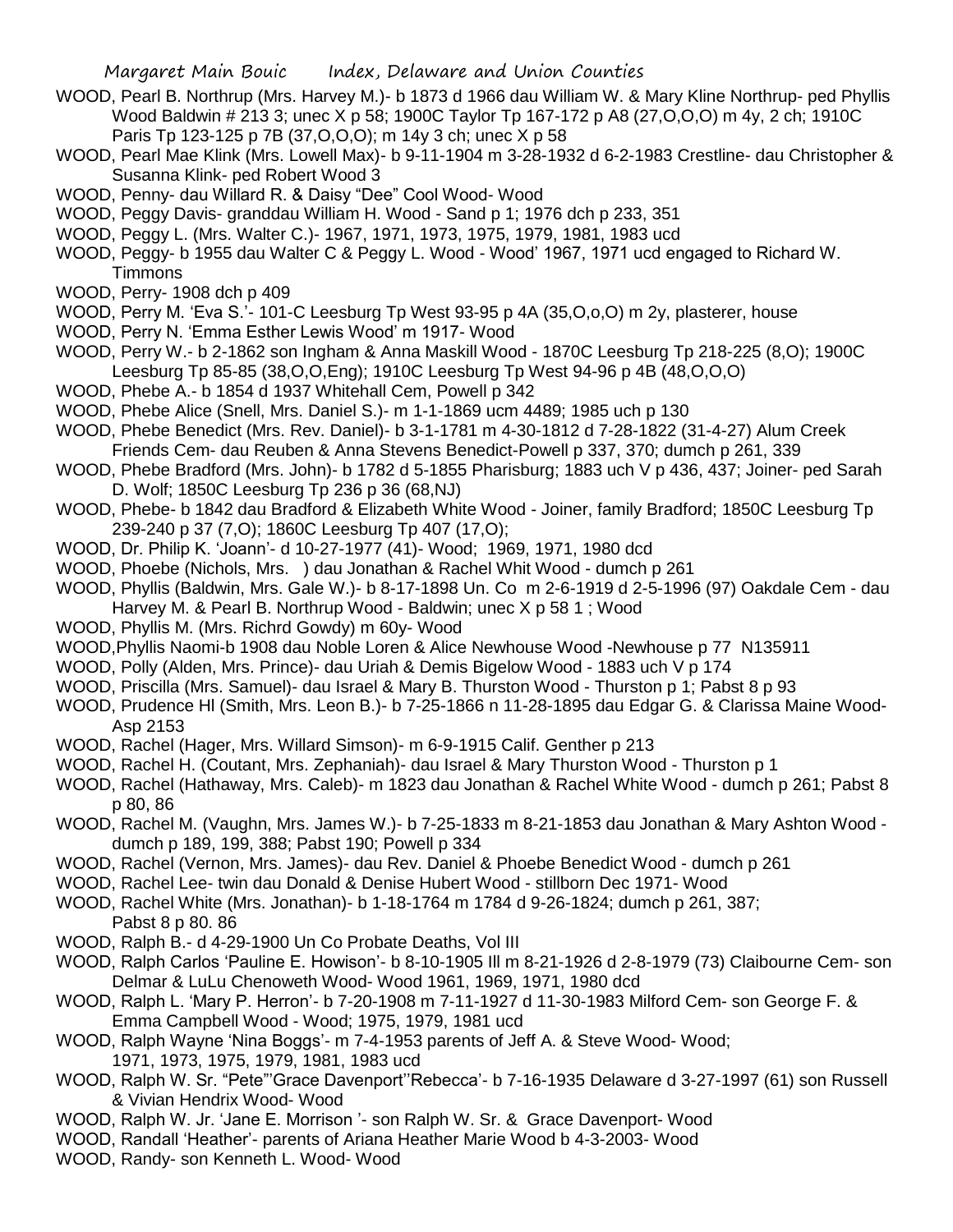WOOD, Pearl B. Northrup (Mrs. Harvey M.)- b 1873 d 1966 dau William W. & Mary Kline Northrup- ped Phyllis Wood Baldwin # 213 3; unec X p 58; 1900C Taylor Tp 167-172 p A8 (27,O,O,O) m 4y, 2 ch; 1910C Paris Tp 123-125 p 7B (37,O,O,O); m 14y 3 ch; unec X p 58

WOOD, Pearl Mae Klink (Mrs. Lowell Max)- b 9-11-1904 m 3-28-1932 d 6-2-1983 Crestline- dau Christopher & Susanna Klink- ped Robert Wood 3

WOOD, Penny- dau Willard R. & Daisy "Dee" Cool Wood- Wood

WOOD, Peggy Davis- granddau William H. Wood - Sand p 1; 1976 dch p 233, 351

WOOD, Peggy L. (Mrs. Walter C.)- 1967, 1971, 1973, 1975, 1979, 1981, 1983 ucd

WOOD, Peggy- b 1955 dau Walter C & Peggy L. Wood - Wood' 1967, 1971 ucd engaged to Richard W. Timmons

WOOD, Perry- 1908 dch p 409

WOOD, Perry M. 'Eva S.'- 101-C Leesburg Tp West 93-95 p 4A (35,O,o,O) m 2y, plasterer, house

WOOD, Perry N. 'Emma Esther Lewis Wood' m 1917- Wood

WOOD, Perry W.- b 2-1862 son Ingham & Anna Maskill Wood - 1870C Leesburg Tp 218-225 (8,O); 1900C Leesburg Tp 85-85 (38,O,O,Eng); 1910C Leesburg Tp West 94-96 p 4B (48,O,O,O)

WOOD, Phebe A.- b 1854 d 1937 Whitehall Cem, Powell p 342

WOOD, Phebe Alice (Snell, Mrs. Daniel S.)- m 1-1-1869 ucm 4489; 1985 uch p 130

WOOD, Phebe Benedict (Mrs. Rev. Daniel)- b 3-1-1781 m 4-30-1812 d 7-28-1822 (31-4-27) Alum Creek Friends Cem- dau Reuben & Anna Stevens Benedict-Powell p 337, 370; dumch p 261, 339

WOOD, Phebe Bradford (Mrs. John)- b 1782 d 5-1855 Pharisburg; 1883 uch V p 436, 437; Joiner- ped Sarah D. Wolf; 1850C Leesburg Tp 236 p 36 (68,NJ)

WOOD, Phebe- b 1842 dau Bradford & Elizabeth White Wood - Joiner, family Bradford; 1850C Leesburg Tp 239-240 p 37 (7,O); 1860C Leesburg Tp 407 (17,O);

WOOD, Dr. Philip K. 'Joann'- d 10-27-1977 (41)- Wood; 1969, 1971, 1980 dcd

WOOD, Phoebe (Nichols, Mrs. ) dau Jonathan & Rachel Whit Wood - dumch p 261

WOOD, Phyllis (Baldwin, Mrs. Gale W.)- b 8-17-1898 Un. Co m 2-6-1919 d 2-5-1996 (97) Oakdale Cem - dau Harvey M. & Pearl B. Northrup Wood - Baldwin; unec X p 58 1 ; Wood

WOOD, Phyllis M. (Mrs. Richrd Gowdy) m 60y- Wood

WOOD,Phyllis Naomi-b 1908 dau Noble Loren & Alice Newhouse Wood -Newhouse p 77 N135911

WOOD, Polly (Alden, Mrs. Prince)- dau Uriah & Demis Bigelow Wood - 1883 uch V p 174

WOOD, Priscilla (Mrs. Samuel)- dau Israel & Mary B. Thurston Wood - Thurston p 1; Pabst 8 p 93

WOOD, Prudence Hl (Smith, Mrs. Leon B.)- b 7-25-1866 n 11-28-1895 dau Edgar G. & Clarissa Maine Wood- Asp 2153

WOOD, Rachel (Hager, Mrs. Willard Simson)- m 6-9-1915 Calif. Genther p 213

WOOD, Rachel H. (Coutant, Mrs. Zephaniah)- dau Israel & Mary Thurston Wood - Thurston p 1

WOOD, Rachel (Hathaway, Mrs. Caleb)- m 1823 dau Jonathan & Rachel White Wood - dumch p 261; Pabst 8 p 80, 86

WOOD, Rachel M. (Vaughn, Mrs. James W.)- b 7-25-1833 m 8-21-1853 dau Jonathan & Mary Ashton Wood - dumch p 189, 199, 388; Pabst 190; Powell p 334

WOOD, Rachel (Vernon, Mrs. James)- dau Rev. Daniel & Phoebe Benedict Wood - dumch p 261

WOOD, Rachel Lee- twin dau Donald & Denise Hubert Wood - stillborn Dec 1971- Wood

WOOD, Rachel White (Mrs. Jonathan)- b 1-18-1764 m 1784 d 9-26-1824; dumch p 261, 387; Pabst 8 p 80. 86

WOOD, Ralph B.- d 4-29-1900 Un Co Probate Deaths, Vol III

WOOD, Ralph Carlos 'Pauline E. Howison'- b 8-10-1905 Ill m 8-21-1926 d 2-8-1979 (73) Claibourne Cem- son Delmar & LuLu Chenoweth Wood- Wood 1961, 1969, 1971, 1980 dcd

WOOD, Ralph L. 'Mary P. Herron'- b 7-20-1908 m 7-11-1927 d 11-30-1983 Milford Cem- son George F. & Emma Campbell Wood - Wood; 1975, 1979, 1981 ucd

WOOD, Ralph Wayne 'Nina Boggs'- m 7-4-1953 parents of Jeff A. & Steve Wood- Wood; 1971, 1973, 1975, 1979, 1981, 1983 ucd

WOOD, Ralph W. Sr. "Pete"'Grace Davenport''Rebecca'- b 7-16-1935 Delaware d 3-27-1997 (61) son Russell & Vivian Hendrix Wood- Wood

WOOD, Ralph W. Jr. 'Jane E. Morrison '- son Ralph W. Sr. & Grace Davenport- Wood

WOOD, Randall 'Heather'- parents of Ariana Heather Marie Wood b 4-3-2003- Wood

WOOD, Randy- son Kenneth L. Wood- Wood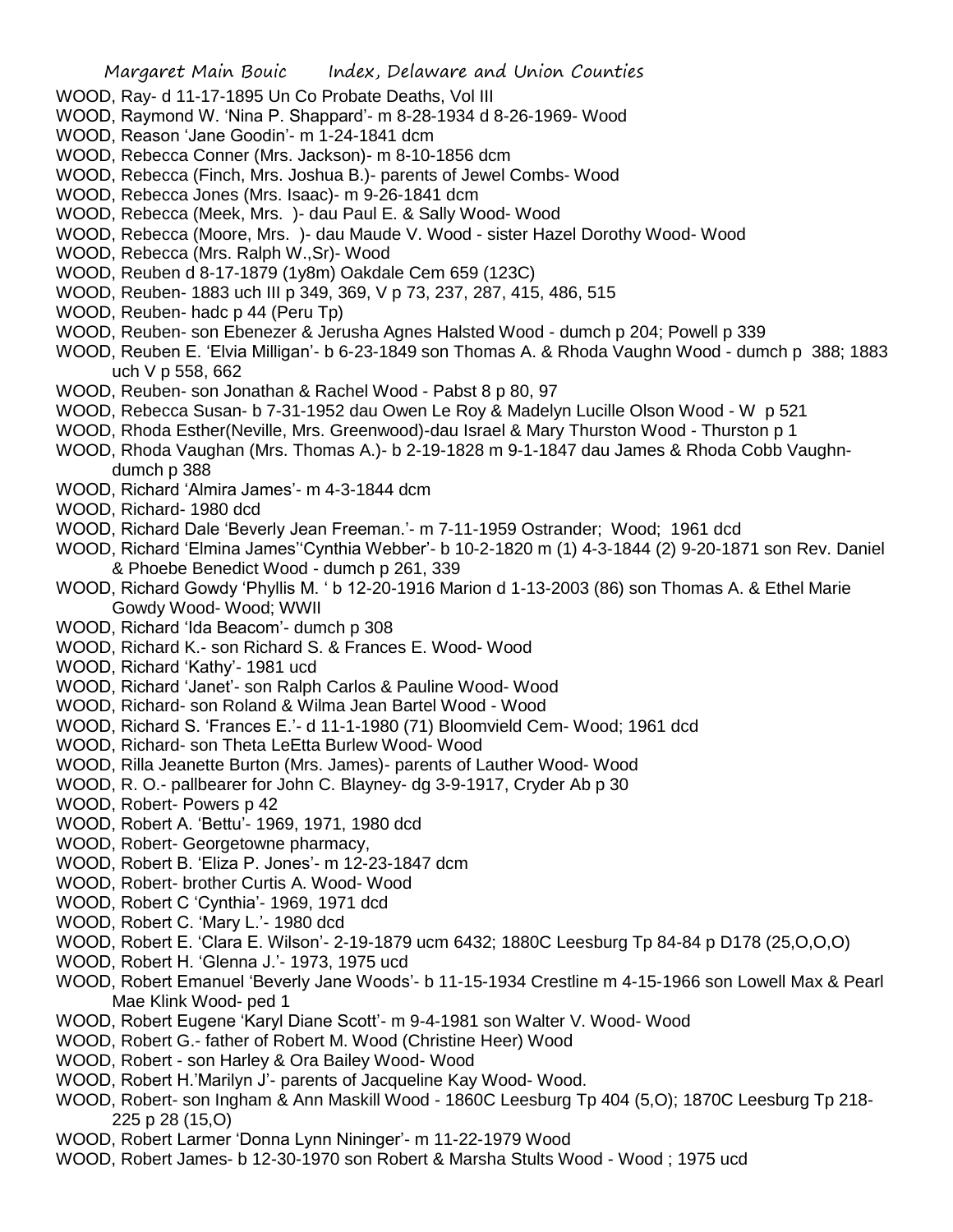WOOD, Ray- d 11-17-1895 Un Co Probate Deaths, Vol III

WOOD, Raymond W. 'Nina P. Shappard'- m 8-28-1934 d 8-26-1969- Wood

WOOD, Reason 'Jane Goodin'- m 1-24-1841 dcm

WOOD, Rebecca Conner (Mrs. Jackson)- m 8-10-1856 dcm

WOOD, Rebecca (Finch, Mrs. Joshua B.)- parents of Jewel Combs- Wood

WOOD, Rebecca Jones (Mrs. Isaac)- m 9-26-1841 dcm

WOOD, Rebecca (Meek, Mrs. )- dau Paul E. & Sally Wood- Wood

WOOD, Rebecca (Moore, Mrs. )- dau Maude V. Wood - sister Hazel Dorothy Wood- Wood

WOOD, Rebecca (Mrs. Ralph W.,Sr)- Wood

WOOD, Reuben d 8-17-1879 (1y8m) Oakdale Cem 659 (123C)

WOOD, Reuben- 1883 uch III p 349, 369, V p 73, 237, 287, 415, 486, 515

WOOD, Reuben- hadc p 44 (Peru Tp)

WOOD, Reuben- son Ebenezer & Jerusha Agnes Halsted Wood - dumch p 204; Powell p 339

WOOD, Reuben E. 'Elvia Milligan'- b 6-23-1849 son Thomas A. & Rhoda Vaughn Wood - dumch p 388; 1883 uch V p 558, 662

WOOD, Reuben- son Jonathan & Rachel Wood - Pabst 8 p 80, 97

WOOD, Rebecca Susan- b 7-31-1952 dau Owen Le Roy & Madelyn Lucille Olson Wood - W p 521

WOOD, Rhoda Esther(Neville, Mrs. Greenwood)-dau Israel & Mary Thurston Wood - Thurston p 1

WOOD, Rhoda Vaughan (Mrs. Thomas A.)- b 2-19-1828 m 9-1-1847 dau James & Rhoda Cobb Vaughn-dumch p 388

WOOD, Richard 'Almira James'- m 4-3-1844 dcm

WOOD, Richard- 1980 dcd

WOOD, Richard Dale 'Beverly Jean Freeman.'- m 7-11-1959 Ostrander; Wood; 1961 dcd

WOOD, Richard 'Elmina James''Cynthia Webber'- b 10-2-1820 m (1) 4-3-1844 (2) 9-20-1871 son Rev. Daniel & Phoebe Benedict Wood - dumch p 261, 339

WOOD, Richard Gowdy 'Phyllis M. ' b 12-20-1916 Marion d 1-13-2003 (86) son Thomas A. & Ethel Marie Gowdy Wood- Wood; WWII

WOOD, Richard 'Ida Beacom'- dumch p 308

WOOD, Richard K.- son Richard S. & Frances E. Wood- Wood

WOOD, Richard 'Kathy'- 1981 ucd

WOOD, Richard 'Janet'- son Ralph Carlos & Pauline Wood- Wood

WOOD, Richard- son Roland & Wilma Jean Bartel Wood - Wood

WOOD, Richard S. 'Frances E.'- d 11-1-1980 (71) Bloomvield Cem- Wood; 1961 dcd

WOOD, Richard- son Theta LeEtta Burlew Wood- Wood

WOOD, Rilla Jeanette Burton (Mrs. James)- parents of Lauther Wood- Wood

WOOD, R. O.- pallbearer for John C. Blayney- dg 3-9-1917, Cryder Ab p 30

WOOD, Robert- Powers p 42

WOOD, Robert A. 'Bettu'- 1969, 1971, 1980 dcd

WOOD, Robert- Georgetowne pharmacy,

WOOD, Robert B. 'Eliza P. Jones'- m 12-23-1847 dcm

WOOD, Robert- brother Curtis A. Wood- Wood

WOOD, Robert C 'Cynthia'- 1969, 1971 dcd

WOOD, Robert C. 'Mary L.'- 1980 dcd

WOOD, Robert E. 'Clara E. Wilson'- 2-19-1879 ucm 6432; 1880C Leesburg Tp 84-84 p D178 (25,O,O,O)

WOOD, Robert H. 'Glenna J.'- 1973, 1975 ucd

WOOD, Robert Emanuel 'Beverly Jane Woods'- b 11-15-1934 Crestline m 4-15-1966 son Lowell Max & Pearl Mae Klink Wood- ped 1

WOOD, Robert Eugene 'Karyl Diane Scott'- m 9-4-1981 son Walter V. Wood- Wood

WOOD, Robert G.- father of Robert M. Wood (Christine Heer) Wood

WOOD, Robert - son Harley & Ora Bailey Wood- Wood

WOOD, Robert H.'Marilyn J'- parents of Jacqueline Kay Wood- Wood.

WOOD, Robert- son Ingham & Ann Maskill Wood - 1860C Leesburg Tp 404 (5,O); 1870C Leesburg Tp 218-225 p 28 (15,O)

WOOD, Robert Larmer 'Donna Lynn Nininger'- m 11-22-1979 Wood

WOOD, Robert James- b 12-30-1970 son Robert & Marsha Stults Wood - Wood ; 1975 ucd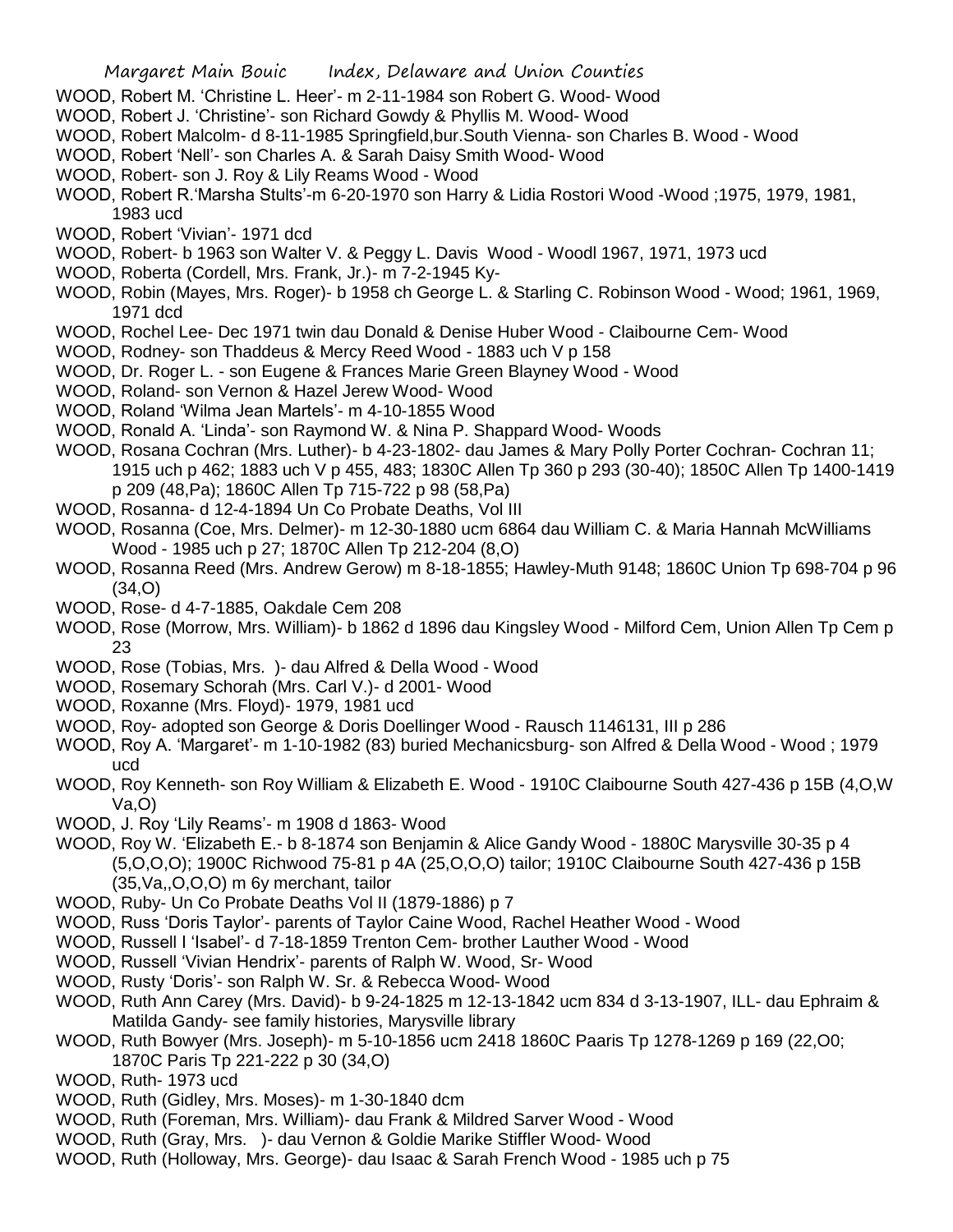WOOD, Robert M. 'Christine L. Heer'- m 2-11-1984 son Robert G. Wood- Wood

WOOD, Robert J. 'Christine'- son Richard Gowdy & Phyllis M. Wood- Wood

WOOD, Robert Malcolm- d 8-11-1985 Springfield,bur.South Vienna- son Charles B. Wood - Wood

WOOD, Robert 'Nell'- son Charles A. & Sarah Daisy Smith Wood- Wood

WOOD, Robert- son J. Roy & Lily Reams Wood - Wood

WOOD, Robert R.'Marsha Stults'-m 6-20-1970 son Harry & Lidia Rostori Wood -Wood ;1975, 1979, 1981, 1983 ucd

WOOD, Robert 'Vivian'- 1971 dcd

WOOD, Robert- b 1963 son Walter V. & Peggy L. Davis Wood - Woodl 1967, 1971, 1973 ucd

WOOD, Roberta (Cordell, Mrs. Frank, Jr.)- m 7-2-1945 Ky-

WOOD, Robin (Mayes, Mrs. Roger)- b 1958 ch George L. & Starling C. Robinson Wood - Wood; 1961, 1969, 1971 dcd

WOOD, Rochel Lee- Dec 1971 twin dau Donald & Denise Huber Wood - Claibourne Cem- Wood

WOOD, Rodney- son Thaddeus & Mercy Reed Wood - 1883 uch V p 158

WOOD, Dr. Roger L. - son Eugene & Frances Marie Green Blayney Wood - Wood

WOOD, Roland- son Vernon & Hazel Jerew Wood- Wood

WOOD, Roland 'Wilma Jean Martels'- m 4-10-1855 Wood

WOOD, Ronald A. 'Linda'- son Raymond W. & Nina P. Shappard Wood- Woods

WOOD, Rosana Cochran (Mrs. Luther)- b 4-23-1802- dau James & Mary Polly Porter Cochran- Cochran 11; 1915 uch p 462; 1883 uch V p 455, 483; 1830C Allen Tp 360 p 293 (30-40); 1850C Allen Tp 1400-1419 p 209 (48,Pa); 1860C Allen Tp 715-722 p 98 (58,Pa)

WOOD, Rosanna- d 12-4-1894 Un Co Probate Deaths, Vol III

WOOD, Rosanna (Coe, Mrs. Delmer)- m 12-30-1880 ucm 6864 dau William C. & Maria Hannah McWilliams Wood - 1985 uch p 27; 1870C Allen Tp 212-204 (8,O)

WOOD, Rosanna Reed (Mrs. Andrew Gerow) m 8-18-1855; Hawley-Muth 9148; 1860C Union Tp 698-704 p 96 (34,O)

WOOD, Rose- d 4-7-1885, Oakdale Cem 208

WOOD, Rose (Morrow, Mrs. William)- b 1862 d 1896 dau Kingsley Wood - Milford Cem, Union Allen Tp Cem p 23

WOOD, Rose (Tobias, Mrs. )- dau Alfred & Della Wood - Wood

WOOD, Rosemary Schorah (Mrs. Carl V.)- d 2001- Wood

WOOD, Roxanne (Mrs. Floyd)- 1979, 1981 ucd

WOOD, Roy- adopted son George & Doris Doellinger Wood - Rausch 1146131, III p 286

WOOD, Roy A. 'Margaret'- m 1-10-1982 (83) buried Mechanicsburg- son Alfred & Della Wood - Wood ; 1979 ucd

WOOD, Roy Kenneth- son Roy William & Elizabeth E. Wood - 1910C Claibourne South 427-436 p 15B (4,O,W Va,O)

WOOD, J. Roy 'Lily Reams'- m 1908 d 1863- Wood

WOOD, Roy W. 'Elizabeth E.- b 8-1874 son Benjamin & Alice Gandy Wood - 1880C Marysville 30-35 p 4 (5,O,O,O); 1900C Richwood 75-81 p 4A (25,O,O,O) tailor; 1910C Claibourne South 427-436 p 15B (35,Va,,O,O,O) m 6y merchant, tailor

WOOD, Ruby- Un Co Probate Deaths Vol II (1879-1886) p 7

WOOD, Russ 'Doris Taylor'- parents of Taylor Caine Wood, Rachel Heather Wood - Wood

WOOD, Russell I 'Isabel'- d 7-18-1859 Trenton Cem- brother Lauther Wood - Wood

WOOD, Russell 'Vivian Hendrix'- parents of Ralph W. Wood, Sr- Wood

WOOD, Rusty 'Doris'- son Ralph W. Sr. & Rebecca Wood- Wood

WOOD, Ruth Ann Carey (Mrs. David)- b 9-24-1825 m 12-13-1842 ucm 834 d 3-13-1907, ILL- dau Ephraim & Matilda Gandy- see family histories, Marysville library

WOOD, Ruth Bowyer (Mrs. Joseph)- m 5-10-1856 ucm 2418 1860C Paaris Tp 1278-1269 p 169 (22,O0; 1870C Paris Tp 221-222 p 30 (34,O)

WOOD, Ruth- 1973 ucd

WOOD, Ruth (Gidley, Mrs. Moses)- m 1-30-1840 dcm

WOOD, Ruth (Foreman, Mrs. William)- dau Frank & Mildred Sarver Wood - Wood

WOOD, Ruth (Gray, Mrs. )- dau Vernon & Goldie Marike Stiffler Wood- Wood

WOOD, Ruth (Holloway, Mrs. George)- dau Isaac & Sarah French Wood - 1985 uch p 75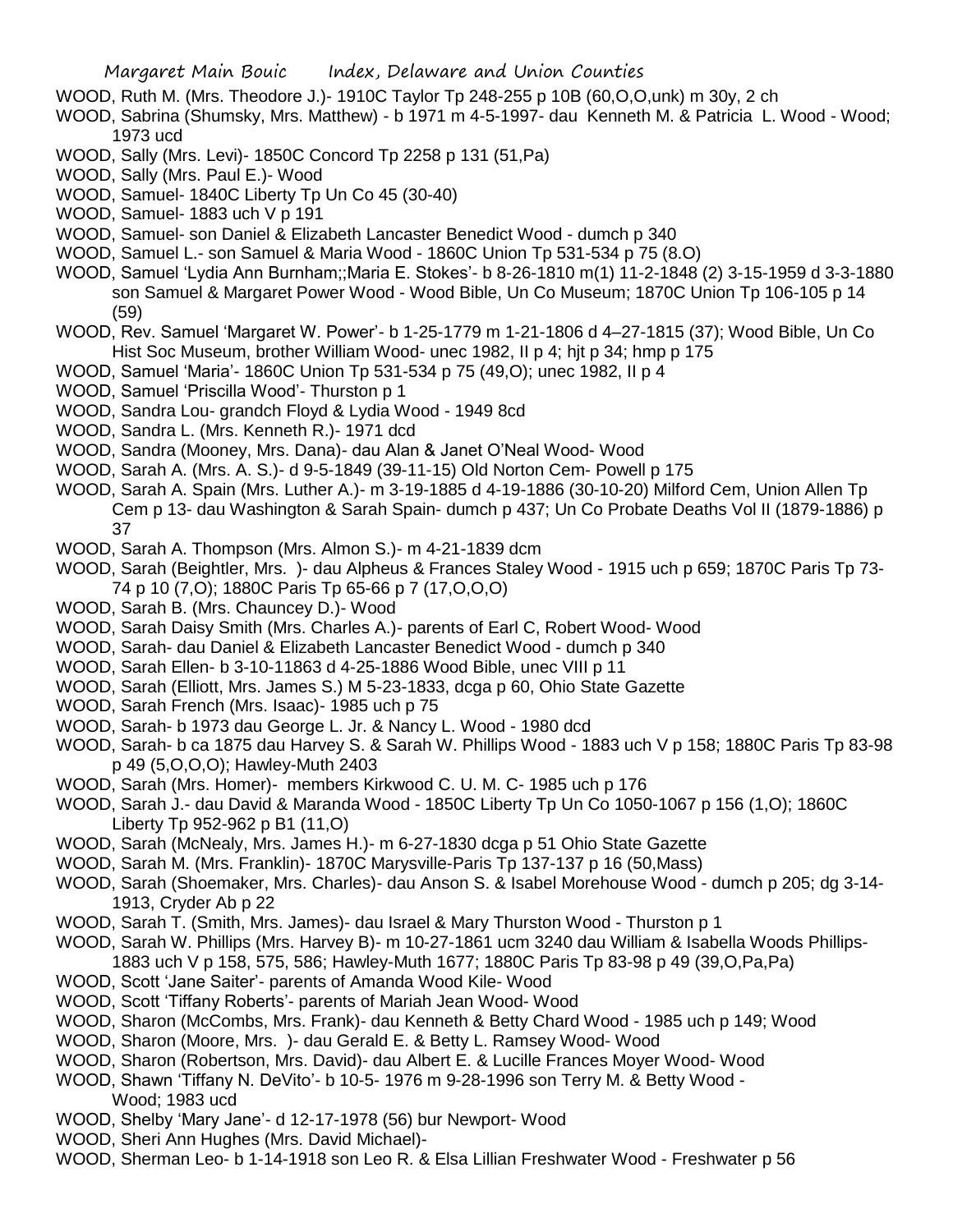WOOD, Ruth M. (Mrs. Theodore J.)- 1910C Taylor Tp 248-255 p 10B (60,O,O,unk) m 30y, 2 ch

WOOD, Sabrina (Shumsky, Mrs. Matthew) - b 1971 m 4-5-1997- dau Kenneth M. & Patricia L. Wood - Wood; 1973 ucd

WOOD, Sally (Mrs. Levi)- 1850C Concord Tp 2258 p 131 (51,Pa)

WOOD, Sally (Mrs. Paul E.)- Wood

WOOD, Samuel- 1840C Liberty Tp Un Co 45 (30-40)

WOOD, Samuel- 1883 uch V p 191

WOOD, Samuel- son Daniel & Elizabeth Lancaster Benedict Wood - dumch p 340

WOOD, Samuel L.- son Samuel & Maria Wood - 1860C Union Tp 531-534 p 75 (8.O)

WOOD, Samuel 'Lydia Ann Burnham;;Maria E. Stokes'- b 8-26-1810 m(1) 11-2-1848 (2) 3-15-1959 d 3-3-1880 son Samuel & Margaret Power Wood - Wood Bible, Un Co Museum; 1870C Union Tp 106-105 p 14 (59)

WOOD, Rev. Samuel 'Margaret W. Power'- b 1-25-1779 m 1-21-1806 d 4–27-1815 (37); Wood Bible, Un Co Hist Soc Museum, brother William Wood- unec 1982, II p 4; hjt p 34; hmp p 175

WOOD, Samuel 'Maria'- 1860C Union Tp 531-534 p 75 (49,O); unec 1982, II p 4

WOOD, Samuel 'Priscilla Wood'- Thurston p 1

WOOD, Sandra Lou- grandch Floyd & Lydia Wood - 1949 8cd

WOOD, Sandra L. (Mrs. Kenneth R.)- 1971 dcd

WOOD, Sandra (Mooney, Mrs. Dana)- dau Alan & Janet O'Neal Wood- Wood

WOOD, Sarah A. (Mrs. A. S.)- d 9-5-1849 (39-11-15) Old Norton Cem- Powell p 175

WOOD, Sarah A. Spain (Mrs. Luther A.)- m 3-19-1885 d 4-19-1886 (30-10-20) Milford Cem, Union Allen Tp Cem p 13- dau Washington & Sarah Spain- dumch p 437; Un Co Probate Deaths Vol II (1879-1886) p 37

WOOD, Sarah A. Thompson (Mrs. Almon S.)- m 4-21-1839 dcm

WOOD, Sarah (Beightler, Mrs. )- dau Alpheus & Frances Staley Wood - 1915 uch p 659; 1870C Paris Tp 73-74 p 10 (7,O); 1880C Paris Tp 65-66 p 7 (17,O,O,O)

WOOD, Sarah B. (Mrs. Chauncey D.)- Wood

WOOD, Sarah Daisy Smith (Mrs. Charles A.)- parents of Earl C, Robert Wood- Wood

WOOD, Sarah- dau Daniel & Elizabeth Lancaster Benedict Wood - dumch p 340

WOOD, Sarah Ellen- b 3-10-11863 d 4-25-1886 Wood Bible, unec VIII p 11

WOOD, Sarah (Elliott, Mrs. James S.) M 5-23-1833, dcga p 60, Ohio State Gazette

WOOD, Sarah French (Mrs. Isaac)- 1985 uch p 75

WOOD, Sarah- b 1973 dau George L. Jr. & Nancy L. Wood - 1980 dcd

WOOD, Sarah- b ca 1875 dau Harvey S. & Sarah W. Phillips Wood - 1883 uch V p 158; 1880C Paris Tp 83-98 p 49 (5,O,O,O); Hawley-Muth 2403

WOOD, Sarah (Mrs. Homer)- members Kirkwood C. U. M. C- 1985 uch p 176

WOOD, Sarah J.- dau David & Maranda Wood - 1850C Liberty Tp Un Co 1050-1067 p 156 (1,O); 1860C Liberty Tp 952-962 p B1 (11,O)

WOOD, Sarah (McNealy, Mrs. James H.)- m 6-27-1830 dcga p 51 Ohio State Gazette

WOOD, Sarah M. (Mrs. Franklin)- 1870C Marysville-Paris Tp 137-137 p 16 (50,Mass)

WOOD, Sarah (Shoemaker, Mrs. Charles)- dau Anson S. & Isabel Morehouse Wood - dumch p 205; dg 3-14-1913, Cryder Ab p 22

WOOD, Sarah T. (Smith, Mrs. James)- dau Israel & Mary Thurston Wood - Thurston p 1

WOOD, Sarah W. Phillips (Mrs. Harvey B)- m 10-27-1861 ucm 3240 dau William & Isabella Woods Phillips- 1883 uch V p 158, 575, 586; Hawley-Muth 1677; 1880C Paris Tp 83-98 p 49 (39,O,Pa,Pa)

WOOD, Scott 'Jane Saiter'- parents of Amanda Wood Kile- Wood

WOOD, Scott 'Tiffany Roberts'- parents of Mariah Jean Wood- Wood

WOOD, Sharon (McCombs, Mrs. Frank)- dau Kenneth & Betty Chard Wood - 1985 uch p 149; Wood

WOOD, Sharon (Moore, Mrs. )- dau Gerald E. & Betty L. Ramsey Wood- Wood

WOOD, Sharon (Robertson, Mrs. David)- dau Albert E. & Lucille Frances Moyer Wood- Wood

WOOD, Shawn 'Tiffany N. DeVito'- b 10-5- 1976 m 9-28-1996 son Terry M. & Betty Wood - Wood; 1983 ucd

WOOD, Shelby 'Mary Jane'- d 12-17-1978 (56) bur Newport- Wood

WOOD, Sheri Ann Hughes (Mrs. David Michael)-

WOOD, Sherman Leo- b 1-14-1918 son Leo R. & Elsa Lillian Freshwater Wood - Freshwater p 56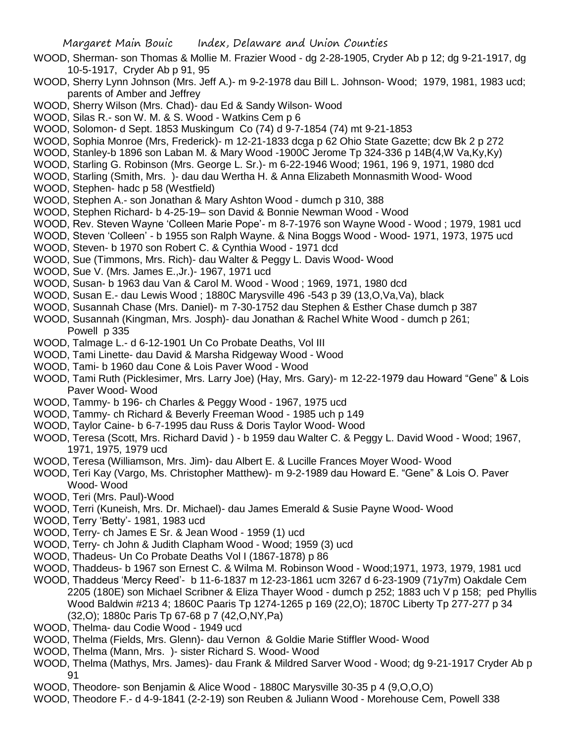WOOD, Sherman- son Thomas & Mollie M. Frazier Wood - dg 2-28-1905, Cryder Ab p 12; dg 9-21-1917, dg 10-5-1917, Cryder Ab p 91, 95

WOOD, Sherry Lynn Johnson (Mrs. Jeff A.)- m 9-2-1978 dau Bill L. Johnson- Wood; 1979, 1981, 1983 ucd; parents of Amber and Jeffrey

WOOD, Sherry Wilson (Mrs. Chad)- dau Ed & Sandy Wilson- Wood

WOOD, Silas R.- son W. M. & S. Wood - Watkins Cem p 6

WOOD, Solomon- d Sept. 1853 Muskingum Co (74) d 9-7-1854 (74) mt 9-21-1853

WOOD, Sophia Monroe (Mrs, Frederick)- m 12-21-1833 dcga p 62 Ohio State Gazette; dcw Bk 2 p 272

WOOD, Stanley-b 1896 son Laban M. & Mary Wood -1900C Jerome Tp 324-336 p 14B(4,W Va,Ky,Ky)

WOOD, Starling G. Robinson (Mrs. George L. Sr.)- m 6-22-1946 Wood; 1961, 196 9, 1971, 1980 dcd

WOOD, Starling (Smith, Mrs. )- dau dau Wertha H. & Anna Elizabeth Monnasmith Wood- Wood

WOOD, Stephen- hadc p 58 (Westfield)

WOOD, Stephen A.- son Jonathan & Mary Ashton Wood - dumch p 310, 388

WOOD, Stephen Richard- b 4-25-19– son David & Bonnie Newman Wood - Wood

WOOD, Rev. Steven Wayne 'Colleen Marie Pope'- m 8-7-1976 son Wayne Wood - Wood ; 1979, 1981 ucd

WOOD, Steven 'Colleen' - b 1955 son Ralph Wayne. & Nina Boggs Wood - Wood- 1971, 1973, 1975 ucd

WOOD, Steven- b 1970 son Robert C. & Cynthia Wood - 1971 dcd

WOOD, Sue (Timmons, Mrs. Rich)- dau Walter & Peggy L. Davis Wood- Wood

WOOD, Sue V. (Mrs. James E.,Jr.)- 1967, 1971 ucd

WOOD, Susan- b 1963 dau Van & Carol M. Wood - Wood ; 1969, 1971, 1980 dcd

WOOD, Susan E.- dau Lewis Wood ; 1880C Marysville 496 -543 p 39 (13,O,Va,Va), black

WOOD, Susannah Chase (Mrs. Daniel)- m 7-30-1752 dau Stephen & Esther Chase dumch p 387

WOOD, Susannah (Kingman, Mrs. Josph)- dau Jonathan & Rachel White Wood - dumch p 261; Powell p 335

WOOD, Talmage L.- d 6-12-1901 Un Co Probate Deaths, Vol III

WOOD, Tami Linette- dau David & Marsha Ridgeway Wood - Wood

WOOD, Tami- b 1960 dau Cone & Lois Paver Wood - Wood

WOOD, Tami Ruth (Picklesimer, Mrs. Larry Joe) (Hay, Mrs. Gary)- m 12-22-1979 dau Howard "Gene" & Lois Paver Wood- Wood

WOOD, Tammy- b 196- ch Charles & Peggy Wood - 1967, 1975 ucd

WOOD, Tammy- ch Richard & Beverly Freeman Wood - 1985 uch p 149

WOOD, Taylor Caine- b 6-7-1995 dau Russ & Doris Taylor Wood- Wood

WOOD, Teresa (Scott, Mrs. Richard David ) - b 1959 dau Walter C. & Peggy L. David Wood - Wood; 1967, 1971, 1975, 1979 ucd

WOOD, Teresa (Williamson, Mrs. Jim)- dau Albert E. & Lucille Frances Moyer Wood- Wood

WOOD, Teri Kay (Vargo, Ms. Christopher Matthew)- m 9-2-1989 dau Howard E. "Gene" & Lois O. Paver Wood- Wood

WOOD, Teri (Mrs. Paul)-Wood

WOOD, Terri (Kuneish, Mrs. Dr. Michael)- dau James Emerald & Susie Payne Wood- Wood

WOOD, Terry 'Betty'- 1981, 1983 ucd

WOOD, Terry- ch James E Sr. & Jean Wood - 1959 (1) ucd

WOOD, Terry- ch John & Judith Clapham Wood - Wood; 1959 (3) ucd

WOOD, Thadeus- Un Co Probate Deaths Vol I (1867-1878) p 86

WOOD, Thaddeus- b 1967 son Ernest C. & Wilma M. Robinson Wood - Wood;1971, 1973, 1979, 1981 ucd

WOOD, Thaddeus 'Mercy Reed'- b 11-6-1837 m 12-23-1861 ucm 3267 d 6-23-1909 (71y7m) Oakdale Cem 2205 (180E) son Michael Scribner & Eliza Thayer Wood - dumch p 252; 1883 uch V p 158; ped Phyllis Wood Baldwin #213 4; 1860C Paaris Tp 1274-1265 p 169 (22,O); 1870C Liberty Tp 277-277 p 34 (32,O); 1880c Paris Tp 67-68 p 7 (42,O,NY,Pa)

WOOD, Thelma- dau Codie Wood - 1949 ucd

WOOD, Thelma (Fields, Mrs. Glenn)- dau Vernon & Goldie Marie Stiffler Wood- Wood

WOOD, Thelma (Mann, Mrs. )- sister Richard S. Wood- Wood

WOOD, Thelma (Mathys, Mrs. James)- dau Frank & Mildred Sarver Wood - Wood; dg 9-21-1917 Cryder Ab p 91

WOOD, Theodore- son Benjamin & Alice Wood - 1880C Marysville 30-35 p 4 (9,O,O,O)

WOOD, Theodore F.- d 4-9-1841 (2-2-19) son Reuben & Juliann Wood - Morehouse Cem, Powell 338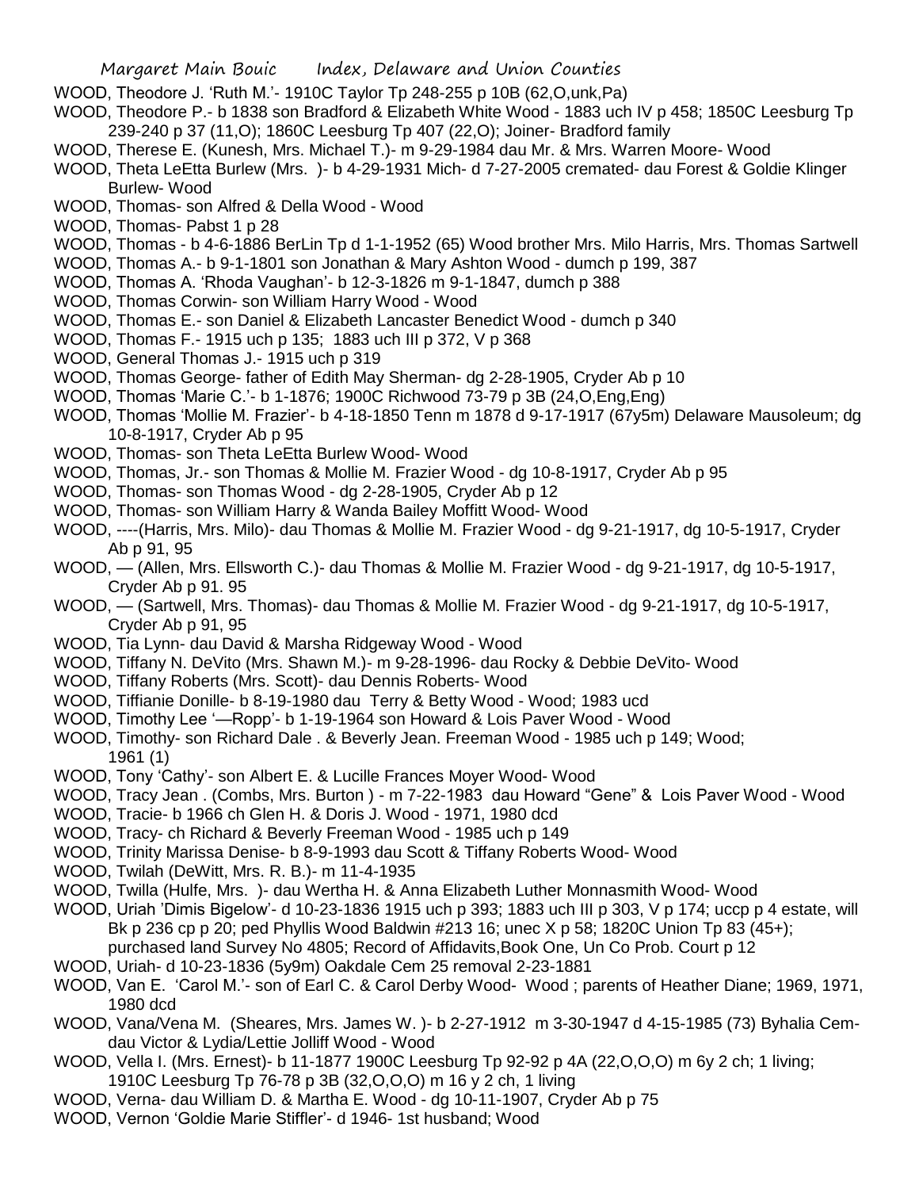WOOD, Theodore J. 'Ruth M.'- 1910C Taylor Tp 248-255 p 10B (62,O,unk,Pa)

WOOD, Theodore P.- b 1838 son Bradford & Elizabeth White Wood - 1883 uch IV p 458; 1850C Leesburg Tp 239-240 p 37 (11,O); 1860C Leesburg Tp 407 (22,O); Joiner- Bradford family

WOOD, Therese E. (Kunesh, Mrs. Michael T.)- m 9-29-1984 dau Mr. & Mrs. Warren Moore- Wood

WOOD, Theta LeEtta Burlew (Mrs. )- b 4-29-1931 Mich- d 7-27-2005 cremated- dau Forest & Goldie Klinger Burlew- Wood

WOOD, Thomas- son Alfred & Della Wood - Wood

WOOD, Thomas- Pabst 1 p 28

WOOD, Thomas - b 4-6-1886 BerLin Tp d 1-1-1952 (65) Wood brother Mrs. Milo Harris, Mrs. Thomas Sartwell

WOOD, Thomas A.- b 9-1-1801 son Jonathan & Mary Ashton Wood - dumch p 199, 387

WOOD, Thomas A. 'Rhoda Vaughan'- b 12-3-1826 m 9-1-1847, dumch p 388

WOOD, Thomas Corwin- son William Harry Wood - Wood

WOOD, Thomas E.- son Daniel & Elizabeth Lancaster Benedict Wood - dumch p 340

WOOD, Thomas F.- 1915 uch p 135; 1883 uch III p 372, V p 368

WOOD, General Thomas J.- 1915 uch p 319

WOOD, Thomas George- father of Edith May Sherman- dg 2-28-1905, Cryder Ab p 10

WOOD, Thomas 'Marie C.'- b 1-1876; 1900C Richwood 73-79 p 3B (24,O,Eng,Eng)

WOOD, Thomas 'Mollie M. Frazier'- b 4-18-1850 Tenn m 1878 d 9-17-1917 (67y5m) Delaware Mausoleum; dg 10-8-1917, Cryder Ab p 95

WOOD, Thomas- son Theta LeEtta Burlew Wood- Wood

WOOD, Thomas, Jr.- son Thomas & Mollie M. Frazier Wood - dg 10-8-1917, Cryder Ab p 95

WOOD, Thomas- son Thomas Wood - dg 2-28-1905, Cryder Ab p 12

WOOD, Thomas- son William Harry & Wanda Bailey Moffitt Wood- Wood

WOOD, ----(Harris, Mrs. Milo)- dau Thomas & Mollie M. Frazier Wood - dg 9-21-1917, dg 10-5-1917, Cryder Ab p 91, 95

WOOD, — (Allen, Mrs. Ellsworth C.)- dau Thomas & Mollie M. Frazier Wood - dg 9-21-1917, dg 10-5-1917, Cryder Ab p 91. 95

WOOD, — (Sartwell, Mrs. Thomas)- dau Thomas & Mollie M. Frazier Wood - dg 9-21-1917, dg 10-5-1917, Cryder Ab p 91, 95

WOOD, Tia Lynn- dau David & Marsha Ridgeway Wood - Wood

WOOD, Tiffany N. DeVito (Mrs. Shawn M.)- m 9-28-1996- dau Rocky & Debbie DeVito- Wood

WOOD, Tiffany Roberts (Mrs. Scott)- dau Dennis Roberts- Wood

WOOD, Tiffianie Donille- b 8-19-1980 dau Terry & Betty Wood - Wood; 1983 ucd

WOOD, Timothy Lee '—Ropp'- b 1-19-1964 son Howard & Lois Paver Wood - Wood

WOOD, Timothy- son Richard Dale . & Beverly Jean. Freeman Wood - 1985 uch p 149; Wood; 1961 (1)

WOOD, Tony 'Cathy'- son Albert E. & Lucille Frances Moyer Wood- Wood

WOOD, Tracy Jean . (Combs, Mrs. Burton ) - m 7-22-1983 dau Howard "Gene" & Lois Paver Wood - Wood

WOOD, Tracie- b 1966 ch Glen H. & Doris J. Wood - 1971, 1980 dcd

WOOD, Tracy- ch Richard & Beverly Freeman Wood - 1985 uch p 149

WOOD, Trinity Marissa Denise- b 8-9-1993 dau Scott & Tiffany Roberts Wood- Wood

WOOD, Twilah (DeWitt, Mrs. R. B.)- m 11-4-1935

WOOD, Twilla (Hulfe, Mrs. )- dau Wertha H. & Anna Elizabeth Luther Monnasmith Wood- Wood

WOOD, Uriah 'Dimis Bigelow'- d 10-23-1836 1915 uch p 393; 1883 uch III p 303, V p 174; uccp p 4 estate, will Bk p 236 cp p 20; ped Phyllis Wood Baldwin #213 16; unec X p 58; 1820C Union Tp 83 (45+); purchased land Survey No 4805; Record of Affidavits,Book One, Un Co Prob. Court p 12

WOOD, Uriah- d 10-23-1836 (5y9m) Oakdale Cem 25 removal 2-23-1881

WOOD, Van E. 'Carol M.'- son of Earl C. & Carol Derby Wood- Wood ; parents of Heather Diane; 1969, 1971, 1980 dcd

WOOD, Vana/Vena M. (Sheares, Mrs. James W. )- b 2-27-1912 m 3-30-1947 d 4-15-1985 (73) Byhalia Cem- dau Victor & Lydia/Lettie Jolliff Wood - Wood

WOOD, Vella I. (Mrs. Ernest)- b 11-1877 1900C Leesburg Tp 92-92 p 4A (22,O,O,O) m 6y 2 ch; 1 living; 1910C Leesburg Tp 76-78 p 3B (32,O,O,O) m 16 y 2 ch, 1 living

WOOD, Verna- dau William D. & Martha E. Wood - dg 10-11-1907, Cryder Ab p 75

WOOD, Vernon 'Goldie Marie Stiffler'- d 1946- 1st husband; Wood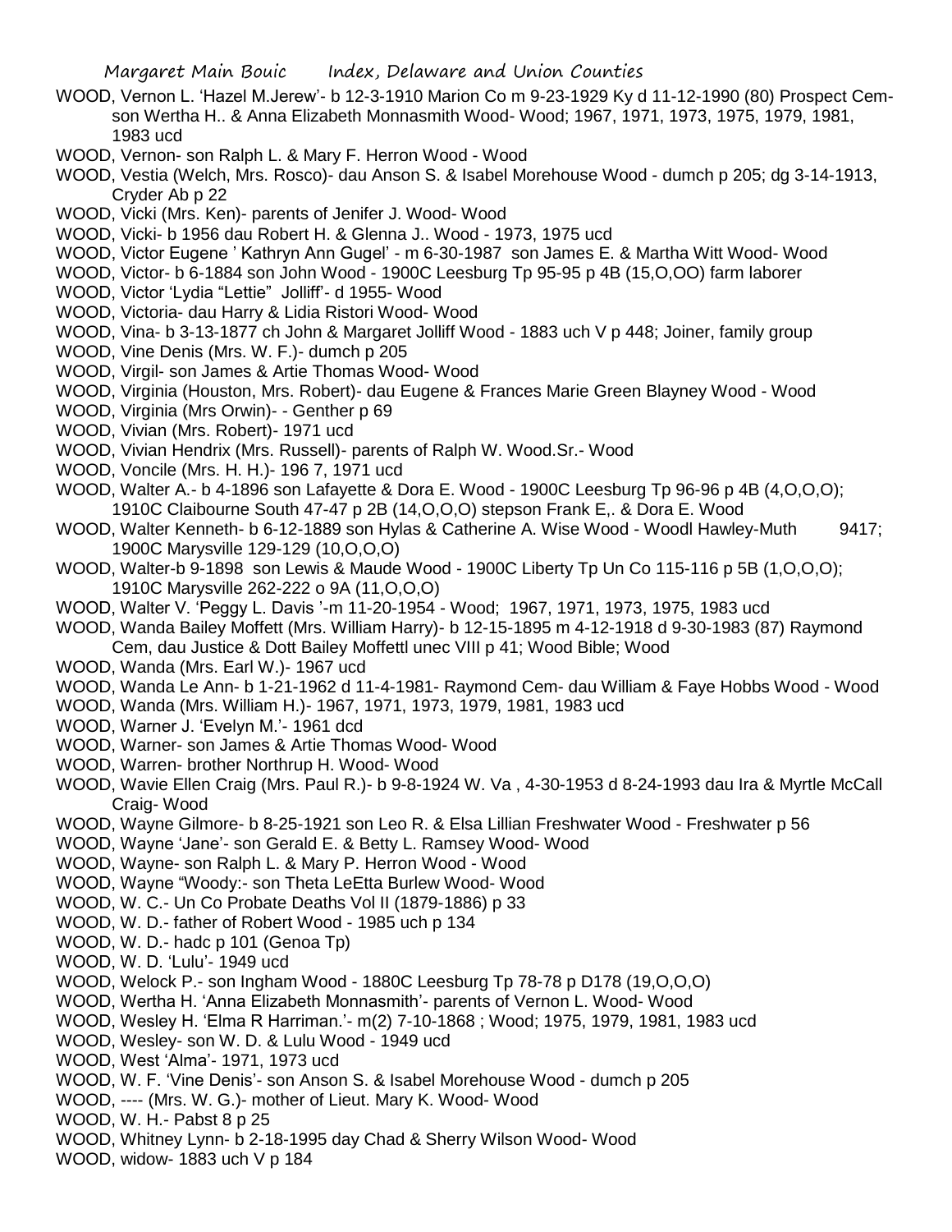WOOD, Vernon L. 'Hazel M.Jerew'- b 12-3-1910 Marion Co m 9-23-1929 Ky d 11-12-1990 (80) Prospect Cem- son Wertha H.. & Anna Elizabeth Monnasmith Wood- Wood; 1967, 1971, 1973, 1975, 1979, 1981, 1983 ucd

WOOD, Vernon- son Ralph L. & Mary F. Herron Wood - Wood

WOOD, Vestia (Welch, Mrs. Rosco)- dau Anson S. & Isabel Morehouse Wood - dumch p 205; dg 3-14-1913, Cryder Ab p 22

WOOD, Vicki (Mrs. Ken)- parents of Jenifer J. Wood- Wood

WOOD, Vicki- b 1956 dau Robert H. & Glenna J.. Wood - 1973, 1975 ucd

WOOD, Victor Eugene ' Kathryn Ann Gugel' - m 6-30-1987 son James E. & Martha Witt Wood- Wood

WOOD, Victor- b 6-1884 son John Wood - 1900C Leesburg Tp 95-95 p 4B (15,O,OO) farm laborer

WOOD, Victor 'Lydia "Lettie" Jolliff'- d 1955- Wood

WOOD, Victoria- dau Harry & Lidia Ristori Wood- Wood

WOOD, Vina- b 3-13-1877 ch John & Margaret Jolliff Wood - 1883 uch V p 448; Joiner, family group

WOOD, Vine Denis (Mrs. W. F.)- dumch p 205

WOOD, Virgil- son James & Artie Thomas Wood- Wood

WOOD, Virginia (Houston, Mrs. Robert)- dau Eugene & Frances Marie Green Blayney Wood - Wood

WOOD, Virginia (Mrs Orwin)- - Genther p 69

WOOD, Vivian (Mrs. Robert)- 1971 ucd

WOOD, Vivian Hendrix (Mrs. Russell)- parents of Ralph W. Wood.Sr.- Wood

WOOD, Voncile (Mrs. H. H.)- 196 7, 1971 ucd

WOOD, Walter A.- b 4-1896 son Lafayette & Dora E. Wood - 1900C Leesburg Tp 96-96 p 4B (4,O,O,O); 1910C Claibourne South 47-47 p 2B (14,O,O,O) stepson Frank E,. & Dora E. Wood

WOOD, Walter Kenneth- b 6-12-1889 son Hylas & Catherine A. Wise Wood - Woodl Hawley-Muth 9417; 1900C Marysville 129-129 (10,O,O,O)

WOOD, Walter-b 9-1898 son Lewis & Maude Wood - 1900C Liberty Tp Un Co 115-116 p 5B (1,O,O,O); 1910C Marysville 262-222 o 9A (11,O,O,O)

WOOD, Walter V. 'Peggy L. Davis '-m 11-20-1954 - Wood; 1967, 1971, 1973, 1975, 1983 ucd

WOOD, Wanda Bailey Moffett (Mrs. William Harry)- b 12-15-1895 m 4-12-1918 d 9-30-1983 (87) Raymond Cem, dau Justice & Dott Bailey Moffettl unec VIII p 41; Wood Bible; Wood

WOOD, Wanda (Mrs. Earl W.)- 1967 ucd

WOOD, Wanda Le Ann- b 1-21-1962 d 11-4-1981- Raymond Cem- dau William & Faye Hobbs Wood - Wood

WOOD, Wanda (Mrs. William H.)- 1967, 1971, 1973, 1979, 1981, 1983 ucd

WOOD, Warner J. 'Evelyn M.'- 1961 dcd

WOOD, Warner- son James & Artie Thomas Wood- Wood

WOOD, Warren- brother Northrup H. Wood- Wood

WOOD, Wavie Ellen Craig (Mrs. Paul R.)- b 9-8-1924 W. Va , 4-30-1953 d 8-24-1993 dau Ira & Myrtle McCall Craig- Wood

WOOD, Wayne Gilmore- b 8-25-1921 son Leo R. & Elsa Lillian Freshwater Wood - Freshwater p 56

WOOD, Wayne 'Jane'- son Gerald E. & Betty L. Ramsey Wood- Wood

WOOD, Wayne- son Ralph L. & Mary P. Herron Wood - Wood

WOOD, Wayne "Woody:- son Theta LeEtta Burlew Wood- Wood

WOOD, W. C.- Un Co Probate Deaths Vol II (1879-1886) p 33

WOOD, W. D.- father of Robert Wood - 1985 uch p 134

WOOD, W. D.- hadc p 101 (Genoa Tp)

WOOD, W. D. 'Lulu'- 1949 ucd

WOOD, Welock P.- son Ingham Wood - 1880C Leesburg Tp 78-78 p D178 (19,O,O,O)

WOOD, Wertha H. 'Anna Elizabeth Monnasmith'- parents of Vernon L. Wood- Wood

WOOD, Wesley H. 'Elma R Harriman.'- m(2) 7-10-1868 ; Wood; 1975, 1979, 1981, 1983 ucd

WOOD, Wesley- son W. D. & Lulu Wood - 1949 ucd

WOOD, West 'Alma'- 1971, 1973 ucd

WOOD, W. F. 'Vine Denis'- son Anson S. & Isabel Morehouse Wood - dumch p 205

WOOD, ---- (Mrs. W. G.)- mother of Lieut. Mary K. Wood- Wood

WOOD, W. H.- Pabst 8 p 25

WOOD, Whitney Lynn- b 2-18-1995 day Chad & Sherry Wilson Wood- Wood

WOOD, widow- 1883 uch V p 184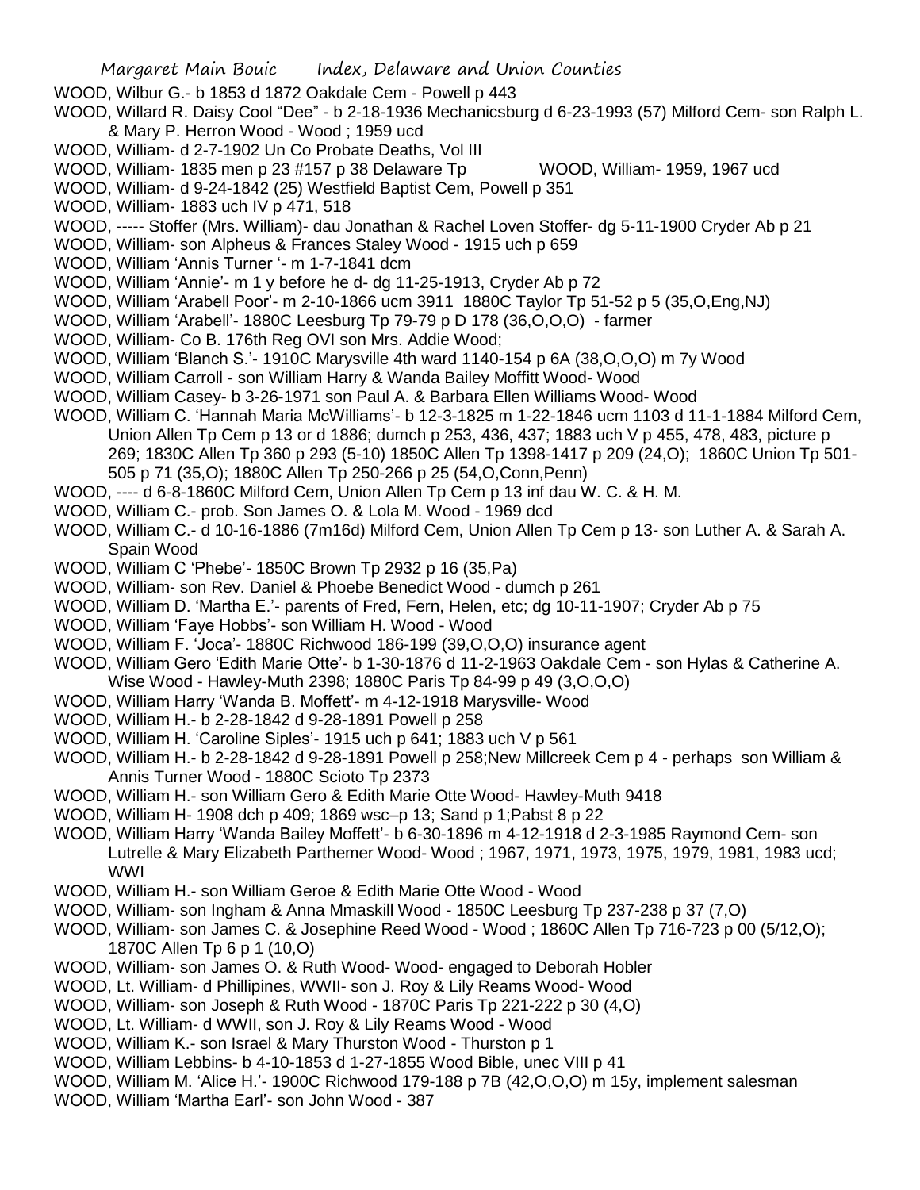WOOD, Wilbur G.- b 1853 d 1872 Oakdale Cem - Powell p 443

WOOD, Willard R. Daisy Cool "Dee" - b 2-18-1936 Mechanicsburg d 6-23-1993 (57) Milford Cem- son Ralph L. & Mary P. Herron Wood - Wood ; 1959 ucd

WOOD, William- d 2-7-1902 Un Co Probate Deaths, Vol III

WOOD, William- 1835 men p 23 #157 p 38 Delaware Tp

WOOD, William- 1959, 1967 ucd

WOOD, William- d 9-24-1842 (25) Westfield Baptist Cem, Powell p 351

WOOD, William- 1883 uch IV p 471, 518

WOOD, ----- Stoffer (Mrs. William)- dau Jonathan & Rachel Loven Stoffer- dg 5-11-1900 Cryder Ab p 21

WOOD, William- son Alpheus & Frances Staley Wood - 1915 uch p 659

WOOD, William 'Annis Turner '- m 1-7-1841 dcm

WOOD, William 'Annie'- m 1 y before he d- dg 11-25-1913, Cryder Ab p 72

WOOD, William 'Arabell Poor'- m 2-10-1866 ucm 3911 1880C Taylor Tp 51-52 p 5 (35,O,Eng,NJ)

WOOD, William 'Arabell'- 1880C Leesburg Tp 79-79 p D 178 (36,O,O,O) - farmer

WOOD, William- Co B. 176th Reg OVI son Mrs. Addie Wood;

WOOD, William 'Blanch S.'- 1910C Marysville 4th ward 1140-154 p 6A (38,O,O,O) m 7y Wood

WOOD, William Carroll - son William Harry & Wanda Bailey Moffitt Wood- Wood

WOOD, William Casey- b 3-26-1971 son Paul A. & Barbara Ellen Williams Wood- Wood

WOOD, William C. 'Hannah Maria McWilliams'- b 12-3-1825 m 1-22-1846 ucm 1103 d 11-1-1884 Milford Cem, Union Allen Tp Cem p 13 or d 1886; dumch p 253, 436, 437; 1883 uch V p 455, 478, 483, picture p 269; 1830C Allen Tp 360 p 293 (5-10) 1850C Allen Tp 1398-1417 p 209 (24,O); 1860C Union Tp 501-505 p 71 (35,O); 1880C Allen Tp 250-266 p 25 (54,O,Conn,Penn)

WOOD, ---- d 6-8-1860C Milford Cem, Union Allen Tp Cem p 13 inf dau W. C. & H. M.

WOOD, William C.- prob. Son James O. & Lola M. Wood - 1969 dcd

WOOD, William C.- d 10-16-1886 (7m16d) Milford Cem, Union Allen Tp Cem p 13- son Luther A. & Sarah A. Spain Wood

WOOD, William C 'Phebe'- 1850C Brown Tp 2932 p 16 (35,Pa)

WOOD, William- son Rev. Daniel & Phoebe Benedict Wood - dumch p 261

WOOD, William D. 'Martha E.'- parents of Fred, Fern, Helen, etc; dg 10-11-1907; Cryder Ab p 75

WOOD, William 'Faye Hobbs'- son William H. Wood - Wood

WOOD, William F. 'Joca'- 1880C Richwood 186-199 (39,O,O,O) insurance agent

WOOD, William Gero 'Edith Marie Otte'- b 1-30-1876 d 11-2-1963 Oakdale Cem - son Hylas & Catherine A. Wise Wood - Hawley-Muth 2398; 1880C Paris Tp 84-99 p 49 (3,O,O,O)

WOOD, William Harry 'Wanda B. Moffett'- m 4-12-1918 Marysville- Wood

WOOD, William H.- b 2-28-1842 d 9-28-1891 Powell p 258

WOOD, William H. 'Caroline Siples'- 1915 uch p 641; 1883 uch V p 561

WOOD, William H.- b 2-28-1842 d 9-28-1891 Powell p 258;New Millcreek Cem p 4 - perhaps son William & Annis Turner Wood - 1880C Scioto Tp 2373

WOOD, William H.- son William Gero & Edith Marie Otte Wood- Hawley-Muth 9418

WOOD, William H- 1908 dch p 409; 1869 wsc–p 13; Sand p 1;Pabst 8 p 22

WOOD, William Harry 'Wanda Bailey Moffett'- b 6-30-1896 m 4-12-1918 d 2-3-1985 Raymond Cem- son Lutrelle & Mary Elizabeth Parthemer Wood- Wood ; 1967, 1971, 1973, 1975, 1979, 1981, 1983 ucd; WWI

WOOD, William H.- son William Geroe & Edith Marie Otte Wood - Wood

WOOD, William- son Ingham & Anna Mmaskill Wood - 1850C Leesburg Tp 237-238 p 37 (7,O)

WOOD, William- son James C. & Josephine Reed Wood - Wood ; 1860C Allen Tp 716-723 p 00 (5/12,O); 1870C Allen Tp 6 p 1 (10,O)

WOOD, William- son James O. & Ruth Wood- Wood- engaged to Deborah Hobler

WOOD, Lt. William- d Phillipines, WWII- son J. Roy & Lily Reams Wood- Wood

WOOD, William- son Joseph & Ruth Wood - 1870C Paris Tp 221-222 p 30 (4,O)

WOOD, Lt. William- d WWII, son J. Roy & Lily Reams Wood - Wood

WOOD, William K.- son Israel & Mary Thurston Wood - Thurston p 1

WOOD, William Lebbins- b 4-10-1853 d 1-27-1855 Wood Bible, unec VIII p 41

WOOD, William M. 'Alice H.'- 1900C Richwood 179-188 p 7B (42,O,O,O) m 15y, implement salesman

WOOD, William 'Martha Earl'- son John Wood - 387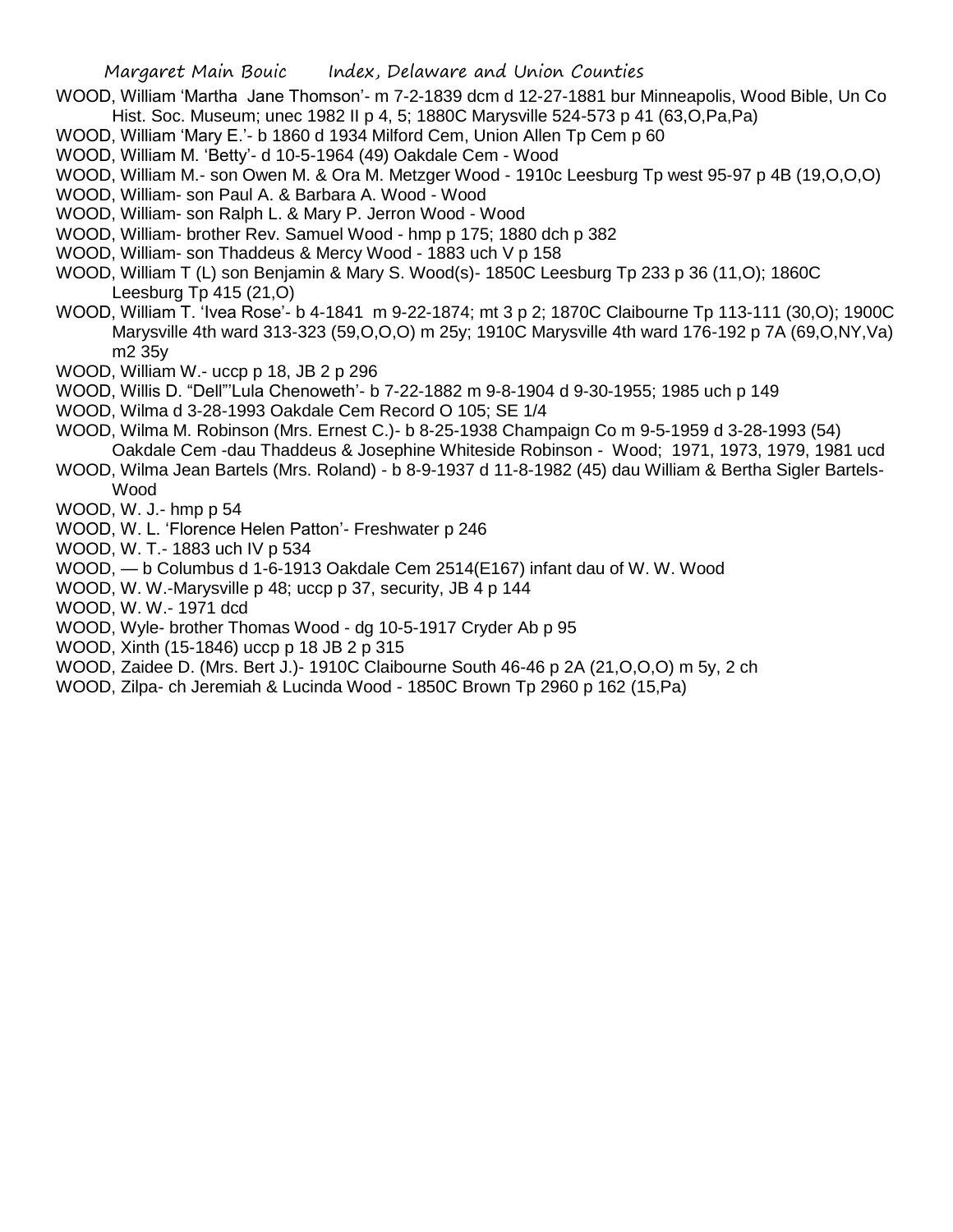WOOD, William 'Martha Jane Thomson'- m 7-2-1839 dcm d 12-27-1881 bur Minneapolis, Wood Bible, Un Co Hist. Soc. Museum; unec 1982 II p 4, 5; 1880C Marysville 524-573 p 41 (63,O,Pa,Pa)

WOOD, William 'Mary E.'- b 1860 d 1934 Milford Cem, Union Allen Tp Cem p 60

WOOD, William M. 'Betty'- d 10-5-1964 (49) Oakdale Cem - Wood

WOOD, William M.- son Owen M. & Ora M. Metzger Wood - 1910c Leesburg Tp west 95-97 p 4B (19,O,O,O)

WOOD, William- son Paul A. & Barbara A. Wood - Wood

WOOD, William- son Ralph L. & Mary P. Jerron Wood - Wood

WOOD, William- brother Rev. Samuel Wood - hmp p 175; 1880 dch p 382

WOOD, William- son Thaddeus & Mercy Wood - 1883 uch V p 158

WOOD, William T (L) son Benjamin & Mary S. Wood(s)- 1850C Leesburg Tp 233 p 36 (11,O); 1860C Leesburg Tp 415 (21,O)

WOOD, William T. 'Ivea Rose'- b 4-1841 m 9-22-1874; mt 3 p 2; 1870C Claibourne Tp 113-111 (30,O); 1900C Marysville 4th ward 313-323 (59,O,O,O) m 25y; 1910C Marysville 4th ward 176-192 p 7A (69,O,NY,Va) m2 35y

WOOD, William W.- uccp p 18, JB 2 p 296

WOOD, Willis D. "Dell"'Lula Chenoweth'- b 7-22-1882 m 9-8-1904 d 9-30-1955; 1985 uch p 149

WOOD, Wilma d 3-28-1993 Oakdale Cem Record O 105; SE 1/4

WOOD, Wilma M. Robinson (Mrs. Ernest C.)- b 8-25-1938 Champaign Co m 9-5-1959 d 3-28-1993 (54) Oakdale Cem -dau Thaddeus & Josephine Whiteside Robinson - Wood; 1971, 1973, 1979, 1981 ucd

WOOD, Wilma Jean Bartels (Mrs. Roland) - b 8-9-1937 d 11-8-1982 (45) dau William & Bertha Sigler Bartels- Wood

WOOD, W. J.- hmp p 54

WOOD, W. L. 'Florence Helen Patton'- Freshwater p 246

WOOD, W. T.- 1883 uch IV p 534

WOOD, — b Columbus d 1-6-1913 Oakdale Cem 2514(E167) infant dau of W. W. Wood

WOOD, W. W.-Marysville p 48; uccp p 37, security, JB 4 p 144

WOOD, W. W.- 1971 dcd

WOOD, Wyle- brother Thomas Wood - dg 10-5-1917 Cryder Ab p 95

WOOD, Xinth (15-1846) uccp p 18 JB 2 p 315

WOOD, Zaidee D. (Mrs. Bert J.)- 1910C Claibourne South 46-46 p 2A (21,O,O,O) m 5y, 2 ch

WOOD, Zilpa- ch Jeremiah & Lucinda Wood - 1850C Brown Tp 2960 p 162 (15,Pa)